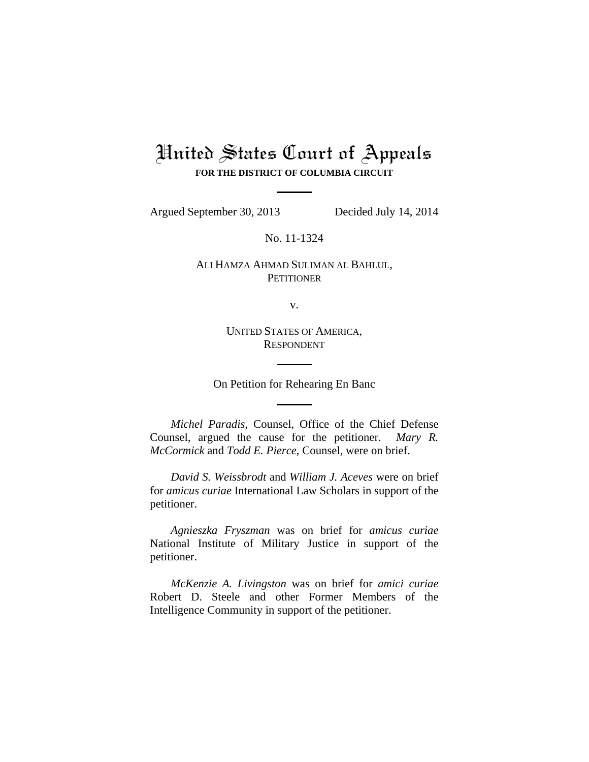# United States Court of Appeals

**FOR THE DISTRICT OF COLUMBIA CIRCUIT**

Argued September 30, 2013 Decided July 14, 2014

No. 11-1324

ALI HAMZA AHMAD SULIMAN AL BAHLUL,
PETITIONER

v.

UNITED STATES OF AMERICA,
RESPONDENT

On Petition for Rehearing En Banc

*Michel Paradis*, Counsel, Office of the Chief Defense Counsel, argued the cause for the petitioner. *Mary R. McCormick* and *Todd E. Pierce*, Counsel, were on brief.

*David S. Weissbrodt* and *William J. Aceves* were on brief for *amicus curiae* International Law Scholars in support of the petitioner.

*Agnieszka Fryszman* was on brief for *amicus curiae* National Institute of Military Justice in support of the petitioner.

*McKenzie A. Livingston* was on brief for *amici curiae* Robert D. Steele and other Former Members of the Intelligence Community in support of the petitioner.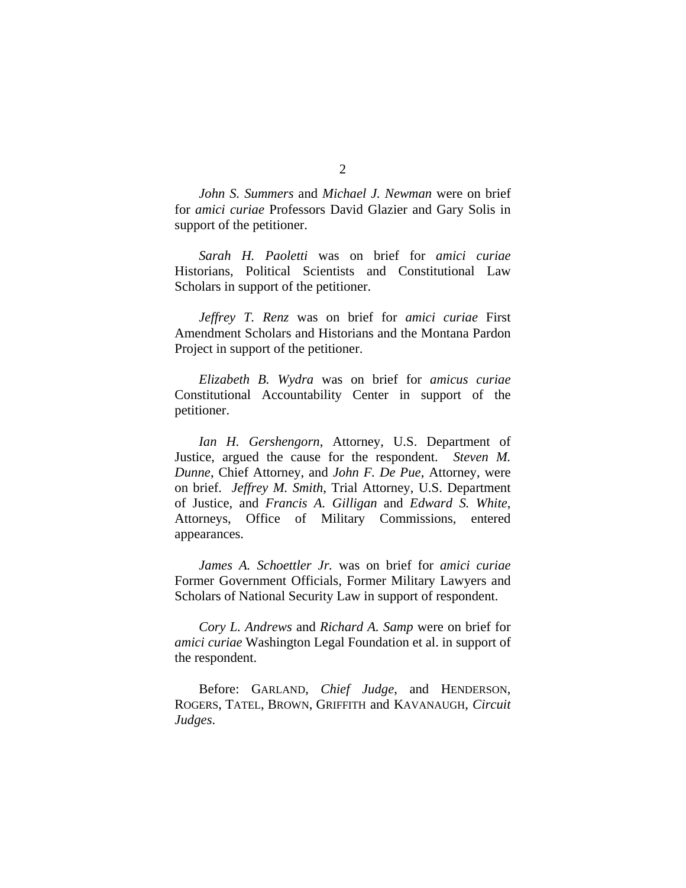*John S. Summers* and *Michael J. Newman* were on brief for *amici curiae* Professors David Glazier and Gary Solis in support of the petitioner.

*Sarah H. Paoletti* was on brief for *amici curiae* Historians, Political Scientists and Constitutional Law Scholars in support of the petitioner.

*Jeffrey T. Renz* was on brief for *amici curiae* First Amendment Scholars and Historians and the Montana Pardon Project in support of the petitioner.

*Elizabeth B. Wydra* was on brief for *amicus curiae* Constitutional Accountability Center in support of the petitioner.

*Ian H. Gershengorn*, Attorney, U.S. Department of Justice, argued the cause for the respondent. *Steven M. Dunne*, Chief Attorney, and *John F. De Pue*, Attorney, were on brief. *Jeffrey M. Smith*, Trial Attorney, U.S. Department of Justice, and *Francis A. Gilligan* and *Edward S. White*, Attorneys, Office of Military Commissions, entered appearances.

*James A. Schoettler Jr.* was on brief for *amici curiae* Former Government Officials, Former Military Lawyers and Scholars of National Security Law in support of respondent.

*Cory L. Andrews* and *Richard A. Samp* were on brief for *amici curiae* Washington Legal Foundation et al. in support of the respondent.

Before: GARLAND, *Chief Judge*, and HENDERSON, ROGERS, TATEL, BROWN, GRIFFITH and KAVANAUGH, *Circuit Judges*.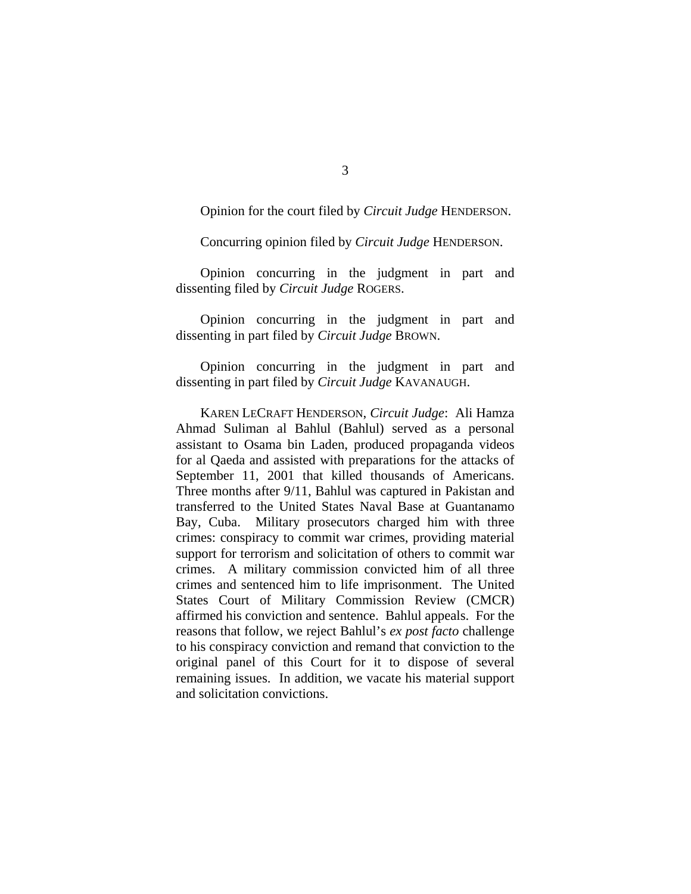Opinion for the court filed by *Circuit Judge* HENDERSON.

Concurring opinion filed by *Circuit Judge* HENDERSON.

Opinion concurring in the judgment in part and dissenting filed by *Circuit Judge* ROGERS.

Opinion concurring in the judgment in part and dissenting in part filed by *Circuit Judge* BROWN.

Opinion concurring in the judgment in part and dissenting in part filed by *Circuit Judge* KAVANAUGH.

KAREN LECRAFT HENDERSON, *Circuit Judge*: Ali Hamza Ahmad Suliman al Bahlul (Bahlul) served as a personal assistant to Osama bin Laden, produced propaganda videos for al Qaeda and assisted with preparations for the attacks of September 11, 2001 that killed thousands of Americans. Three months after 9/11, Bahlul was captured in Pakistan and transferred to the United States Naval Base at Guantanamo Bay, Cuba. Military prosecutors charged him with three crimes: conspiracy to commit war crimes, providing material support for terrorism and solicitation of others to commit war crimes. A military commission convicted him of all three crimes and sentenced him to life imprisonment. The United States Court of Military Commission Review (CMCR) affirmed his conviction and sentence. Bahlul appeals. For the reasons that follow, we reject Bahlul's *ex post facto* challenge to his conspiracy conviction and remand that conviction to the original panel of this Court for it to dispose of several remaining issues. In addition, we vacate his material support and solicitation convictions.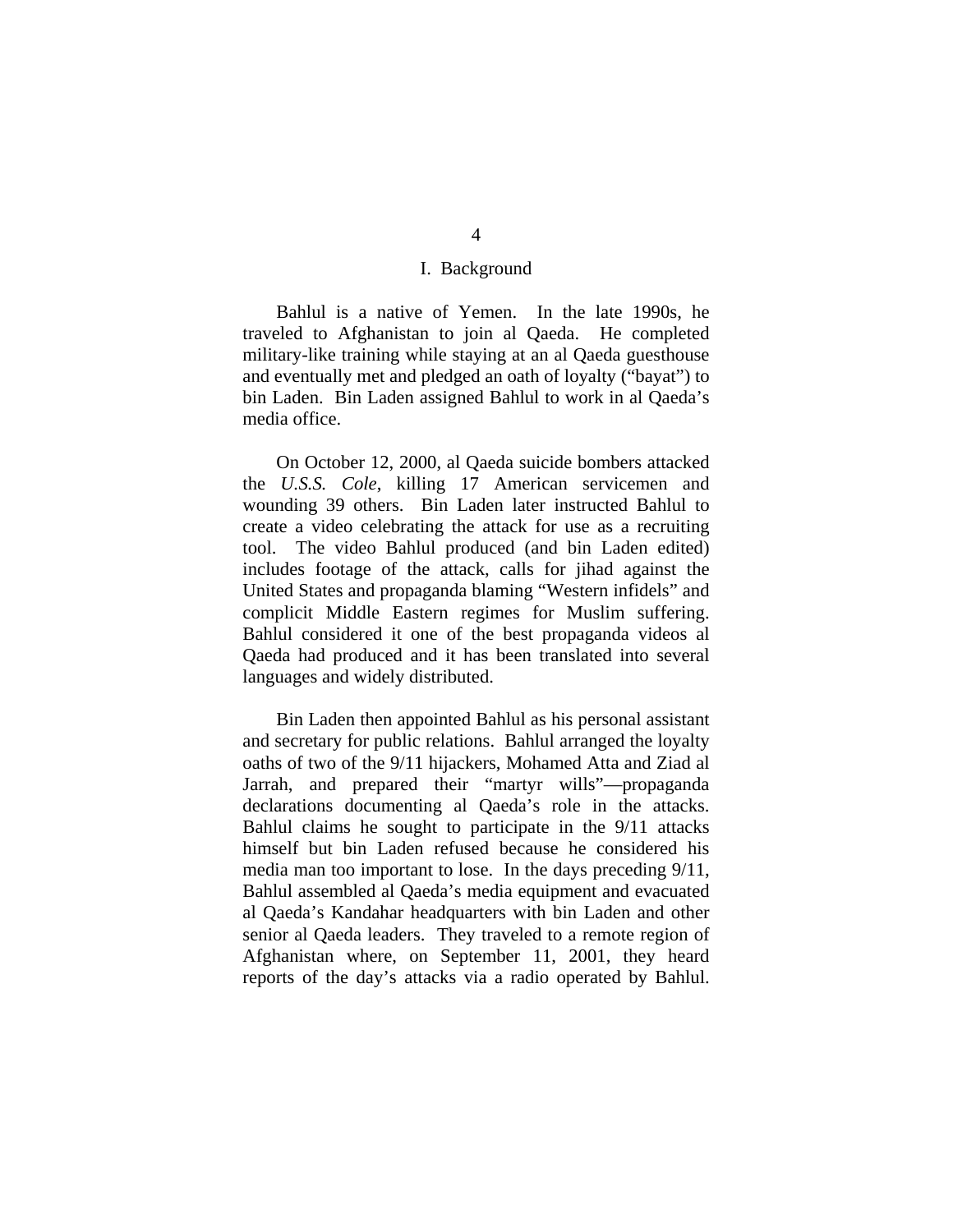## I. Background

Bahlul is a native of Yemen. In the late 1990s, he traveled to Afghanistan to join al Qaeda. He completed military-like training while staying at an al Qaeda guesthouse and eventually met and pledged an oath of loyalty ("bayat") to bin Laden. Bin Laden assigned Bahlul to work in al Qaeda's media office.

On October 12, 2000, al Qaeda suicide bombers attacked the *U.S.S. Cole*, killing 17 American servicemen and wounding 39 others. Bin Laden later instructed Bahlul to create a video celebrating the attack for use as a recruiting tool. The video Bahlul produced (and bin Laden edited) includes footage of the attack, calls for jihad against the United States and propaganda blaming "Western infidels" and complicit Middle Eastern regimes for Muslim suffering. Bahlul considered it one of the best propaganda videos al Qaeda had produced and it has been translated into several languages and widely distributed.

Bin Laden then appointed Bahlul as his personal assistant and secretary for public relations. Bahlul arranged the loyalty oaths of two of the 9/11 hijackers, Mohamed Atta and Ziad al Jarrah, and prepared their "martyr wills"—propaganda declarations documenting al Qaeda's role in the attacks. Bahlul claims he sought to participate in the 9/11 attacks himself but bin Laden refused because he considered his media man too important to lose. In the days preceding 9/11, Bahlul assembled al Qaeda's media equipment and evacuated al Qaeda's Kandahar headquarters with bin Laden and other senior al Qaeda leaders. They traveled to a remote region of Afghanistan where, on September 11, 2001, they heard reports of the day's attacks via a radio operated by Bahlul.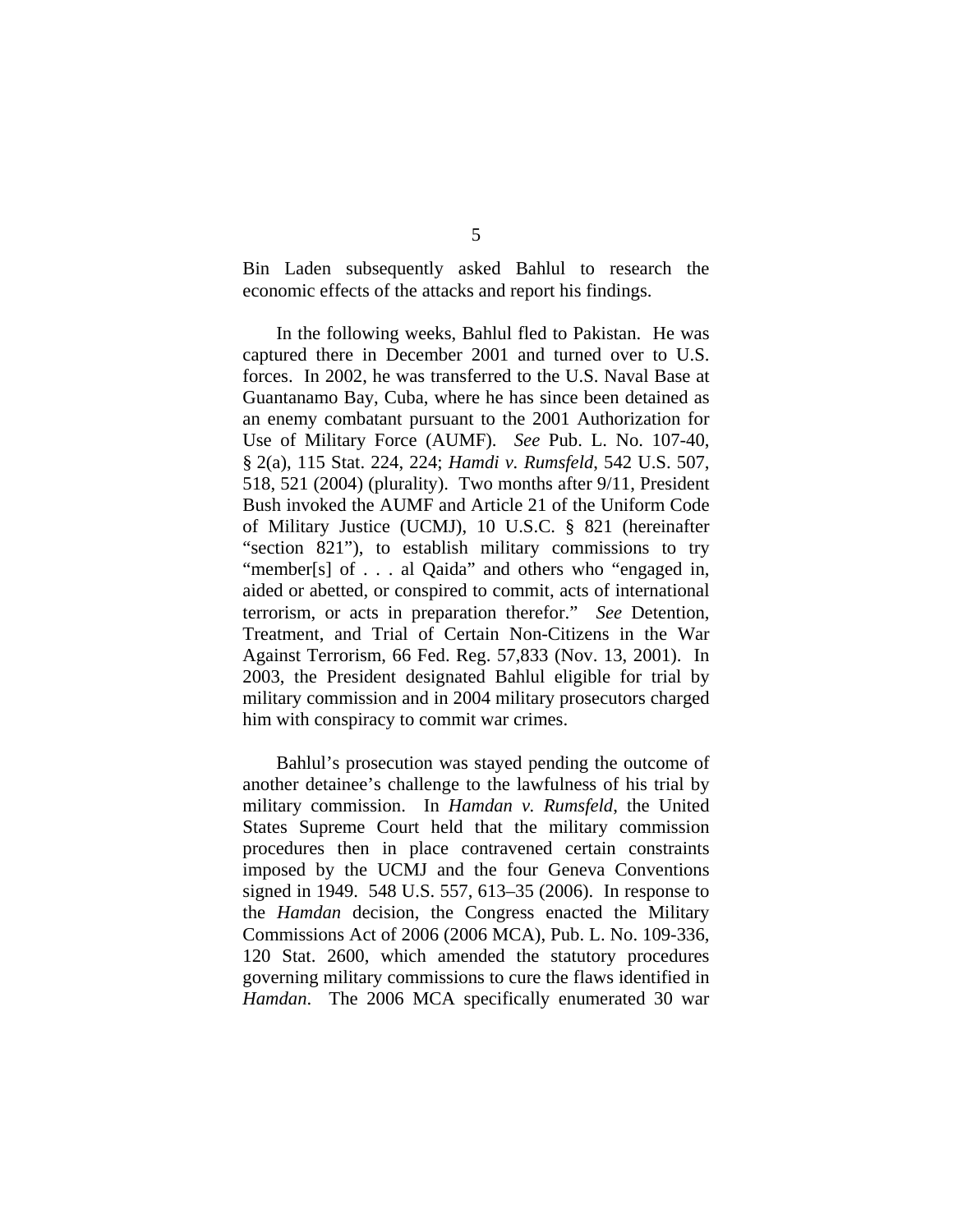Bin Laden subsequently asked Bahlul to research the economic effects of the attacks and report his findings.

In the following weeks, Bahlul fled to Pakistan. He was captured there in December 2001 and turned over to U.S. forces. In 2002, he was transferred to the U.S. Naval Base at Guantanamo Bay, Cuba, where he has since been detained as an enemy combatant pursuant to the 2001 Authorization for Use of Military Force (AUMF). *See* Pub. L. No. 107-40, § 2(a), 115 Stat. 224, 224; *Hamdi v. Rumsfeld*, 542 U.S. 507, 518, 521 (2004) (plurality). Two months after 9/11, President Bush invoked the AUMF and Article 21 of the Uniform Code of Military Justice (UCMJ), 10 U.S.C. § 821 (hereinafter "section 821"), to establish military commissions to try "member[s] of . . . al Qaida" and others who "engaged in, aided or abetted, or conspired to commit, acts of international terrorism, or acts in preparation therefor." *See* Detention, Treatment, and Trial of Certain Non-Citizens in the War Against Terrorism, 66 Fed. Reg. 57,833 (Nov. 13, 2001). In 2003, the President designated Bahlul eligible for trial by military commission and in 2004 military prosecutors charged him with conspiracy to commit war crimes.

Bahlul's prosecution was stayed pending the outcome of another detainee's challenge to the lawfulness of his trial by military commission. In *Hamdan v. Rumsfeld*, the United States Supreme Court held that the military commission procedures then in place contravened certain constraints imposed by the UCMJ and the four Geneva Conventions signed in 1949. 548 U.S. 557, 613–35 (2006). In response to the *Hamdan* decision, the Congress enacted the Military Commissions Act of 2006 (2006 MCA), Pub. L. No. 109-336, 120 Stat. 2600, which amended the statutory procedures governing military commissions to cure the flaws identified in *Hamdan*. The 2006 MCA specifically enumerated 30 war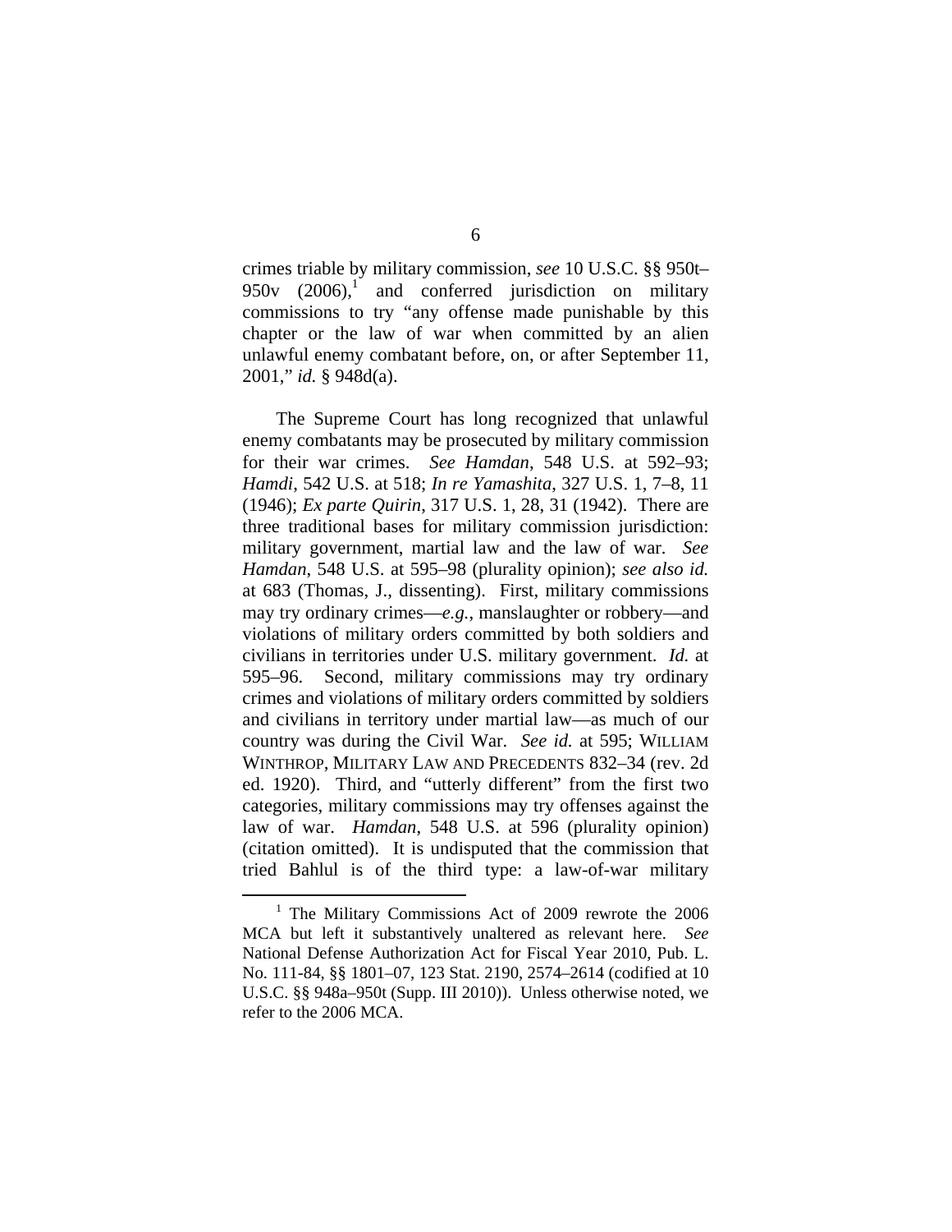crimes triable by military commission, *see* 10 U.S.C. §§ 950t–950v (2006),[1] and conferred jurisdiction on military commissions to try "any offense made punishable by this chapter or the law of war when committed by an alien unlawful enemy combatant before, on, or after September 11, 2001," *id.* § 948d(a).

The Supreme Court has long recognized that unlawful enemy combatants may be prosecuted by military commission for their war crimes. *See Hamdan*, 548 U.S. at 592–93; *Hamdi*, 542 U.S. at 518; *In re Yamashita*, 327 U.S. 1, 7–8, 11 (1946); *Ex parte Quirin*, 317 U.S. 1, 28, 31 (1942). There are three traditional bases for military commission jurisdiction: military government, martial law and the law of war. *See Hamdan*, 548 U.S. at 595–98 (plurality opinion); *see also id.* at 683 (Thomas, J., dissenting). First, military commissions may try ordinary crimes—*e.g.*, manslaughter or robbery—and violations of military orders committed by both soldiers and civilians in territories under U.S. military government. *Id.* at 595–96. Second, military commissions may try ordinary crimes and violations of military orders committed by soldiers and civilians in territory under martial law—as much of our country was during the Civil War. *See id.* at 595; WILLIAM WINTHROP, MILITARY LAW AND PRECEDENTS 832–34 (rev. 2d ed. 1920). Third, and "utterly different" from the first two categories, military commissions may try offenses against the law of war. *Hamdan*, 548 U.S. at 596 (plurality opinion) (citation omitted). It is undisputed that the commission that tried Bahlul is of the third type: a law-of-war military

[1] The Military Commissions Act of 2009 rewrote the 2006 MCA but left it substantively unaltered as relevant here. *See* National Defense Authorization Act for Fiscal Year 2010, Pub. L. No. 111-84, §§ 1801–07, 123 Stat. 2190, 2574–2614 (codified at 10 U.S.C. §§ 948a–950t (Supp. III 2010)). Unless otherwise noted, we refer to the 2006 MCA.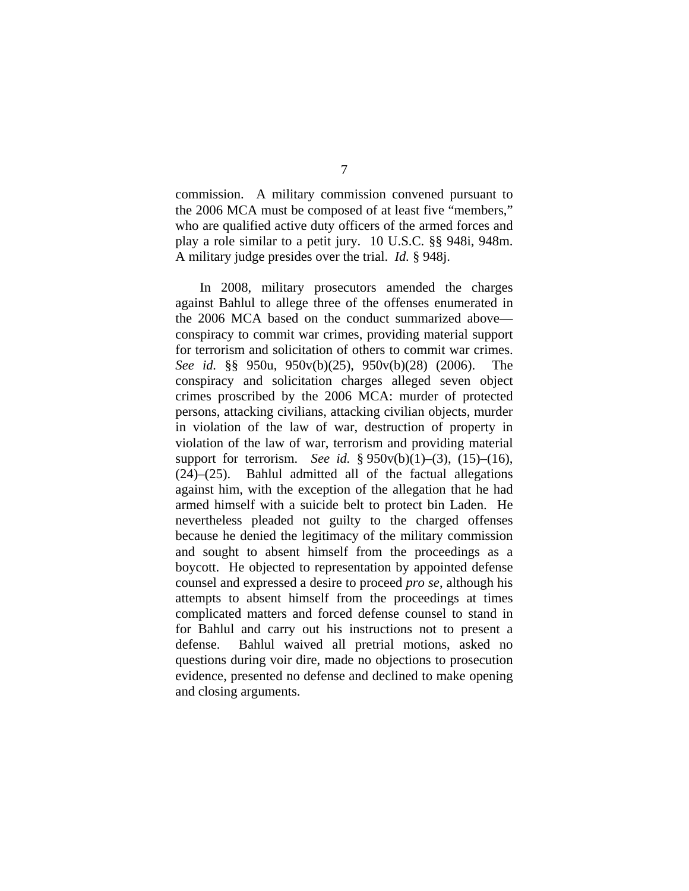commission. A military commission convened pursuant to the 2006 MCA must be composed of at least five "members," who are qualified active duty officers of the armed forces and play a role similar to a petit jury. 10 U.S.C. §§ 948i, 948m. A military judge presides over the trial. *Id.* § 948j.

In 2008, military prosecutors amended the charges against Bahlul to allege three of the offenses enumerated in the 2006 MCA based on the conduct summarized above—conspiracy to commit war crimes, providing material support for terrorism and solicitation of others to commit war crimes. *See id.* §§ 950u, 950v(b)(25), 950v(b)(28) (2006). The conspiracy and solicitation charges alleged seven object crimes proscribed by the 2006 MCA: murder of protected persons, attacking civilians, attacking civilian objects, murder in violation of the law of war, destruction of property in violation of the law of war, terrorism and providing material support for terrorism. *See id.* § 950v(b)(1)–(3), (15)–(16), (24)–(25). Bahlul admitted all of the factual allegations against him, with the exception of the allegation that he had armed himself with a suicide belt to protect bin Laden. He nevertheless pleaded not guilty to the charged offenses because he denied the legitimacy of the military commission and sought to absent himself from the proceedings as a boycott. He objected to representation by appointed defense counsel and expressed a desire to proceed *pro se*, although his attempts to absent himself from the proceedings at times complicated matters and forced defense counsel to stand in for Bahlul and carry out his instructions not to present a defense. Bahlul waived all pretrial motions, asked no questions during voir dire, made no objections to prosecution evidence, presented no defense and declined to make opening and closing arguments.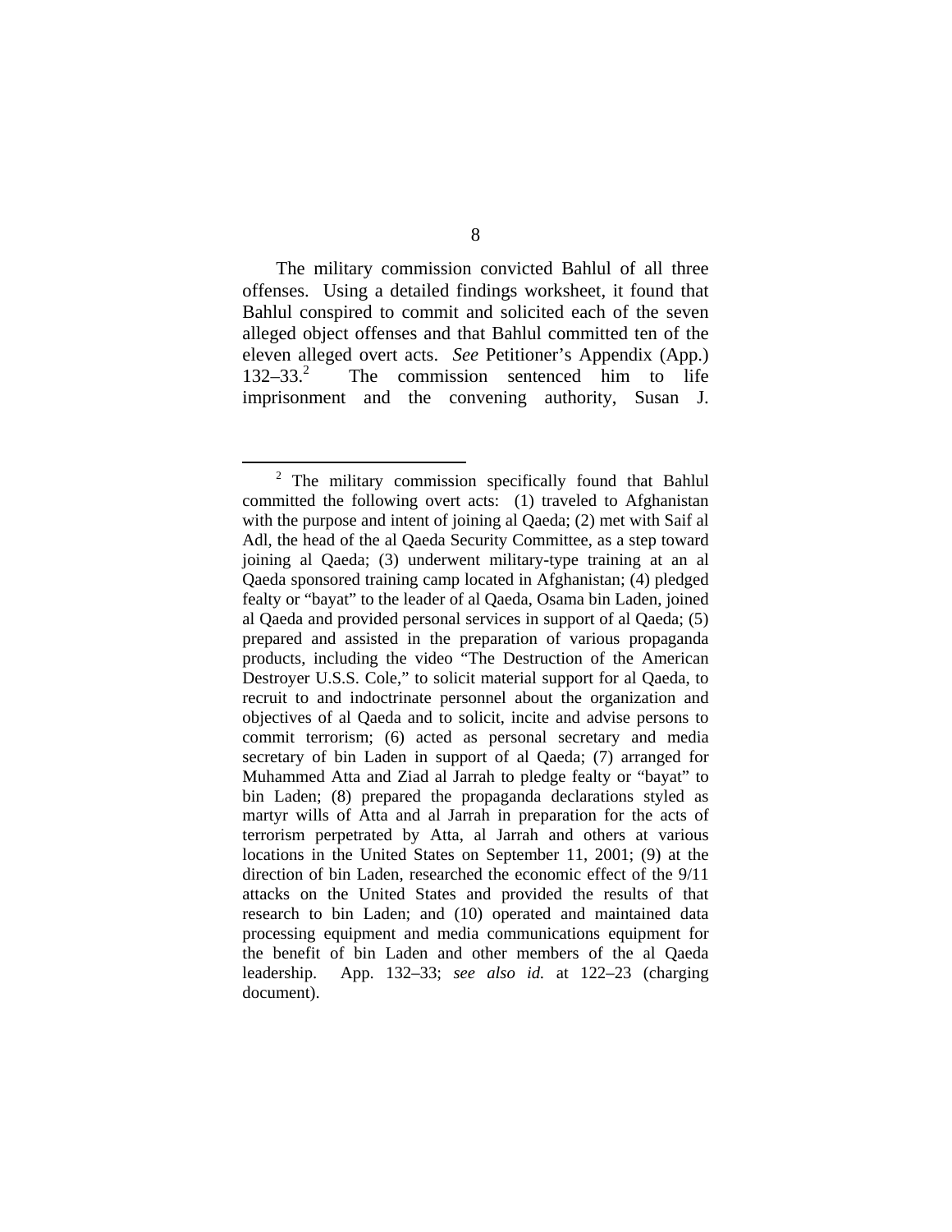The military commission convicted Bahlul of all three offenses. Using a detailed findings worksheet, it found that Bahlul conspired to commit and solicited each of the seven alleged object offenses and that Bahlul committed ten of the eleven alleged overt acts. *See* Petitioner's Appendix (App.) 132–33.[2] The commission sentenced him to life imprisonment and the convening authority, Susan J.

---

[2] The military commission specifically found that Bahlul committed the following overt acts: (1) traveled to Afghanistan with the purpose and intent of joining al Qaeda; (2) met with Saif al Adl, the head of the al Qaeda Security Committee, as a step toward joining al Qaeda; (3) underwent military-type training at an al Qaeda sponsored training camp located in Afghanistan; (4) pledged fealty or "bayat" to the leader of al Qaeda, Osama bin Laden, joined al Qaeda and provided personal services in support of al Qaeda; (5) prepared and assisted in the preparation of various propaganda products, including the video "The Destruction of the American Destroyer U.S.S. Cole," to solicit material support for al Qaeda, to recruit to and indoctrinate personnel about the organization and objectives of al Qaeda and to solicit, incite and advise persons to commit terrorism; (6) acted as personal secretary and media secretary of bin Laden in support of al Qaeda; (7) arranged for Muhammed Atta and Ziad al Jarrah to pledge fealty or "bayat" to bin Laden; (8) prepared the propaganda declarations styled as martyr wills of Atta and al Jarrah in preparation for the acts of terrorism perpetrated by Atta, al Jarrah and others at various locations in the United States on September 11, 2001; (9) at the direction of bin Laden, researched the economic effect of the 9/11 attacks on the United States and provided the results of that research to bin Laden; and (10) operated and maintained data processing equipment and media communications equipment for the benefit of bin Laden and other members of the al Qaeda leadership. App. 132–33; *see also id.* at 122–23 (charging document).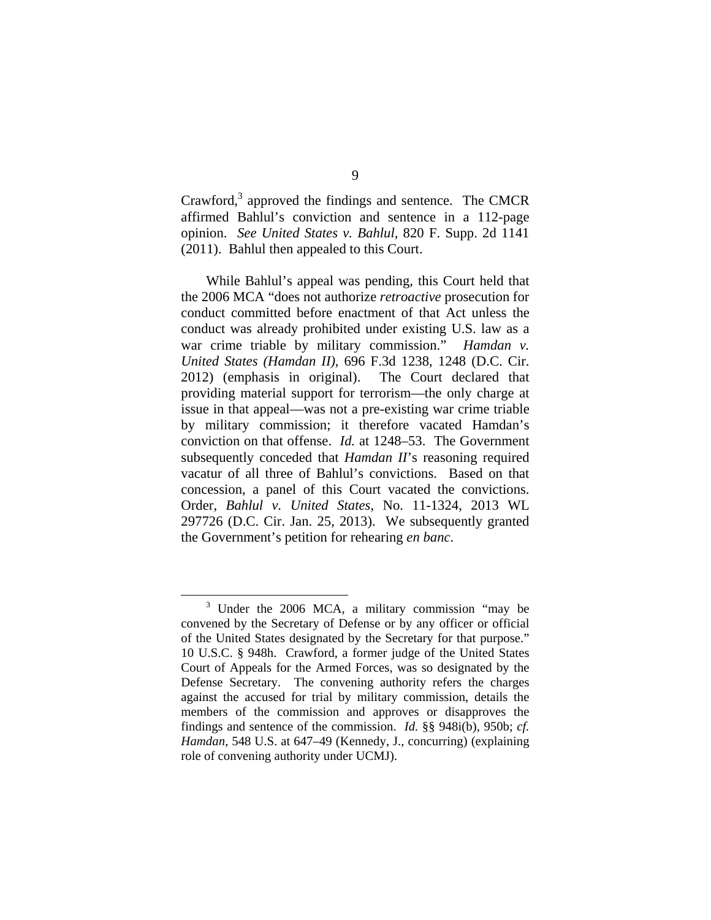Crawford,[3] approved the findings and sentence. The CMCR affirmed Bahlul's conviction and sentence in a 112-page opinion. *See United States v. Bahlul*, 820 F. Supp. 2d 1141 (2011). Bahlul then appealed to this Court.

While Bahlul's appeal was pending, this Court held that the 2006 MCA "does not authorize *retroactive* prosecution for conduct committed before enactment of that Act unless the conduct was already prohibited under existing U.S. law as a war crime triable by military commission." *Hamdan v. United States (Hamdan II)*, 696 F.3d 1238, 1248 (D.C. Cir. 2012) (emphasis in original). The Court declared that providing material support for terrorism—the only charge at issue in that appeal—was not a pre-existing war crime triable by military commission; it therefore vacated Hamdan's conviction on that offense. *Id.* at 1248–53. The Government subsequently conceded that *Hamdan II*'s reasoning required vacatur of all three of Bahlul's convictions. Based on that concession, a panel of this Court vacated the convictions. Order, *Bahlul v. United States*, No. 11-1324, 2013 WL 297726 (D.C. Cir. Jan. 25, 2013). We subsequently granted the Government's petition for rehearing *en banc*.

---

[3] Under the 2006 MCA, a military commission "may be convened by the Secretary of Defense or by any officer or official of the United States designated by the Secretary for that purpose." 10 U.S.C. § 948h. Crawford, a former judge of the United States Court of Appeals for the Armed Forces, was so designated by the Defense Secretary. The convening authority refers the charges against the accused for trial by military commission, details the members of the commission and approves or disapproves the findings and sentence of the commission. *Id.* §§ 948i(b), 950b; *cf. Hamdan*, 548 U.S. at 647–49 (Kennedy, J., concurring) (explaining role of convening authority under UCMJ).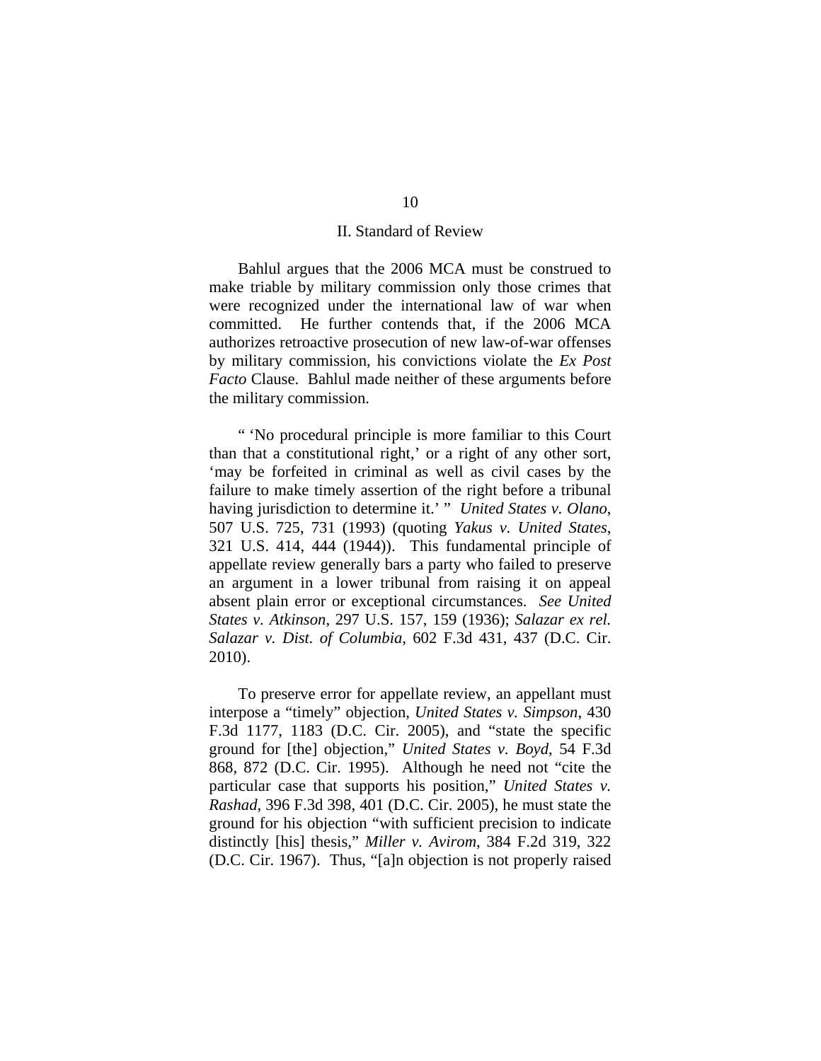## II. Standard of Review

Bahlul argues that the 2006 MCA must be construed to make triable by military commission only those crimes that were recognized under the international law of war when committed. He further contends that, if the 2006 MCA authorizes retroactive prosecution of new law-of-war offenses by military commission, his convictions violate the *Ex Post Facto* Clause. Bahlul made neither of these arguments before the military commission.

" 'No procedural principle is more familiar to this Court than that a constitutional right,' or a right of any other sort, 'may be forfeited in criminal as well as civil cases by the failure to make timely assertion of the right before a tribunal having jurisdiction to determine it.' " *United States v. Olano*, 507 U.S. 725, 731 (1993) (quoting *Yakus v. United States*, 321 U.S. 414, 444 (1944)). This fundamental principle of appellate review generally bars a party who failed to preserve an argument in a lower tribunal from raising it on appeal absent plain error or exceptional circumstances. *See United States v. Atkinson*, 297 U.S. 157, 159 (1936); *Salazar ex rel. Salazar v. Dist. of Columbia*, 602 F.3d 431, 437 (D.C. Cir. 2010).

To preserve error for appellate review, an appellant must interpose a "timely" objection, *United States v. Simpson*, 430 F.3d 1177, 1183 (D.C. Cir. 2005), and "state the specific ground for [the] objection," *United States v. Boyd*, 54 F.3d 868, 872 (D.C. Cir. 1995). Although he need not "cite the particular case that supports his position," *United States v. Rashad*, 396 F.3d 398, 401 (D.C. Cir. 2005), he must state the ground for his objection "with sufficient precision to indicate distinctly [his] thesis," *Miller v. Avirom*, 384 F.2d 319, 322 (D.C. Cir. 1967). Thus, "[a]n objection is not properly raised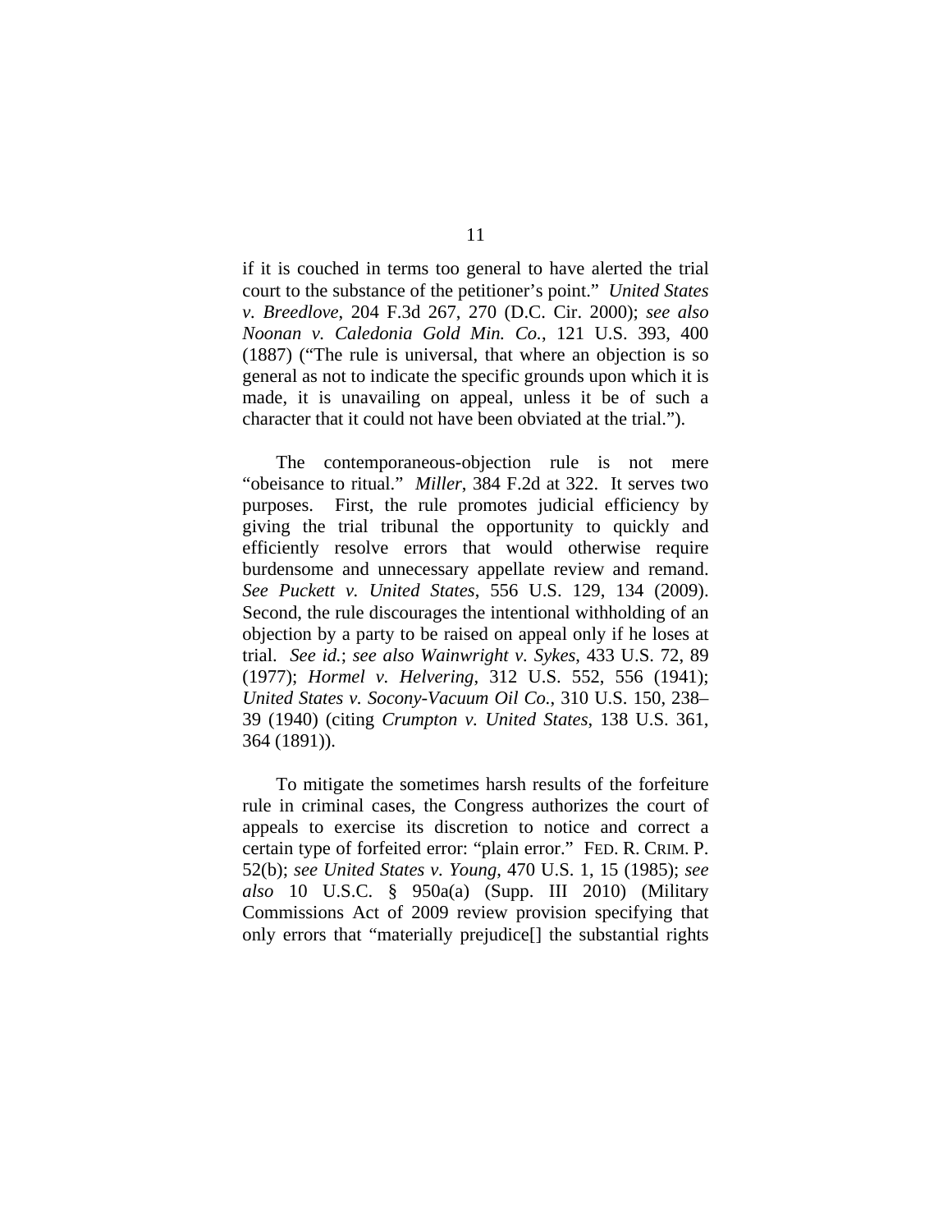if it is couched in terms too general to have alerted the trial court to the substance of the petitioner's point." *United States v. Breedlove*, 204 F.3d 267, 270 (D.C. Cir. 2000); *see also Noonan v. Caledonia Gold Min. Co.*, 121 U.S. 393, 400 (1887) ("The rule is universal, that where an objection is so general as not to indicate the specific grounds upon which it is made, it is unavailing on appeal, unless it be of such a character that it could not have been obviated at the trial.").

The contemporaneous-objection rule is not mere "obeisance to ritual." *Miller*, 384 F.2d at 322. It serves two purposes. First, the rule promotes judicial efficiency by giving the trial tribunal the opportunity to quickly and efficiently resolve errors that would otherwise require burdensome and unnecessary appellate review and remand. *See Puckett v. United States*, 556 U.S. 129, 134 (2009). Second, the rule discourages the intentional withholding of an objection by a party to be raised on appeal only if he loses at trial. *See id.*; *see also Wainwright v. Sykes*, 433 U.S. 72, 89 (1977); *Hormel v. Helvering*, 312 U.S. 552, 556 (1941); *United States v. Socony-Vacuum Oil Co.*, 310 U.S. 150, 238–39 (1940) (citing *Crumpton v. United States*, 138 U.S. 361, 364 (1891)).

To mitigate the sometimes harsh results of the forfeiture rule in criminal cases, the Congress authorizes the court of appeals to exercise its discretion to notice and correct a certain type of forfeited error: "plain error." FED. R. CRIM. P. 52(b); *see United States v. Young*, 470 U.S. 1, 15 (1985); *see also* 10 U.S.C. § 950a(a) (Supp. III 2010) (Military Commissions Act of 2009 review provision specifying that only errors that "materially prejudice[] the substantial rights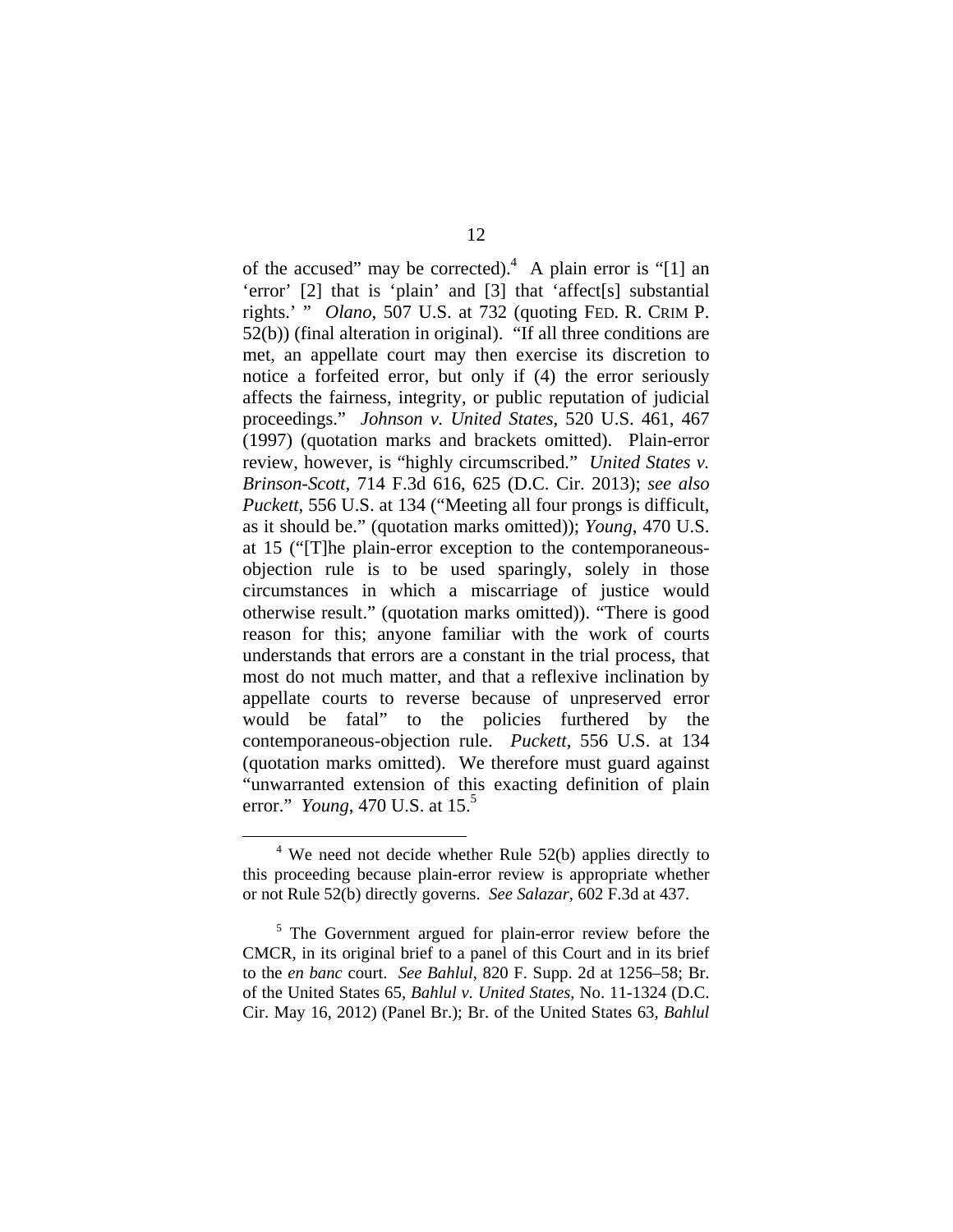of the accused" may be corrected).[4] A plain error is "[1] an 'error' [2] that is 'plain' and [3] that 'affect[s] substantial rights.' " *Olano*, 507 U.S. at 732 (quoting FED. R. CRIM P. 52(b)) (final alteration in original). "If all three conditions are met, an appellate court may then exercise its discretion to notice a forfeited error, but only if (4) the error seriously affects the fairness, integrity, or public reputation of judicial proceedings." *Johnson v. United States*, 520 U.S. 461, 467 (1997) (quotation marks and brackets omitted). Plain-error review, however, is "highly circumscribed." *United States v. Brinson-Scott*, 714 F.3d 616, 625 (D.C. Cir. 2013); *see also Puckett*, 556 U.S. at 134 ("Meeting all four prongs is difficult, as it should be." (quotation marks omitted)); *Young*, 470 U.S. at 15 ("[T]he plain-error exception to the contemporaneous-objection rule is to be used sparingly, solely in those circumstances in which a miscarriage of justice would otherwise result." (quotation marks omitted)). "There is good reason for this; anyone familiar with the work of courts understands that errors are a constant in the trial process, that most do not much matter, and that a reflexive inclination by appellate courts to reverse because of unpreserved error would be fatal" to the policies furthered by the contemporaneous-objection rule. *Puckett*, 556 U.S. at 134 (quotation marks omitted). We therefore must guard against "unwarranted extension of this exacting definition of plain error." *Young*, 470 U.S. at 15.[5]

---

[4] We need not decide whether Rule 52(b) applies directly to this proceeding because plain-error review is appropriate whether or not Rule 52(b) directly governs. *See Salazar*, 602 F.3d at 437.

[5] The Government argued for plain-error review before the CMCR, in its original brief to a panel of this Court and in its brief to the *en banc* court. *See Bahlul*, 820 F. Supp. 2d at 1256–58; Br. of the United States 65, *Bahlul v. United States*, No. 11-1324 (D.C. Cir. May 16, 2012) (Panel Br.); Br. of the United States 63, *Bahlul*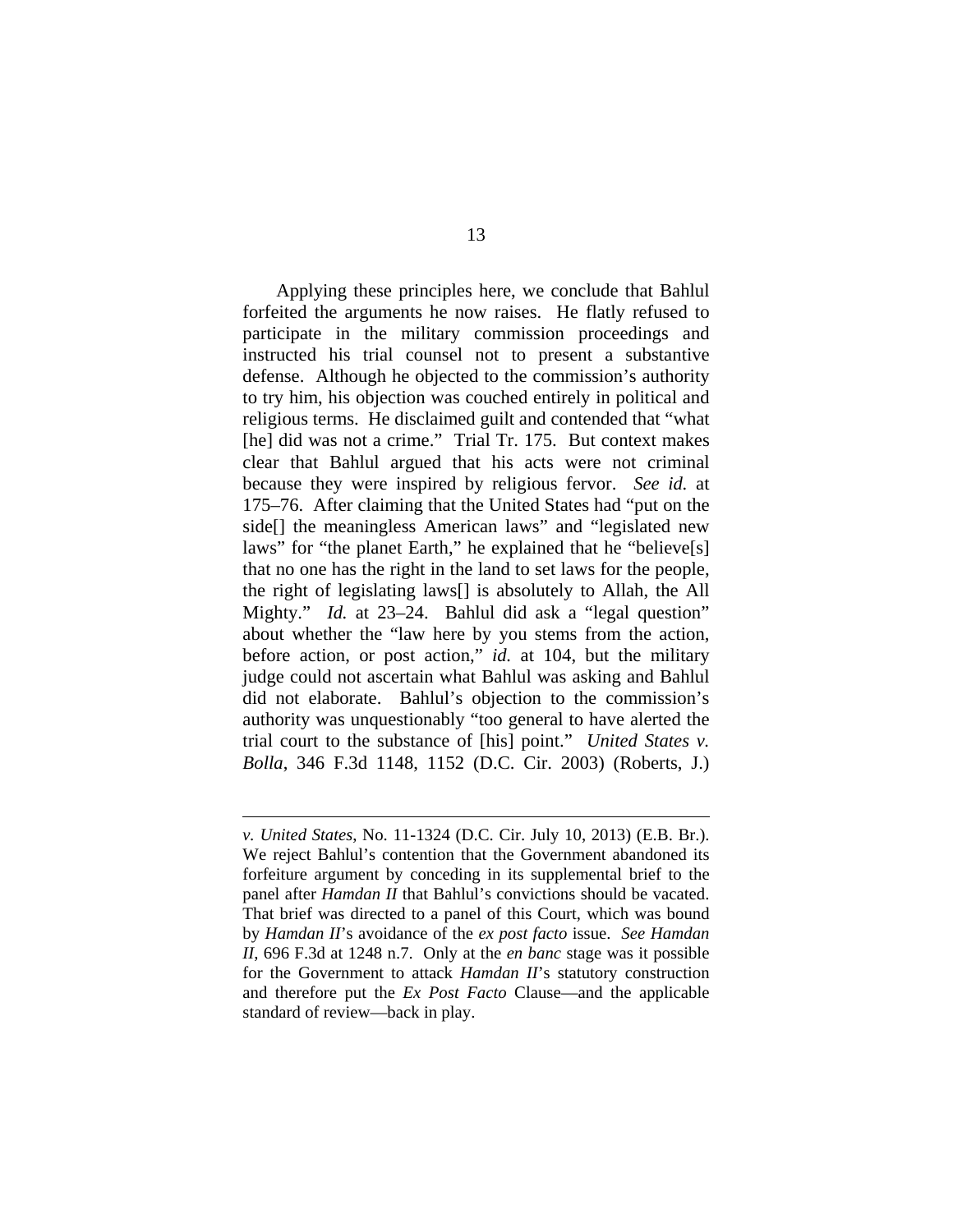Applying these principles here, we conclude that Bahlul forfeited the arguments he now raises. He flatly refused to participate in the military commission proceedings and instructed his trial counsel not to present a substantive defense. Although he objected to the commission's authority to try him, his objection was couched entirely in political and religious terms. He disclaimed guilt and contended that "what [he] did was not a crime." Trial Tr. 175. But context makes clear that Bahlul argued that his acts were not criminal because they were inspired by religious fervor. *See id.* at 175–76. After claiming that the United States had "put on the side[] the meaningless American laws" and "legislated new laws" for "the planet Earth," he explained that he "believe[s] that no one has the right in the land to set laws for the people, the right of legislating laws[] is absolutely to Allah, the All Mighty." *Id.* at 23–24. Bahlul did ask a "legal question" about whether the "law here by you stems from the action, before action, or post action," *id.* at 104, but the military judge could not ascertain what Bahlul was asking and Bahlul did not elaborate. Bahlul's objection to the commission's authority was unquestionably "too general to have alerted the trial court to the substance of [his] point." *United States v. Bolla*, 346 F.3d 1148, 1152 (D.C. Cir. 2003) (Roberts, J.)

---

*v. United States*, No. 11-1324 (D.C. Cir. July 10, 2013) (E.B. Br.). We reject Bahlul's contention that the Government abandoned its forfeiture argument by conceding in its supplemental brief to the panel after *Hamdan II* that Bahlul's convictions should be vacated. That brief was directed to a panel of this Court, which was bound by *Hamdan II*'s avoidance of the *ex post facto* issue. *See Hamdan II*, 696 F.3d at 1248 n.7. Only at the *en banc* stage was it possible for the Government to attack *Hamdan II*'s statutory construction and therefore put the *Ex Post Facto* Clause—and the applicable standard of review—back in play.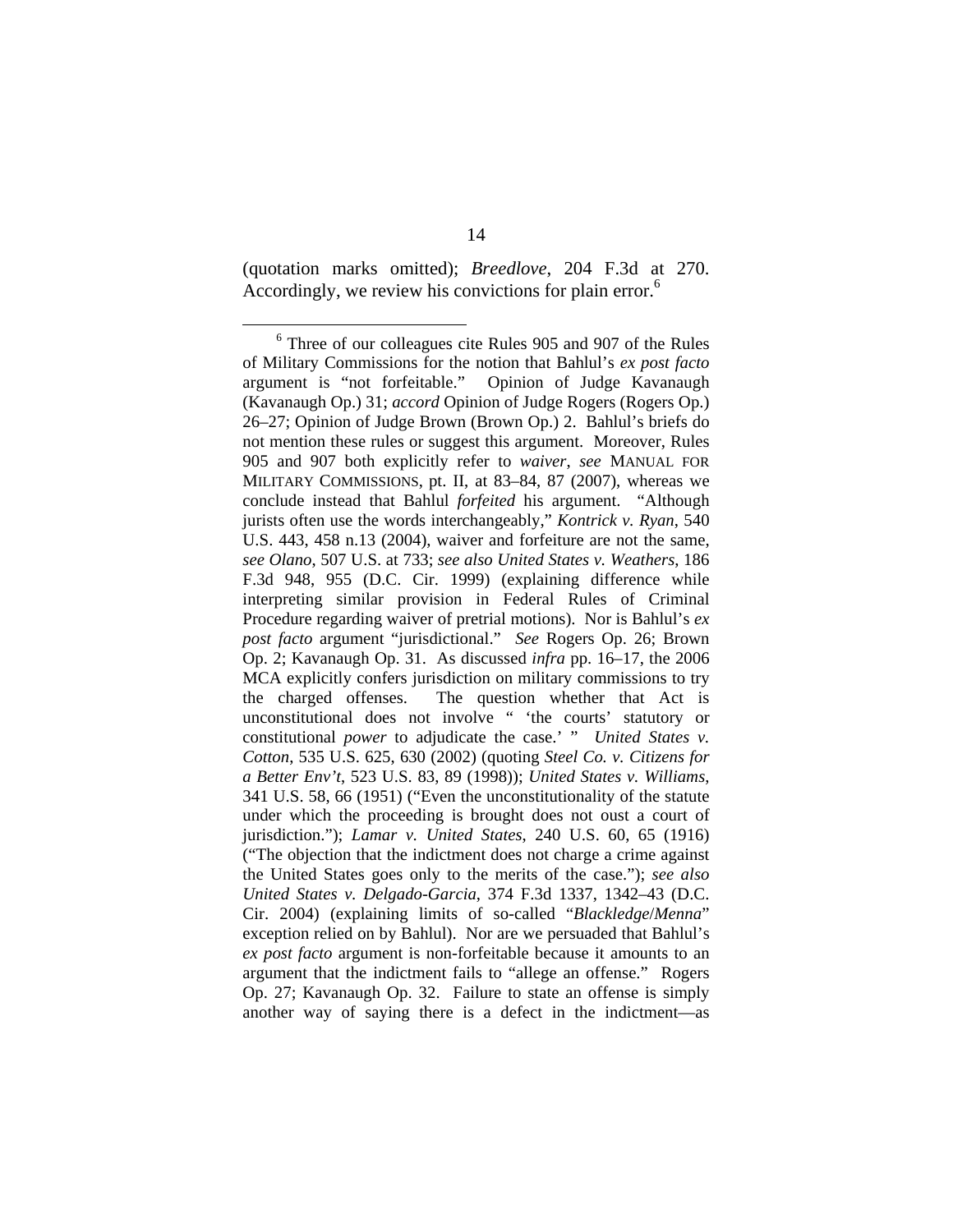(quotation marks omitted); *Breedlove*, 204 F.3d at 270. Accordingly, we review his convictions for plain error.[6]

---

[6] Three of our colleagues cite Rules 905 and 907 of the Rules of Military Commissions for the notion that Bahlul's *ex post facto* argument is "not forfeitable." Opinion of Judge Kavanaugh (Kavanaugh Op.) 31; *accord* Opinion of Judge Rogers (Rogers Op.) 26–27; Opinion of Judge Brown (Brown Op.) 2. Bahlul's briefs do not mention these rules or suggest this argument. Moreover, Rules 905 and 907 both explicitly refer to *waiver*, *see* MANUAL FOR MILITARY COMMISSIONS, pt. II, at 83–84, 87 (2007), whereas we conclude instead that Bahlul *forfeited* his argument. "Although jurists often use the words interchangeably," *Kontrick v. Ryan*, 540 U.S. 443, 458 n.13 (2004), waiver and forfeiture are not the same, *see Olano*, 507 U.S. at 733; *see also United States v. Weathers*, 186 F.3d 948, 955 (D.C. Cir. 1999) (explaining difference while interpreting similar provision in Federal Rules of Criminal Procedure regarding waiver of pretrial motions). Nor is Bahlul's *ex post facto* argument "jurisdictional." *See* Rogers Op. 26; Brown Op. 2; Kavanaugh Op. 31. As discussed *infra* pp. 16–17, the 2006 MCA explicitly confers jurisdiction on military commissions to try the charged offenses. The question whether that Act is unconstitutional does not involve " 'the courts' statutory or constitutional *power* to adjudicate the case.' " *United States v. Cotton*, 535 U.S. 625, 630 (2002) (quoting *Steel Co. v. Citizens for a Better Env't*, 523 U.S. 83, 89 (1998)); *United States v. Williams*, 341 U.S. 58, 66 (1951) ("Even the unconstitutionality of the statute under which the proceeding is brought does not oust a court of jurisdiction."); *Lamar v. United States*, 240 U.S. 60, 65 (1916) ("The objection that the indictment does not charge a crime against the United States goes only to the merits of the case."); *see also United States v. Delgado-Garcia*, 374 F.3d 1337, 1342–43 (D.C. Cir. 2004) (explaining limits of so-called "*Blackledge*/*Menna*" exception relied on by Bahlul). Nor are we persuaded that Bahlul's *ex post facto* argument is non-forfeitable because it amounts to an argument that the indictment fails to "allege an offense." Rogers Op. 27; Kavanaugh Op. 32. Failure to state an offense is simply another way of saying there is a defect in the indictment—as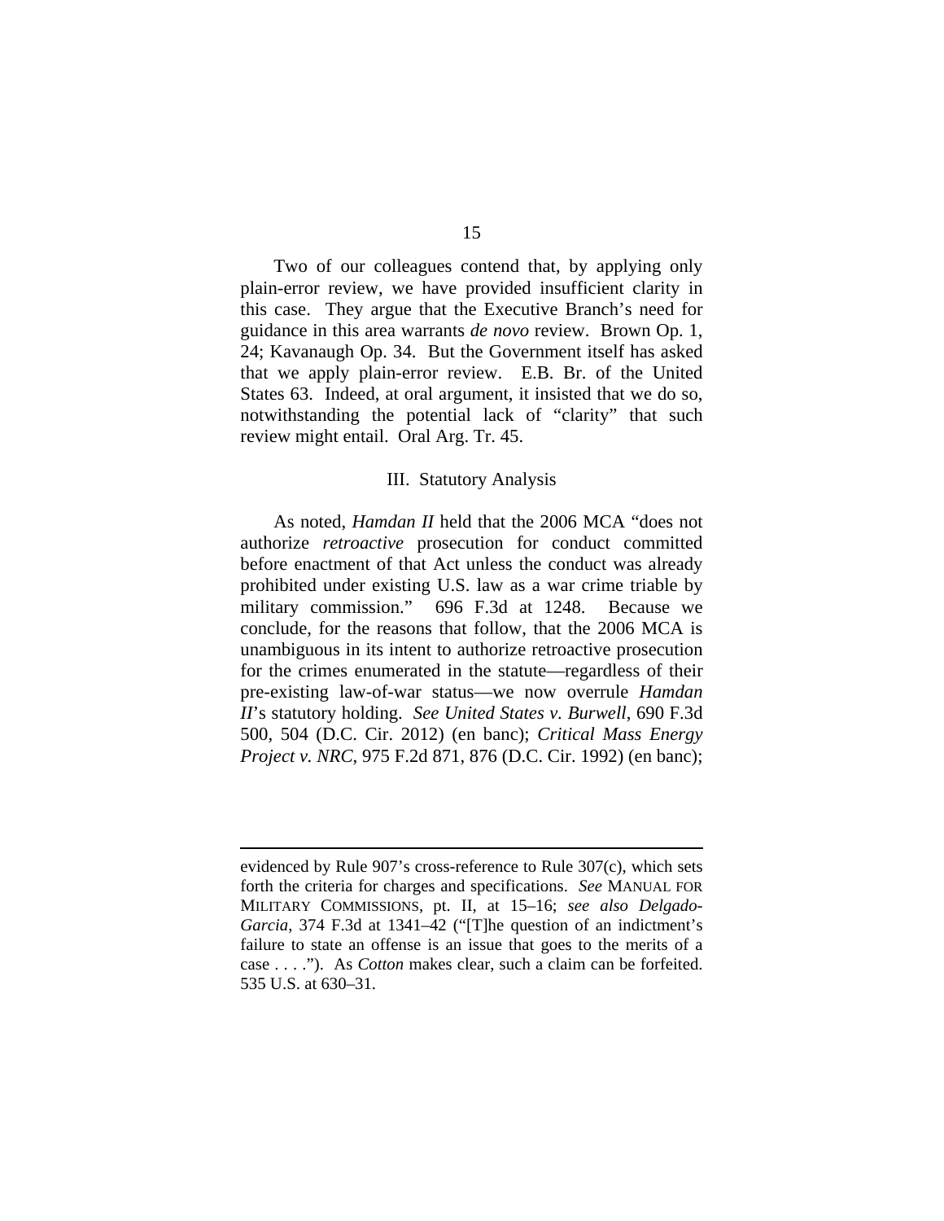Two of our colleagues contend that, by applying only plain-error review, we have provided insufficient clarity in this case. They argue that the Executive Branch's need for guidance in this area warrants *de novo* review. Brown Op. 1, 24; Kavanaugh Op. 34. But the Government itself has asked that we apply plain-error review. E.B. Br. of the United States 63. Indeed, at oral argument, it insisted that we do so, notwithstanding the potential lack of "clarity" that such review might entail. Oral Arg. Tr. 45.

### III. Statutory Analysis

As noted, *Hamdan II* held that the 2006 MCA "does not authorize *retroactive* prosecution for conduct committed before enactment of that Act unless the conduct was already prohibited under existing U.S. law as a war crime triable by military commission." 696 F.3d at 1248. Because we conclude, for the reasons that follow, that the 2006 MCA is unambiguous in its intent to authorize retroactive prosecution for the crimes enumerated in the statute—regardless of their pre-existing law-of-war status—we now overrule *Hamdan II*'s statutory holding. *See United States v. Burwell*, 690 F.3d 500, 504 (D.C. Cir. 2012) (en banc); *Critical Mass Energy Project v. NRC*, 975 F.2d 871, 876 (D.C. Cir. 1992) (en banc);

---

evidenced by Rule 907's cross-reference to Rule 307(c), which sets forth the criteria for charges and specifications. *See* MANUAL FOR MILITARY COMMISSIONS, pt. II, at 15–16; *see also Delgado-Garcia*, 374 F.3d at 1341–42 ("[T]he question of an indictment's failure to state an offense is an issue that goes to the merits of a case . . . ."). As *Cotton* makes clear, such a claim can be forfeited. 535 U.S. at 630–31.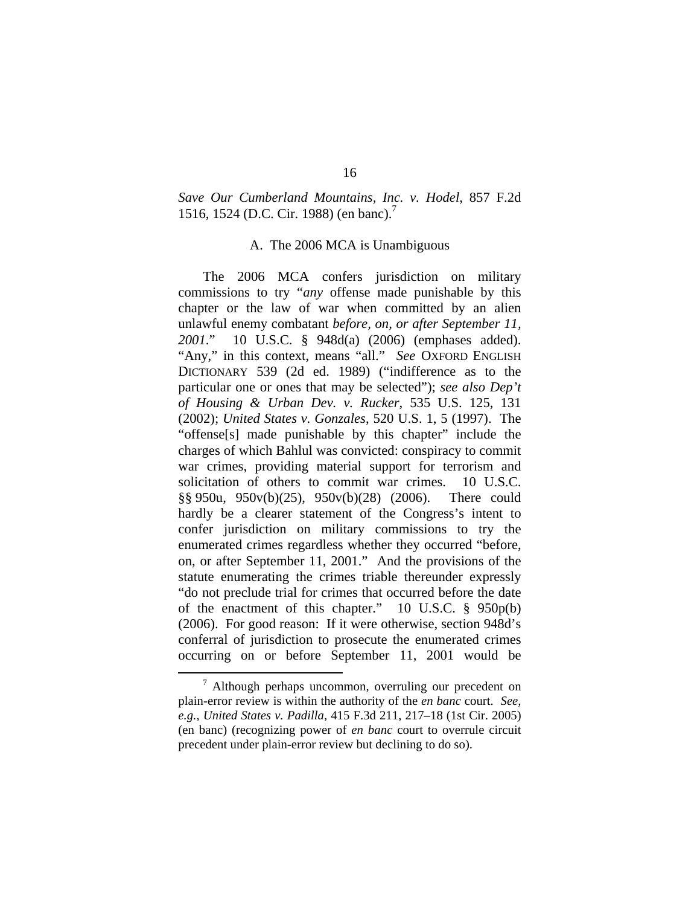*Save Our Cumberland Mountains, Inc. v. Hodel*, 857 F.2d 1516, 1524 (D.C. Cir. 1988) (en banc).[7]

### A. The 2006 MCA is Unambiguous

The 2006 MCA confers jurisdiction on military commissions to try "*any* offense made punishable by this chapter or the law of war when committed by an alien unlawful enemy combatant *before, on, or after September 11, 2001*." 10 U.S.C. § 948d(a) (2006) (emphases added). "Any," in this context, means "all." *See* OXFORD ENGLISH DICTIONARY 539 (2d ed. 1989) ("indifference as to the particular one or ones that may be selected"); *see also Dep't of Housing & Urban Dev. v. Rucker*, 535 U.S. 125, 131 (2002); *United States v. Gonzales*, 520 U.S. 1, 5 (1997). The "offense[s] made punishable by this chapter" include the charges of which Bahlul was convicted: conspiracy to commit war crimes, providing material support for terrorism and solicitation of others to commit war crimes. 10 U.S.C. §§ 950u, 950v(b)(25), 950v(b)(28) (2006). There could hardly be a clearer statement of the Congress's intent to confer jurisdiction on military commissions to try the enumerated crimes regardless whether they occurred "before, on, or after September 11, 2001." And the provisions of the statute enumerating the crimes triable thereunder expressly "do not preclude trial for crimes that occurred before the date of the enactment of this chapter." 10 U.S.C. § 950p(b) (2006). For good reason: If it were otherwise, section 948d's conferral of jurisdiction to prosecute the enumerated crimes occurring on or before September 11, 2001 would be

---

[7] Although perhaps uncommon, overruling our precedent on plain-error review is within the authority of the *en banc* court. *See, e.g.*, *United States v. Padilla*, 415 F.3d 211, 217–18 (1st Cir. 2005) (en banc) (recognizing power of *en banc* court to overrule circuit precedent under plain-error review but declining to do so).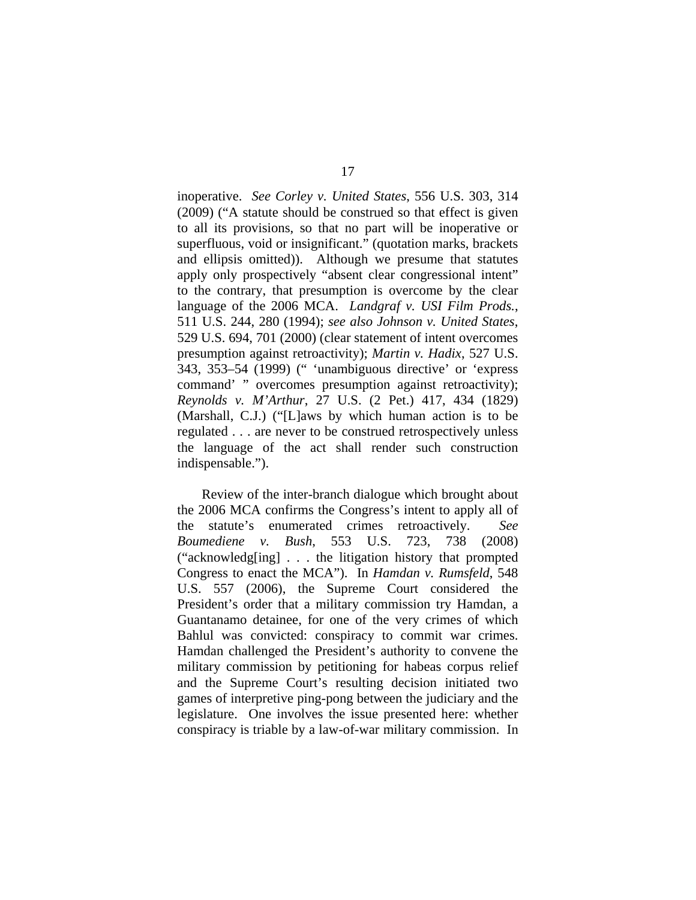inoperative. *See Corley v. United States*, 556 U.S. 303, 314 (2009) ("A statute should be construed so that effect is given to all its provisions, so that no part will be inoperative or superfluous, void or insignificant." (quotation marks, brackets and ellipsis omitted)). Although we presume that statutes apply only prospectively "absent clear congressional intent" to the contrary, that presumption is overcome by the clear language of the 2006 MCA. *Landgraf v. USI Film Prods.*, 511 U.S. 244, 280 (1994); *see also Johnson v. United States*, 529 U.S. 694, 701 (2000) (clear statement of intent overcomes presumption against retroactivity); *Martin v. Hadix*, 527 U.S. 343, 353–54 (1999) (" 'unambiguous directive' or 'express command' " overcomes presumption against retroactivity); *Reynolds v. M'Arthur*, 27 U.S. (2 Pet.) 417, 434 (1829) (Marshall, C.J.) ("[L]aws by which human action is to be regulated . . . are never to be construed retrospectively unless the language of the act shall render such construction indispensable.").

Review of the inter-branch dialogue which brought about the 2006 MCA confirms the Congress's intent to apply all of the statute's enumerated crimes retroactively. *See Boumediene v. Bush*, 553 U.S. 723, 738 (2008) ("acknowledg[ing] . . . the litigation history that prompted Congress to enact the MCA"). In *Hamdan v. Rumsfeld*, 548 U.S. 557 (2006), the Supreme Court considered the President's order that a military commission try Hamdan, a Guantanamo detainee, for one of the very crimes of which Bahlul was convicted: conspiracy to commit war crimes. Hamdan challenged the President's authority to convene the military commission by petitioning for habeas corpus relief and the Supreme Court's resulting decision initiated two games of interpretive ping-pong between the judiciary and the legislature. One involves the issue presented here: whether conspiracy is triable by a law-of-war military commission. In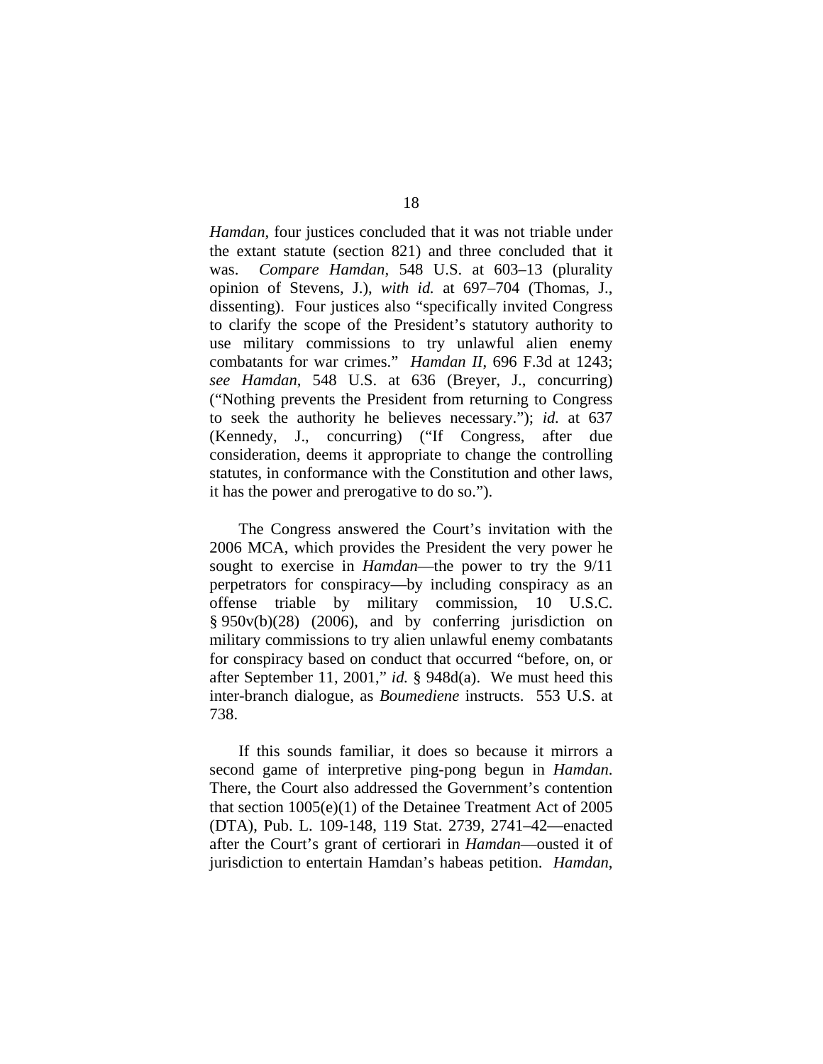*Hamdan*, four justices concluded that it was not triable under the extant statute (section 821) and three concluded that it was. *Compare Hamdan*, 548 U.S. at 603–13 (plurality opinion of Stevens, J.), *with id.* at 697–704 (Thomas, J., dissenting). Four justices also "specifically invited Congress to clarify the scope of the President's statutory authority to use military commissions to try unlawful alien enemy combatants for war crimes." *Hamdan II*, 696 F.3d at 1243; *see Hamdan*, 548 U.S. at 636 (Breyer, J., concurring) ("Nothing prevents the President from returning to Congress to seek the authority he believes necessary."); *id.* at 637 (Kennedy, J., concurring) ("If Congress, after due consideration, deems it appropriate to change the controlling statutes, in conformance with the Constitution and other laws, it has the power and prerogative to do so.").

The Congress answered the Court's invitation with the 2006 MCA, which provides the President the very power he sought to exercise in *Hamdan*—the power to try the 9/11 perpetrators for conspiracy—by including conspiracy as an offense triable by military commission, 10 U.S.C. § 950v(b)(28) (2006), and by conferring jurisdiction on military commissions to try alien unlawful enemy combatants for conspiracy based on conduct that occurred "before, on, or after September 11, 2001," *id.* § 948d(a). We must heed this inter-branch dialogue, as *Boumediene* instructs. 553 U.S. at 738.

If this sounds familiar, it does so because it mirrors a second game of interpretive ping-pong begun in *Hamdan*. There, the Court also addressed the Government's contention that section 1005(e)(1) of the Detainee Treatment Act of 2005 (DTA), Pub. L. 109-148, 119 Stat. 2739, 2741–42—enacted after the Court's grant of certiorari in *Hamdan*—ousted it of jurisdiction to entertain Hamdan's habeas petition. *Hamdan*,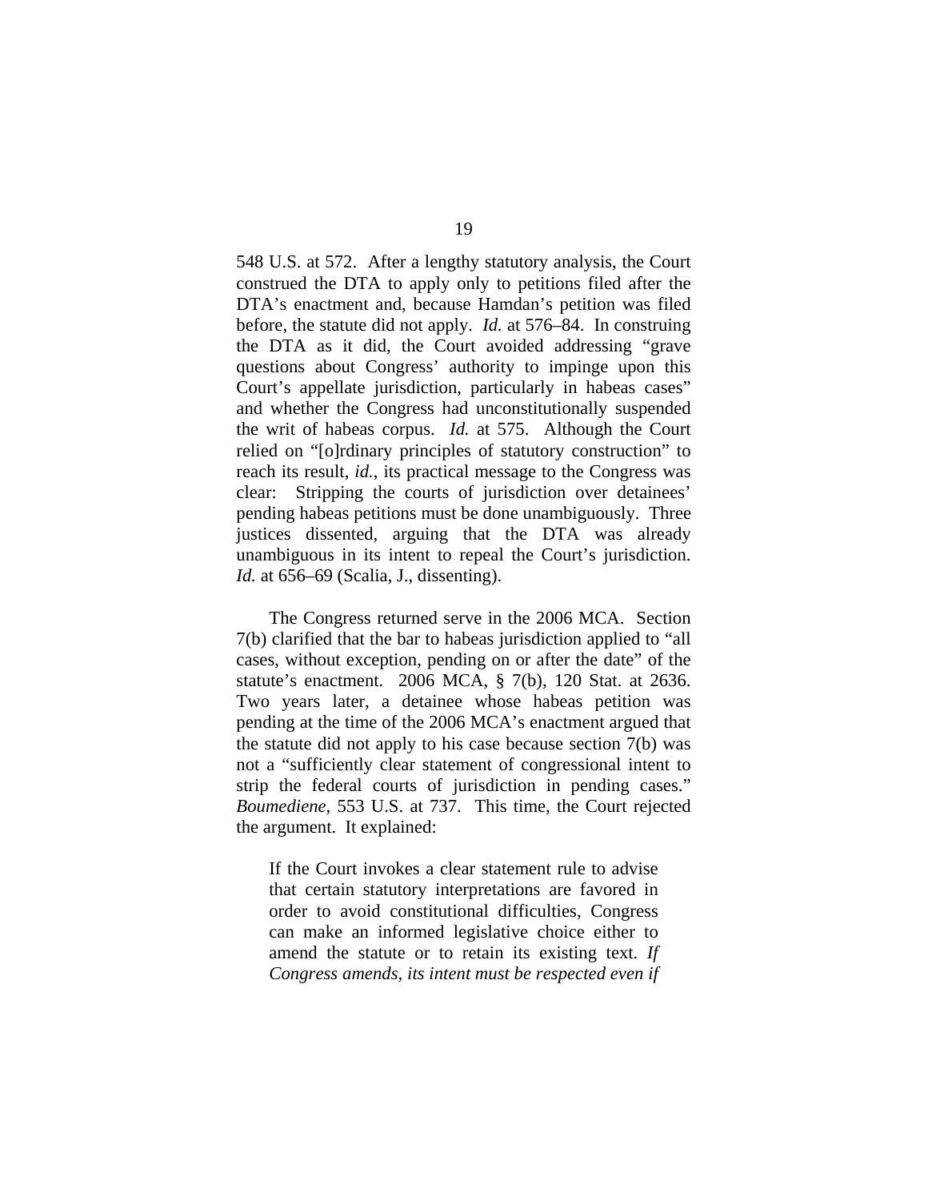548 U.S. at 572. After a lengthy statutory analysis, the Court construed the DTA to apply only to petitions filed after the DTA's enactment and, because Hamdan's petition was filed before, the statute did not apply. *Id.* at 576–84. In construing the DTA as it did, the Court avoided addressing "grave questions about Congress' authority to impinge upon this Court's appellate jurisdiction, particularly in habeas cases" and whether the Congress had unconstitutionally suspended the writ of habeas corpus. *Id.* at 575. Although the Court relied on "[o]rdinary principles of statutory construction" to reach its result, *id.*, its practical message to the Congress was clear: Stripping the courts of jurisdiction over detainees' pending habeas petitions must be done unambiguously. Three justices dissented, arguing that the DTA was already unambiguous in its intent to repeal the Court's jurisdiction. *Id.* at 656–69 (Scalia, J., dissenting).

The Congress returned serve in the 2006 MCA. Section 7(b) clarified that the bar to habeas jurisdiction applied to "all cases, without exception, pending on or after the date" of the statute's enactment. 2006 MCA, § 7(b), 120 Stat. at 2636. Two years later, a detainee whose habeas petition was pending at the time of the 2006 MCA's enactment argued that the statute did not apply to his case because section 7(b) was not a "sufficiently clear statement of congressional intent to strip the federal courts of jurisdiction in pending cases." *Boumediene*, 553 U.S. at 737. This time, the Court rejected the argument. It explained:

> If the Court invokes a clear statement rule to advise that certain statutory interpretations are favored in order to avoid constitutional difficulties, Congress can make an informed legislative choice either to amend the statute or to retain its existing text. *If Congress amends, its intent must be respected even if*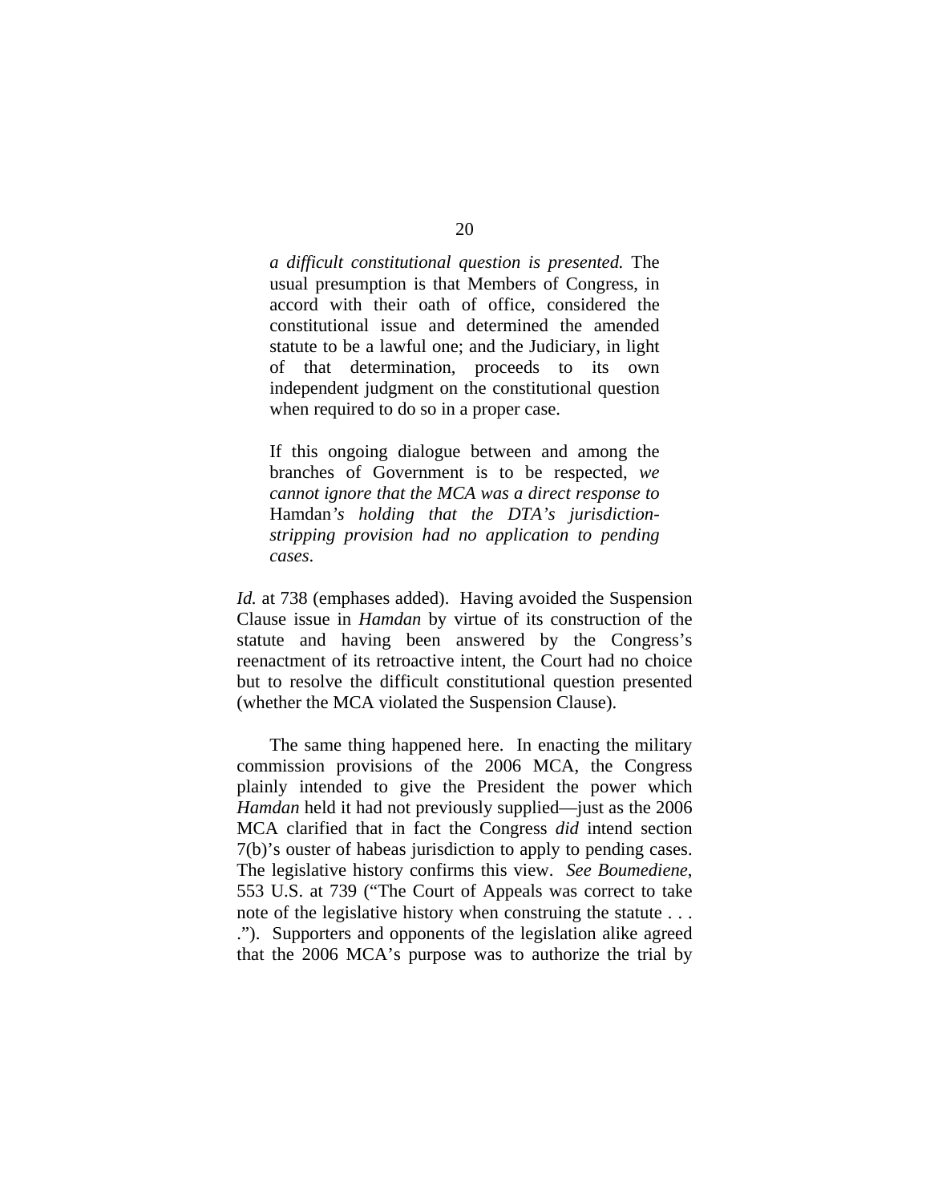> *a difficult constitutional question is presented.* The usual presumption is that Members of Congress, in accord with their oath of office, considered the constitutional issue and determined the amended statute to be a lawful one; and the Judiciary, in light of that determination, proceeds to its own independent judgment on the constitutional question when required to do so in a proper case.
>
> If this ongoing dialogue between and among the branches of Government is to be respected, *we cannot ignore that the MCA was a direct response to* Hamdan*'s holding that the DTA's jurisdiction-stripping provision had no application to pending cases*.

*Id.* at 738 (emphases added). Having avoided the Suspension Clause issue in *Hamdan* by virtue of its construction of the statute and having been answered by the Congress's reenactment of its retroactive intent, the Court had no choice but to resolve the difficult constitutional question presented (whether the MCA violated the Suspension Clause).

The same thing happened here. In enacting the military commission provisions of the 2006 MCA, the Congress plainly intended to give the President the power which *Hamdan* held it had not previously supplied—just as the 2006 MCA clarified that in fact the Congress *did* intend section 7(b)'s ouster of habeas jurisdiction to apply to pending cases. The legislative history confirms this view. *See Boumediene*, 553 U.S. at 739 ("The Court of Appeals was correct to take note of the legislative history when construing the statute . . . ."). Supporters and opponents of the legislation alike agreed that the 2006 MCA's purpose was to authorize the trial by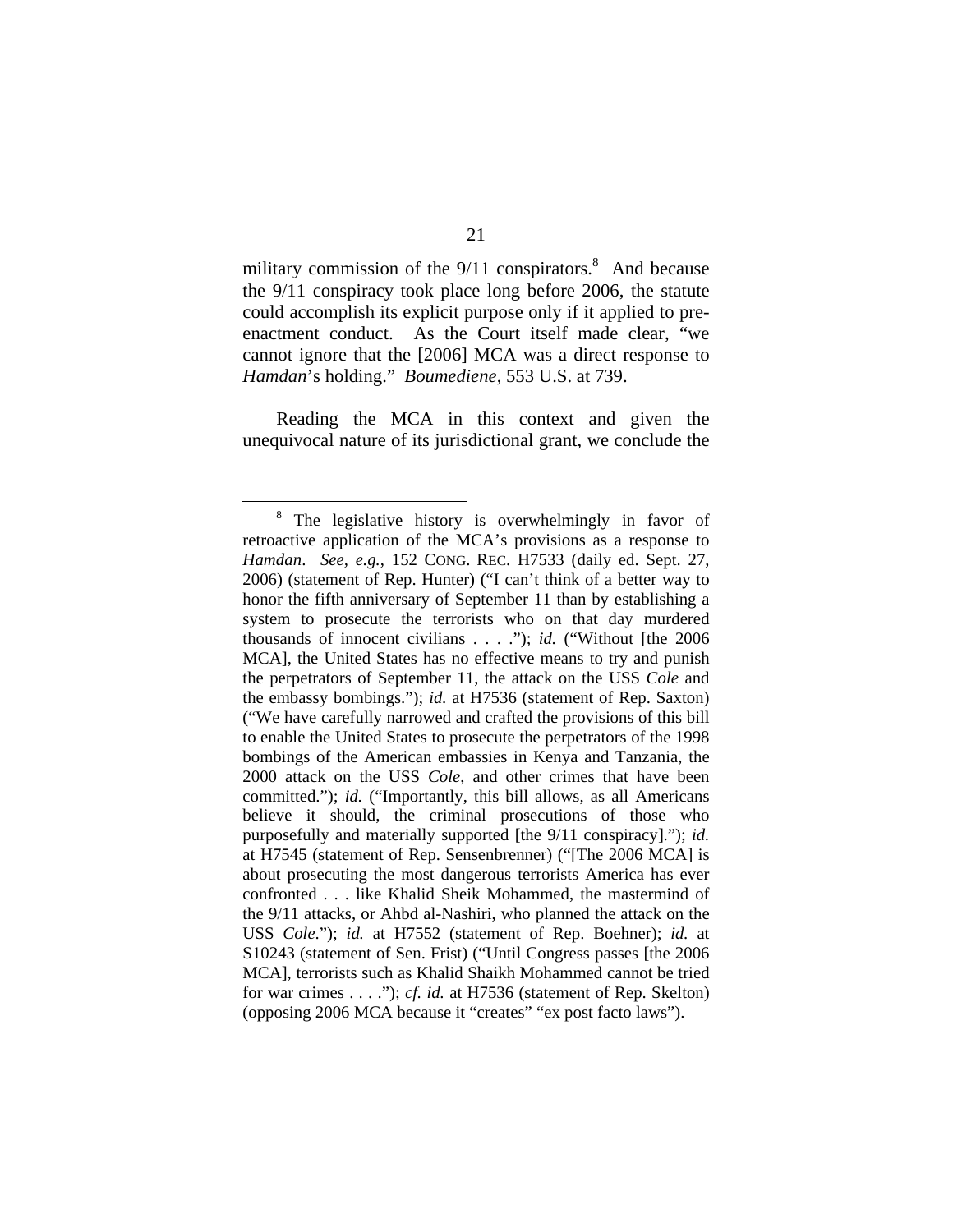military commission of the 9/11 conspirators.[8] And because the 9/11 conspiracy took place long before 2006, the statute could accomplish its explicit purpose only if it applied to pre-enactment conduct. As the Court itself made clear, "we cannot ignore that the [2006] MCA was a direct response to *Hamdan*'s holding." *Boumediene*, 553 U.S. at 739.

Reading the MCA in this context and given the unequivocal nature of its jurisdictional grant, we conclude the

---

[8] The legislative history is overwhelmingly in favor of retroactive application of the MCA's provisions as a response to *Hamdan*. *See, e.g.*, 152 CONG. REC. H7533 (daily ed. Sept. 27, 2006) (statement of Rep. Hunter) ("I can't think of a better way to honor the fifth anniversary of September 11 than by establishing a system to prosecute the terrorists who on that day murdered thousands of innocent civilians . . . ."); *id.* ("Without [the 2006 MCA], the United States has no effective means to try and punish the perpetrators of September 11, the attack on the USS *Cole* and the embassy bombings."); *id.* at H7536 (statement of Rep. Saxton) ("We have carefully narrowed and crafted the provisions of this bill to enable the United States to prosecute the perpetrators of the 1998 bombings of the American embassies in Kenya and Tanzania, the 2000 attack on the USS *Cole*, and other crimes that have been committed."); *id.* ("Importantly, this bill allows, as all Americans believe it should, the criminal prosecutions of those who purposefully and materially supported [the 9/11 conspiracy]."); *id.* at H7545 (statement of Rep. Sensenbrenner) ("[The 2006 MCA] is about prosecuting the most dangerous terrorists America has ever confronted . . . like Khalid Sheik Mohammed, the mastermind of the 9/11 attacks, or Ahbd al-Nashiri, who planned the attack on the USS *Cole*."); *id.* at H7552 (statement of Rep. Boehner); *id.* at S10243 (statement of Sen. Frist) ("Until Congress passes [the 2006 MCA], terrorists such as Khalid Shaikh Mohammed cannot be tried for war crimes . . . ."); *cf. id.* at H7536 (statement of Rep. Skelton) (opposing 2006 MCA because it "creates" "ex post facto laws").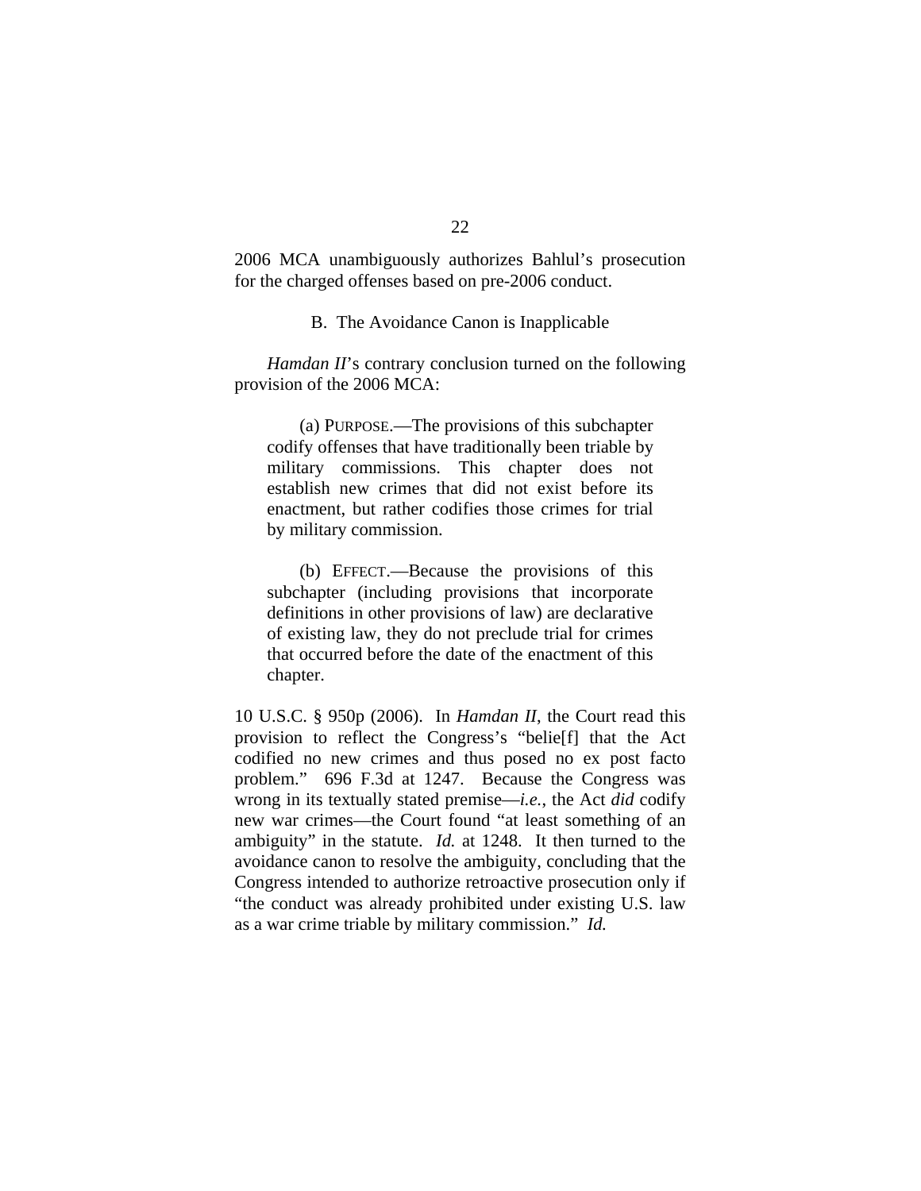2006 MCA unambiguously authorizes Bahlul's prosecution for the charged offenses based on pre-2006 conduct.

### B. The Avoidance Canon is Inapplicable

*Hamdan II*'s contrary conclusion turned on the following provision of the 2006 MCA:

> (a) PURPOSE.—The provisions of this subchapter codify offenses that have traditionally been triable by military commissions. This chapter does not establish new crimes that did not exist before its enactment, but rather codifies those crimes for trial by military commission.
>
> (b) EFFECT.—Because the provisions of this subchapter (including provisions that incorporate definitions in other provisions of law) are declarative of existing law, they do not preclude trial for crimes that occurred before the date of the enactment of this chapter.

10 U.S.C. § 950p (2006). In *Hamdan II*, the Court read this provision to reflect the Congress's "belie[f] that the Act codified no new crimes and thus posed no ex post facto problem." 696 F.3d at 1247. Because the Congress was wrong in its textually stated premise—*i.e.*, the Act *did* codify new war crimes—the Court found "at least something of an ambiguity" in the statute. *Id.* at 1248. It then turned to the avoidance canon to resolve the ambiguity, concluding that the Congress intended to authorize retroactive prosecution only if "the conduct was already prohibited under existing U.S. law as a war crime triable by military commission." *Id.*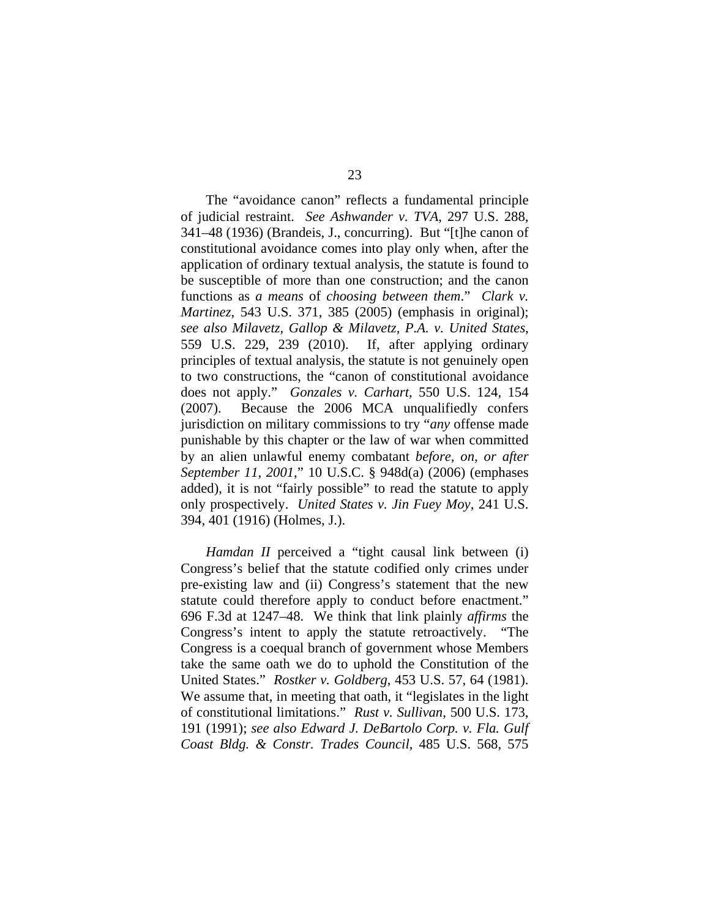The "avoidance canon" reflects a fundamental principle of judicial restraint. *See Ashwander v. TVA*, 297 U.S. 288, 341–48 (1936) (Brandeis, J., concurring). But "[t]he canon of constitutional avoidance comes into play only when, after the application of ordinary textual analysis, the statute is found to be susceptible of more than one construction; and the canon functions as *a means* of *choosing between them*." *Clark v. Martinez*, 543 U.S. 371, 385 (2005) (emphasis in original); *see also Milavetz, Gallop & Milavetz, P.A. v. United States*, 559 U.S. 229, 239 (2010). If, after applying ordinary principles of textual analysis, the statute is not genuinely open to two constructions, the "canon of constitutional avoidance does not apply." *Gonzales v. Carhart*, 550 U.S. 124, 154 (2007). Because the 2006 MCA unqualifiedly confers jurisdiction on military commissions to try "*any* offense made punishable by this chapter or the law of war when committed by an alien unlawful enemy combatant *before, on, or after September 11, 2001*," 10 U.S.C. § 948d(a) (2006) (emphases added), it is not "fairly possible" to read the statute to apply only prospectively. *United States v. Jin Fuey Moy*, 241 U.S. 394, 401 (1916) (Holmes, J.).

*Hamdan II* perceived a "tight causal link between (i) Congress's belief that the statute codified only crimes under pre-existing law and (ii) Congress's statement that the new statute could therefore apply to conduct before enactment." 696 F.3d at 1247–48. We think that link plainly *affirms* the Congress's intent to apply the statute retroactively. "The Congress is a coequal branch of government whose Members take the same oath we do to uphold the Constitution of the United States." *Rostker v. Goldberg*, 453 U.S. 57, 64 (1981). We assume that, in meeting that oath, it "legislates in the light of constitutional limitations." *Rust v. Sullivan*, 500 U.S. 173, 191 (1991); *see also Edward J. DeBartolo Corp. v. Fla. Gulf Coast Bldg. & Constr. Trades Council*, 485 U.S. 568, 575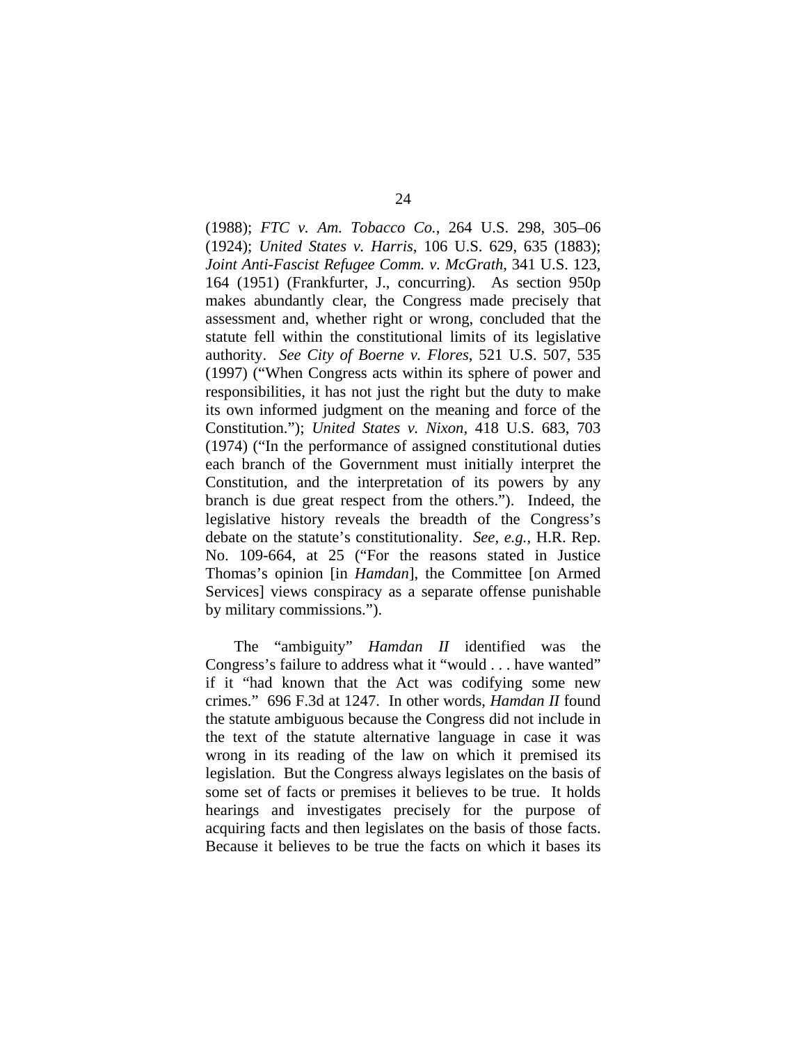(1988); *FTC v. Am. Tobacco Co.*, 264 U.S. 298, 305–06 (1924); *United States v. Harris*, 106 U.S. 629, 635 (1883); *Joint Anti-Fascist Refugee Comm. v. McGrath*, 341 U.S. 123, 164 (1951) (Frankfurter, J., concurring). As section 950p makes abundantly clear, the Congress made precisely that assessment and, whether right or wrong, concluded that the statute fell within the constitutional limits of its legislative authority. *See City of Boerne v. Flores*, 521 U.S. 507, 535 (1997) ("When Congress acts within its sphere of power and responsibilities, it has not just the right but the duty to make its own informed judgment on the meaning and force of the Constitution."); *United States v. Nixon*, 418 U.S. 683, 703 (1974) ("In the performance of assigned constitutional duties each branch of the Government must initially interpret the Constitution, and the interpretation of its powers by any branch is due great respect from the others."). Indeed, the legislative history reveals the breadth of the Congress's debate on the statute's constitutionality. *See, e.g.*, H.R. Rep. No. 109-664, at 25 ("For the reasons stated in Justice Thomas's opinion [in *Hamdan*], the Committee [on Armed Services] views conspiracy as a separate offense punishable by military commissions.").

The "ambiguity" *Hamdan II* identified was the Congress's failure to address what it "would . . . have wanted" if it "had known that the Act was codifying some new crimes." 696 F.3d at 1247. In other words, *Hamdan II* found the statute ambiguous because the Congress did not include in the text of the statute alternative language in case it was wrong in its reading of the law on which it premised its legislation. But the Congress always legislates on the basis of some set of facts or premises it believes to be true. It holds hearings and investigates precisely for the purpose of acquiring facts and then legislates on the basis of those facts. Because it believes to be true the facts on which it bases its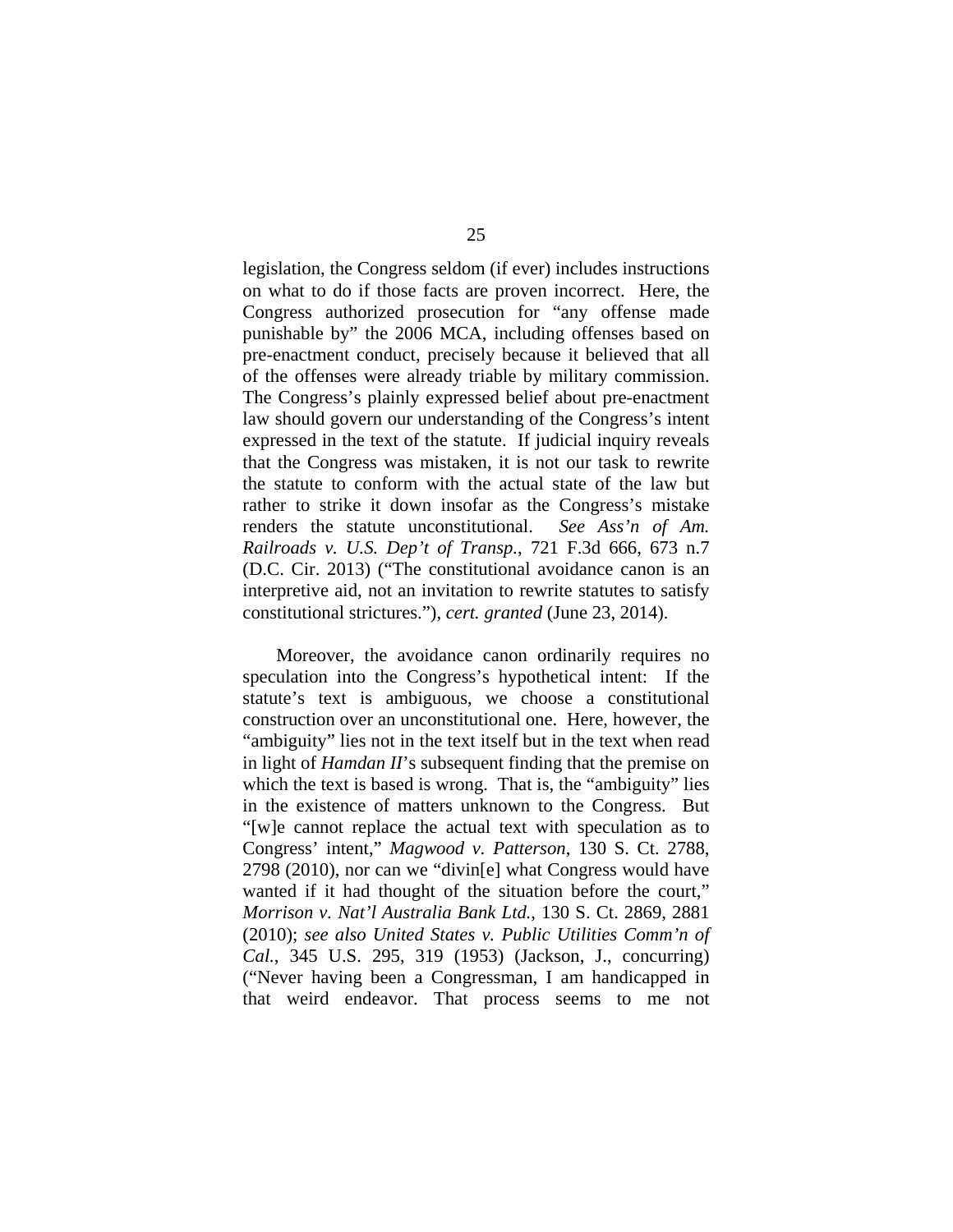legislation, the Congress seldom (if ever) includes instructions on what to do if those facts are proven incorrect. Here, the Congress authorized prosecution for "any offense made punishable by" the 2006 MCA, including offenses based on pre-enactment conduct, precisely because it believed that all of the offenses were already triable by military commission. The Congress's plainly expressed belief about pre-enactment law should govern our understanding of the Congress's intent expressed in the text of the statute. If judicial inquiry reveals that the Congress was mistaken, it is not our task to rewrite the statute to conform with the actual state of the law but rather to strike it down insofar as the Congress's mistake renders the statute unconstitutional. *See Ass'n of Am. Railroads v. U.S. Dep't of Transp.*, 721 F.3d 666, 673 n.7 (D.C. Cir. 2013) ("The constitutional avoidance canon is an interpretive aid, not an invitation to rewrite statutes to satisfy constitutional strictures."), *cert. granted* (June 23, 2014).

Moreover, the avoidance canon ordinarily requires no speculation into the Congress's hypothetical intent: If the statute's text is ambiguous, we choose a constitutional construction over an unconstitutional one. Here, however, the "ambiguity" lies not in the text itself but in the text when read in light of *Hamdan II*'s subsequent finding that the premise on which the text is based is wrong. That is, the "ambiguity" lies in the existence of matters unknown to the Congress. But "[w]e cannot replace the actual text with speculation as to Congress' intent," *Magwood v. Patterson*, 130 S. Ct. 2788, 2798 (2010), nor can we "divin[e] what Congress would have wanted if it had thought of the situation before the court," *Morrison v. Nat'l Australia Bank Ltd.*, 130 S. Ct. 2869, 2881 (2010); *see also United States v. Public Utilities Comm'n of Cal.*, 345 U.S. 295, 319 (1953) (Jackson, J., concurring) ("Never having been a Congressman, I am handicapped in that weird endeavor. That process seems to me not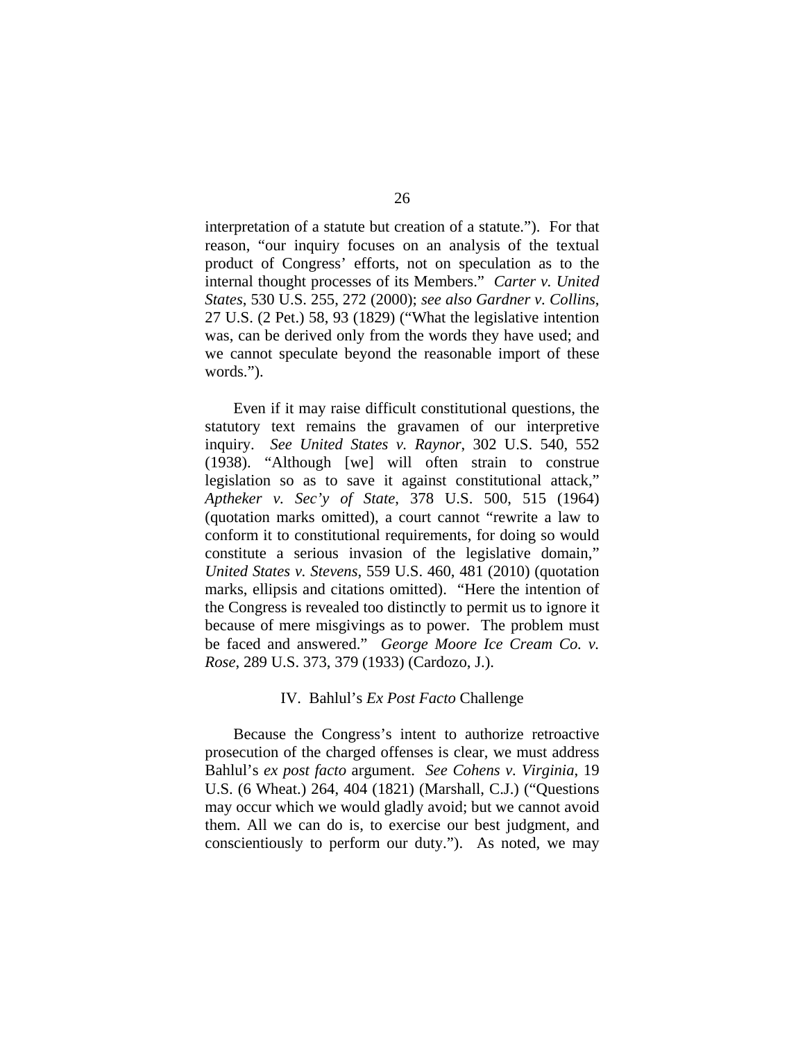interpretation of a statute but creation of a statute."). For that reason, "our inquiry focuses on an analysis of the textual product of Congress' efforts, not on speculation as to the internal thought processes of its Members." *Carter v. United States*, 530 U.S. 255, 272 (2000); *see also Gardner v. Collins*, 27 U.S. (2 Pet.) 58, 93 (1829) ("What the legislative intention was, can be derived only from the words they have used; and we cannot speculate beyond the reasonable import of these words.").

Even if it may raise difficult constitutional questions, the statutory text remains the gravamen of our interpretive inquiry. *See United States v. Raynor*, 302 U.S. 540, 552 (1938). "Although [we] will often strain to construe legislation so as to save it against constitutional attack," *Aptheker v. Sec'y of State*, 378 U.S. 500, 515 (1964) (quotation marks omitted), a court cannot "rewrite a law to conform it to constitutional requirements, for doing so would constitute a serious invasion of the legislative domain," *United States v. Stevens*, 559 U.S. 460, 481 (2010) (quotation marks, ellipsis and citations omitted). "Here the intention of the Congress is revealed too distinctly to permit us to ignore it because of mere misgivings as to power. The problem must be faced and answered." *George Moore Ice Cream Co. v. Rose*, 289 U.S. 373, 379 (1933) (Cardozo, J.).

## IV. Bahlul's *Ex Post Facto* Challenge

Because the Congress's intent to authorize retroactive prosecution of the charged offenses is clear, we must address Bahlul's *ex post facto* argument. *See Cohens v. Virginia*, 19 U.S. (6 Wheat.) 264, 404 (1821) (Marshall, C.J.) ("Questions may occur which we would gladly avoid; but we cannot avoid them. All we can do is, to exercise our best judgment, and conscientiously to perform our duty."). As noted, we may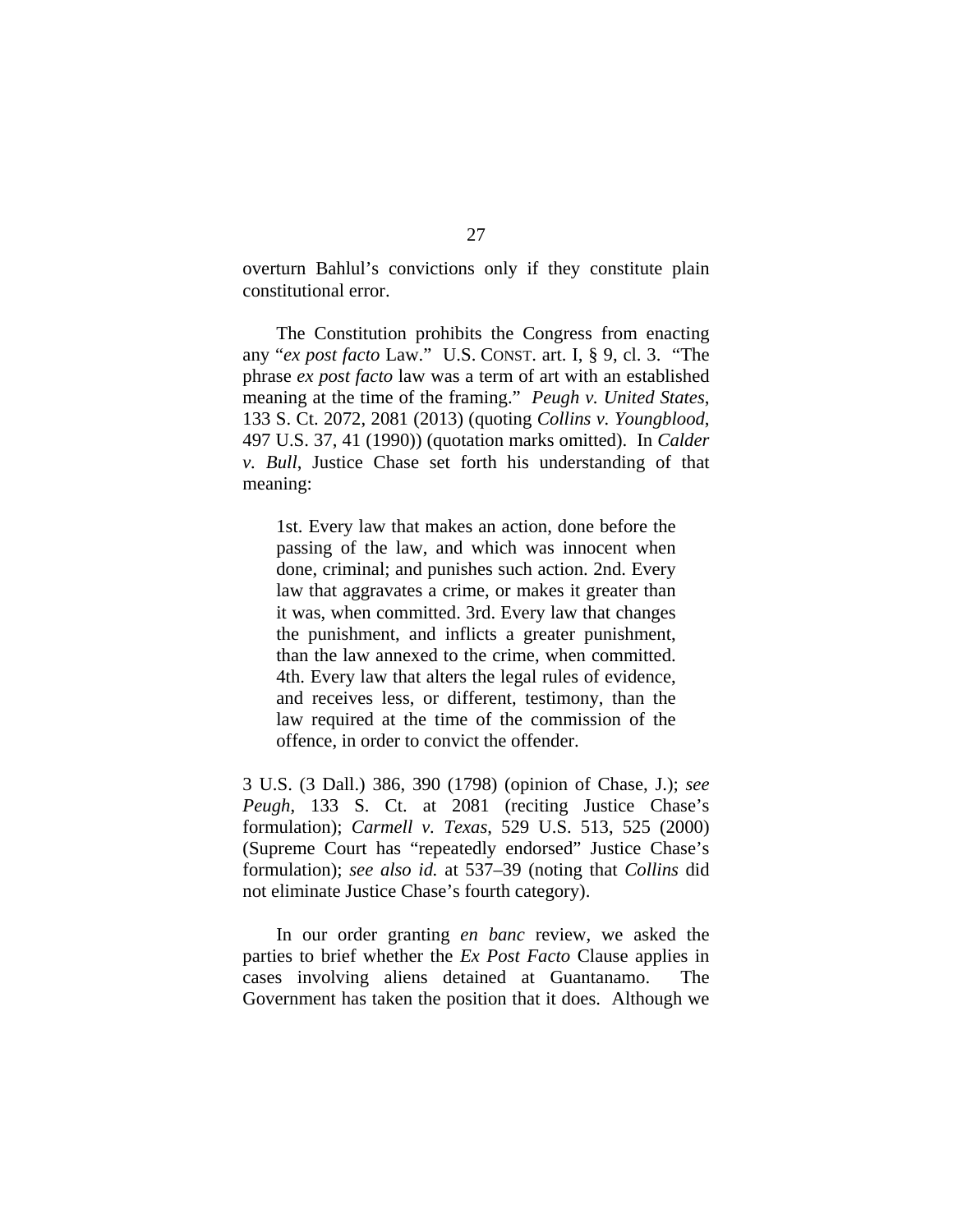overturn Bahlul's convictions only if they constitute plain constitutional error.

The Constitution prohibits the Congress from enacting any "*ex post facto* Law." U.S. CONST. art. I, § 9, cl. 3. "The phrase *ex post facto* law was a term of art with an established meaning at the time of the framing." *Peugh v. United States*, 133 S. Ct. 2072, 2081 (2013) (quoting *Collins v. Youngblood*, 497 U.S. 37, 41 (1990)) (quotation marks omitted). In *Calder v. Bull*, Justice Chase set forth his understanding of that meaning:

> 1st. Every law that makes an action, done before the passing of the law, and which was innocent when done, criminal; and punishes such action. 2nd. Every law that aggravates a crime, or makes it greater than it was, when committed. 3rd. Every law that changes the punishment, and inflicts a greater punishment, than the law annexed to the crime, when committed. 4th. Every law that alters the legal rules of evidence, and receives less, or different, testimony, than the law required at the time of the commission of the offence, in order to convict the offender.

3 U.S. (3 Dall.) 386, 390 (1798) (opinion of Chase, J.); *see Peugh*, 133 S. Ct. at 2081 (reciting Justice Chase's formulation); *Carmell v. Texas*, 529 U.S. 513, 525 (2000) (Supreme Court has "repeatedly endorsed" Justice Chase's formulation); *see also id.* at 537–39 (noting that *Collins* did not eliminate Justice Chase's fourth category).

In our order granting *en banc* review, we asked the parties to brief whether the *Ex Post Facto* Clause applies in cases involving aliens detained at Guantanamo. The Government has taken the position that it does. Although we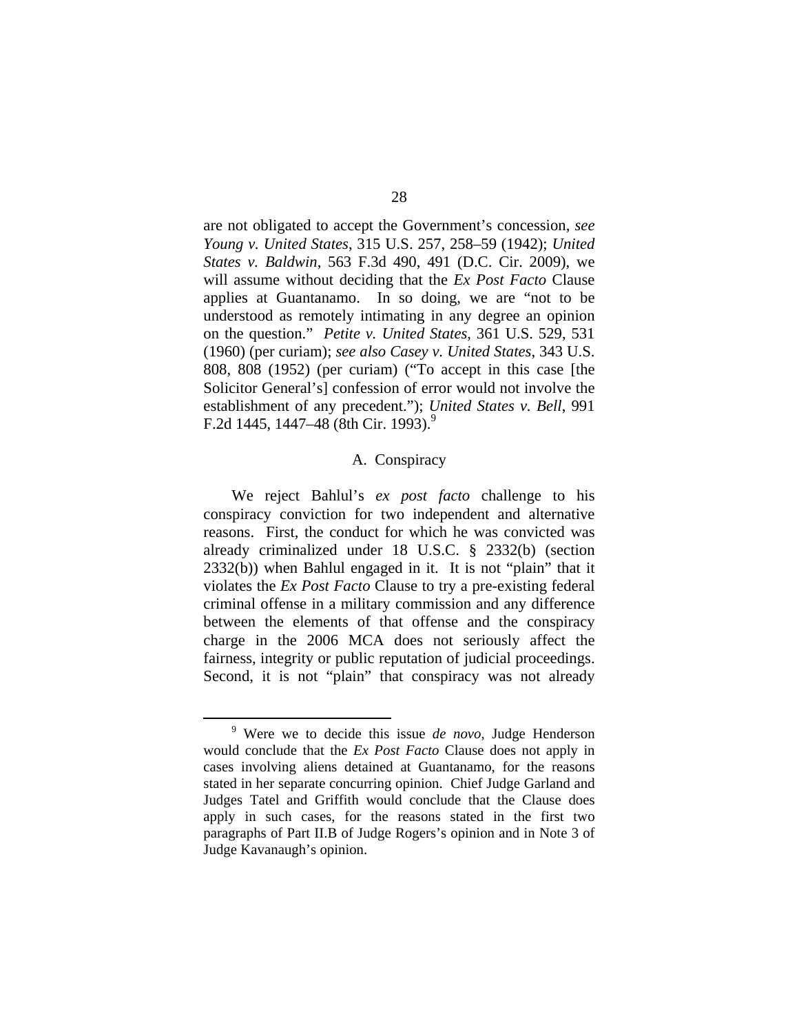are not obligated to accept the Government's concession, *see Young v. United States*, 315 U.S. 257, 258–59 (1942); *United States v. Baldwin*, 563 F.3d 490, 491 (D.C. Cir. 2009), we will assume without deciding that the *Ex Post Facto* Clause applies at Guantanamo. In so doing, we are "not to be understood as remotely intimating in any degree an opinion on the question." *Petite v. United States*, 361 U.S. 529, 531 (1960) (per curiam); *see also Casey v. United States*, 343 U.S. 808, 808 (1952) (per curiam) ("To accept in this case [the Solicitor General's] confession of error would not involve the establishment of any precedent."); *United States v. Bell*, 991 F.2d 1445, 1447–48 (8th Cir. 1993).[9]

### A. Conspiracy

We reject Bahlul's *ex post facto* challenge to his conspiracy conviction for two independent and alternative reasons. First, the conduct for which he was convicted was already criminalized under 18 U.S.C. § 2332(b) (section 2332(b)) when Bahlul engaged in it. It is not "plain" that it violates the *Ex Post Facto* Clause to try a pre-existing federal criminal offense in a military commission and any difference between the elements of that offense and the conspiracy charge in the 2006 MCA does not seriously affect the fairness, integrity or public reputation of judicial proceedings. Second, it is not "plain" that conspiracy was not already

[9] Were we to decide this issue *de novo*, Judge Henderson would conclude that the *Ex Post Facto* Clause does not apply in cases involving aliens detained at Guantanamo, for the reasons stated in her separate concurring opinion. Chief Judge Garland and Judges Tatel and Griffith would conclude that the Clause does apply in such cases, for the reasons stated in the first two paragraphs of Part II.B of Judge Rogers's opinion and in Note 3 of Judge Kavanaugh's opinion.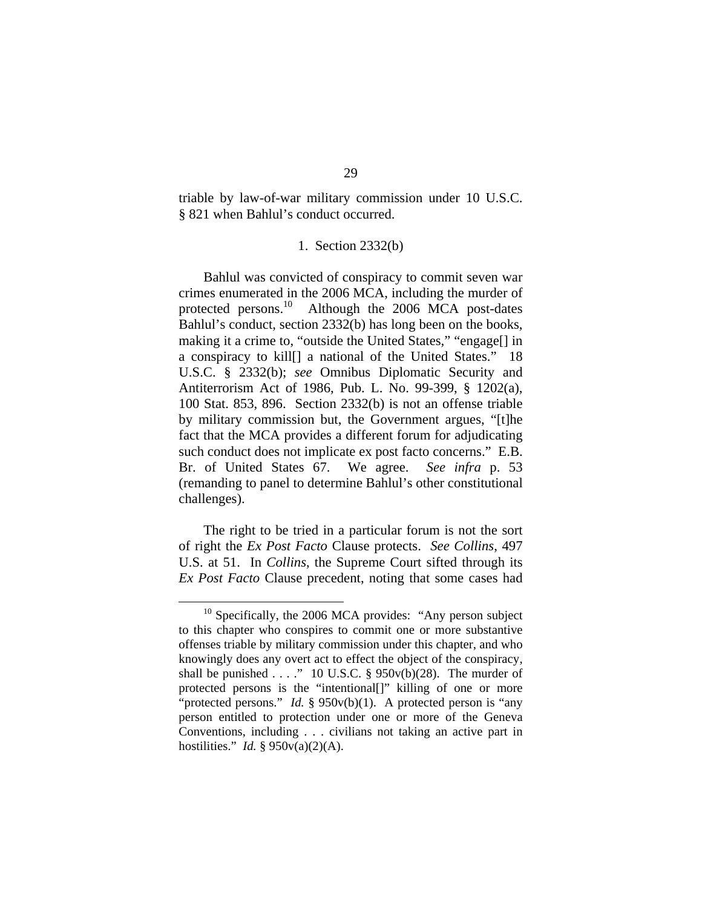triable by law-of-war military commission under 10 U.S.C. § 821 when Bahlul's conduct occurred.

### 1. Section 2332(b)

Bahlul was convicted of conspiracy to commit seven war crimes enumerated in the 2006 MCA, including the murder of protected persons.[10] Although the 2006 MCA post-dates Bahlul's conduct, section 2332(b) has long been on the books, making it a crime to, "outside the United States," "engage[] in a conspiracy to kill[] a national of the United States." 18 U.S.C. § 2332(b); *see* Omnibus Diplomatic Security and Antiterrorism Act of 1986, Pub. L. No. 99-399, § 1202(a), 100 Stat. 853, 896. Section 2332(b) is not an offense triable by military commission but, the Government argues, "[t]he fact that the MCA provides a different forum for adjudicating such conduct does not implicate ex post facto concerns." E.B. Br. of United States 67. We agree. *See infra* p. 53 (remanding to panel to determine Bahlul's other constitutional challenges).

The right to be tried in a particular forum is not the sort of right the *Ex Post Facto* Clause protects. *See Collins*, 497 U.S. at 51. In *Collins*, the Supreme Court sifted through its *Ex Post Facto* Clause precedent, noting that some cases had

---

[10] Specifically, the 2006 MCA provides: "Any person subject to this chapter who conspires to commit one or more substantive offenses triable by military commission under this chapter, and who knowingly does any overt act to effect the object of the conspiracy, shall be punished . . . ." 10 U.S.C. § 950v(b)(28). The murder of protected persons is the "intentional[]" killing of one or more "protected persons." *Id.* § 950v(b)(1). A protected person is "any person entitled to protection under one or more of the Geneva Conventions, including . . . civilians not taking an active part in hostilities." *Id.* § 950v(a)(2)(A).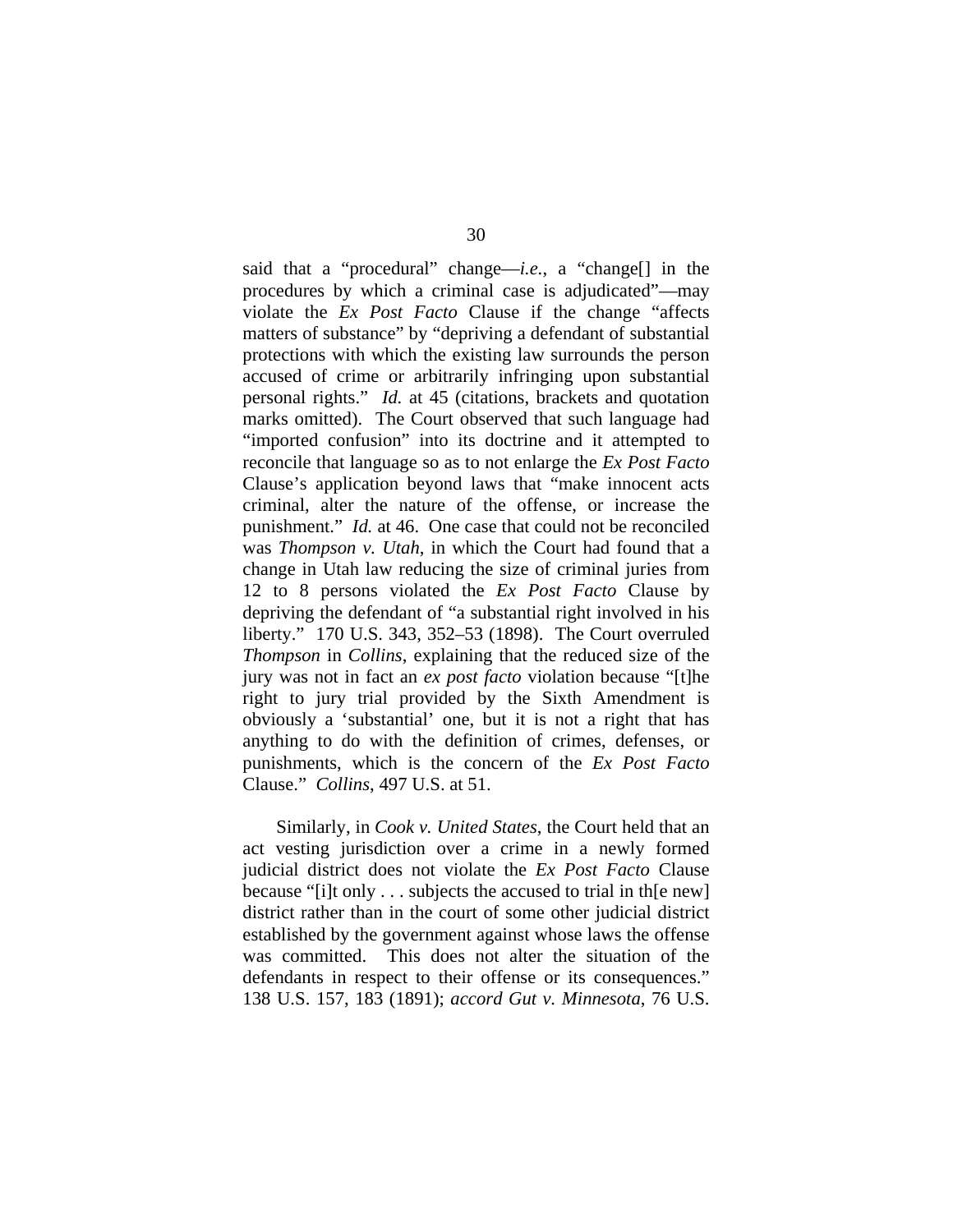said that a "procedural" change—*i.e.*, a "change[] in the procedures by which a criminal case is adjudicated"—may violate the *Ex Post Facto* Clause if the change "affects matters of substance" by "depriving a defendant of substantial protections with which the existing law surrounds the person accused of crime or arbitrarily infringing upon substantial personal rights." *Id.* at 45 (citations, brackets and quotation marks omitted). The Court observed that such language had "imported confusion" into its doctrine and it attempted to reconcile that language so as to not enlarge the *Ex Post Facto* Clause's application beyond laws that "make innocent acts criminal, alter the nature of the offense, or increase the punishment." *Id.* at 46. One case that could not be reconciled was *Thompson v. Utah*, in which the Court had found that a change in Utah law reducing the size of criminal juries from 12 to 8 persons violated the *Ex Post Facto* Clause by depriving the defendant of "a substantial right involved in his liberty." 170 U.S. 343, 352–53 (1898). The Court overruled *Thompson* in *Collins*, explaining that the reduced size of the jury was not in fact an *ex post facto* violation because "[t]he right to jury trial provided by the Sixth Amendment is obviously a 'substantial' one, but it is not a right that has anything to do with the definition of crimes, defenses, or punishments, which is the concern of the *Ex Post Facto* Clause." *Collins*, 497 U.S. at 51.

Similarly, in *Cook v. United States*, the Court held that an act vesting jurisdiction over a crime in a newly formed judicial district does not violate the *Ex Post Facto* Clause because "[i]t only . . . subjects the accused to trial in th[e new] district rather than in the court of some other judicial district established by the government against whose laws the offense was committed. This does not alter the situation of the defendants in respect to their offense or its consequences." 138 U.S. 157, 183 (1891); *accord Gut v. Minnesota*, 76 U.S.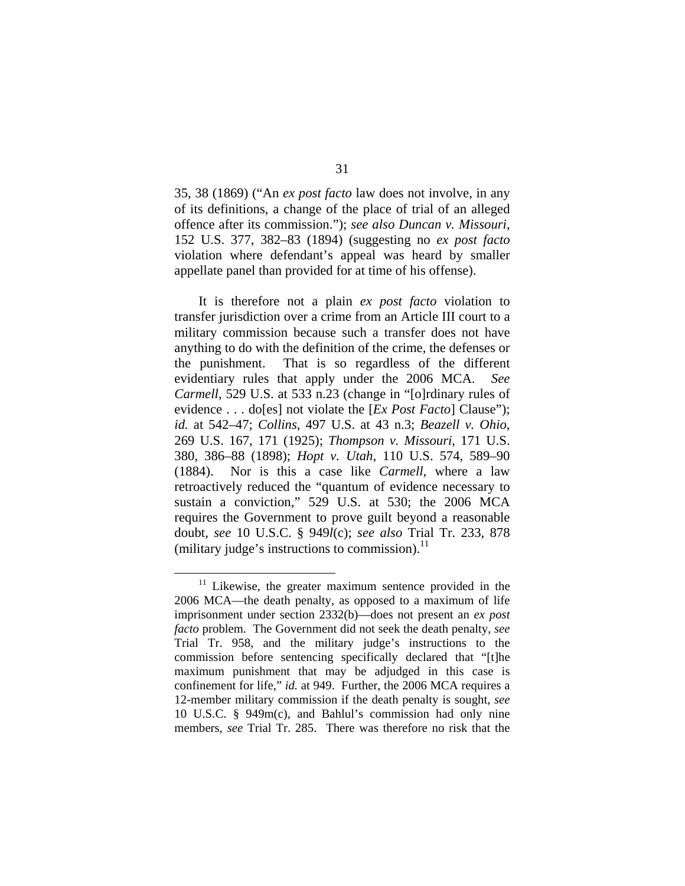35, 38 (1869) ("An *ex post facto* law does not involve, in any of its definitions, a change of the place of trial of an alleged offence after its commission."); *see also Duncan v. Missouri*, 152 U.S. 377, 382–83 (1894) (suggesting no *ex post facto* violation where defendant's appeal was heard by smaller appellate panel than provided for at time of his offense).

It is therefore not a plain *ex post facto* violation to transfer jurisdiction over a crime from an Article III court to a military commission because such a transfer does not have anything to do with the definition of the crime, the defenses or the punishment. That is so regardless of the different evidentiary rules that apply under the 2006 MCA. *See Carmell*, 529 U.S. at 533 n.23 (change in "[o]rdinary rules of evidence . . . do[es] not violate the [*Ex Post Facto*] Clause"); *id.* at 542–47; *Collins*, 497 U.S. at 43 n.3; *Beazell v. Ohio*, 269 U.S. 167, 171 (1925); *Thompson v. Missouri*, 171 U.S. 380, 386–88 (1898); *Hopt v. Utah*, 110 U.S. 574, 589–90 (1884). Nor is this a case like *Carmell*, where a law retroactively reduced the "quantum of evidence necessary to sustain a conviction," 529 U.S. at 530; the 2006 MCA requires the Government to prove guilt beyond a reasonable doubt, *see* 10 U.S.C. § 949*l*(c); *see also* Trial Tr. 233, 878 (military judge's instructions to commission).[11]

---

[11] Likewise, the greater maximum sentence provided in the 2006 MCA—the death penalty, as opposed to a maximum of life imprisonment under section 2332(b)—does not present an *ex post facto* problem. The Government did not seek the death penalty, *see* Trial Tr. 958, and the military judge's instructions to the commission before sentencing specifically declared that "[t]he maximum punishment that may be adjudged in this case is confinement for life," *id.* at 949. Further, the 2006 MCA requires a 12-member military commission if the death penalty is sought, *see* 10 U.S.C. § 949m(c), and Bahlul's commission had only nine members, *see* Trial Tr. 285. There was therefore no risk that the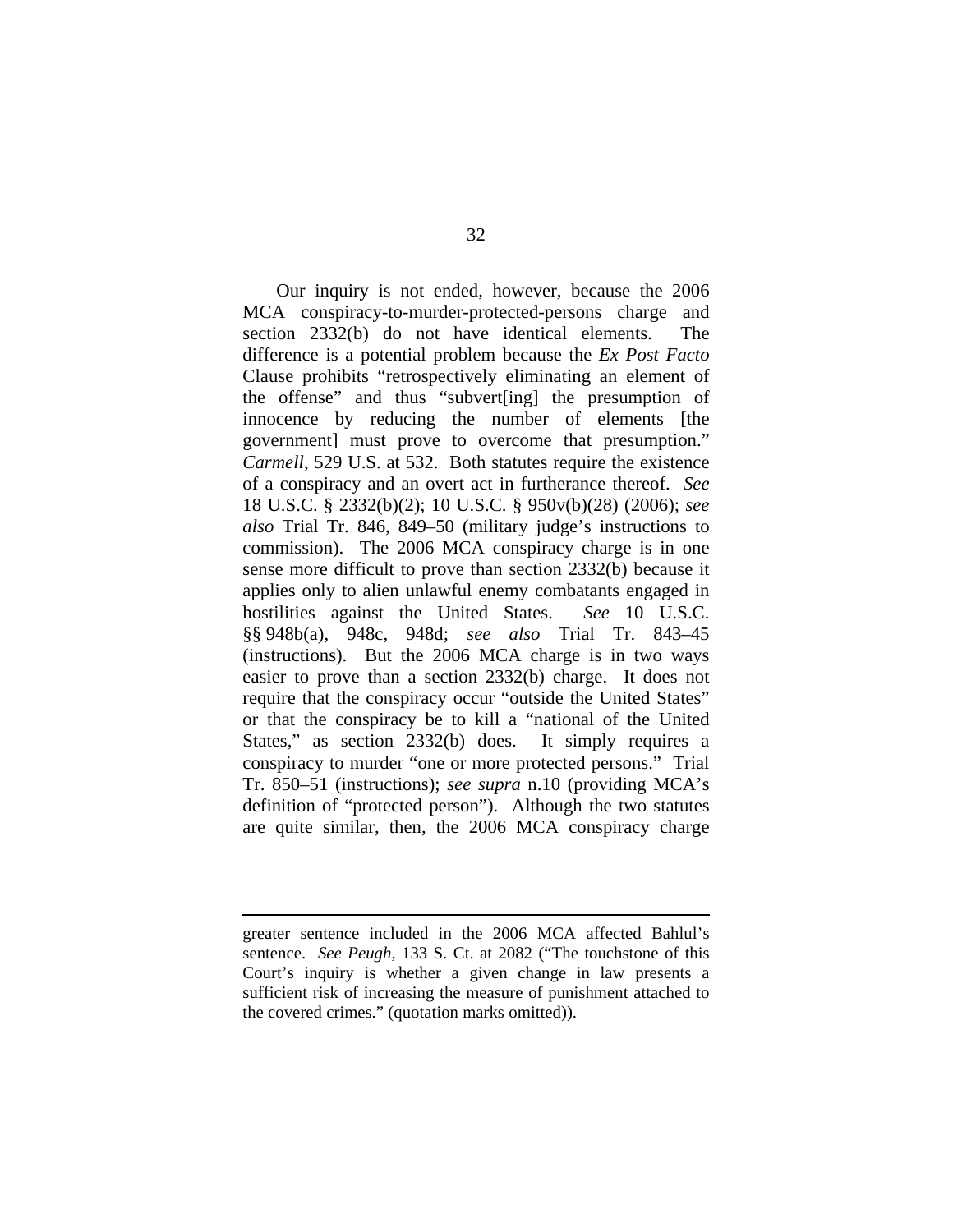Our inquiry is not ended, however, because the 2006 MCA conspiracy-to-murder-protected-persons charge and section 2332(b) do not have identical elements. The difference is a potential problem because the *Ex Post Facto* Clause prohibits "retrospectively eliminating an element of the offense" and thus "subvert[ing] the presumption of innocence by reducing the number of elements [the government] must prove to overcome that presumption." *Carmell*, 529 U.S. at 532. Both statutes require the existence of a conspiracy and an overt act in furtherance thereof. *See* 18 U.S.C. § 2332(b)(2); 10 U.S.C. § 950v(b)(28) (2006); *see also* Trial Tr. 846, 849–50 (military judge's instructions to commission). The 2006 MCA conspiracy charge is in one sense more difficult to prove than section 2332(b) because it applies only to alien unlawful enemy combatants engaged in hostilities against the United States. *See* 10 U.S.C. §§ 948b(a), 948c, 948d; *see also* Trial Tr. 843–45 (instructions). But the 2006 MCA charge is in two ways easier to prove than a section 2332(b) charge. It does not require that the conspiracy occur "outside the United States" or that the conspiracy be to kill a "national of the United States," as section 2332(b) does. It simply requires a conspiracy to murder "one or more protected persons." Trial Tr. 850–51 (instructions); *see supra* n.10 (providing MCA's definition of "protected person"). Although the two statutes are quite similar, then, the 2006 MCA conspiracy charge

---

greater sentence included in the 2006 MCA affected Bahlul's sentence. *See Peugh*, 133 S. Ct. at 2082 ("The touchstone of this Court's inquiry is whether a given change in law presents a sufficient risk of increasing the measure of punishment attached to the covered crimes." (quotation marks omitted)).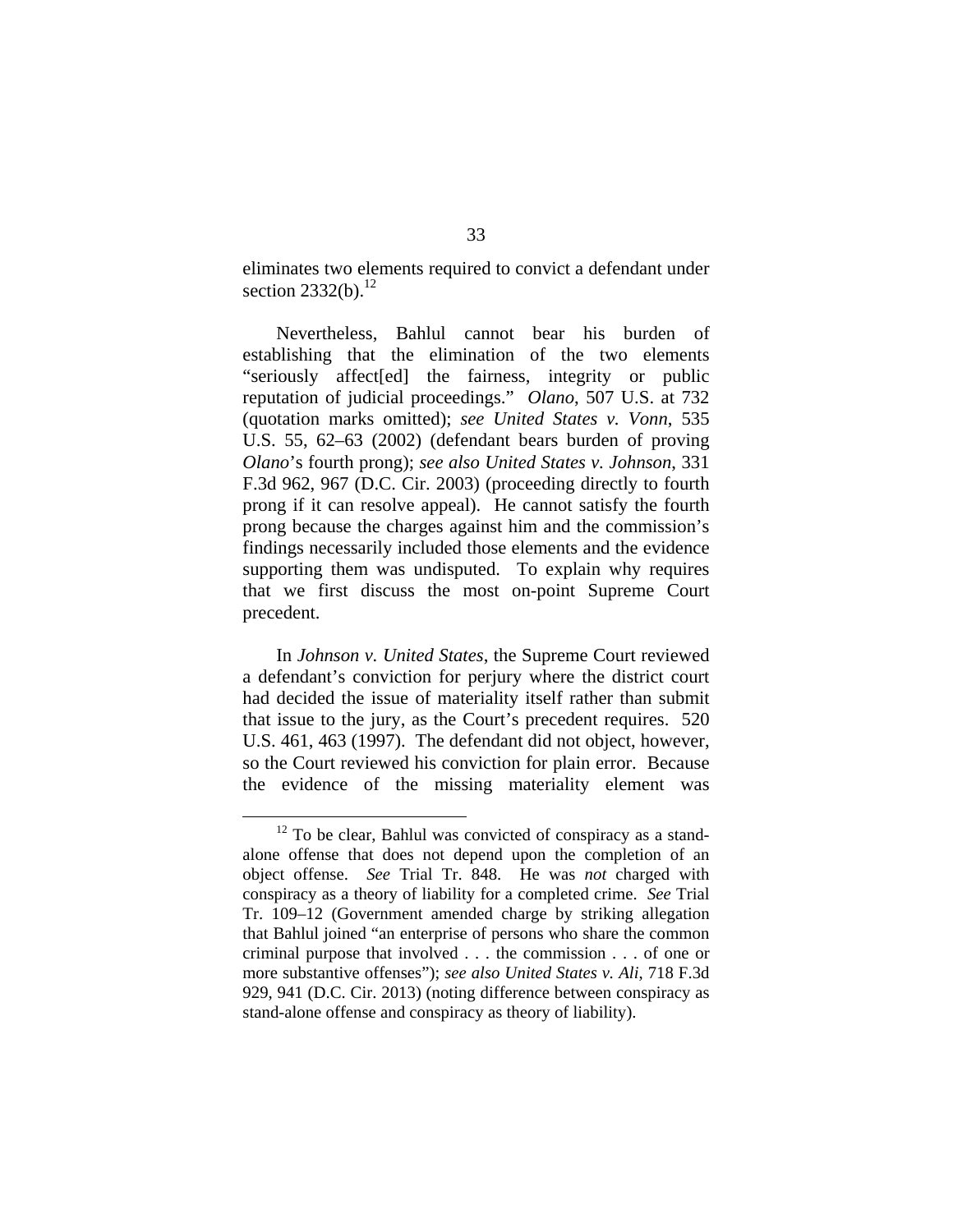eliminates two elements required to convict a defendant under section 2332(b).[12]

Nevertheless, Bahlul cannot bear his burden of establishing that the elimination of the two elements "seriously affect[ed] the fairness, integrity or public reputation of judicial proceedings." *Olano*, 507 U.S. at 732 (quotation marks omitted); *see United States v. Vonn*, 535 U.S. 55, 62–63 (2002) (defendant bears burden of proving *Olano*'s fourth prong); *see also United States v. Johnson*, 331 F.3d 962, 967 (D.C. Cir. 2003) (proceeding directly to fourth prong if it can resolve appeal). He cannot satisfy the fourth prong because the charges against him and the commission's findings necessarily included those elements and the evidence supporting them was undisputed. To explain why requires that we first discuss the most on-point Supreme Court precedent.

In *Johnson v. United States*, the Supreme Court reviewed a defendant's conviction for perjury where the district court had decided the issue of materiality itself rather than submit that issue to the jury, as the Court's precedent requires. 520 U.S. 461, 463 (1997). The defendant did not object, however, so the Court reviewed his conviction for plain error. Because the evidence of the missing materiality element was

---

[12] To be clear, Bahlul was convicted of conspiracy as a stand-alone offense that does not depend upon the completion of an object offense. *See* Trial Tr. 848. He was *not* charged with conspiracy as a theory of liability for a completed crime. *See* Trial Tr. 109–12 (Government amended charge by striking allegation that Bahlul joined "an enterprise of persons who share the common criminal purpose that involved . . . the commission . . . of one or more substantive offenses"); *see also United States v. Ali*, 718 F.3d 929, 941 (D.C. Cir. 2013) (noting difference between conspiracy as stand-alone offense and conspiracy as theory of liability).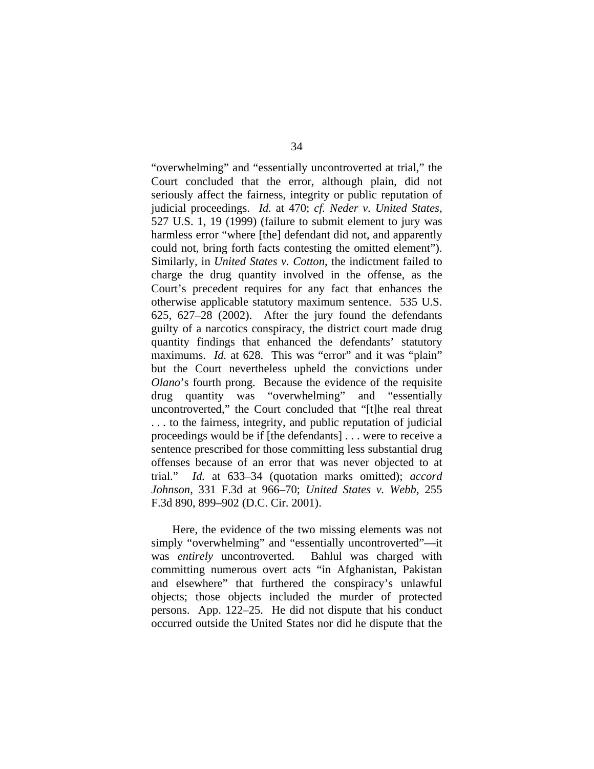"overwhelming" and "essentially uncontroverted at trial," the Court concluded that the error, although plain, did not seriously affect the fairness, integrity or public reputation of judicial proceedings. *Id.* at 470; *cf. Neder v. United States*, 527 U.S. 1, 19 (1999) (failure to submit element to jury was harmless error "where [the] defendant did not, and apparently could not, bring forth facts contesting the omitted element"). Similarly, in *United States v. Cotton*, the indictment failed to charge the drug quantity involved in the offense, as the Court's precedent requires for any fact that enhances the otherwise applicable statutory maximum sentence. 535 U.S. 625, 627–28 (2002). After the jury found the defendants guilty of a narcotics conspiracy, the district court made drug quantity findings that enhanced the defendants' statutory maximums. *Id.* at 628. This was "error" and it was "plain" but the Court nevertheless upheld the convictions under *Olano*'s fourth prong. Because the evidence of the requisite drug quantity was "overwhelming" and "essentially uncontroverted," the Court concluded that "[t]he real threat . . . to the fairness, integrity, and public reputation of judicial proceedings would be if [the defendants] . . . were to receive a sentence prescribed for those committing less substantial drug offenses because of an error that was never objected to at trial." *Id.* at 633–34 (quotation marks omitted); *accord Johnson*, 331 F.3d at 966–70; *United States v. Webb*, 255 F.3d 890, 899–902 (D.C. Cir. 2001).

Here, the evidence of the two missing elements was not simply "overwhelming" and "essentially uncontroverted"—it was *entirely* uncontroverted. Bahlul was charged with committing numerous overt acts "in Afghanistan, Pakistan and elsewhere" that furthered the conspiracy's unlawful objects; those objects included the murder of protected persons. App. 122–25. He did not dispute that his conduct occurred outside the United States nor did he dispute that the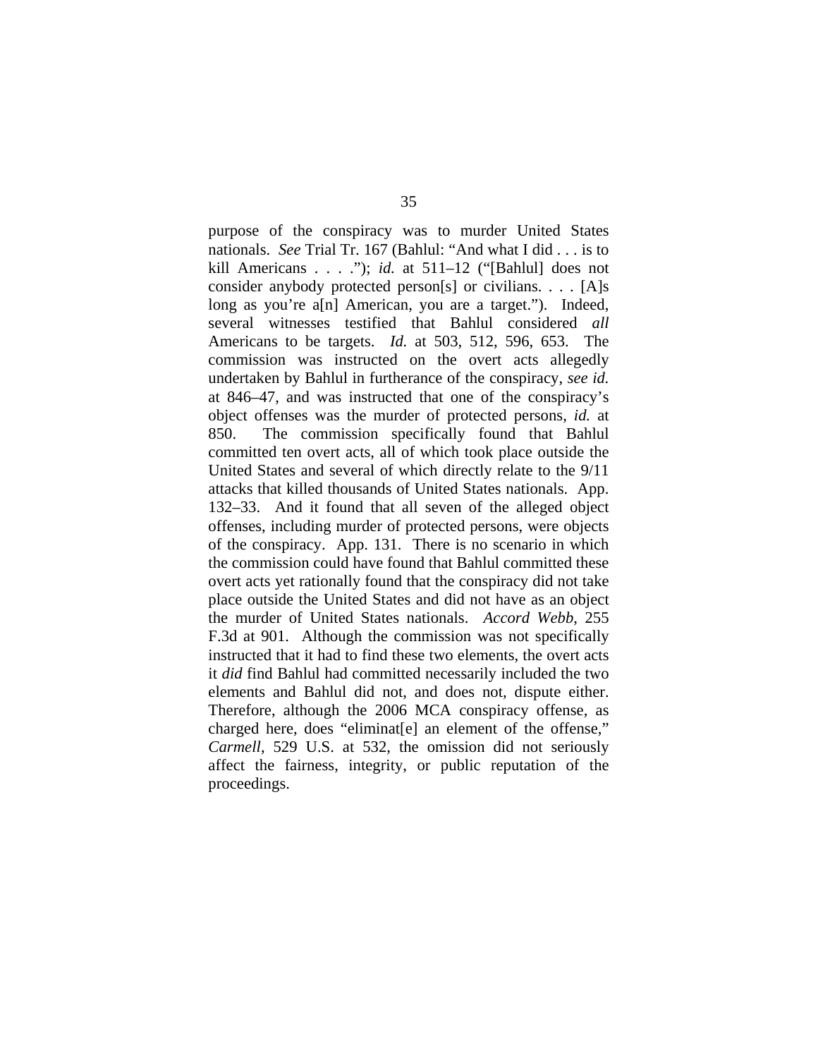purpose of the conspiracy was to murder United States nationals. *See* Trial Tr. 167 (Bahlul: "And what I did . . . is to kill Americans . . . ."); *id.* at 511–12 ("[Bahlul] does not consider anybody protected person[s] or civilians. . . . [A]s long as you're a[n] American, you are a target."). Indeed, several witnesses testified that Bahlul considered *all* Americans to be targets. *Id.* at 503, 512, 596, 653. The commission was instructed on the overt acts allegedly undertaken by Bahlul in furtherance of the conspiracy, *see id.* at 846–47, and was instructed that one of the conspiracy's object offenses was the murder of protected persons, *id.* at 850. The commission specifically found that Bahlul committed ten overt acts, all of which took place outside the United States and several of which directly relate to the 9/11 attacks that killed thousands of United States nationals. App. 132–33. And it found that all seven of the alleged object offenses, including murder of protected persons, were objects of the conspiracy. App. 131. There is no scenario in which the commission could have found that Bahlul committed these overt acts yet rationally found that the conspiracy did not take place outside the United States and did not have as an object the murder of United States nationals. *Accord Webb*, 255 F.3d at 901. Although the commission was not specifically instructed that it had to find these two elements, the overt acts it *did* find Bahlul had committed necessarily included the two elements and Bahlul did not, and does not, dispute either. Therefore, although the 2006 MCA conspiracy offense, as charged here, does "eliminat[e] an element of the offense," *Carmell*, 529 U.S. at 532, the omission did not seriously affect the fairness, integrity, or public reputation of the proceedings.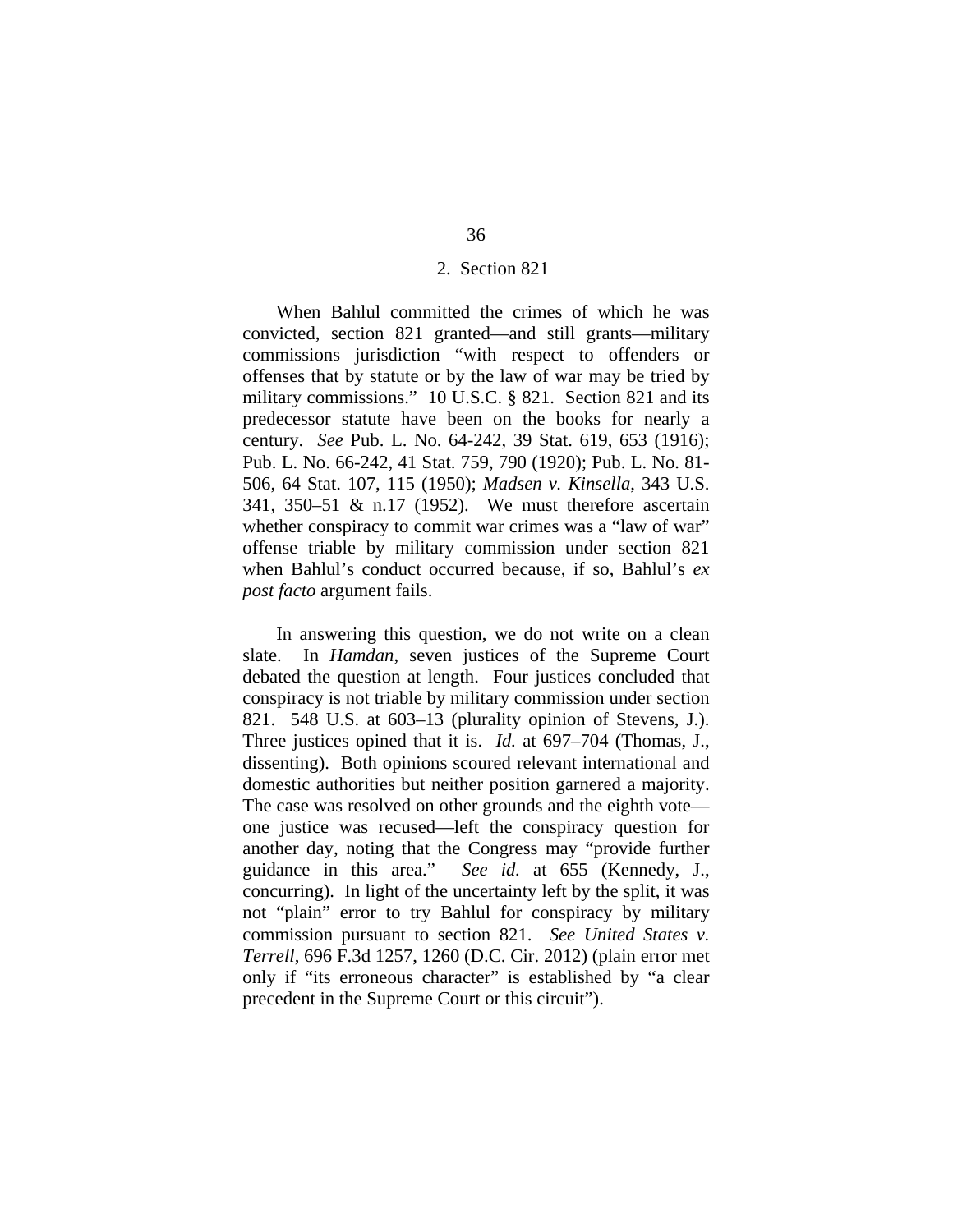### 2. Section 821

When Bahlul committed the crimes of which he was convicted, section 821 granted—and still grants—military commissions jurisdiction "with respect to offenders or offenses that by statute or by the law of war may be tried by military commissions." 10 U.S.C. § 821. Section 821 and its predecessor statute have been on the books for nearly a century. *See* Pub. L. No. 64-242, 39 Stat. 619, 653 (1916); Pub. L. No. 66-242, 41 Stat. 759, 790 (1920); Pub. L. No. 81-506, 64 Stat. 107, 115 (1950); *Madsen v. Kinsella*, 343 U.S. 341, 350–51 & n.17 (1952). We must therefore ascertain whether conspiracy to commit war crimes was a "law of war" offense triable by military commission under section 821 when Bahlul's conduct occurred because, if so, Bahlul's *ex post facto* argument fails.

In answering this question, we do not write on a clean slate. In *Hamdan*, seven justices of the Supreme Court debated the question at length. Four justices concluded that conspiracy is not triable by military commission under section 821. 548 U.S. at 603–13 (plurality opinion of Stevens, J.). Three justices opined that it is. *Id.* at 697–704 (Thomas, J., dissenting). Both opinions scoured relevant international and domestic authorities but neither position garnered a majority. The case was resolved on other grounds and the eighth vote—one justice was recused—left the conspiracy question for another day, noting that the Congress may "provide further guidance in this area." *See id.* at 655 (Kennedy, J., concurring). In light of the uncertainty left by the split, it was not "plain" error to try Bahlul for conspiracy by military commission pursuant to section 821. *See United States v. Terrell*, 696 F.3d 1257, 1260 (D.C. Cir. 2012) (plain error met only if "its erroneous character" is established by "a clear precedent in the Supreme Court or this circuit").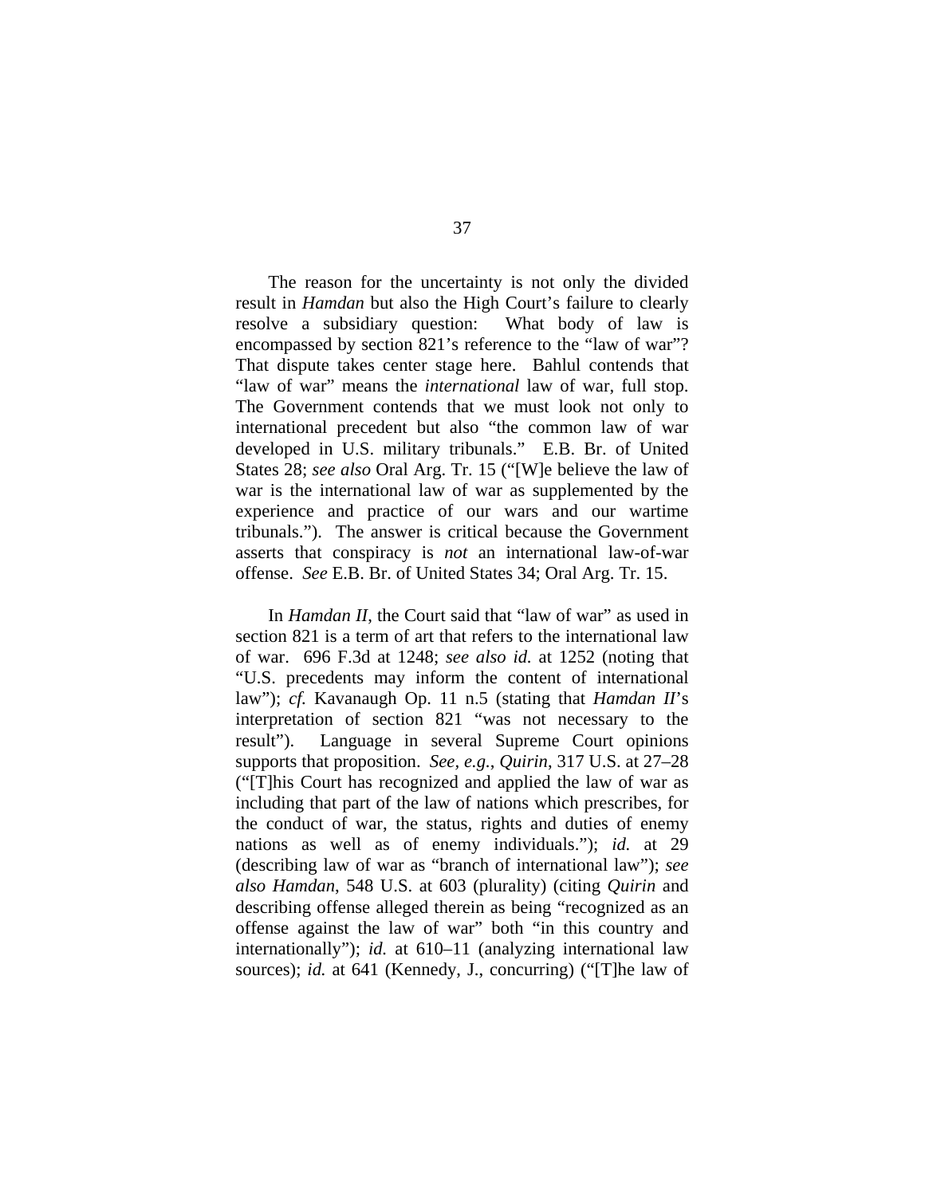The reason for the uncertainty is not only the divided result in *Hamdan* but also the High Court's failure to clearly resolve a subsidiary question: What body of law is encompassed by section 821's reference to the "law of war"? That dispute takes center stage here. Bahlul contends that "law of war" means the *international* law of war, full stop. The Government contends that we must look not only to international precedent but also "the common law of war developed in U.S. military tribunals." E.B. Br. of United States 28; *see also* Oral Arg. Tr. 15 ("[W]e believe the law of war is the international law of war as supplemented by the experience and practice of our wars and our wartime tribunals."). The answer is critical because the Government asserts that conspiracy is *not* an international law-of-war offense. *See* E.B. Br. of United States 34; Oral Arg. Tr. 15.

In *Hamdan II*, the Court said that "law of war" as used in section 821 is a term of art that refers to the international law of war. 696 F.3d at 1248; *see also id.* at 1252 (noting that "U.S. precedents may inform the content of international law"); *cf.* Kavanaugh Op. 11 n.5 (stating that *Hamdan II*'s interpretation of section 821 "was not necessary to the result"). Language in several Supreme Court opinions supports that proposition. *See, e.g.*, *Quirin*, 317 U.S. at 27–28 ("[T]his Court has recognized and applied the law of war as including that part of the law of nations which prescribes, for the conduct of war, the status, rights and duties of enemy nations as well as of enemy individuals."); *id.* at 29 (describing law of war as "branch of international law"); *see also Hamdan*, 548 U.S. at 603 (plurality) (citing *Quirin* and describing offense alleged therein as being "recognized as an offense against the law of war" both "in this country and internationally"); *id.* at 610–11 (analyzing international law sources); *id.* at 641 (Kennedy, J., concurring) ("[T]he law of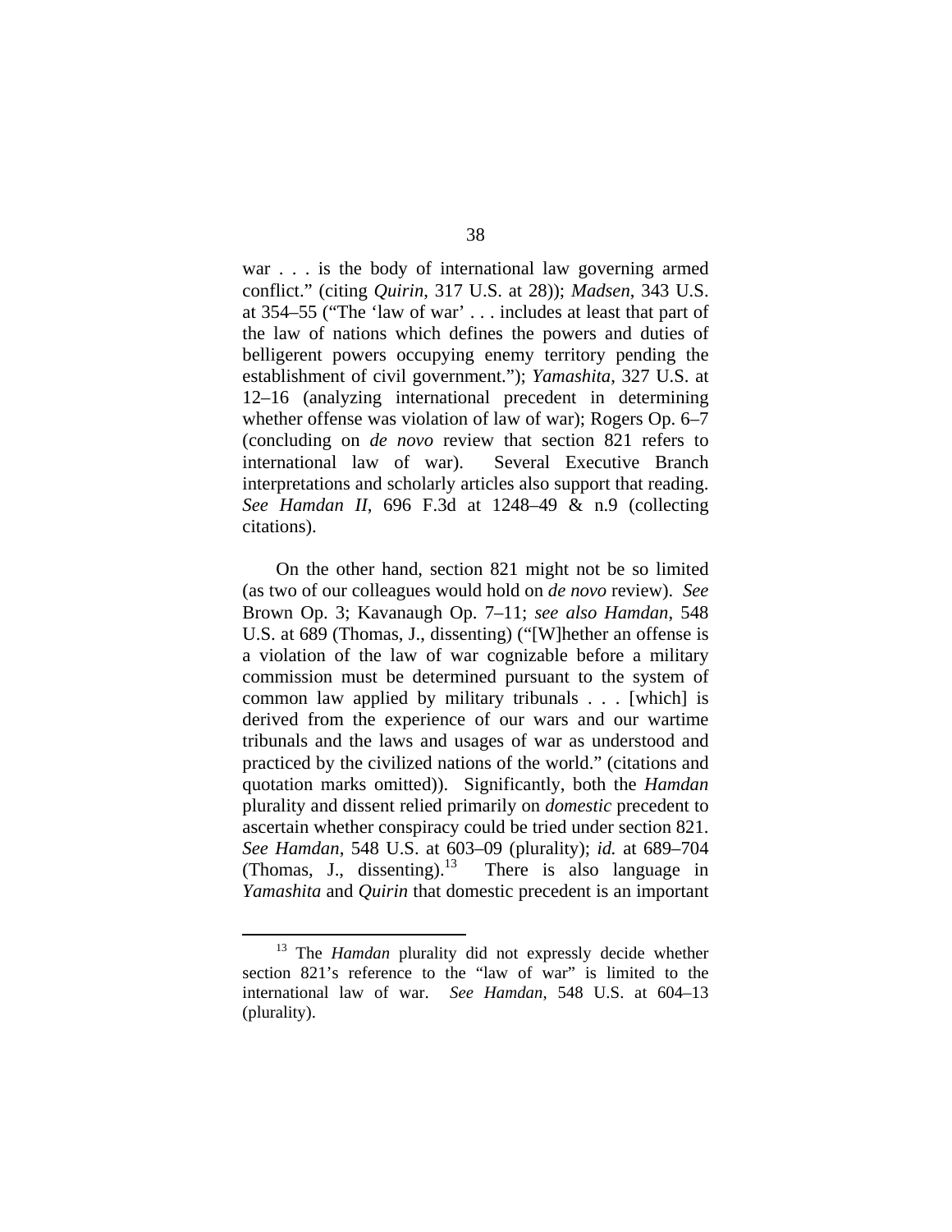war . . . is the body of international law governing armed conflict." (citing *Quirin*, 317 U.S. at 28)); *Madsen*, 343 U.S. at 354–55 ("The 'law of war' . . . includes at least that part of the law of nations which defines the powers and duties of belligerent powers occupying enemy territory pending the establishment of civil government."); *Yamashita*, 327 U.S. at 12–16 (analyzing international precedent in determining whether offense was violation of law of war); Rogers Op. 6–7 (concluding on *de novo* review that section 821 refers to international law of war). Several Executive Branch interpretations and scholarly articles also support that reading. *See Hamdan II*, 696 F.3d at 1248–49 & n.9 (collecting citations).

On the other hand, section 821 might not be so limited (as two of our colleagues would hold on *de novo* review). *See* Brown Op. 3; Kavanaugh Op. 7–11; *see also Hamdan*, 548 U.S. at 689 (Thomas, J., dissenting) ("[W]hether an offense is a violation of the law of war cognizable before a military commission must be determined pursuant to the system of common law applied by military tribunals . . . [which] is derived from the experience of our wars and our wartime tribunals and the laws and usages of war as understood and practiced by the civilized nations of the world." (citations and quotation marks omitted)). Significantly, both the *Hamdan* plurality and dissent relied primarily on *domestic* precedent to ascertain whether conspiracy could be tried under section 821. *See Hamdan*, 548 U.S. at 603–09 (plurality); *id.* at 689–704 (Thomas, J., dissenting).[13] There is also language in *Yamashita* and *Quirin* that domestic precedent is an important

[13] The *Hamdan* plurality did not expressly decide whether section 821's reference to the "law of war" is limited to the international law of war. *See Hamdan*, 548 U.S. at 604–13 (plurality).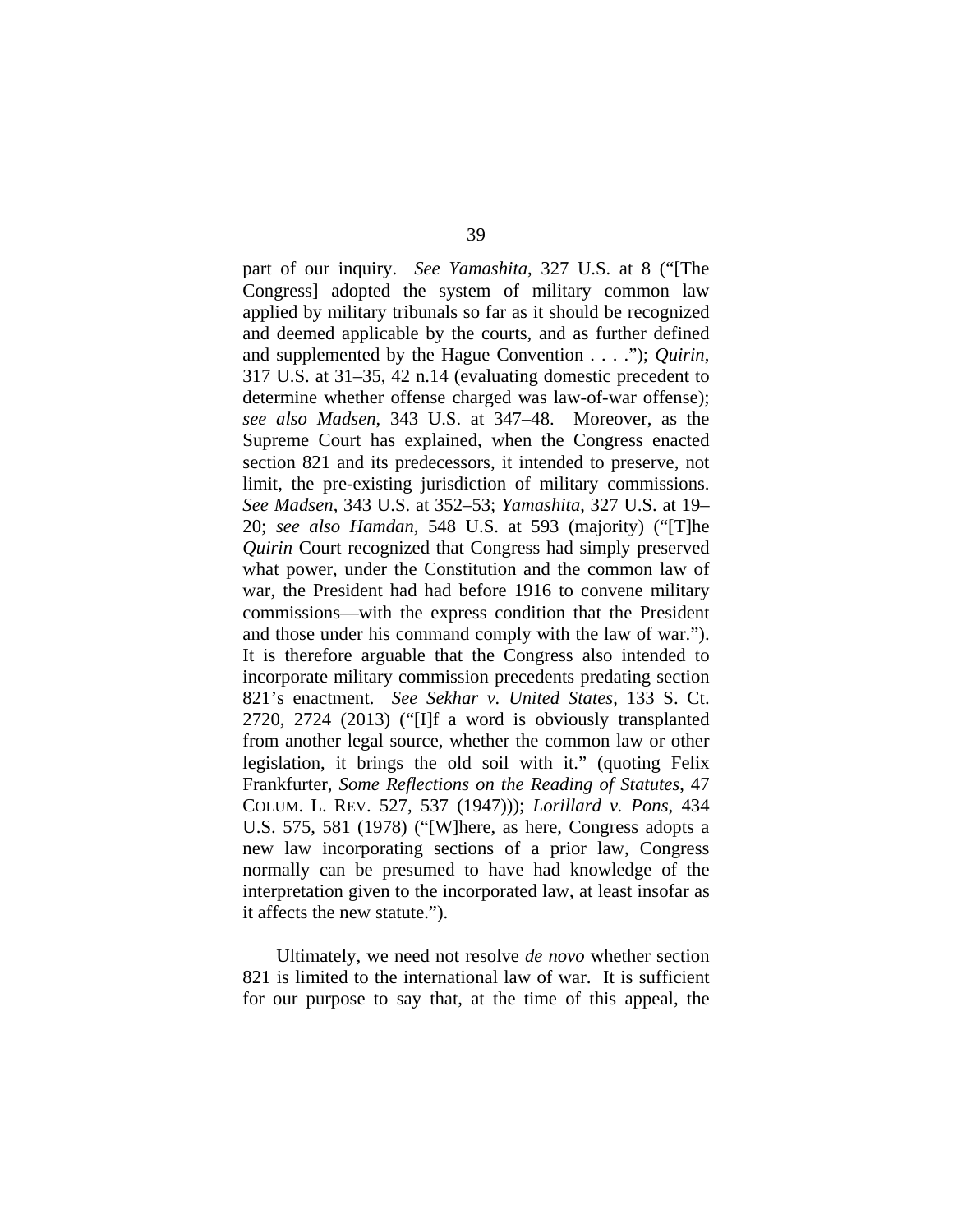part of our inquiry. *See Yamashita*, 327 U.S. at 8 ("[The Congress] adopted the system of military common law applied by military tribunals so far as it should be recognized and deemed applicable by the courts, and as further defined and supplemented by the Hague Convention . . . ."); *Quirin*, 317 U.S. at 31–35, 42 n.14 (evaluating domestic precedent to determine whether offense charged was law-of-war offense); *see also Madsen*, 343 U.S. at 347–48. Moreover, as the Supreme Court has explained, when the Congress enacted section 821 and its predecessors, it intended to preserve, not limit, the pre-existing jurisdiction of military commissions. *See Madsen*, 343 U.S. at 352–53; *Yamashita*, 327 U.S. at 19–20; *see also Hamdan*, 548 U.S. at 593 (majority) ("[T]he *Quirin* Court recognized that Congress had simply preserved what power, under the Constitution and the common law of war, the President had had before 1916 to convene military commissions—with the express condition that the President and those under his command comply with the law of war."). It is therefore arguable that the Congress also intended to incorporate military commission precedents predating section 821's enactment. *See Sekhar v. United States*, 133 S. Ct. 2720, 2724 (2013) ("[I]f a word is obviously transplanted from another legal source, whether the common law or other legislation, it brings the old soil with it." (quoting Felix Frankfurter, *Some Reflections on the Reading of Statutes*, 47 COLUM. L. REV. 527, 537 (1947))); *Lorillard v. Pons*, 434 U.S. 575, 581 (1978) ("[W]here, as here, Congress adopts a new law incorporating sections of a prior law, Congress normally can be presumed to have had knowledge of the interpretation given to the incorporated law, at least insofar as it affects the new statute.").

Ultimately, we need not resolve *de novo* whether section 821 is limited to the international law of war. It is sufficient for our purpose to say that, at the time of this appeal, the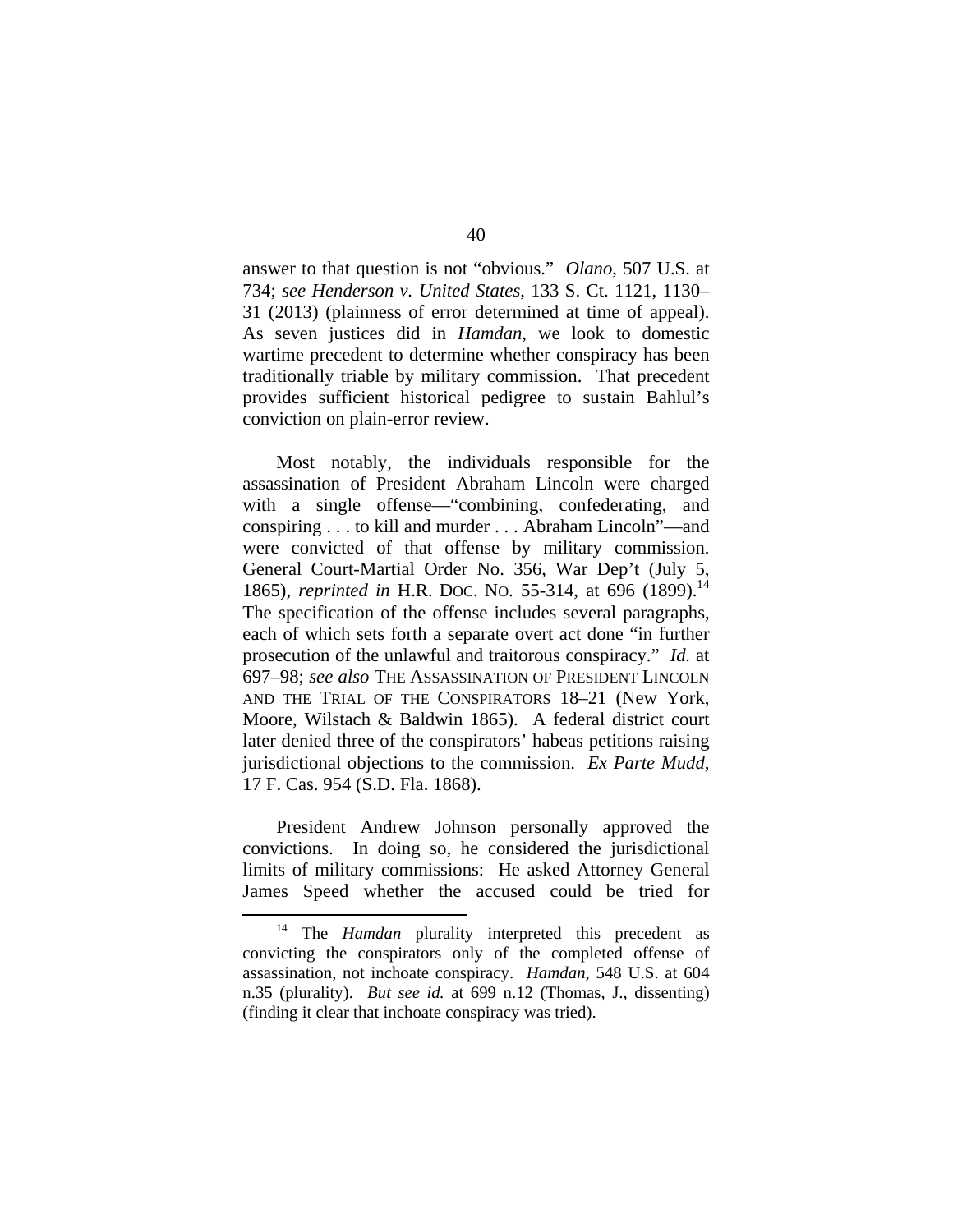answer to that question is not "obvious." *Olano*, 507 U.S. at 734; *see Henderson v. United States*, 133 S. Ct. 1121, 1130–31 (2013) (plainness of error determined at time of appeal). As seven justices did in *Hamdan*, we look to domestic wartime precedent to determine whether conspiracy has been traditionally triable by military commission. That precedent provides sufficient historical pedigree to sustain Bahlul's conviction on plain-error review.

Most notably, the individuals responsible for the assassination of President Abraham Lincoln were charged with a single offense—"combining, confederating, and conspiring . . . to kill and murder . . . Abraham Lincoln"—and were convicted of that offense by military commission. General Court-Martial Order No. 356, War Dep't (July 5, 1865), *reprinted in* H.R. DOC. NO. 55-314, at 696 (1899).[14] The specification of the offense includes several paragraphs, each of which sets forth a separate overt act done "in further prosecution of the unlawful and traitorous conspiracy." *Id.* at 697–98; *see also* THE ASSASSINATION OF PRESIDENT LINCOLN AND THE TRIAL OF THE CONSPIRATORS 18–21 (New York, Moore, Wilstach & Baldwin 1865). A federal district court later denied three of the conspirators' habeas petitions raising jurisdictional objections to the commission. *Ex Parte Mudd*, 17 F. Cas. 954 (S.D. Fla. 1868).

President Andrew Johnson personally approved the convictions. In doing so, he considered the jurisdictional limits of military commissions: He asked Attorney General James Speed whether the accused could be tried for

[14] The *Hamdan* plurality interpreted this precedent as convicting the conspirators only of the completed offense of assassination, not inchoate conspiracy. *Hamdan*, 548 U.S. at 604 n.35 (plurality). *But see id.* at 699 n.12 (Thomas, J., dissenting) (finding it clear that inchoate conspiracy was tried).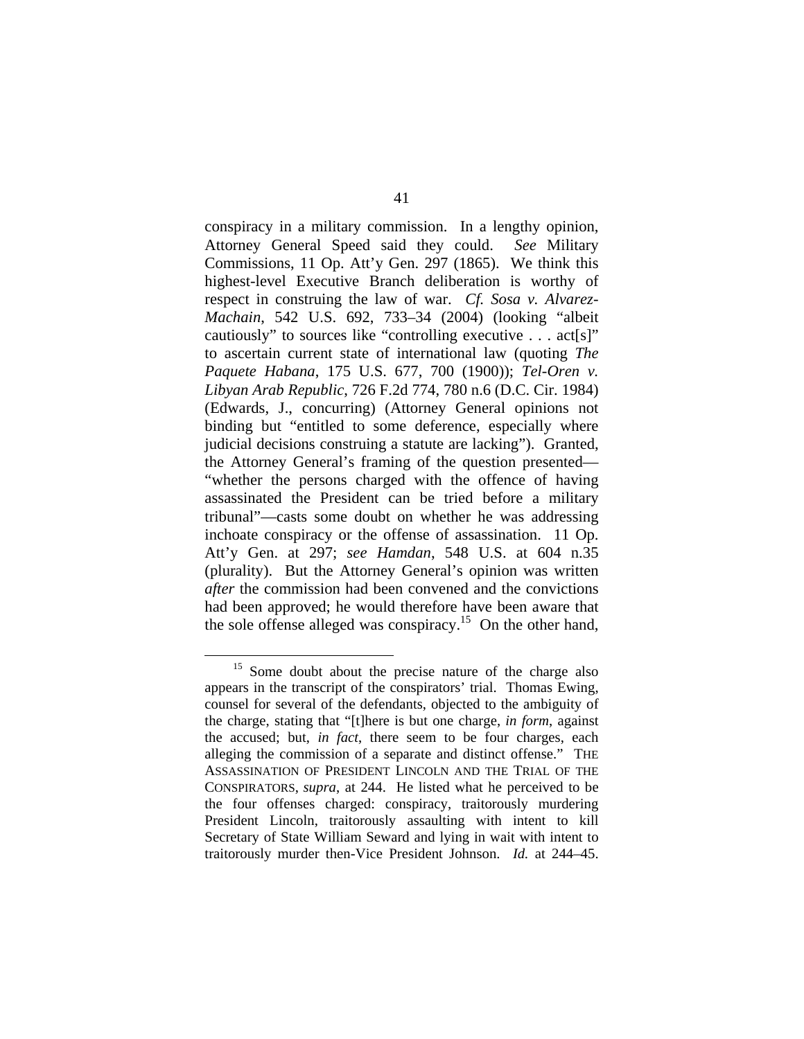conspiracy in a military commission. In a lengthy opinion, Attorney General Speed said they could. *See* Military Commissions, 11 Op. Att'y Gen. 297 (1865). We think this highest-level Executive Branch deliberation is worthy of respect in construing the law of war. *Cf. Sosa v. Alvarez-Machain*, 542 U.S. 692, 733–34 (2004) (looking "albeit cautiously" to sources like "controlling executive . . . act[s]" to ascertain current state of international law (quoting *The Paquete Habana*, 175 U.S. 677, 700 (1900)); *Tel-Oren v. Libyan Arab Republic*, 726 F.2d 774, 780 n.6 (D.C. Cir. 1984) (Edwards, J., concurring) (Attorney General opinions not binding but "entitled to some deference, especially where judicial decisions construing a statute are lacking"). Granted, the Attorney General's framing of the question presented—"whether the persons charged with the offence of having assassinated the President can be tried before a military tribunal"—casts some doubt on whether he was addressing inchoate conspiracy or the offense of assassination. 11 Op. Att'y Gen. at 297; *see Hamdan*, 548 U.S. at 604 n.35 (plurality). But the Attorney General's opinion was written *after* the commission had been convened and the convictions had been approved; he would therefore have been aware that the sole offense alleged was conspiracy.[15] On the other hand,

[15] Some doubt about the precise nature of the charge also appears in the transcript of the conspirators' trial. Thomas Ewing, counsel for several of the defendants, objected to the ambiguity of the charge, stating that "[t]here is but one charge, *in form*, against the accused; but, *in fact*, there seem to be four charges, each alleging the commission of a separate and distinct offense." THE ASSASSINATION OF PRESIDENT LINCOLN AND THE TRIAL OF THE CONSPIRATORS, *supra*, at 244. He listed what he perceived to be the four offenses charged: conspiracy, traitorously murdering President Lincoln, traitorously assaulting with intent to kill Secretary of State William Seward and lying in wait with intent to traitorously murder then-Vice President Johnson. *Id.* at 244–45.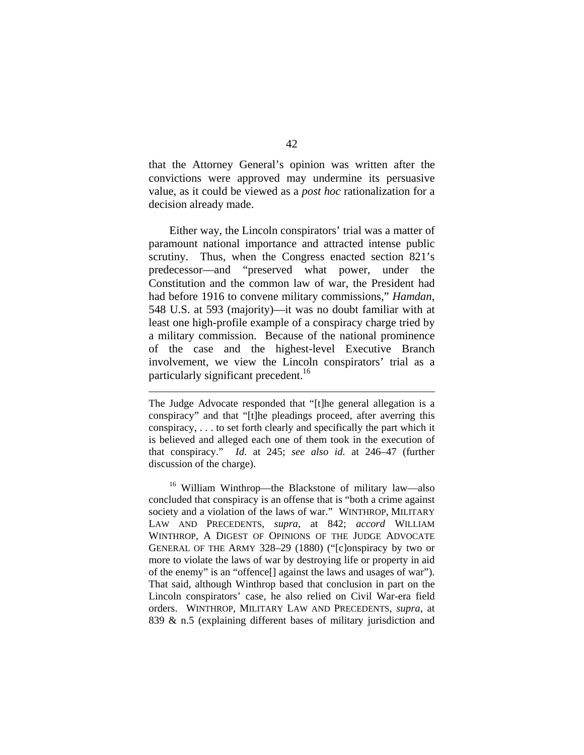that the Attorney General's opinion was written after the convictions were approved may undermine its persuasive value, as it could be viewed as a *post hoc* rationalization for a decision already made.

Either way, the Lincoln conspirators' trial was a matter of paramount national importance and attracted intense public scrutiny. Thus, when the Congress enacted section 821's predecessor—and "preserved what power, under the Constitution and the common law of war, the President had had before 1916 to convene military commissions," *Hamdan*, 548 U.S. at 593 (majority)—it was no doubt familiar with at least one high-profile example of a conspiracy charge tried by a military commission. Because of the national prominence of the case and the highest-level Executive Branch involvement, we view the Lincoln conspirators' trial as a particularly significant precedent.[16]

---

The Judge Advocate responded that "[t]he general allegation is a conspiracy" and that "[t]he pleadings proceed, after averring this conspiracy, . . . to set forth clearly and specifically the part which it is believed and alleged each one of them took in the execution of that conspiracy." *Id.* at 245; *see also id.* at 246–47 (further discussion of the charge).

[16] William Winthrop—the Blackstone of military law—also concluded that conspiracy is an offense that is "both a crime against society and a violation of the laws of war." WINTHROP, MILITARY LAW AND PRECEDENTS, *supra*, at 842; *accord* WILLIAM WINTHROP, A DIGEST OF OPINIONS OF THE JUDGE ADVOCATE GENERAL OF THE ARMY 328–29 (1880) ("[c]onspiracy by two or more to violate the laws of war by destroying life or property in aid of the enemy" is an "offence[] against the laws and usages of war"). That said, although Winthrop based that conclusion in part on the Lincoln conspirators' case, he also relied on Civil War-era field orders. WINTHROP, MILITARY LAW AND PRECEDENTS, *supra*, at 839 & n.5 (explaining different bases of military jurisdiction and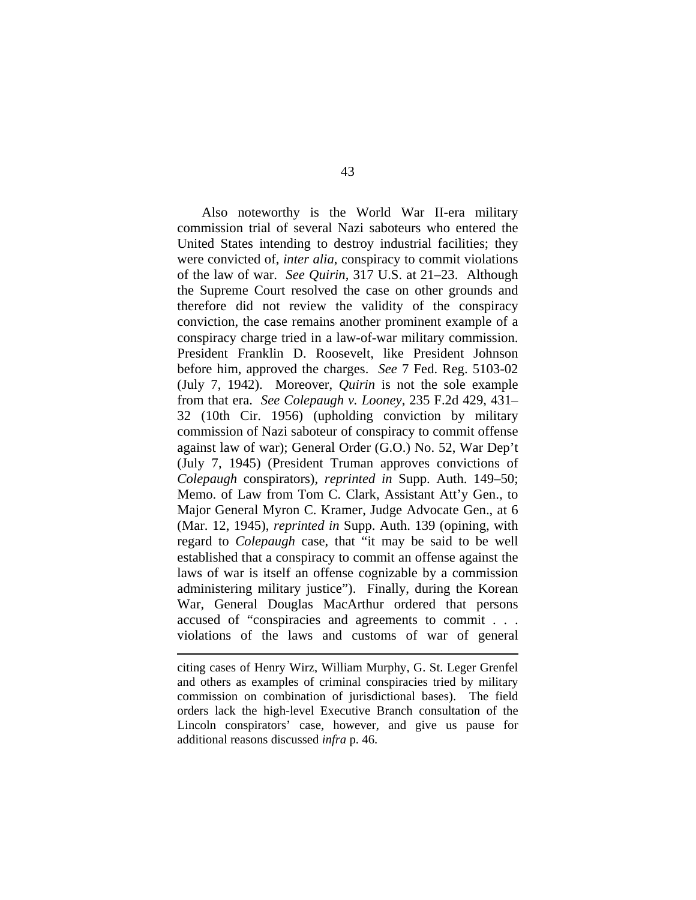Also noteworthy is the World War II-era military commission trial of several Nazi saboteurs who entered the United States intending to destroy industrial facilities; they were convicted of, *inter alia*, conspiracy to commit violations of the law of war. *See Quirin*, 317 U.S. at 21–23. Although the Supreme Court resolved the case on other grounds and therefore did not review the validity of the conspiracy conviction, the case remains another prominent example of a conspiracy charge tried in a law-of-war military commission. President Franklin D. Roosevelt, like President Johnson before him, approved the charges. *See* 7 Fed. Reg. 5103-02 (July 7, 1942). Moreover, *Quirin* is not the sole example from that era. *See Colepaugh v. Looney*, 235 F.2d 429, 431–32 (10th Cir. 1956) (upholding conviction by military commission of Nazi saboteur of conspiracy to commit offense against law of war); General Order (G.O.) No. 52, War Dep't (July 7, 1945) (President Truman approves convictions of *Colepaugh* conspirators), *reprinted in* Supp. Auth. 149–50; Memo. of Law from Tom C. Clark, Assistant Att'y Gen., to Major General Myron C. Kramer, Judge Advocate Gen., at 6 (Mar. 12, 1945), *reprinted in* Supp. Auth. 139 (opining, with regard to *Colepaugh* case, that "it may be said to be well established that a conspiracy to commit an offense against the laws of war is itself an offense cognizable by a commission administering military justice"). Finally, during the Korean War, General Douglas MacArthur ordered that persons accused of "conspiracies and agreements to commit . . . violations of the laws and customs of war of general

---

citing cases of Henry Wirz, William Murphy, G. St. Leger Grenfel and others as examples of criminal conspiracies tried by military commission on combination of jurisdictional bases). The field orders lack the high-level Executive Branch consultation of the Lincoln conspirators' case, however, and give us pause for additional reasons discussed *infra* p. 46.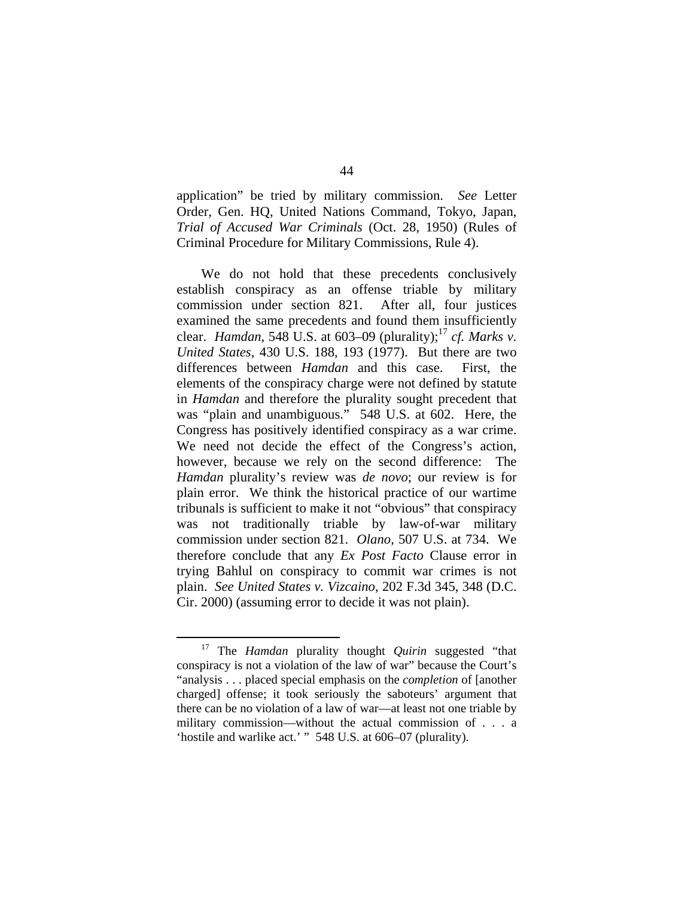application" be tried by military commission. *See* Letter Order, Gen. HQ, United Nations Command, Tokyo, Japan, *Trial of Accused War Criminals* (Oct. 28, 1950) (Rules of Criminal Procedure for Military Commissions, Rule 4).

We do not hold that these precedents conclusively establish conspiracy as an offense triable by military commission under section 821. After all, four justices examined the same precedents and found them insufficiently clear. *Hamdan*, 548 U.S. at 603–09 (plurality);[17] *cf. Marks v. United States*, 430 U.S. 188, 193 (1977). But there are two differences between *Hamdan* and this case. First, the elements of the conspiracy charge were not defined by statute in *Hamdan* and therefore the plurality sought precedent that was "plain and unambiguous." 548 U.S. at 602. Here, the Congress has positively identified conspiracy as a war crime. We need not decide the effect of the Congress's action, however, because we rely on the second difference: The *Hamdan* plurality's review was *de novo*; our review is for plain error. We think the historical practice of our wartime tribunals is sufficient to make it not "obvious" that conspiracy was not traditionally triable by law-of-war military commission under section 821. *Olano*, 507 U.S. at 734. We therefore conclude that any *Ex Post Facto* Clause error in trying Bahlul on conspiracy to commit war crimes is not plain. *See United States v. Vizcaino*, 202 F.3d 345, 348 (D.C. Cir. 2000) (assuming error to decide it was not plain).

---

[17] The *Hamdan* plurality thought *Quirin* suggested "that conspiracy is not a violation of the law of war" because the Court's "analysis . . . placed special emphasis on the *completion* of [another charged] offense; it took seriously the saboteurs' argument that there can be no violation of a law of war—at least not one triable by military commission—without the actual commission of . . . a 'hostile and warlike act.' " 548 U.S. at 606–07 (plurality).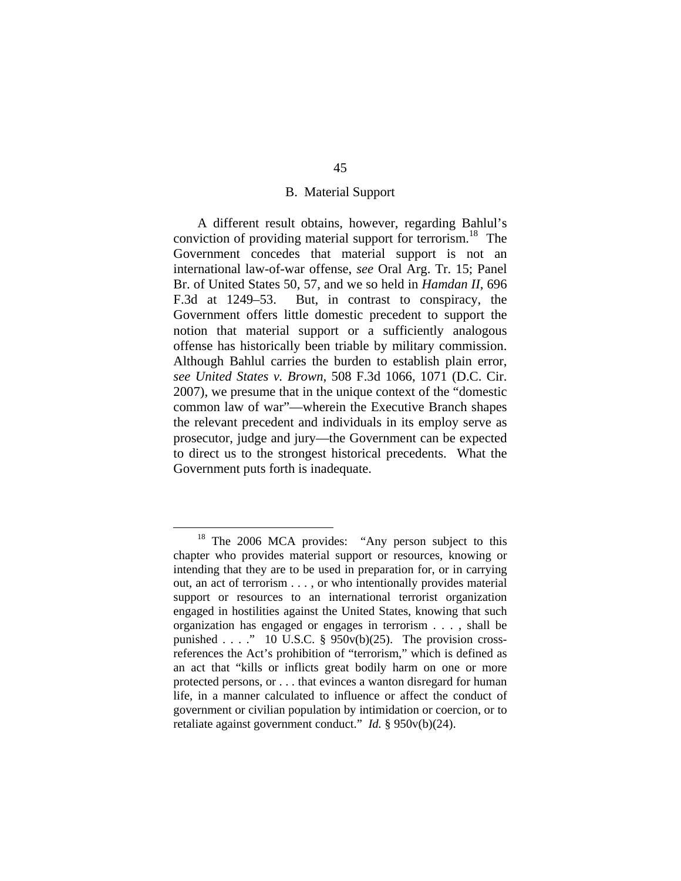## B. Material Support

A different result obtains, however, regarding Bahlul's conviction of providing material support for terrorism.[18] The Government concedes that material support is not an international law-of-war offense, *see* Oral Arg. Tr. 15; Panel Br. of United States 50, 57, and we so held in *Hamdan II*, 696 F.3d at 1249–53. But, in contrast to conspiracy, the Government offers little domestic precedent to support the notion that material support or a sufficiently analogous offense has historically been triable by military commission. Although Bahlul carries the burden to establish plain error, *see United States v. Brown*, 508 F.3d 1066, 1071 (D.C. Cir. 2007), we presume that in the unique context of the "domestic common law of war"—wherein the Executive Branch shapes the relevant precedent and individuals in its employ serve as prosecutor, judge and jury—the Government can be expected to direct us to the strongest historical precedents. What the Government puts forth is inadequate.

---

[18] The 2006 MCA provides: "Any person subject to this chapter who provides material support or resources, knowing or intending that they are to be used in preparation for, or in carrying out, an act of terrorism . . . , or who intentionally provides material support or resources to an international terrorist organization engaged in hostilities against the United States, knowing that such organization has engaged or engages in terrorism . . . , shall be punished . . . ." 10 U.S.C. § 950v(b)(25). The provision cross-references the Act's prohibition of "terrorism," which is defined as an act that "kills or inflicts great bodily harm on one or more protected persons, or . . . that evinces a wanton disregard for human life, in a manner calculated to influence or affect the conduct of government or civilian population by intimidation or coercion, or to retaliate against government conduct." *Id.* § 950v(b)(24).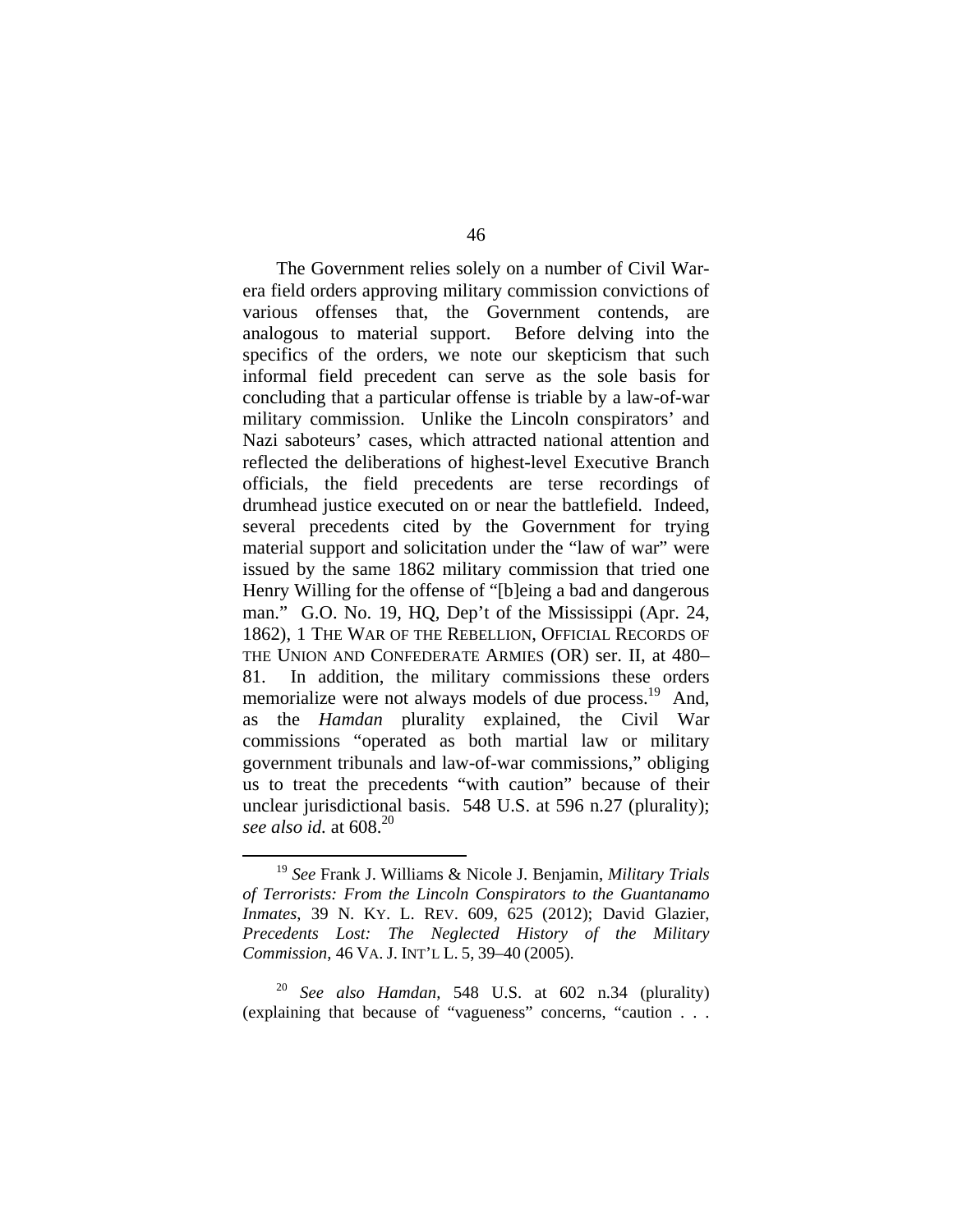The Government relies solely on a number of Civil War-era field orders approving military commission convictions of various offenses that, the Government contends, are analogous to material support. Before delving into the specifics of the orders, we note our skepticism that such informal field precedent can serve as the sole basis for concluding that a particular offense is triable by a law-of-war military commission. Unlike the Lincoln conspirators' and Nazi saboteurs' cases, which attracted national attention and reflected the deliberations of highest-level Executive Branch officials, the field precedents are terse recordings of drumhead justice executed on or near the battlefield. Indeed, several precedents cited by the Government for trying material support and solicitation under the "law of war" were issued by the same 1862 military commission that tried one Henry Willing for the offense of "[b]eing a bad and dangerous man." G.O. No. 19, HQ, Dep't of the Mississippi (Apr. 24, 1862), 1 THE WAR OF THE REBELLION, OFFICIAL RECORDS OF THE UNION AND CONFEDERATE ARMIES (OR) ser. II, at 480–81. In addition, the military commissions these orders memorialize were not always models of due process.[19] And, as the *Hamdan* plurality explained, the Civil War commissions "operated as both martial law or military government tribunals and law-of-war commissions," obliging us to treat the precedents "with caution" because of their unclear jurisdictional basis. 548 U.S. at 596 n.27 (plurality); *see also id.* at 608.[20]

---

[19] *See* Frank J. Williams & Nicole J. Benjamin, *Military Trials of Terrorists: From the Lincoln Conspirators to the Guantanamo Inmates*, 39 N. KY. L. REV. 609, 625 (2012); David Glazier, *Precedents Lost: The Neglected History of the Military Commission*, 46 VA. J. INT'L L. 5, 39–40 (2005).

[20] *See also Hamdan*, 548 U.S. at 602 n.34 (plurality) (explaining that because of "vagueness" concerns, "caution . . .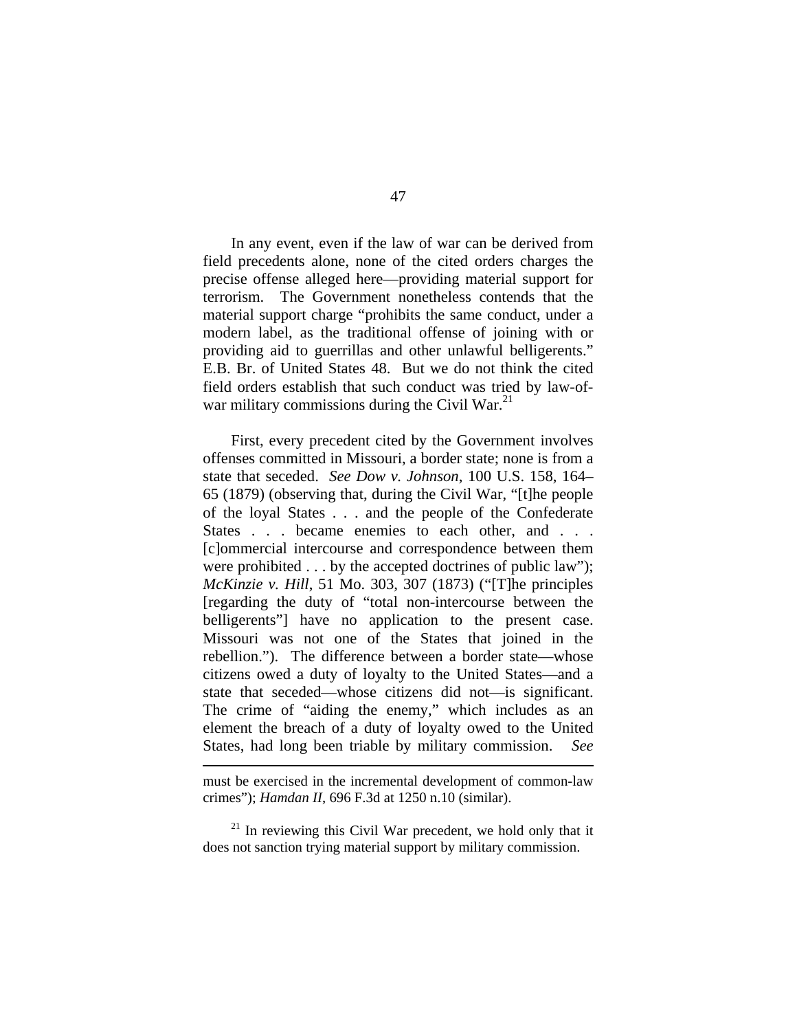In any event, even if the law of war can be derived from field precedents alone, none of the cited orders charges the precise offense alleged here—providing material support for terrorism. The Government nonetheless contends that the material support charge "prohibits the same conduct, under a modern label, as the traditional offense of joining with or providing aid to guerrillas and other unlawful belligerents." E.B. Br. of United States 48. But we do not think the cited field orders establish that such conduct was tried by law-of-war military commissions during the Civil War.[21]

First, every precedent cited by the Government involves offenses committed in Missouri, a border state; none is from a state that seceded. *See Dow v. Johnson*, 100 U.S. 158, 164–65 (1879) (observing that, during the Civil War, "[t]he people of the loyal States . . . and the people of the Confederate States . . . became enemies to each other, and . . . [c]ommercial intercourse and correspondence between them were prohibited . . . by the accepted doctrines of public law"); *McKinzie v. Hill*, 51 Mo. 303, 307 (1873) ("[T]he principles [regarding the duty of "total non-intercourse between the belligerents"] have no application to the present case. Missouri was not one of the States that joined in the rebellion."). The difference between a border state—whose citizens owed a duty of loyalty to the United States—and a state that seceded—whose citizens did not—is significant. The crime of "aiding the enemy," which includes as an element the breach of a duty of loyalty owed to the United States, had long been triable by military commission. *See*

---

must be exercised in the incremental development of common-law crimes"); *Hamdan II*, 696 F.3d at 1250 n.10 (similar).

[21] In reviewing this Civil War precedent, we hold only that it does not sanction trying material support by military commission.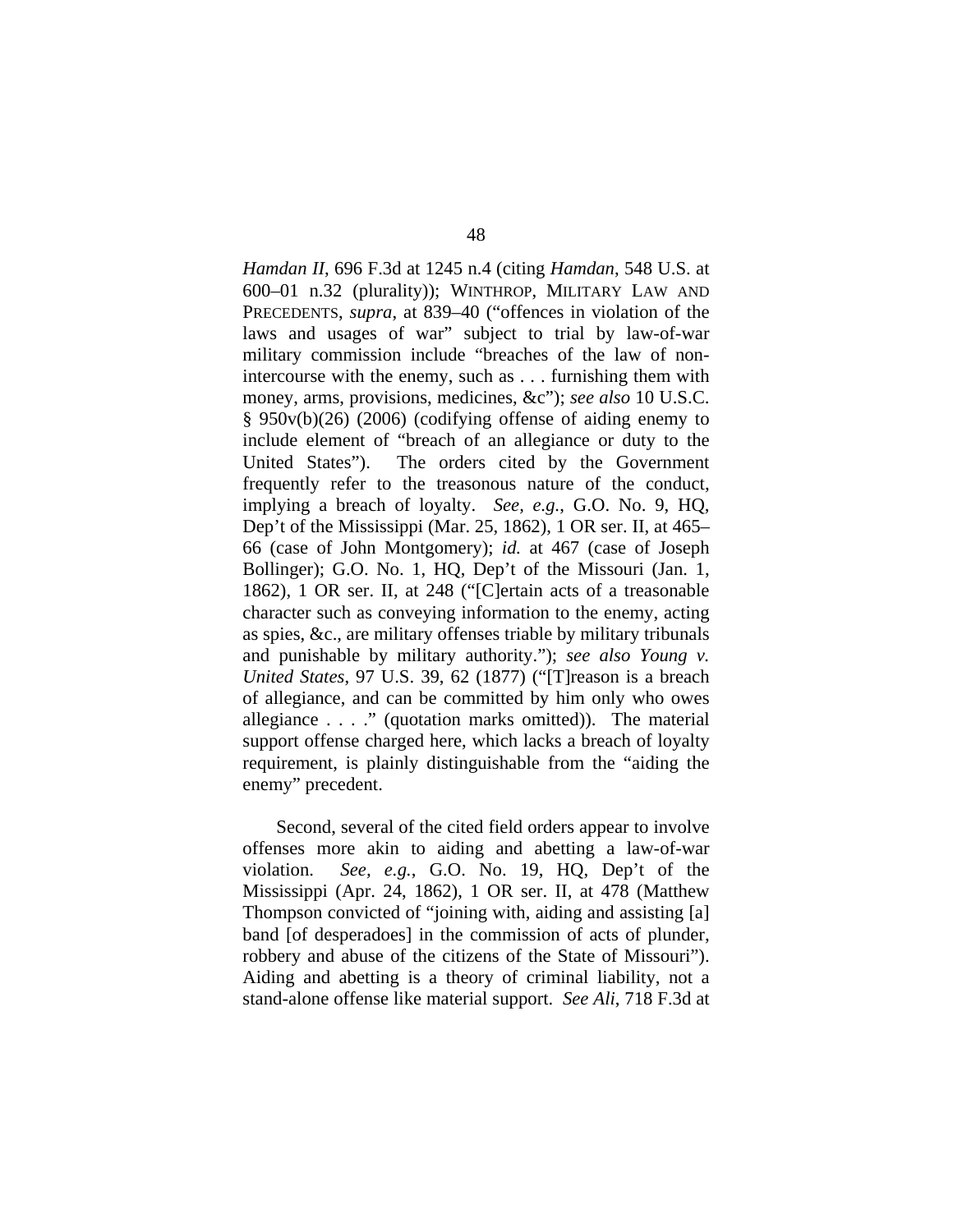*Hamdan II*, 696 F.3d at 1245 n.4 (citing *Hamdan*, 548 U.S. at 600–01 n.32 (plurality)); WINTHROP, MILITARY LAW AND PRECEDENTS, *supra*, at 839–40 ("offences in violation of the laws and usages of war" subject to trial by law-of-war military commission include "breaches of the law of non-intercourse with the enemy, such as . . . furnishing them with money, arms, provisions, medicines, &c"); *see also* 10 U.S.C. § 950v(b)(26) (2006) (codifying offense of aiding enemy to include element of "breach of an allegiance or duty to the United States"). The orders cited by the Government frequently refer to the treasonous nature of the conduct, implying a breach of loyalty. *See, e.g.*, G.O. No. 9, HQ, Dep't of the Mississippi (Mar. 25, 1862), 1 OR ser. II, at 465–66 (case of John Montgomery); *id.* at 467 (case of Joseph Bollinger); G.O. No. 1, HQ, Dep't of the Missouri (Jan. 1, 1862), 1 OR ser. II, at 248 ("[C]ertain acts of a treasonable character such as conveying information to the enemy, acting as spies, &c., are military offenses triable by military tribunals and punishable by military authority."); *see also Young v. United States*, 97 U.S. 39, 62 (1877) ("[T]reason is a breach of allegiance, and can be committed by him only who owes allegiance . . . ." (quotation marks omitted)). The material support offense charged here, which lacks a breach of loyalty requirement, is plainly distinguishable from the "aiding the enemy" precedent.

Second, several of the cited field orders appear to involve offenses more akin to aiding and abetting a law-of-war violation. *See, e.g.*, G.O. No. 19, HQ, Dep't of the Mississippi (Apr. 24, 1862), 1 OR ser. II, at 478 (Matthew Thompson convicted of "joining with, aiding and assisting [a] band [of desperadoes] in the commission of acts of plunder, robbery and abuse of the citizens of the State of Missouri"). Aiding and abetting is a theory of criminal liability, not a stand-alone offense like material support. *See Ali*, 718 F.3d at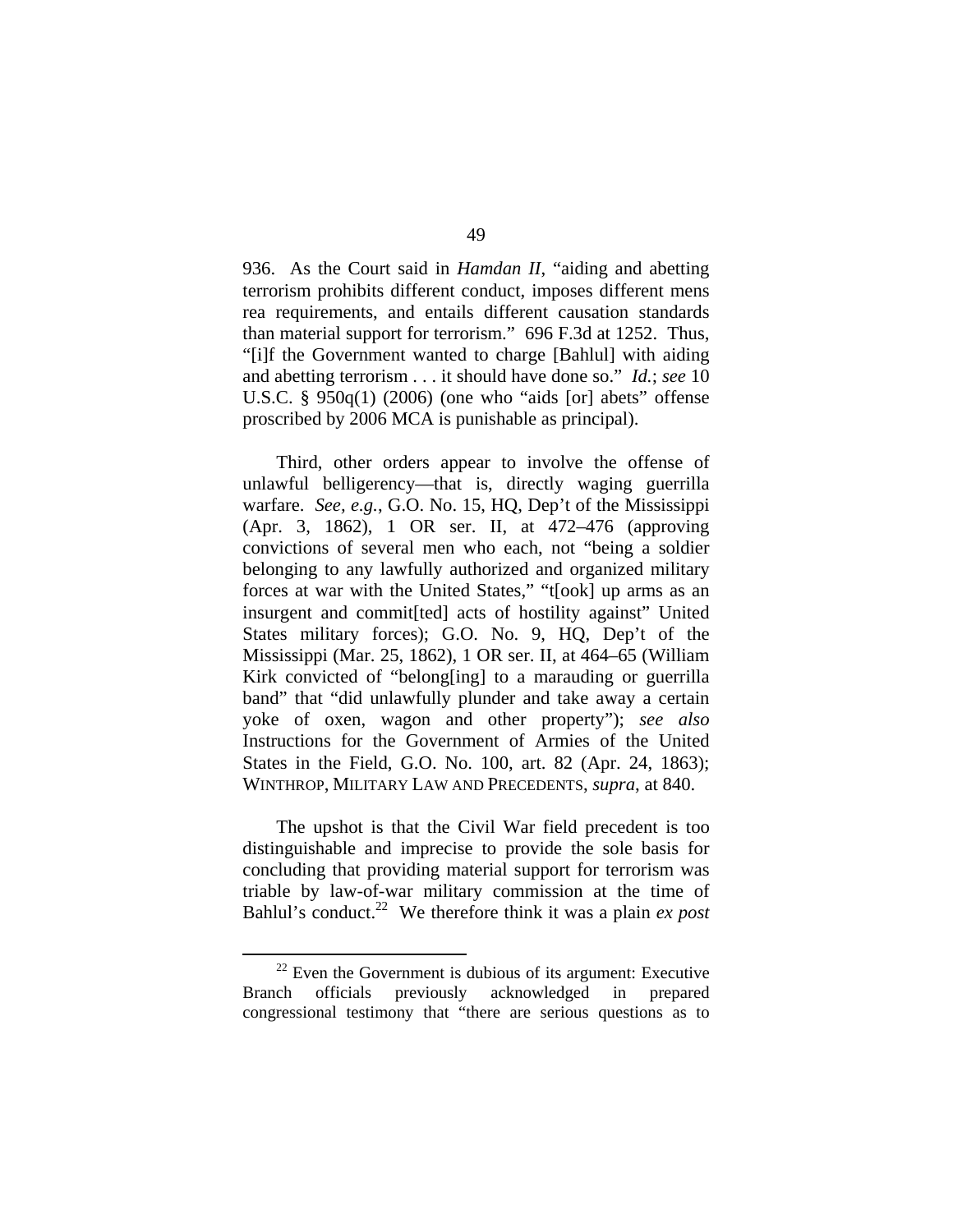936. As the Court said in *Hamdan II*, "aiding and abetting terrorism prohibits different conduct, imposes different mens rea requirements, and entails different causation standards than material support for terrorism." 696 F.3d at 1252. Thus, "[i]f the Government wanted to charge [Bahlul] with aiding and abetting terrorism . . . it should have done so." *Id.*; *see* 10 U.S.C. § 950q(1) (2006) (one who "aids [or] abets" offense proscribed by 2006 MCA is punishable as principal).

Third, other orders appear to involve the offense of unlawful belligerency—that is, directly waging guerrilla warfare. *See, e.g.*, G.O. No. 15, HQ, Dep't of the Mississippi (Apr. 3, 1862), 1 OR ser. II, at 472–476 (approving convictions of several men who each, not "being a soldier belonging to any lawfully authorized and organized military forces at war with the United States," "t[ook] up arms as an insurgent and commit[ted] acts of hostility against" United States military forces); G.O. No. 9, HQ, Dep't of the Mississippi (Mar. 25, 1862), 1 OR ser. II, at 464–65 (William Kirk convicted of "belong[ing] to a marauding or guerrilla band" that "did unlawfully plunder and take away a certain yoke of oxen, wagon and other property"); *see also* Instructions for the Government of Armies of the United States in the Field, G.O. No. 100, art. 82 (Apr. 24, 1863); WINTHROP, MILITARY LAW AND PRECEDENTS, *supra*, at 840.

The upshot is that the Civil War field precedent is too distinguishable and imprecise to provide the sole basis for concluding that providing material support for terrorism was triable by law-of-war military commission at the time of Bahlul's conduct.[22] We therefore think it was a plain *ex post*

[22] Even the Government is dubious of its argument: Executive Branch officials previously acknowledged in prepared congressional testimony that "there are serious questions as to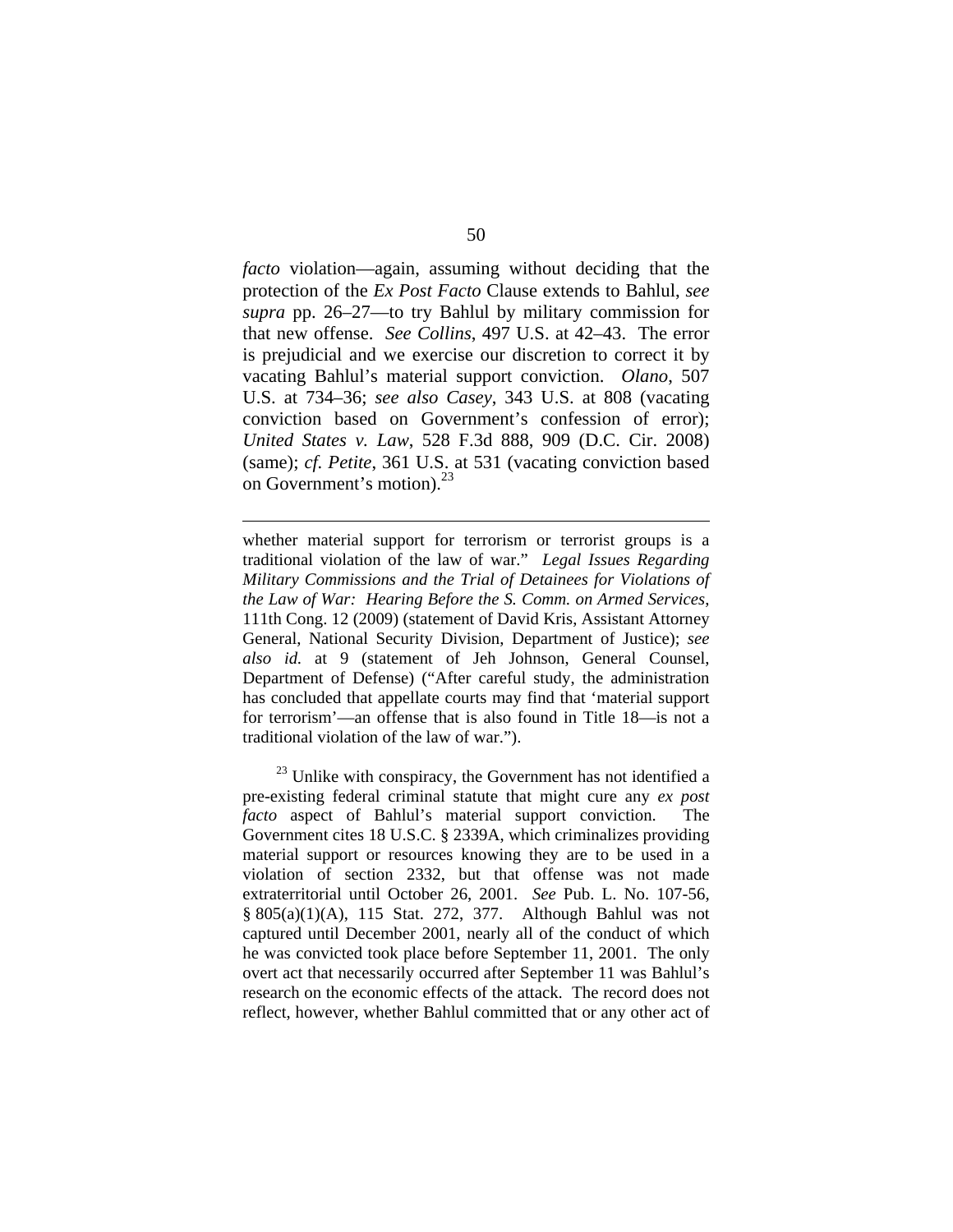*facto* violation—again, assuming without deciding that the protection of the *Ex Post Facto* Clause extends to Bahlul, *see supra* pp. 26–27—to try Bahlul by military commission for that new offense. *See Collins*, 497 U.S. at 42–43. The error is prejudicial and we exercise our discretion to correct it by vacating Bahlul's material support conviction. *Olano*, 507 U.S. at 734–36; *see also Casey*, 343 U.S. at 808 (vacating conviction based on Government's confession of error); *United States v. Law*, 528 F.3d 888, 909 (D.C. Cir. 2008) (same); *cf. Petite*, 361 U.S. at 531 (vacating conviction based on Government's motion).[23]

---

whether material support for terrorism or terrorist groups is a traditional violation of the law of war." *Legal Issues Regarding Military Commissions and the Trial of Detainees for Violations of the Law of War: Hearing Before the S. Comm. on Armed Services*, 111th Cong. 12 (2009) (statement of David Kris, Assistant Attorney General, National Security Division, Department of Justice); *see also id.* at 9 (statement of Jeh Johnson, General Counsel, Department of Defense) ("After careful study, the administration has concluded that appellate courts may find that 'material support for terrorism'—an offense that is also found in Title 18—is not a traditional violation of the law of war.").

[23] Unlike with conspiracy, the Government has not identified a pre-existing federal criminal statute that might cure any *ex post facto* aspect of Bahlul's material support conviction. The Government cites 18 U.S.C. § 2339A, which criminalizes providing material support or resources knowing they are to be used in a violation of section 2332, but that offense was not made extraterritorial until October 26, 2001. *See* Pub. L. No. 107-56, § 805(a)(1)(A), 115 Stat. 272, 377. Although Bahlul was not captured until December 2001, nearly all of the conduct of which he was convicted took place before September 11, 2001. The only overt act that necessarily occurred after September 11 was Bahlul's research on the economic effects of the attack. The record does not reflect, however, whether Bahlul committed that or any other act of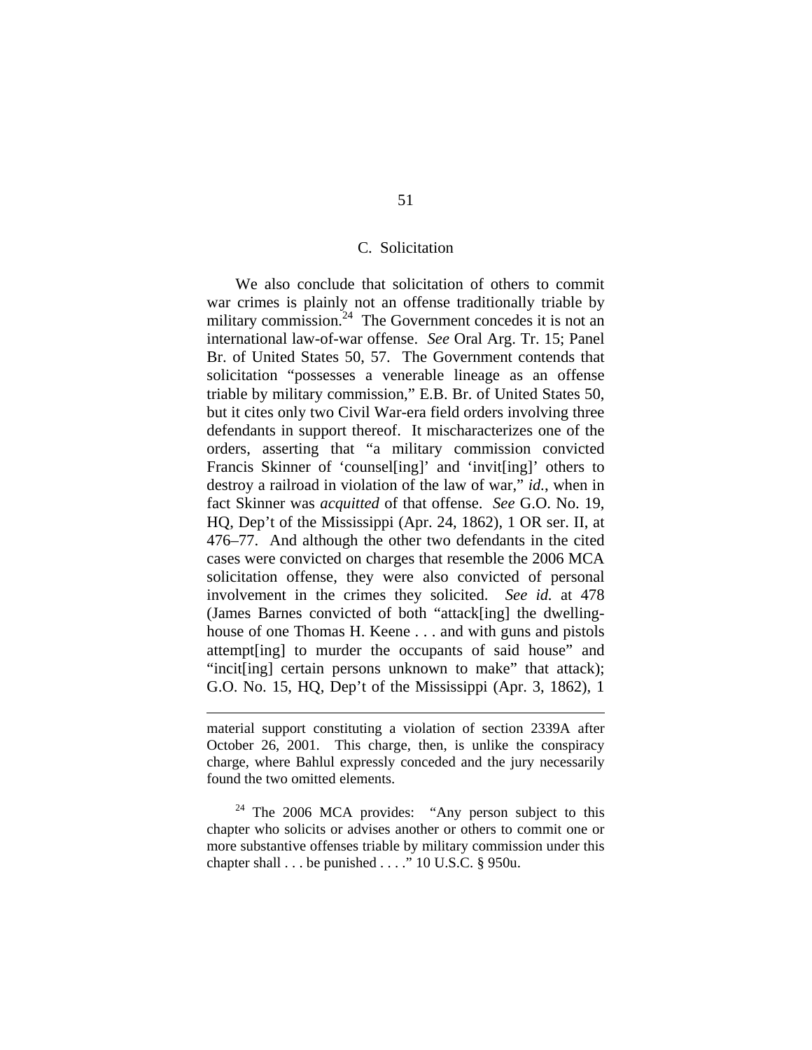## C. Solicitation

We also conclude that solicitation of others to commit war crimes is plainly not an offense traditionally triable by military commission.[24] The Government concedes it is not an international law-of-war offense. *See* Oral Arg. Tr. 15; Panel Br. of United States 50, 57. The Government contends that solicitation "possesses a venerable lineage as an offense triable by military commission," E.B. Br. of United States 50, but it cites only two Civil War-era field orders involving three defendants in support thereof. It mischaracterizes one of the orders, asserting that "a military commission convicted Francis Skinner of 'counsel[ing]' and 'invit[ing]' others to destroy a railroad in violation of the law of war," *id.*, when in fact Skinner was *acquitted* of that offense. *See* G.O. No. 19, HQ, Dep't of the Mississippi (Apr. 24, 1862), 1 OR ser. II, at 476–77. And although the other two defendants in the cited cases were convicted on charges that resemble the 2006 MCA solicitation offense, they were also convicted of personal involvement in the crimes they solicited. *See id.* at 478 (James Barnes convicted of both "attack[ing] the dwelling-house of one Thomas H. Keene . . . and with guns and pistols attempt[ing] to murder the occupants of said house" and "incit[ing] certain persons unknown to make" that attack); G.O. No. 15, HQ, Dep't of the Mississippi (Apr. 3, 1862), 1

---

material support constituting a violation of section 2339A after October 26, 2001. This charge, then, is unlike the conspiracy charge, where Bahlul expressly conceded and the jury necessarily found the two omitted elements.

[24] The 2006 MCA provides: "Any person subject to this chapter who solicits or advises another or others to commit one or more substantive offenses triable by military commission under this chapter shall . . . be punished . . . ." 10 U.S.C. § 950u.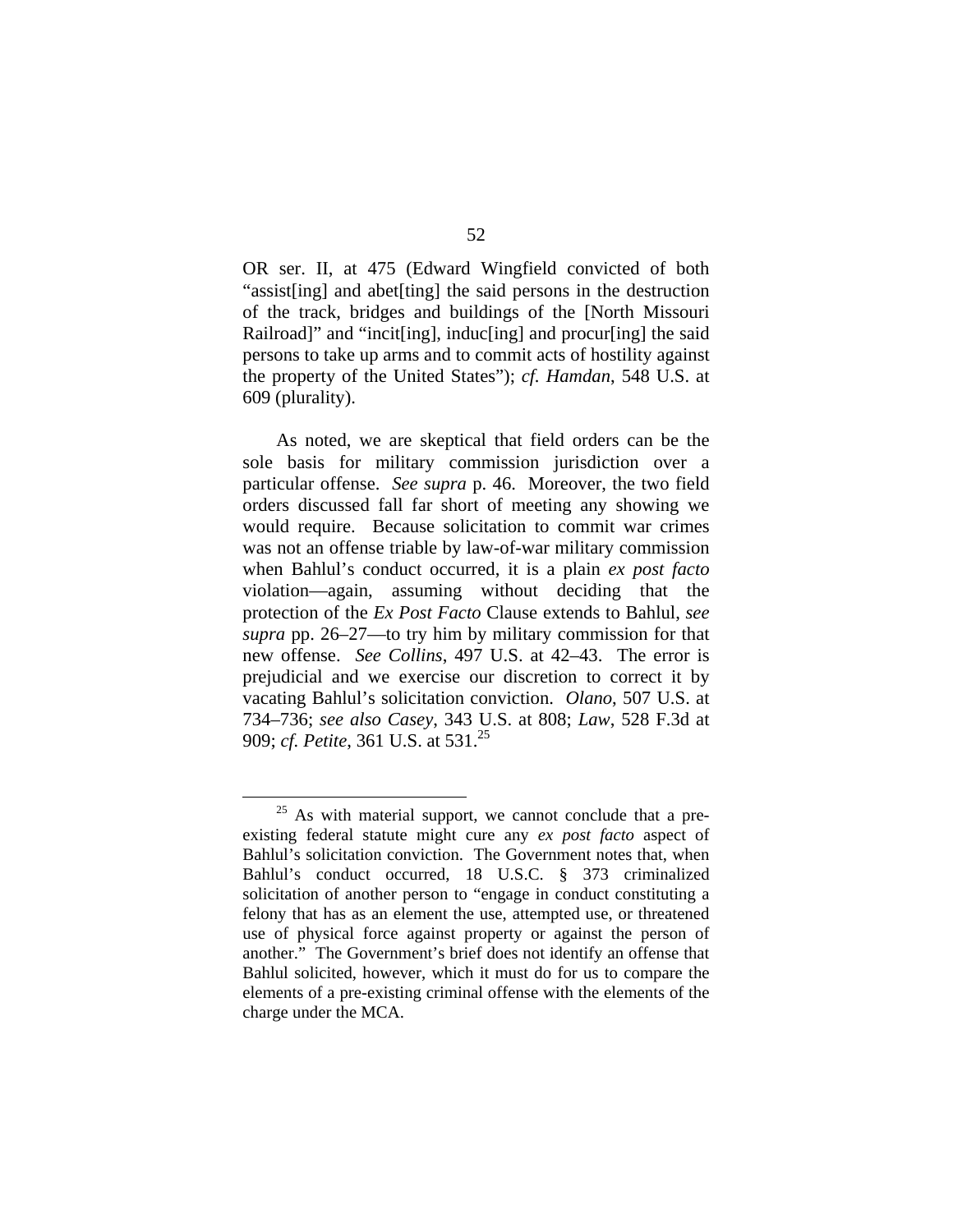OR ser. II, at 475 (Edward Wingfield convicted of both "assist[ing] and abet[ting] the said persons in the destruction of the track, bridges and buildings of the [North Missouri Railroad]" and "incit[ing], induc[ing] and procur[ing] the said persons to take up arms and to commit acts of hostility against the property of the United States"); *cf. Hamdan*, 548 U.S. at 609 (plurality).

As noted, we are skeptical that field orders can be the sole basis for military commission jurisdiction over a particular offense. *See supra* p. 46. Moreover, the two field orders discussed fall far short of meeting any showing we would require. Because solicitation to commit war crimes was not an offense triable by law-of-war military commission when Bahlul's conduct occurred, it is a plain *ex post facto* violation—again, assuming without deciding that the protection of the *Ex Post Facto* Clause extends to Bahlul, *see supra* pp. 26–27—to try him by military commission for that new offense. *See Collins*, 497 U.S. at 42–43. The error is prejudicial and we exercise our discretion to correct it by vacating Bahlul's solicitation conviction. *Olano*, 507 U.S. at 734–736; *see also Casey*, 343 U.S. at 808; *Law*, 528 F.3d at 909; *cf. Petite*, 361 U.S. at 531.[25]

[25] As with material support, we cannot conclude that a pre-existing federal statute might cure any *ex post facto* aspect of Bahlul's solicitation conviction. The Government notes that, when Bahlul's conduct occurred, 18 U.S.C. § 373 criminalized solicitation of another person to "engage in conduct constituting a felony that has as an element the use, attempted use, or threatened use of physical force against property or against the person of another." The Government's brief does not identify an offense that Bahlul solicited, however, which it must do for us to compare the elements of a pre-existing criminal offense with the elements of the charge under the MCA.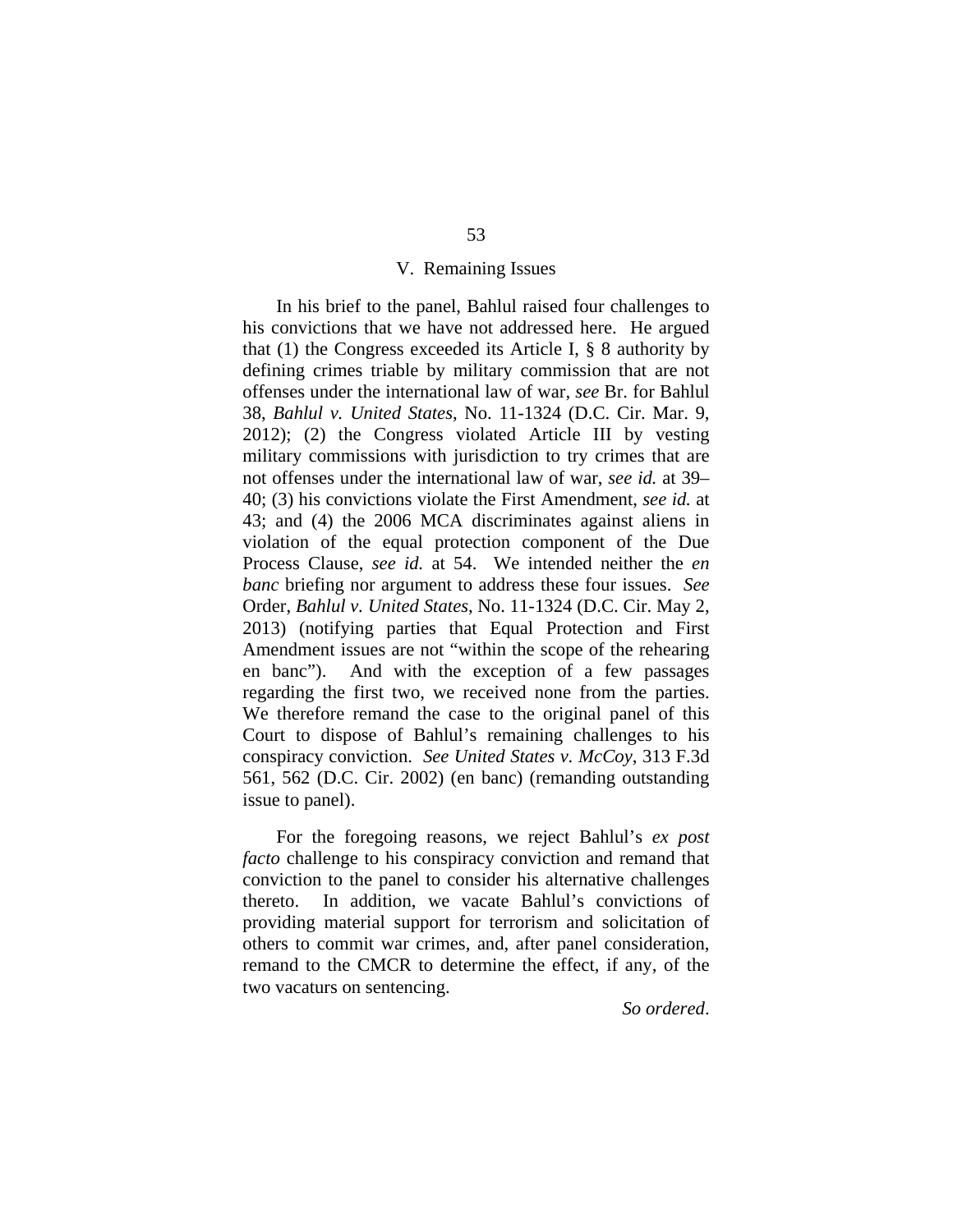## V. Remaining Issues

In his brief to the panel, Bahlul raised four challenges to his convictions that we have not addressed here. He argued that (1) the Congress exceeded its Article I, § 8 authority by defining crimes triable by military commission that are not offenses under the international law of war, *see* Br. for Bahlul 38, *Bahlul v. United States*, No. 11-1324 (D.C. Cir. Mar. 9, 2012); (2) the Congress violated Article III by vesting military commissions with jurisdiction to try crimes that are not offenses under the international law of war, *see id.* at 39–40; (3) his convictions violate the First Amendment, *see id.* at 43; and (4) the 2006 MCA discriminates against aliens in violation of the equal protection component of the Due Process Clause, *see id.* at 54. We intended neither the *en banc* briefing nor argument to address these four issues. *See* Order, *Bahlul v. United States*, No. 11-1324 (D.C. Cir. May 2, 2013) (notifying parties that Equal Protection and First Amendment issues are not "within the scope of the rehearing en banc"). And with the exception of a few passages regarding the first two, we received none from the parties. We therefore remand the case to the original panel of this Court to dispose of Bahlul's remaining challenges to his conspiracy conviction. *See United States v. McCoy*, 313 F.3d 561, 562 (D.C. Cir. 2002) (en banc) (remanding outstanding issue to panel).

For the foregoing reasons, we reject Bahlul's *ex post facto* challenge to his conspiracy conviction and remand that conviction to the panel to consider his alternative challenges thereto. In addition, we vacate Bahlul's convictions of providing material support for terrorism and solicitation of others to commit war crimes, and, after panel consideration, remand to the CMCR to determine the effect, if any, of the two vacaturs on sentencing.

*So ordered*.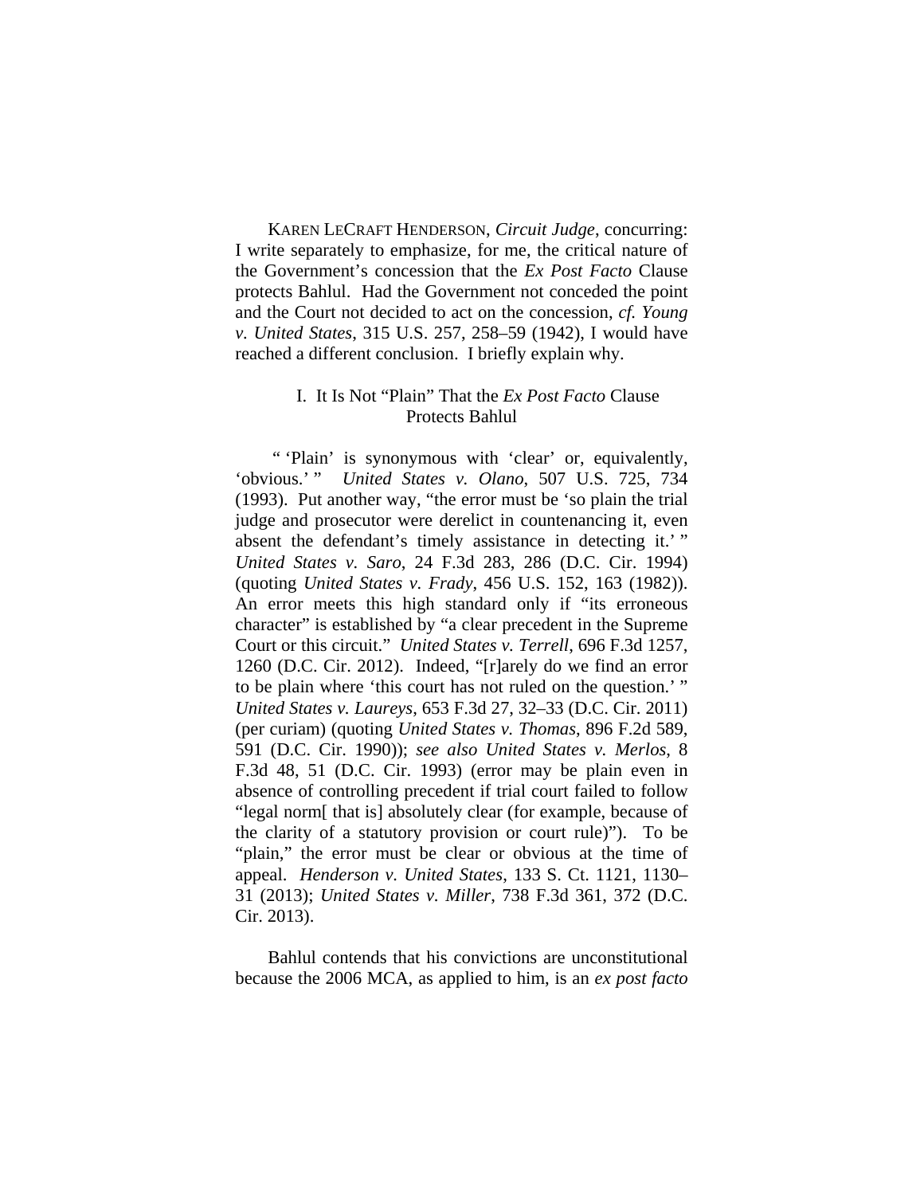KAREN LECRAFT HENDERSON, *Circuit Judge*, concurring: I write separately to emphasize, for me, the critical nature of the Government's concession that the *Ex Post Facto* Clause protects Bahlul. Had the Government not conceded the point and the Court not decided to act on the concession, *cf. Young v. United States*, 315 U.S. 257, 258–59 (1942), I would have reached a different conclusion. I briefly explain why.

## I. It Is Not "Plain" That the *Ex Post Facto* Clause Protects Bahlul

" 'Plain' is synonymous with 'clear' or, equivalently, 'obvious.' " *United States v. Olano*, 507 U.S. 725, 734 (1993). Put another way, "the error must be 'so plain the trial judge and prosecutor were derelict in countenancing it, even absent the defendant's timely assistance in detecting it.' " *United States v. Saro*, 24 F.3d 283, 286 (D.C. Cir. 1994) (quoting *United States v. Frady*, 456 U.S. 152, 163 (1982)). An error meets this high standard only if "its erroneous character" is established by "a clear precedent in the Supreme Court or this circuit." *United States v. Terrell*, 696 F.3d 1257, 1260 (D.C. Cir. 2012). Indeed, "[r]arely do we find an error to be plain where 'this court has not ruled on the question.' " *United States v. Laureys*, 653 F.3d 27, 32–33 (D.C. Cir. 2011) (per curiam) (quoting *United States v. Thomas*, 896 F.2d 589, 591 (D.C. Cir. 1990)); *see also United States v. Merlos*, 8 F.3d 48, 51 (D.C. Cir. 1993) (error may be plain even in absence of controlling precedent if trial court failed to follow "legal norm[ that is] absolutely clear (for example, because of the clarity of a statutory provision or court rule)"). To be "plain," the error must be clear or obvious at the time of appeal. *Henderson v. United States*, 133 S. Ct. 1121, 1130–31 (2013); *United States v. Miller*, 738 F.3d 361, 372 (D.C. Cir. 2013).

Bahlul contends that his convictions are unconstitutional because the 2006 MCA, as applied to him, is an *ex post facto*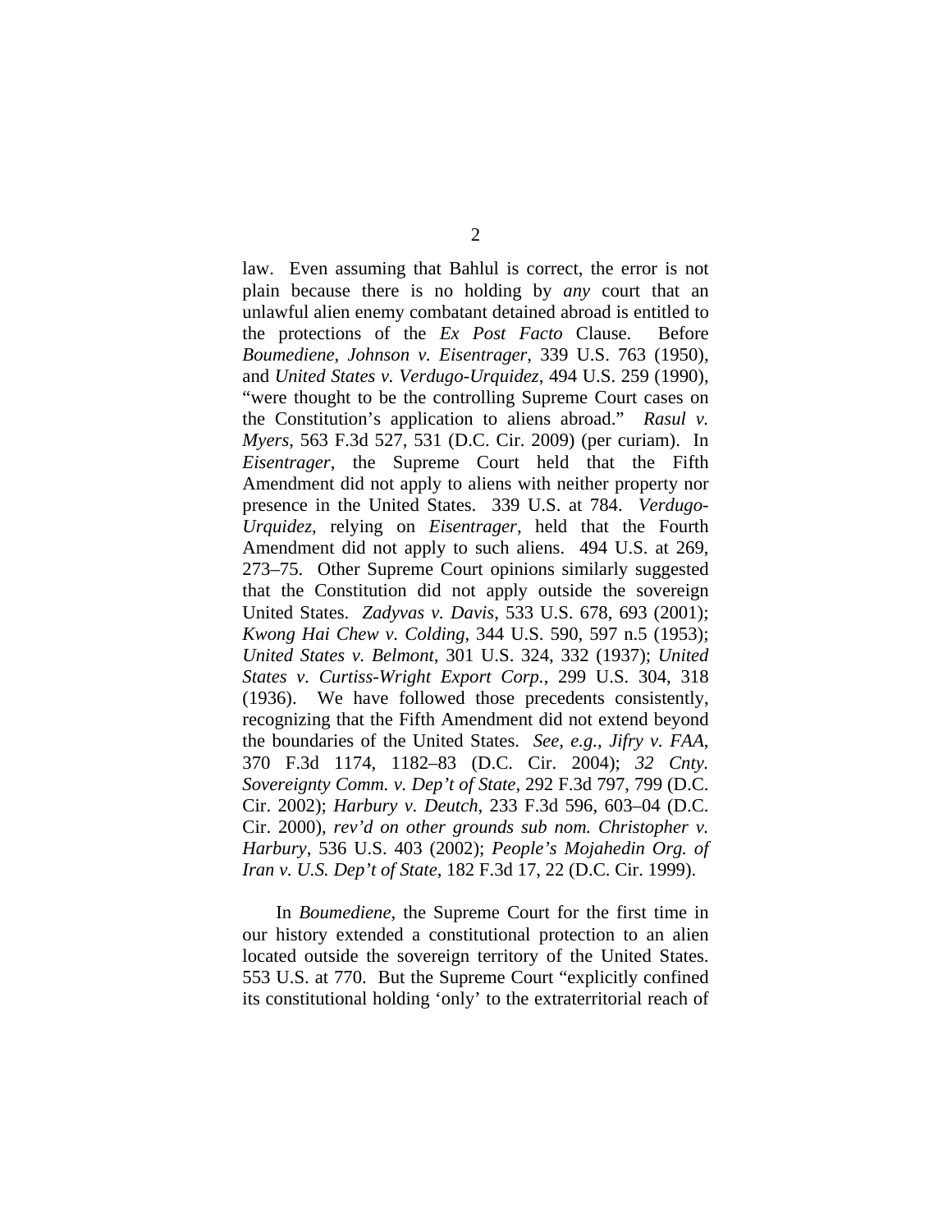law. Even assuming that Bahlul is correct, the error is not plain because there is no holding by *any* court that an unlawful alien enemy combatant detained abroad is entitled to the protections of the *Ex Post Facto* Clause. Before *Boumediene*, *Johnson v. Eisentrager*, 339 U.S. 763 (1950), and *United States v. Verdugo-Urquidez*, 494 U.S. 259 (1990), "were thought to be the controlling Supreme Court cases on the Constitution's application to aliens abroad." *Rasul v. Myers*, 563 F.3d 527, 531 (D.C. Cir. 2009) (per curiam). In *Eisentrager*, the Supreme Court held that the Fifth Amendment did not apply to aliens with neither property nor presence in the United States. 339 U.S. at 784. *Verdugo-Urquidez*, relying on *Eisentrager*, held that the Fourth Amendment did not apply to such aliens. 494 U.S. at 269, 273–75. Other Supreme Court opinions similarly suggested that the Constitution did not apply outside the sovereign United States. *Zadyvas v. Davis*, 533 U.S. 678, 693 (2001); *Kwong Hai Chew v. Colding*, 344 U.S. 590, 597 n.5 (1953); *United States v. Belmont*, 301 U.S. 324, 332 (1937); *United States v. Curtiss-Wright Export Corp.*, 299 U.S. 304, 318 (1936). We have followed those precedents consistently, recognizing that the Fifth Amendment did not extend beyond the boundaries of the United States. *See, e.g.*, *Jifry v. FAA*, 370 F.3d 1174, 1182–83 (D.C. Cir. 2004); *32 Cnty. Sovereignty Comm. v. Dep't of State*, 292 F.3d 797, 799 (D.C. Cir. 2002); *Harbury v. Deutch*, 233 F.3d 596, 603–04 (D.C. Cir. 2000), *rev'd on other grounds sub nom. Christopher v. Harbury*, 536 U.S. 403 (2002); *People's Mojahedin Org. of Iran v. U.S. Dep't of State*, 182 F.3d 17, 22 (D.C. Cir. 1999).

In *Boumediene*, the Supreme Court for the first time in our history extended a constitutional protection to an alien located outside the sovereign territory of the United States. 553 U.S. at 770. But the Supreme Court "explicitly confined its constitutional holding 'only' to the extraterritorial reach of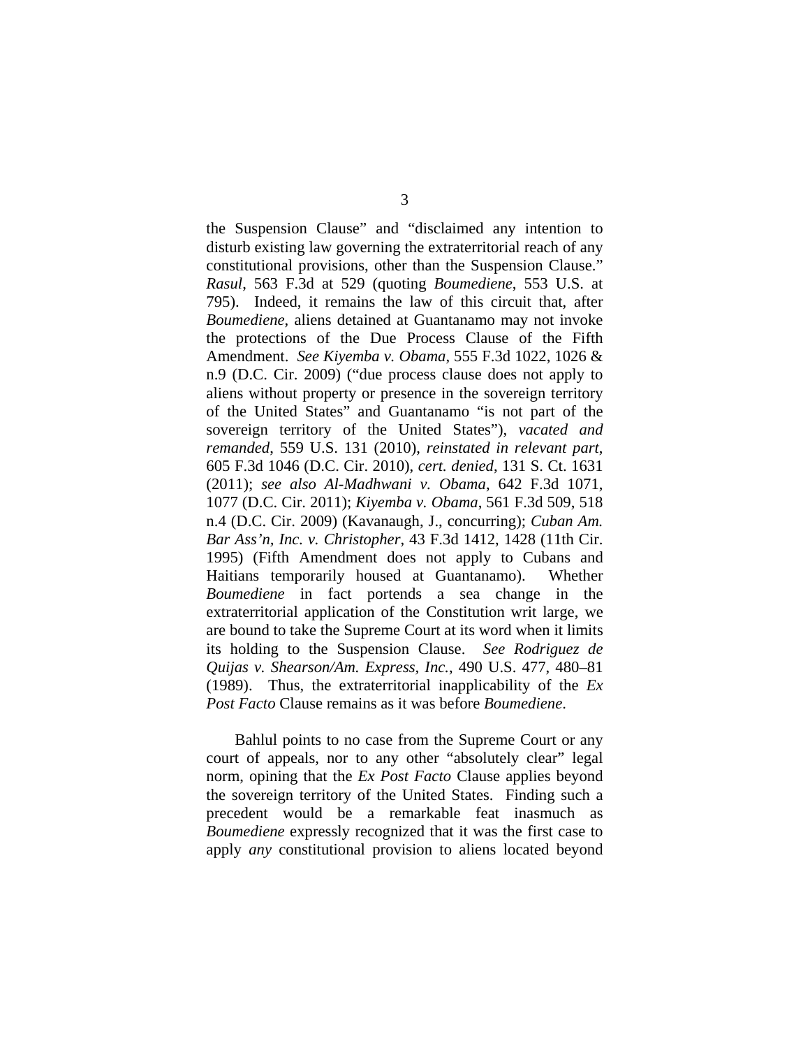the Suspension Clause" and "disclaimed any intention to disturb existing law governing the extraterritorial reach of any constitutional provisions, other than the Suspension Clause." *Rasul*, 563 F.3d at 529 (quoting *Boumediene*, 553 U.S. at 795). Indeed, it remains the law of this circuit that, after *Boumediene*, aliens detained at Guantanamo may not invoke the protections of the Due Process Clause of the Fifth Amendment. *See Kiyemba v. Obama*, 555 F.3d 1022, 1026 & n.9 (D.C. Cir. 2009) ("due process clause does not apply to aliens without property or presence in the sovereign territory of the United States" and Guantanamo "is not part of the sovereign territory of the United States"), *vacated and remanded*, 559 U.S. 131 (2010), *reinstated in relevant part*, 605 F.3d 1046 (D.C. Cir. 2010), *cert. denied*, 131 S. Ct. 1631 (2011); *see also Al-Madhwani v. Obama*, 642 F.3d 1071, 1077 (D.C. Cir. 2011); *Kiyemba v. Obama*, 561 F.3d 509, 518 n.4 (D.C. Cir. 2009) (Kavanaugh, J., concurring); *Cuban Am. Bar Ass'n, Inc. v. Christopher*, 43 F.3d 1412, 1428 (11th Cir. 1995) (Fifth Amendment does not apply to Cubans and Haitians temporarily housed at Guantanamo). Whether *Boumediene* in fact portends a sea change in the extraterritorial application of the Constitution writ large, we are bound to take the Supreme Court at its word when it limits its holding to the Suspension Clause. *See Rodriguez de Quijas v. Shearson/Am. Express, Inc.*, 490 U.S. 477, 480–81 (1989). Thus, the extraterritorial inapplicability of the *Ex Post Facto* Clause remains as it was before *Boumediene*.

Bahlul points to no case from the Supreme Court or any court of appeals, nor to any other "absolutely clear" legal norm, opining that the *Ex Post Facto* Clause applies beyond the sovereign territory of the United States. Finding such a precedent would be a remarkable feat inasmuch as *Boumediene* expressly recognized that it was the first case to apply *any* constitutional provision to aliens located beyond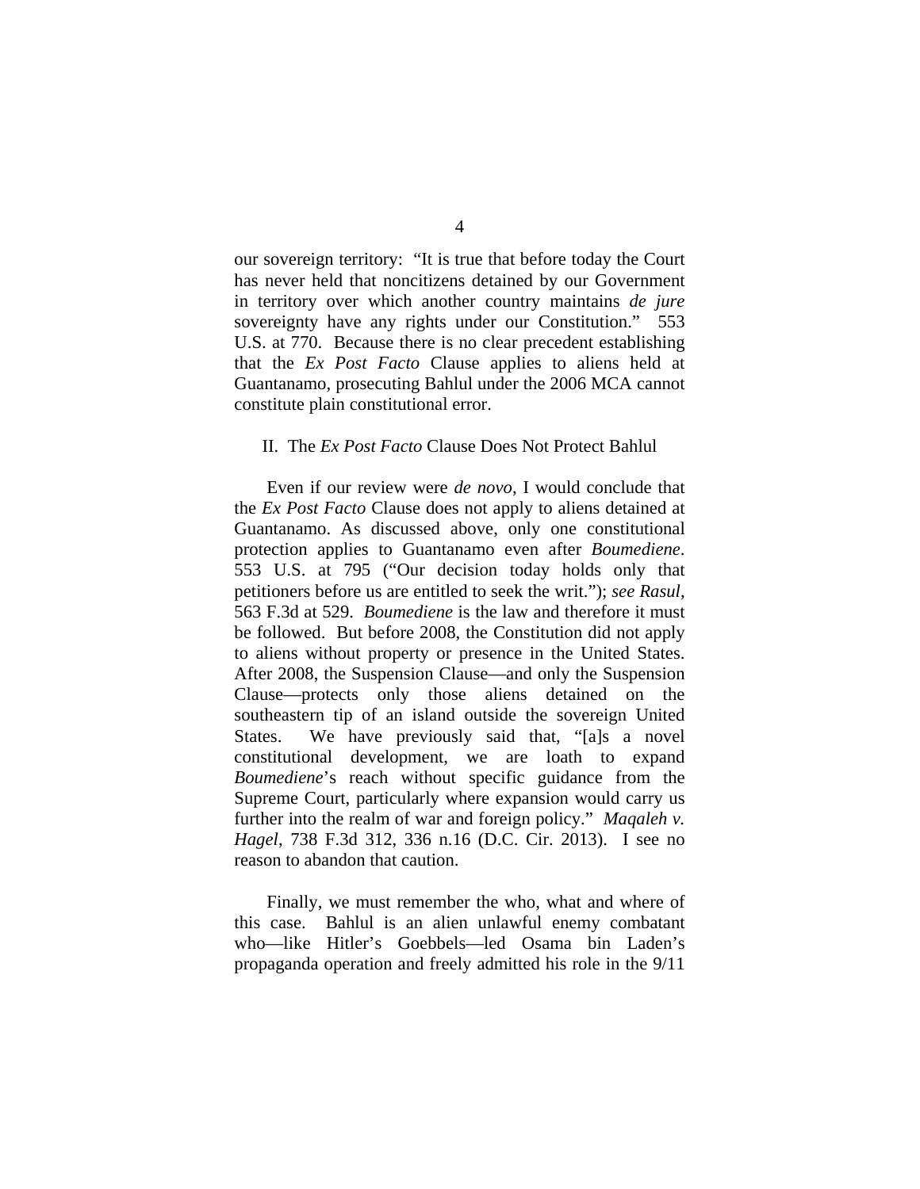our sovereign territory: "It is true that before today the Court has never held that noncitizens detained by our Government in territory over which another country maintains *de jure* sovereignty have any rights under our Constitution." 553 U.S. at 770. Because there is no clear precedent establishing that the *Ex Post Facto* Clause applies to aliens held at Guantanamo, prosecuting Bahlul under the 2006 MCA cannot constitute plain constitutional error.

## II. The *Ex Post Facto* Clause Does Not Protect Bahlul

Even if our review were *de novo*, I would conclude that the *Ex Post Facto* Clause does not apply to aliens detained at Guantanamo. As discussed above, only one constitutional protection applies to Guantanamo even after *Boumediene*. 553 U.S. at 795 ("Our decision today holds only that petitioners before us are entitled to seek the writ."); *see Rasul*, 563 F.3d at 529. *Boumediene* is the law and therefore it must be followed. But before 2008, the Constitution did not apply to aliens without property or presence in the United States. After 2008, the Suspension Clause—and only the Suspension Clause—protects only those aliens detained on the southeastern tip of an island outside the sovereign United States. We have previously said that, "[a]s a novel constitutional development, we are loath to expand *Boumediene*'s reach without specific guidance from the Supreme Court, particularly where expansion would carry us further into the realm of war and foreign policy." *Maqaleh v. Hagel*, 738 F.3d 312, 336 n.16 (D.C. Cir. 2013). I see no reason to abandon that caution.

Finally, we must remember the who, what and where of this case. Bahlul is an alien unlawful enemy combatant who—like Hitler's Goebbels—led Osama bin Laden's propaganda operation and freely admitted his role in the 9/11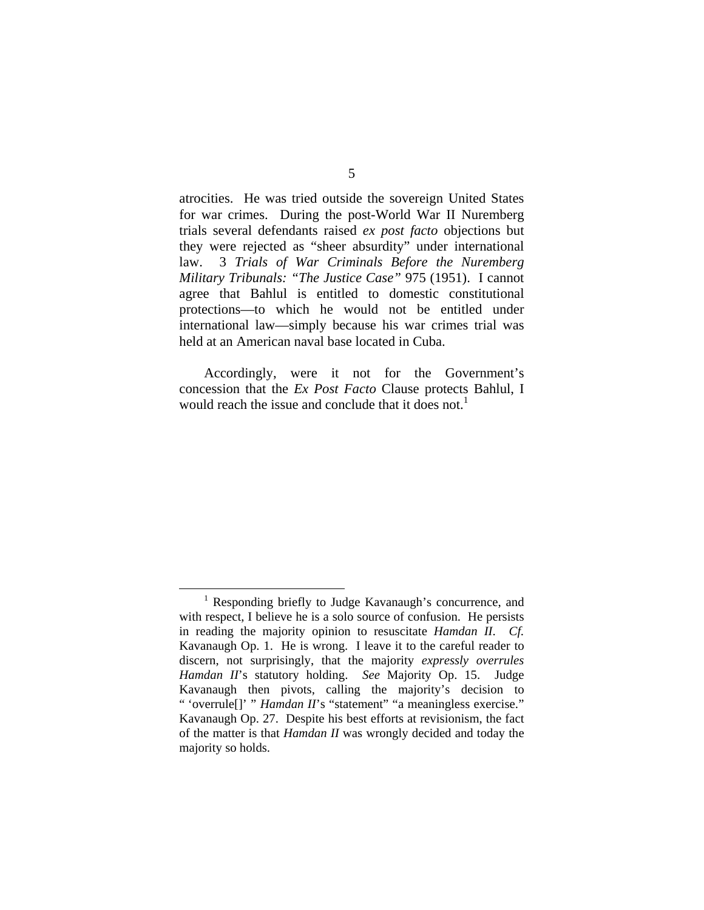atrocities. He was tried outside the sovereign United States for war crimes. During the post-World War II Nuremberg trials several defendants raised *ex post facto* objections but they were rejected as "sheer absurdity" under international law. 3 *Trials of War Criminals Before the Nuremberg Military Tribunals: "The Justice Case"* 975 (1951). I cannot agree that Bahlul is entitled to domestic constitutional protections—to which he would not be entitled under international law—simply because his war crimes trial was held at an American naval base located in Cuba.

Accordingly, were it not for the Government's concession that the *Ex Post Facto* Clause protects Bahlul, I would reach the issue and conclude that it does not.[1]

---

[1] Responding briefly to Judge Kavanaugh's concurrence, and with respect, I believe he is a solo source of confusion. He persists in reading the majority opinion to resuscitate *Hamdan II*. *Cf.* Kavanaugh Op. 1. He is wrong. I leave it to the careful reader to discern, not surprisingly, that the majority *expressly overrules Hamdan II*'s statutory holding. *See* Majority Op. 15. Judge Kavanaugh then pivots, calling the majority's decision to " 'overrule[]' " *Hamdan II*'s "statement" "a meaningless exercise." Kavanaugh Op. 27. Despite his best efforts at revisionism, the fact of the matter is that *Hamdan II* was wrongly decided and today the majority so holds.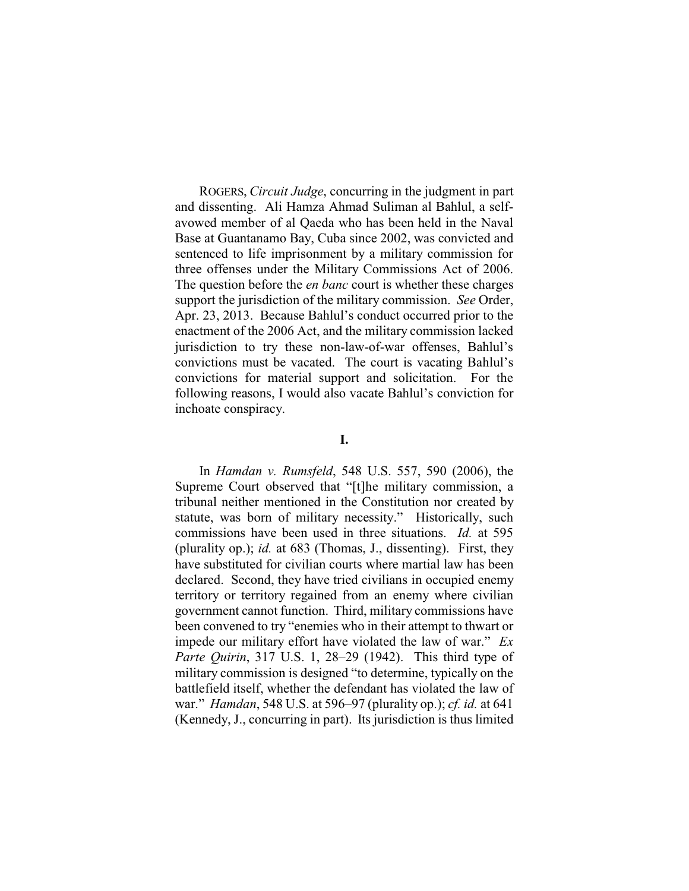ROGERS, *Circuit Judge*, concurring in the judgment in part and dissenting. Ali Hamza Ahmad Suliman al Bahlul, a self-avowed member of al Qaeda who has been held in the Naval Base at Guantanamo Bay, Cuba since 2002, was convicted and sentenced to life imprisonment by a military commission for three offenses under the Military Commissions Act of 2006. The question before the *en banc* court is whether these charges support the jurisdiction of the military commission. *See* Order, Apr. 23, 2013. Because Bahlul's conduct occurred prior to the enactment of the 2006 Act, and the military commission lacked jurisdiction to try these non-law-of-war offenses, Bahlul's convictions must be vacated. The court is vacating Bahlul's convictions for material support and solicitation. For the following reasons, I would also vacate Bahlul's conviction for inchoate conspiracy.

## I.

In *Hamdan v. Rumsfeld*, 548 U.S. 557, 590 (2006), the Supreme Court observed that "[t]he military commission, a tribunal neither mentioned in the Constitution nor created by statute, was born of military necessity." Historically, such commissions have been used in three situations. *Id.* at 595 (plurality op.); *id.* at 683 (Thomas, J., dissenting). First, they have substituted for civilian courts where martial law has been declared. Second, they have tried civilians in occupied enemy territory or territory regained from an enemy where civilian government cannot function. Third, military commissions have been convened to try "enemies who in their attempt to thwart or impede our military effort have violated the law of war." *Ex Parte Quirin*, 317 U.S. 1, 28–29 (1942). This third type of military commission is designed "to determine, typically on the battlefield itself, whether the defendant has violated the law of war." *Hamdan*, 548 U.S. at 596–97 (plurality op.); *cf. id.* at 641 (Kennedy, J., concurring in part). Its jurisdiction is thus limited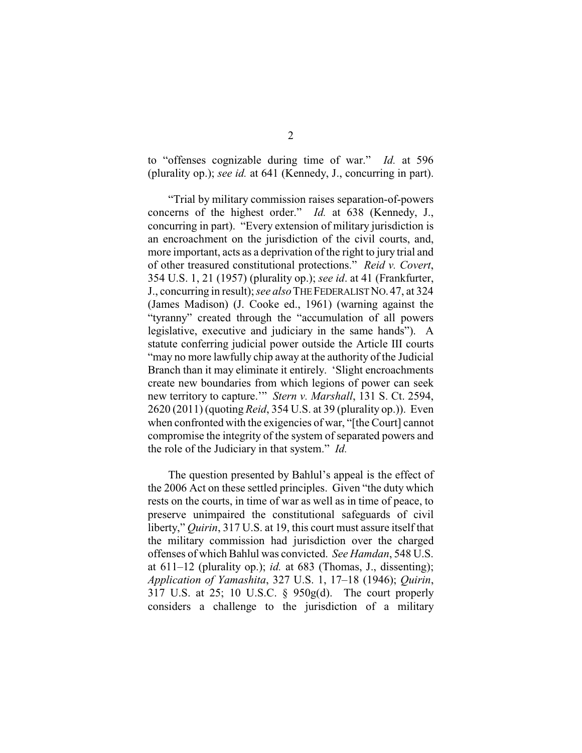to "offenses cognizable during time of war." *Id.* at 596 (plurality op.); *see id.* at 641 (Kennedy, J., concurring in part).

"Trial by military commission raises separation-of-powers concerns of the highest order." *Id.* at 638 (Kennedy, J., concurring in part). "Every extension of military jurisdiction is an encroachment on the jurisdiction of the civil courts, and, more important, acts as a deprivation of the right to jury trial and of other treasured constitutional protections." *Reid v. Covert*, 354 U.S. 1, 21 (1957) (plurality op.); *see id*. at 41 (Frankfurter, J., concurring in result); *see also* THE FEDERALIST NO. 47, at 324 (James Madison) (J. Cooke ed., 1961) (warning against the "tyranny" created through the "accumulation of all powers legislative, executive and judiciary in the same hands"). A statute conferring judicial power outside the Article III courts "may no more lawfully chip away at the authority of the Judicial Branch than it may eliminate it entirely. 'Slight encroachments create new boundaries from which legions of power can seek new territory to capture.'" *Stern v. Marshall*, 131 S. Ct. 2594, 2620 (2011) (quoting *Reid*, 354 U.S. at 39 (plurality op.)). Even when confronted with the exigencies of war, "[the Court] cannot compromise the integrity of the system of separated powers and the role of the Judiciary in that system." *Id.*

The question presented by Bahlul's appeal is the effect of the 2006 Act on these settled principles. Given "the duty which rests on the courts, in time of war as well as in time of peace, to preserve unimpaired the constitutional safeguards of civil liberty," *Quirin*, 317 U.S. at 19, this court must assure itself that the military commission had jurisdiction over the charged offenses of which Bahlul was convicted. *See Hamdan*, 548 U.S. at 611–12 (plurality op.); *id.* at 683 (Thomas, J., dissenting); *Application of Yamashita*, 327 U.S. 1, 17–18 (1946); *Quirin*, 317 U.S. at 25; 10 U.S.C. § 950g(d). The court properly considers a challenge to the jurisdiction of a military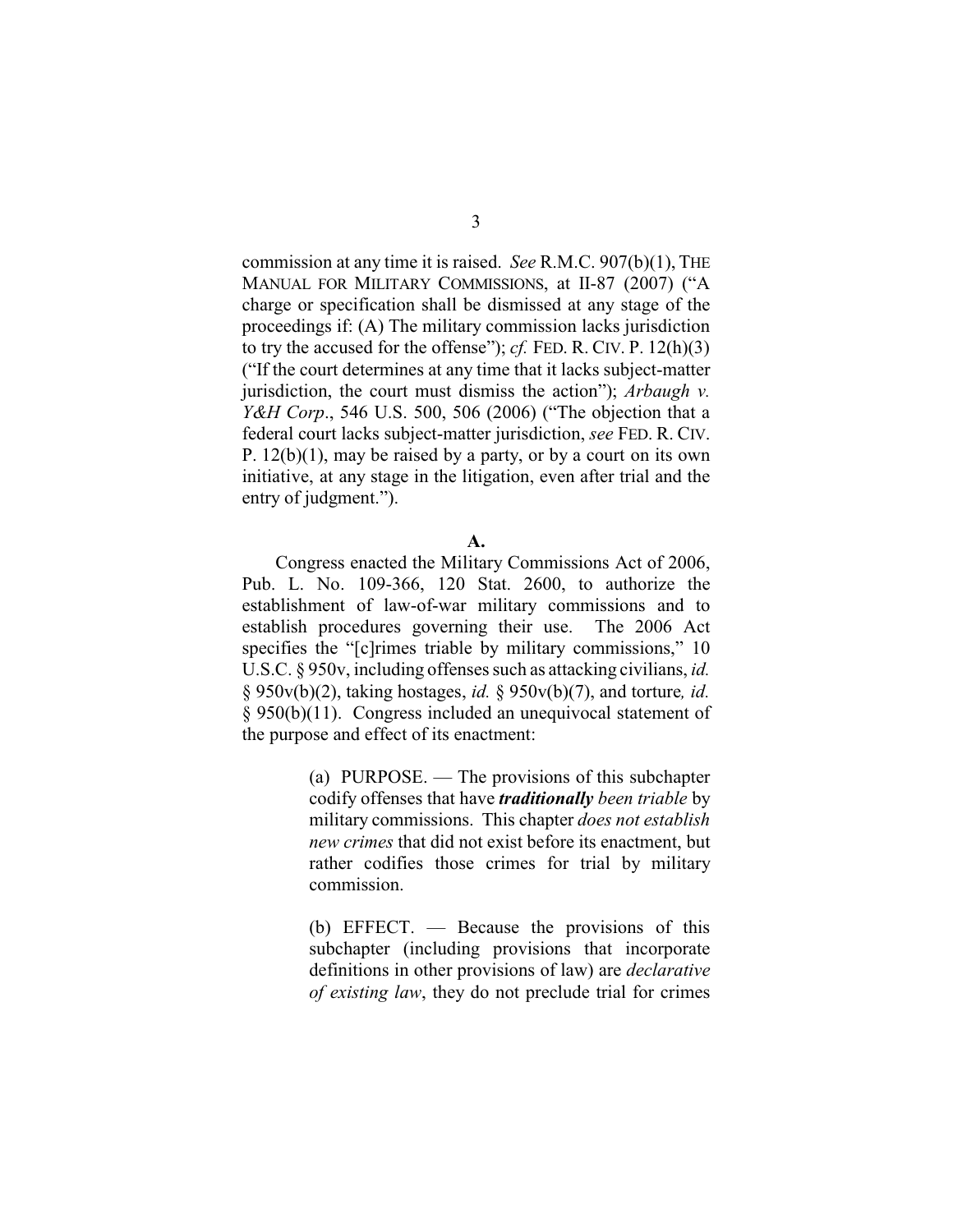commission at any time it is raised. *See* R.M.C. 907(b)(1), THE MANUAL FOR MILITARY COMMISSIONS, at II-87 (2007) ("A charge or specification shall be dismissed at any stage of the proceedings if: (A) The military commission lacks jurisdiction to try the accused for the offense"); *cf.* FED. R. CIV. P. 12(h)(3) ("If the court determines at any time that it lacks subject-matter jurisdiction, the court must dismiss the action"); *Arbaugh v. Y&H Corp*., 546 U.S. 500, 506 (2006) ("The objection that a federal court lacks subject-matter jurisdiction, *see* FED. R. CIV. P. 12(b)(1), may be raised by a party, or by a court on its own initiative, at any stage in the litigation, even after trial and the entry of judgment.").

**A.**

Congress enacted the Military Commissions Act of 2006, Pub. L. No. 109-366, 120 Stat. 2600, to authorize the establishment of law-of-war military commissions and to establish procedures governing their use. The 2006 Act specifies the "[c]rimes triable by military commissions," 10 U.S.C. § 950v, including offenses such as attacking civilians, *id.* § 950v(b)(2), taking hostages, *id.* § 950v(b)(7), and torture*, id.* § 950(b)(11). Congress included an unequivocal statement of the purpose and effect of its enactment:

> (a) PURPOSE. — The provisions of this subchapter codify offenses that have ***traditionally*** *been triable* by military commissions. This chapter *does not establish new crimes* that did not exist before its enactment, but rather codifies those crimes for trial by military commission.
>
> (b) EFFECT. — Because the provisions of this subchapter (including provisions that incorporate definitions in other provisions of law) are *declarative of existing law*, they do not preclude trial for crimes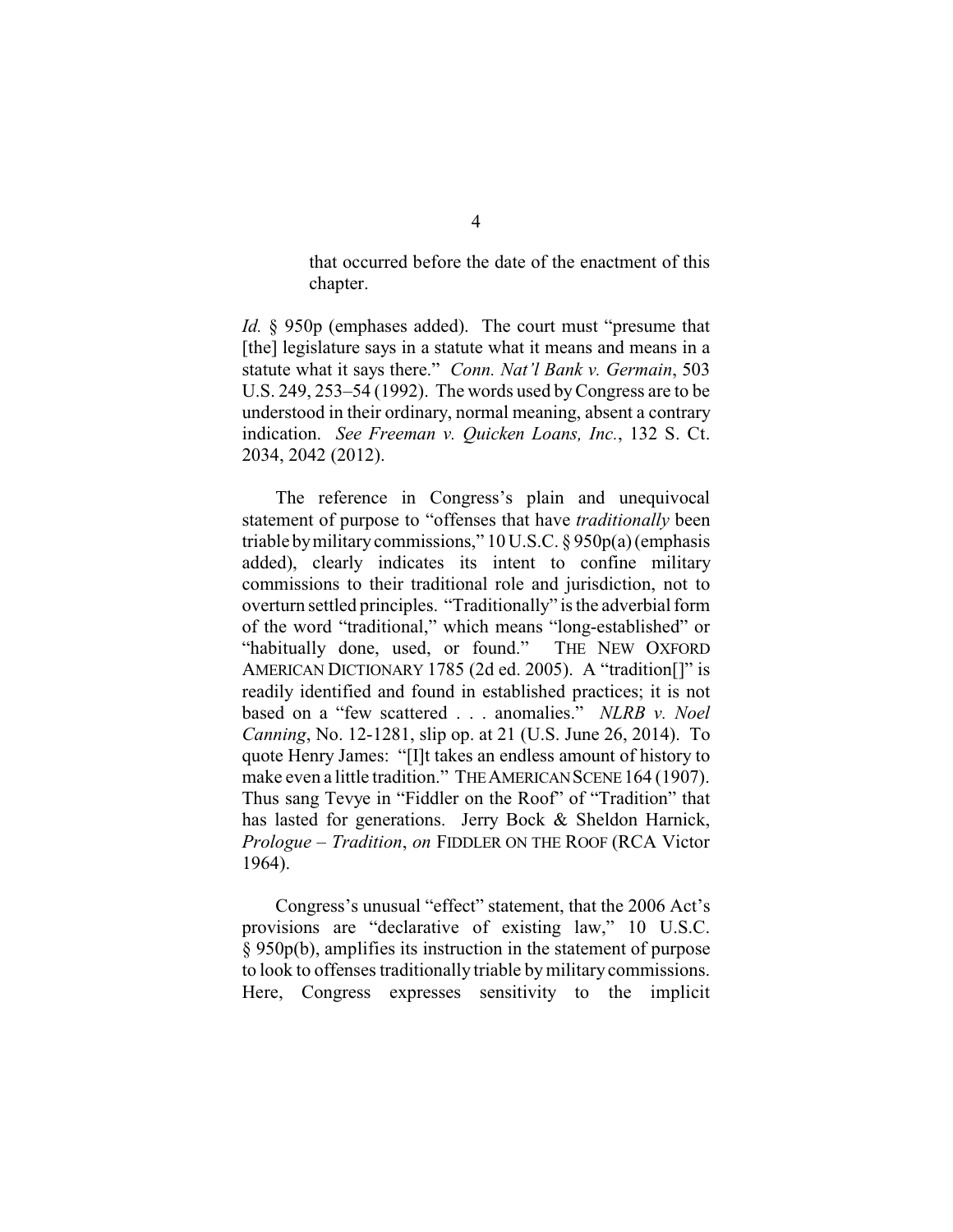> that occurred before the date of the enactment of this chapter.

*Id.* § 950p (emphases added). The court must "presume that [the] legislature says in a statute what it means and means in a statute what it says there." *Conn. Nat'l Bank v. Germain*, 503 U.S. 249, 253–54 (1992). The words used by Congress are to be understood in their ordinary, normal meaning, absent a contrary indication. *See Freeman v. Quicken Loans, Inc.*, 132 S. Ct. 2034, 2042 (2012).

The reference in Congress's plain and unequivocal statement of purpose to "offenses that have *traditionally* been triable by military commissions," 10 U.S.C. § 950p(a) (emphasis added), clearly indicates its intent to confine military commissions to their traditional role and jurisdiction, not to overturn settled principles. "Traditionally" is the adverbial form of the word "traditional," which means "long-established" or "habitually done, used, or found." THE NEW OXFORD AMERICAN DICTIONARY 1785 (2d ed. 2005). A "tradition[]" is readily identified and found in established practices; it is not based on a "few scattered . . . anomalies." *NLRB v. Noel Canning*, No. 12-1281, slip op. at 21 (U.S. June 26, 2014). To quote Henry James: "[I]t takes an endless amount of history to make even a little tradition." THE AMERICAN SCENE 164 (1907). Thus sang Tevye in "Fiddler on the Roof" of "Tradition" that has lasted for generations. Jerry Bock & Sheldon Harnick, *Prologue – Tradition*, *on* FIDDLER ON THE ROOF (RCA Victor 1964).

Congress's unusual "effect" statement, that the 2006 Act's provisions are "declarative of existing law," 10 U.S.C. § 950p(b), amplifies its instruction in the statement of purpose to look to offenses traditionally triable by military commissions. Here, Congress expresses sensitivity to the implicit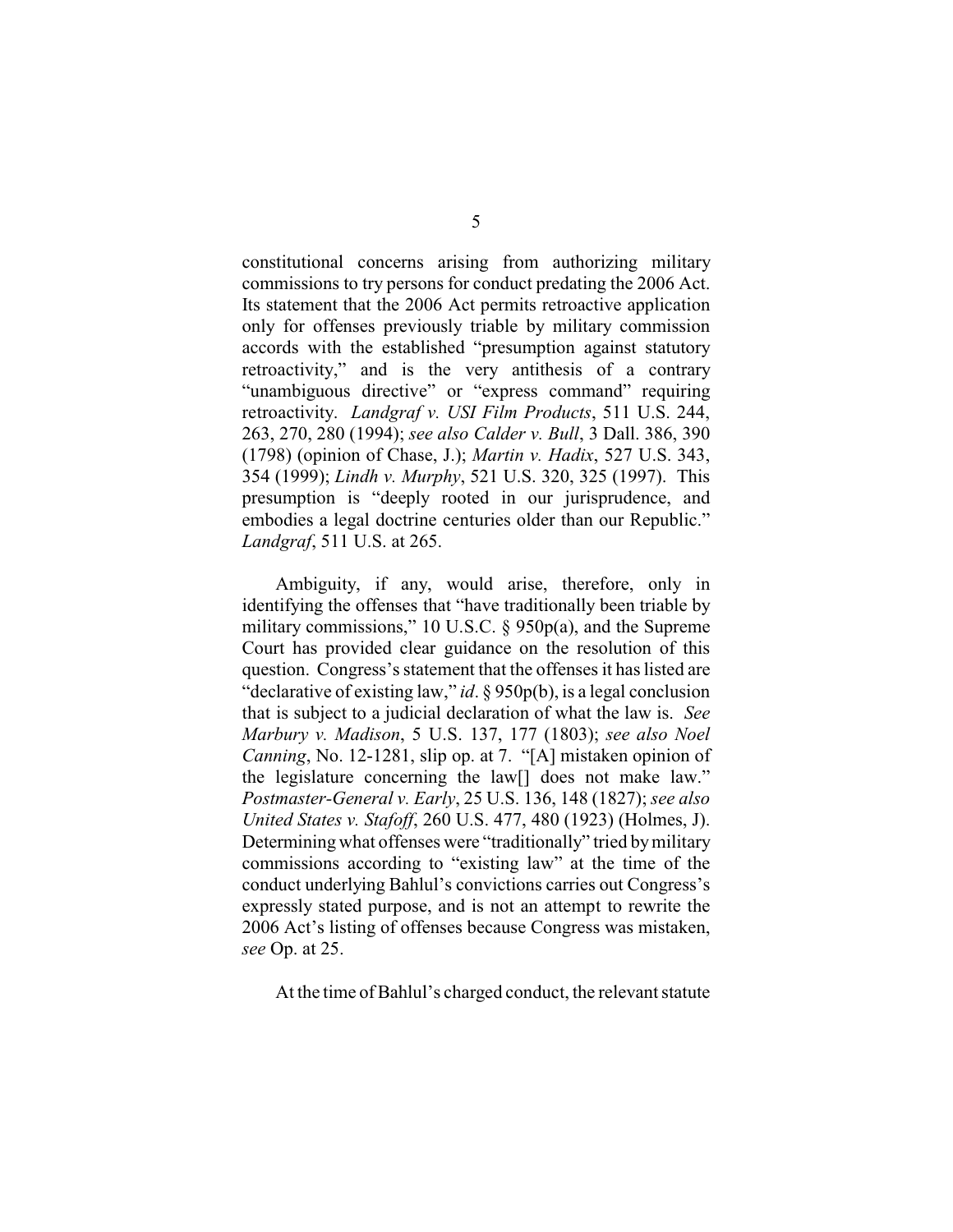constitutional concerns arising from authorizing military commissions to try persons for conduct predating the 2006 Act. Its statement that the 2006 Act permits retroactive application only for offenses previously triable by military commission accords with the established "presumption against statutory retroactivity," and is the very antithesis of a contrary "unambiguous directive" or "express command" requiring retroactivity. *Landgraf v. USI Film Products*, 511 U.S. 244, 263, 270, 280 (1994); *see also Calder v. Bull*, 3 Dall. 386, 390 (1798) (opinion of Chase, J.); *Martin v. Hadix*, 527 U.S. 343, 354 (1999); *Lindh v. Murphy*, 521 U.S. 320, 325 (1997). This presumption is "deeply rooted in our jurisprudence, and embodies a legal doctrine centuries older than our Republic." *Landgraf*, 511 U.S. at 265.

Ambiguity, if any, would arise, therefore, only in identifying the offenses that "have traditionally been triable by military commissions," 10 U.S.C. § 950p(a), and the Supreme Court has provided clear guidance on the resolution of this question. Congress's statement that the offenses it has listed are "declarative of existing law," *id*. § 950p(b), is a legal conclusion that is subject to a judicial declaration of what the law is. *See Marbury v. Madison*, 5 U.S. 137, 177 (1803); *see also Noel Canning*, No. 12-1281, slip op. at 7. "[A] mistaken opinion of the legislature concerning the law[] does not make law." *Postmaster-General v. Early*, 25 U.S. 136, 148 (1827); *see also United States v. Stafoff*, 260 U.S. 477, 480 (1923) (Holmes, J). Determining what offenses were "traditionally" tried by military commissions according to "existing law" at the time of the conduct underlying Bahlul's convictions carries out Congress's expressly stated purpose, and is not an attempt to rewrite the 2006 Act's listing of offenses because Congress was mistaken, *see* Op. at 25.

At the time of Bahlul's charged conduct, the relevant statute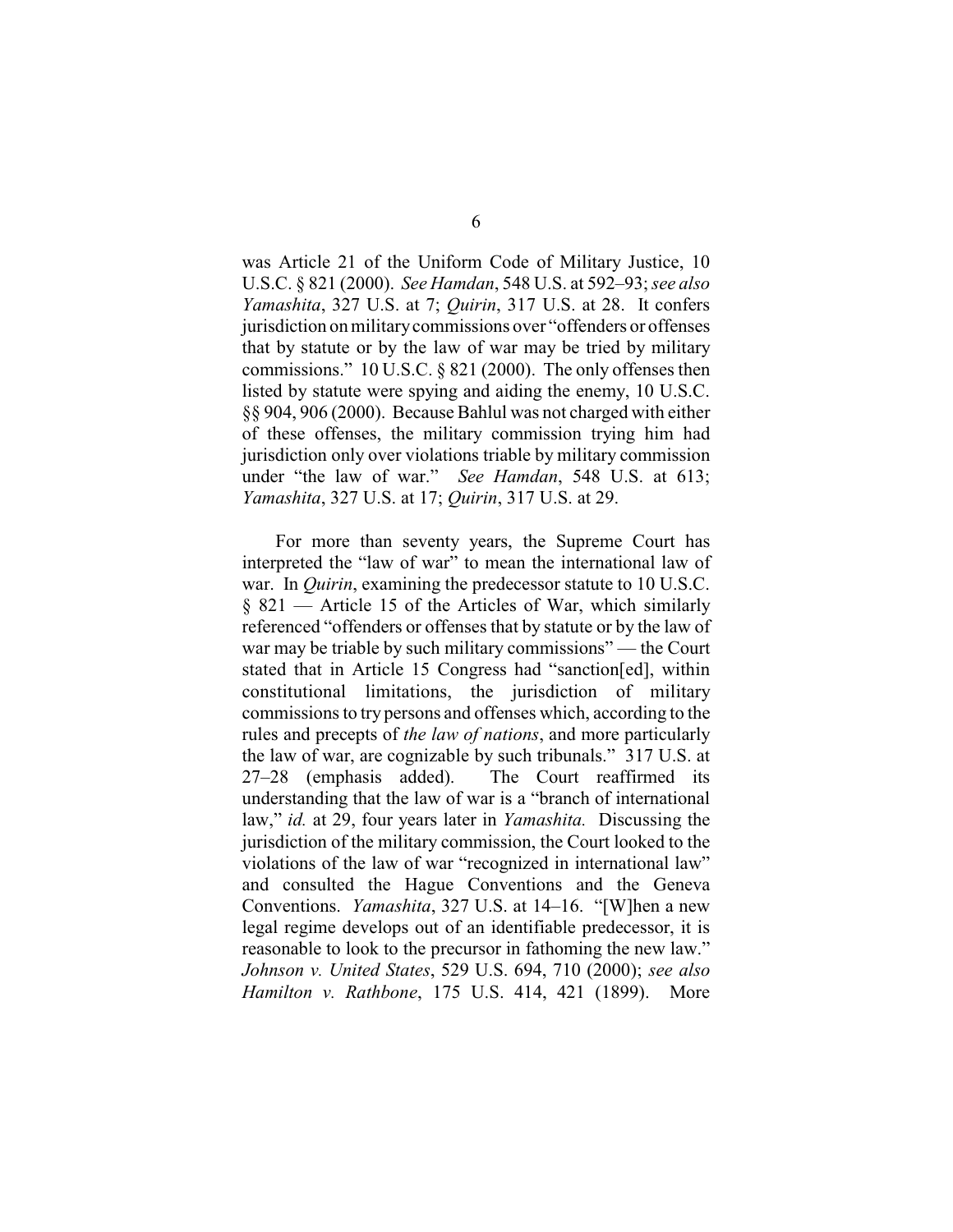was Article 21 of the Uniform Code of Military Justice, 10 U.S.C. § 821 (2000). *See Hamdan*, 548 U.S. at 592–93; *see also Yamashita*, 327 U.S. at 7; *Quirin*, 317 U.S. at 28. It confers jurisdiction on military commissions over "offenders or offenses that by statute or by the law of war may be tried by military commissions." 10 U.S.C. § 821 (2000). The only offenses then listed by statute were spying and aiding the enemy, 10 U.S.C. §§ 904, 906 (2000). Because Bahlul was not charged with either of these offenses, the military commission trying him had jurisdiction only over violations triable by military commission under "the law of war." *See Hamdan*, 548 U.S. at 613; *Yamashita*, 327 U.S. at 17; *Quirin*, 317 U.S. at 29.

For more than seventy years, the Supreme Court has interpreted the "law of war" to mean the international law of war. In *Quirin*, examining the predecessor statute to 10 U.S.C. § 821 — Article 15 of the Articles of War, which similarly referenced "offenders or offenses that by statute or by the law of war may be triable by such military commissions" — the Court stated that in Article 15 Congress had "sanction[ed], within constitutional limitations, the jurisdiction of military commissions to try persons and offenses which, according to the rules and precepts of *the law of nations*, and more particularly the law of war, are cognizable by such tribunals." 317 U.S. at 27–28 (emphasis added). The Court reaffirmed its understanding that the law of war is a "branch of international law," *id.* at 29, four years later in *Yamashita.* Discussing the jurisdiction of the military commission, the Court looked to the violations of the law of war "recognized in international law" and consulted the Hague Conventions and the Geneva Conventions. *Yamashita*, 327 U.S. at 14–16. "[W]hen a new legal regime develops out of an identifiable predecessor, it is reasonable to look to the precursor in fathoming the new law." *Johnson v. United States*, 529 U.S. 694, 710 (2000); *see also Hamilton v. Rathbone*, 175 U.S. 414, 421 (1899). More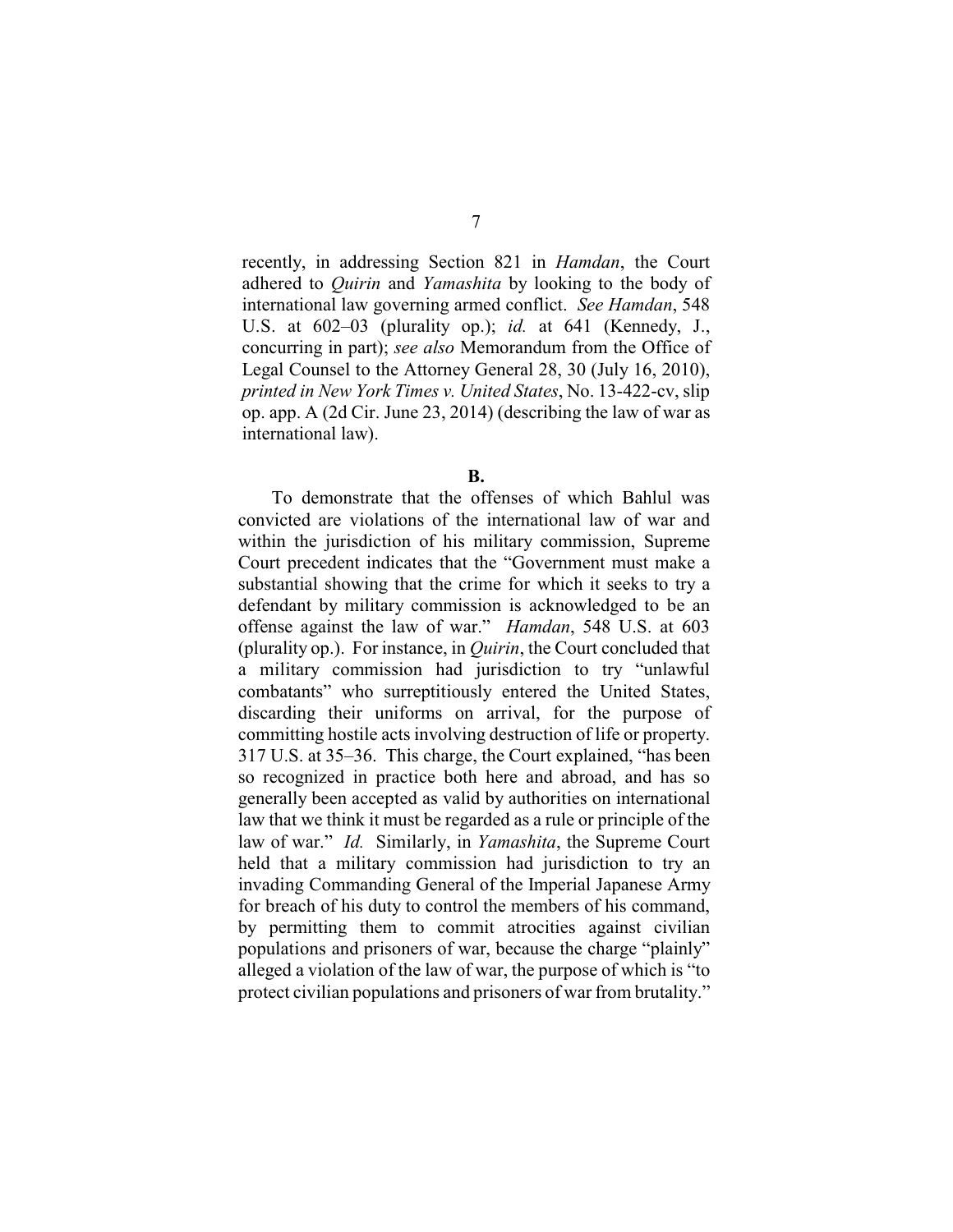recently, in addressing Section 821 in *Hamdan*, the Court adhered to *Quirin* and *Yamashita* by looking to the body of international law governing armed conflict. *See Hamdan*, 548 U.S. at 602–03 (plurality op.); *id.* at 641 (Kennedy, J., concurring in part); *see also* Memorandum from the Office of Legal Counsel to the Attorney General 28, 30 (July 16, 2010), *printed in New York Times v. United States*, No. 13-422-cv, slip op. app. A (2d Cir. June 23, 2014) (describing the law of war as international law).

**B.**

To demonstrate that the offenses of which Bahlul was convicted are violations of the international law of war and within the jurisdiction of his military commission, Supreme Court precedent indicates that the "Government must make a substantial showing that the crime for which it seeks to try a defendant by military commission is acknowledged to be an offense against the law of war." *Hamdan*, 548 U.S. at 603 (plurality op.). For instance, in *Quirin*, the Court concluded that a military commission had jurisdiction to try "unlawful combatants" who surreptitiously entered the United States, discarding their uniforms on arrival, for the purpose of committing hostile acts involving destruction of life or property. 317 U.S. at 35–36. This charge, the Court explained, "has been so recognized in practice both here and abroad, and has so generally been accepted as valid by authorities on international law that we think it must be regarded as a rule or principle of the law of war." *Id.* Similarly, in *Yamashita*, the Supreme Court held that a military commission had jurisdiction to try an invading Commanding General of the Imperial Japanese Army for breach of his duty to control the members of his command, by permitting them to commit atrocities against civilian populations and prisoners of war, because the charge "plainly" alleged a violation of the law of war, the purpose of which is "to protect civilian populations and prisoners of war from brutality."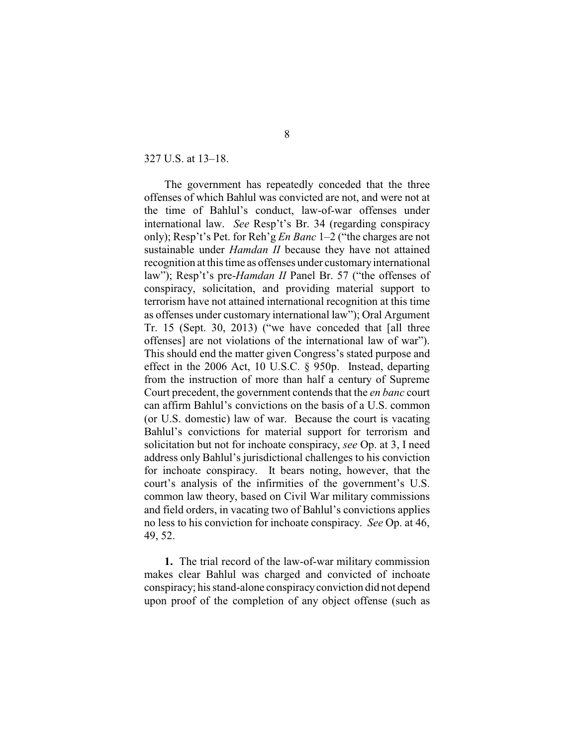327 U.S. at 13–18.

The government has repeatedly conceded that the three offenses of which Bahlul was convicted are not, and were not at the time of Bahlul's conduct, law-of-war offenses under international law. *See* Resp't's Br. 34 (regarding conspiracy only); Resp't's Pet. for Reh'g *En Banc* 1–2 ("the charges are not sustainable under *Hamdan II* because they have not attained recognition at this time as offenses under customary international law"); Resp't's pre-*Hamdan II* Panel Br. 57 ("the offenses of conspiracy, solicitation, and providing material support to terrorism have not attained international recognition at this time as offenses under customary international law"); Oral Argument Tr. 15 (Sept. 30, 2013) ("we have conceded that [all three offenses] are not violations of the international law of war"). This should end the matter given Congress's stated purpose and effect in the 2006 Act, 10 U.S.C. § 950p. Instead, departing from the instruction of more than half a century of Supreme Court precedent, the government contends that the *en banc* court can affirm Bahlul's convictions on the basis of a U.S. common (or U.S. domestic) law of war. Because the court is vacating Bahlul's convictions for material support for terrorism and solicitation but not for inchoate conspiracy, *see* Op. at 3, I need address only Bahlul's jurisdictional challenges to his conviction for inchoate conspiracy. It bears noting, however, that the court's analysis of the infirmities of the government's U.S. common law theory, based on Civil War military commissions and field orders, in vacating two of Bahlul's convictions applies no less to his conviction for inchoate conspiracy. *See* Op. at 46, 49, 52.

**1.** The trial record of the law-of-war military commission makes clear Bahlul was charged and convicted of inchoate conspiracy; his stand-alone conspiracy conviction did not depend upon proof of the completion of any object offense (such as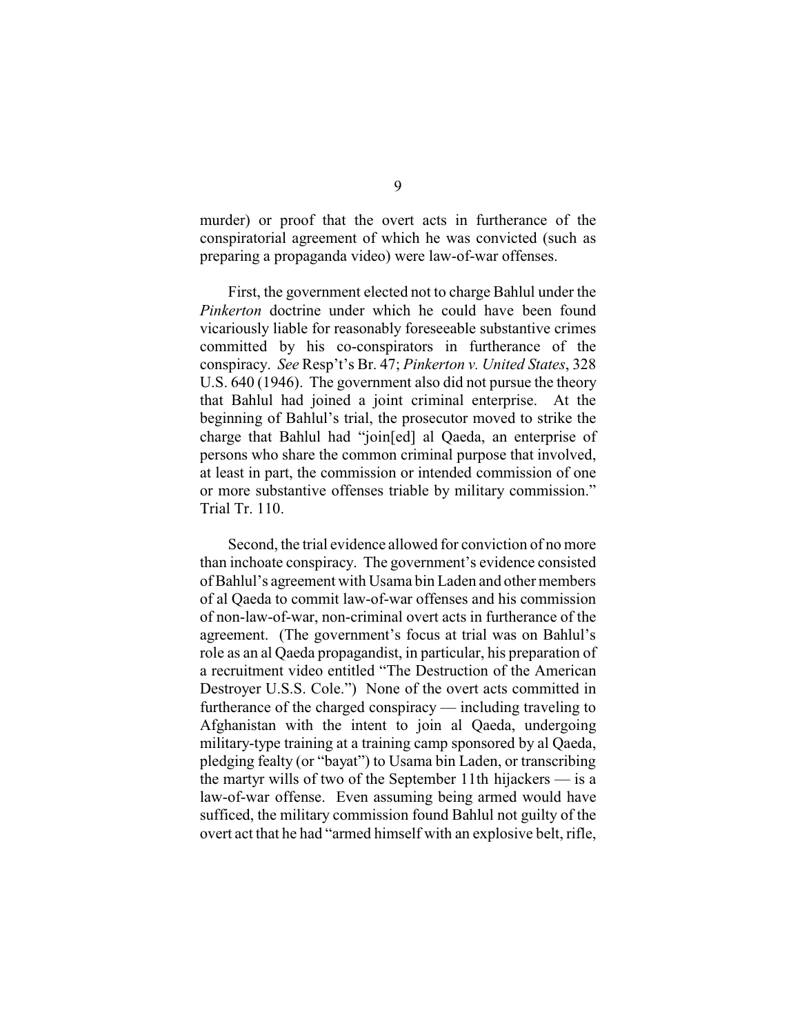murder) or proof that the overt acts in furtherance of the conspiratorial agreement of which he was convicted (such as preparing a propaganda video) were law-of-war offenses.

First, the government elected not to charge Bahlul under the *Pinkerton* doctrine under which he could have been found vicariously liable for reasonably foreseeable substantive crimes committed by his co-conspirators in furtherance of the conspiracy. *See* Resp't's Br. 47; *Pinkerton v. United States*, 328 U.S. 640 (1946). The government also did not pursue the theory that Bahlul had joined a joint criminal enterprise. At the beginning of Bahlul's trial, the prosecutor moved to strike the charge that Bahlul had "join[ed] al Qaeda, an enterprise of persons who share the common criminal purpose that involved, at least in part, the commission or intended commission of one or more substantive offenses triable by military commission." Trial Tr. 110.

Second, the trial evidence allowed for conviction of no more than inchoate conspiracy. The government's evidence consisted of Bahlul's agreement with Usama bin Laden and other members of al Qaeda to commit law-of-war offenses and his commission of non-law-of-war, non-criminal overt acts in furtherance of the agreement. (The government's focus at trial was on Bahlul's role as an al Qaeda propagandist, in particular, his preparation of a recruitment video entitled "The Destruction of the American Destroyer U.S.S. Cole.") None of the overt acts committed in furtherance of the charged conspiracy — including traveling to Afghanistan with the intent to join al Qaeda, undergoing military-type training at a training camp sponsored by al Qaeda, pledging fealty (or "bayat") to Usama bin Laden, or transcribing the martyr wills of two of the September 11th hijackers — is a law-of-war offense. Even assuming being armed would have sufficed, the military commission found Bahlul not guilty of the overt act that he had "armed himself with an explosive belt, rifle,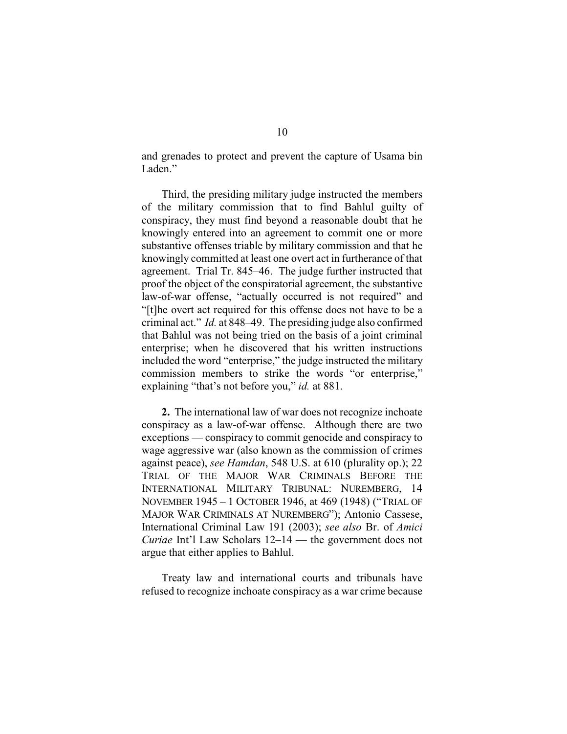and grenades to protect and prevent the capture of Usama bin Laden."

Third, the presiding military judge instructed the members of the military commission that to find Bahlul guilty of conspiracy, they must find beyond a reasonable doubt that he knowingly entered into an agreement to commit one or more substantive offenses triable by military commission and that he knowingly committed at least one overt act in furtherance of that agreement. Trial Tr. 845–46. The judge further instructed that proof the object of the conspiratorial agreement, the substantive law-of-war offense, "actually occurred is not required" and "[t]he overt act required for this offense does not have to be a criminal act." *Id.* at 848–49. The presiding judge also confirmed that Bahlul was not being tried on the basis of a joint criminal enterprise; when he discovered that his written instructions included the word "enterprise," the judge instructed the military commission members to strike the words "or enterprise," explaining "that's not before you," *id.* at 881.

**2.** The international law of war does not recognize inchoate conspiracy as a law-of-war offense. Although there are two exceptions — conspiracy to commit genocide and conspiracy to wage aggressive war (also known as the commission of crimes against peace), *see Hamdan*, 548 U.S. at 610 (plurality op.); 22 TRIAL OF THE MAJOR WAR CRIMINALS BEFORE THE INTERNATIONAL MILITARY TRIBUNAL: NUREMBERG, 14 NOVEMBER 1945 – 1 OCTOBER 1946, at 469 (1948) ("TRIAL OF MAJOR WAR CRIMINALS AT NUREMBERG"); Antonio Cassese, International Criminal Law 191 (2003); *see also* Br. of *Amici Curiae* Int'l Law Scholars 12–14 — the government does not argue that either applies to Bahlul.

Treaty law and international courts and tribunals have refused to recognize inchoate conspiracy as a war crime because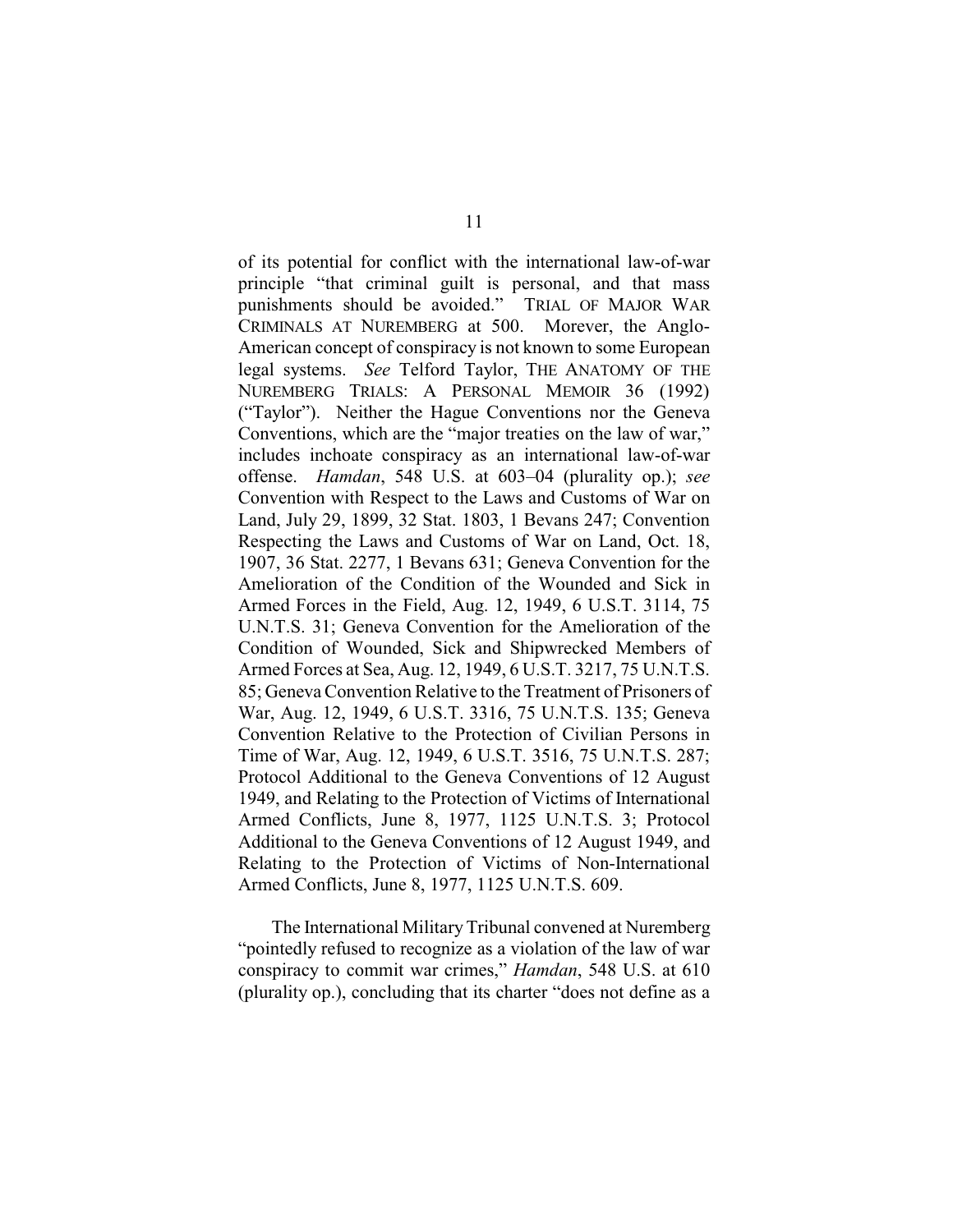of its potential for conflict with the international law-of-war principle "that criminal guilt is personal, and that mass punishments should be avoided." TRIAL OF MAJOR WAR CRIMINALS AT NUREMBERG at 500. Morever, the Anglo-American concept of conspiracy is not known to some European legal systems. *See* Telford Taylor, THE ANATOMY OF THE NUREMBERG TRIALS: A PERSONAL MEMOIR 36 (1992) ("Taylor"). Neither the Hague Conventions nor the Geneva Conventions, which are the "major treaties on the law of war," includes inchoate conspiracy as an international law-of-war offense. *Hamdan*, 548 U.S. at 603–04 (plurality op.); *see* Convention with Respect to the Laws and Customs of War on Land, July 29, 1899, 32 Stat. 1803, 1 Bevans 247; Convention Respecting the Laws and Customs of War on Land, Oct. 18, 1907, 36 Stat. 2277, 1 Bevans 631; Geneva Convention for the Amelioration of the Condition of the Wounded and Sick in Armed Forces in the Field, Aug. 12, 1949, 6 U.S.T. 3114, 75 U.N.T.S. 31; Geneva Convention for the Amelioration of the Condition of Wounded, Sick and Shipwrecked Members of Armed Forces at Sea, Aug. 12, 1949, 6 U.S.T. 3217, 75 U.N.T.S. 85; Geneva Convention Relative to the Treatment of Prisoners of War, Aug. 12, 1949, 6 U.S.T. 3316, 75 U.N.T.S. 135; Geneva Convention Relative to the Protection of Civilian Persons in Time of War, Aug. 12, 1949, 6 U.S.T. 3516, 75 U.N.T.S. 287; Protocol Additional to the Geneva Conventions of 12 August 1949, and Relating to the Protection of Victims of International Armed Conflicts, June 8, 1977, 1125 U.N.T.S. 3; Protocol Additional to the Geneva Conventions of 12 August 1949, and Relating to the Protection of Victims of Non-International Armed Conflicts, June 8, 1977, 1125 U.N.T.S. 609.

The International Military Tribunal convened at Nuremberg "pointedly refused to recognize as a violation of the law of war conspiracy to commit war crimes," *Hamdan*, 548 U.S. at 610 (plurality op.), concluding that its charter "does not define as a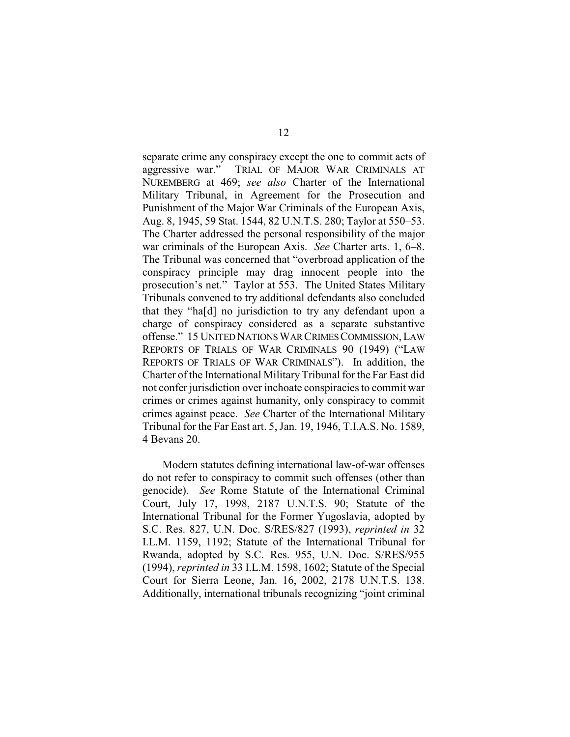separate crime any conspiracy except the one to commit acts of aggressive war." TRIAL OF MAJOR WAR CRIMINALS AT NUREMBERG at 469; *see also* Charter of the International Military Tribunal, in Agreement for the Prosecution and Punishment of the Major War Criminals of the European Axis, Aug. 8, 1945, 59 Stat. 1544, 82 U.N.T.S. 280; Taylor at 550–53. The Charter addressed the personal responsibility of the major war criminals of the European Axis. *See* Charter arts. 1, 6–8. The Tribunal was concerned that "overbroad application of the conspiracy principle may drag innocent people into the prosecution's net." Taylor at 553. The United States Military Tribunals convened to try additional defendants also concluded that they "ha[d] no jurisdiction to try any defendant upon a charge of conspiracy considered as a separate substantive offense." 15 UNITED NATIONS WAR CRIMES COMMISSION, LAW REPORTS OF TRIALS OF WAR CRIMINALS 90 (1949) ("LAW REPORTS OF TRIALS OF WAR CRIMINALS"). In addition, the Charter of the International Military Tribunal for the Far East did not confer jurisdiction over inchoate conspiracies to commit war crimes or crimes against humanity, only conspiracy to commit crimes against peace. *See* Charter of the International Military Tribunal for the Far East art. 5, Jan. 19, 1946, T.I.A.S. No. 1589, 4 Bevans 20.

Modern statutes defining international law-of-war offenses do not refer to conspiracy to commit such offenses (other than genocide). *See* Rome Statute of the International Criminal Court, July 17, 1998, 2187 U.N.T.S. 90; Statute of the International Tribunal for the Former Yugoslavia, adopted by S.C. Res. 827, U.N. Doc. S/RES/827 (1993), *reprinted in* 32 I.L.M. 1159, 1192; Statute of the International Tribunal for Rwanda, adopted by S.C. Res. 955, U.N. Doc. S/RES/955 (1994), *reprinted in* 33 I.L.M. 1598, 1602; Statute of the Special Court for Sierra Leone, Jan. 16, 2002, 2178 U.N.T.S. 138. Additionally, international tribunals recognizing "joint criminal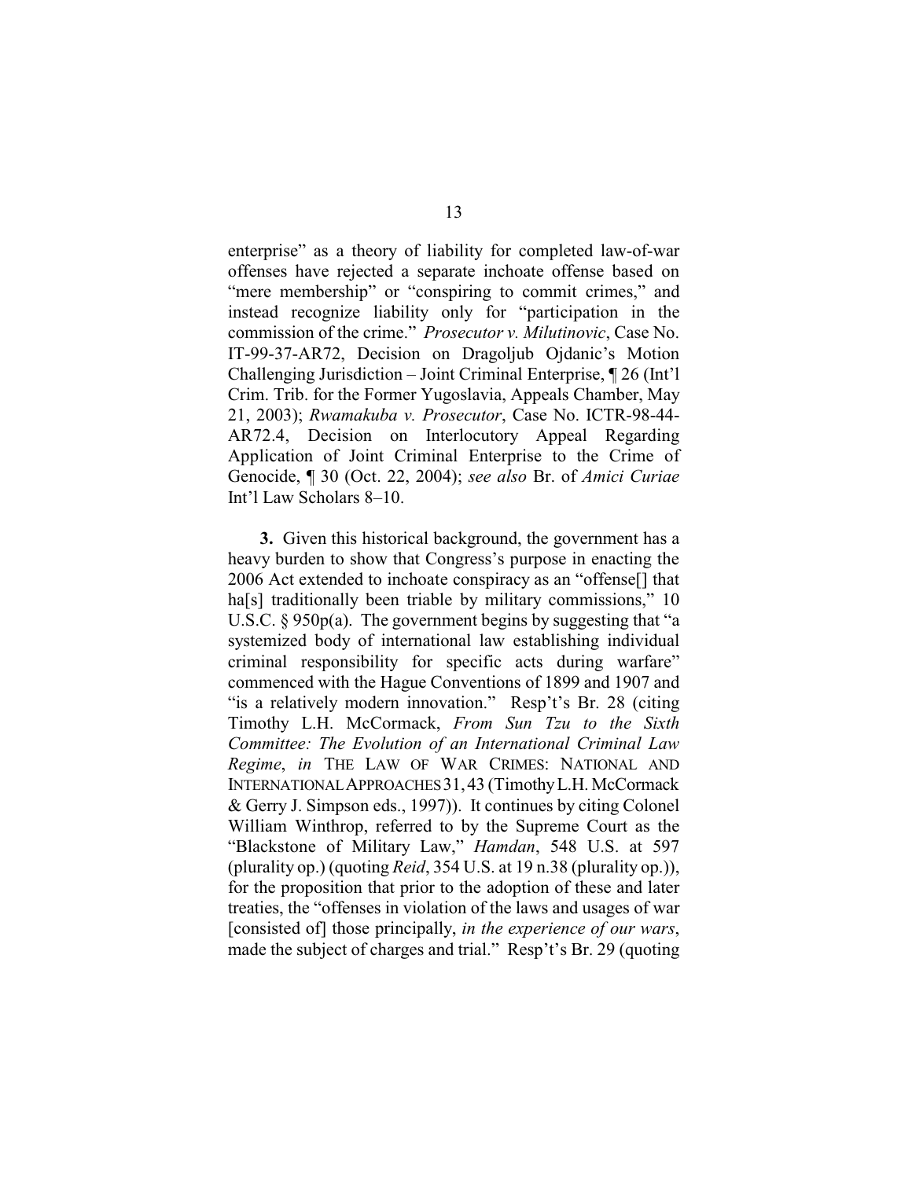enterprise" as a theory of liability for completed law-of-war offenses have rejected a separate inchoate offense based on "mere membership" or "conspiring to commit crimes," and instead recognize liability only for "participation in the commission of the crime." *Prosecutor v. Milutinovic*, Case No. IT-99-37-AR72, Decision on Dragoljub Ojdanic's Motion Challenging Jurisdiction – Joint Criminal Enterprise, ¶ 26 (Int'l Crim. Trib. for the Former Yugoslavia, Appeals Chamber, May 21, 2003); *Rwamakuba v. Prosecutor*, Case No. ICTR-98-44-AR72.4, Decision on Interlocutory Appeal Regarding Application of Joint Criminal Enterprise to the Crime of Genocide, ¶ 30 (Oct. 22, 2004); *see also* Br. of *Amici Curiae* Int'l Law Scholars 8–10.

**3.** Given this historical background, the government has a heavy burden to show that Congress's purpose in enacting the 2006 Act extended to inchoate conspiracy as an "offense[] that ha[s] traditionally been triable by military commissions," 10 U.S.C. § 950p(a). The government begins by suggesting that "a systemized body of international law establishing individual criminal responsibility for specific acts during warfare" commenced with the Hague Conventions of 1899 and 1907 and "is a relatively modern innovation." Resp't's Br. 28 (citing Timothy L.H. McCormack, *From Sun Tzu to the Sixth Committee: The Evolution of an International Criminal Law Regime*, *in* THE LAW OF WAR CRIMES: NATIONAL AND INTERNATIONAL APPROACHES 31, 43 (Timothy L.H. McCormack & Gerry J. Simpson eds., 1997)). It continues by citing Colonel William Winthrop, referred to by the Supreme Court as the "Blackstone of Military Law," *Hamdan*, 548 U.S. at 597 (plurality op.) (quoting *Reid*, 354 U.S. at 19 n.38 (plurality op.)), for the proposition that prior to the adoption of these and later treaties, the "offenses in violation of the laws and usages of war [consisted of] those principally, *in the experience of our wars*, made the subject of charges and trial." Resp't's Br. 29 (quoting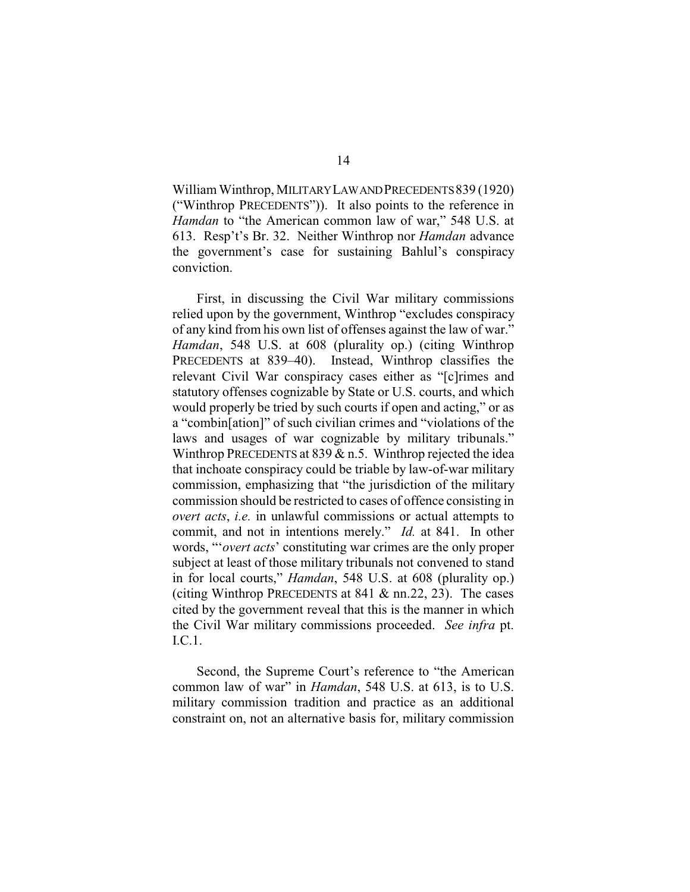William Winthrop, MILITARY LAW AND PRECEDENTS 839 (1920) ("Winthrop PRECEDENTS")). It also points to the reference in *Hamdan* to "the American common law of war," 548 U.S. at 613. Resp't's Br. 32. Neither Winthrop nor *Hamdan* advance the government's case for sustaining Bahlul's conspiracy conviction.

First, in discussing the Civil War military commissions relied upon by the government, Winthrop "excludes conspiracy of any kind from his own list of offenses against the law of war." *Hamdan*, 548 U.S. at 608 (plurality op.) (citing Winthrop PRECEDENTS at 839–40). Instead, Winthrop classifies the relevant Civil War conspiracy cases either as "[c]rimes and statutory offenses cognizable by State or U.S. courts, and which would properly be tried by such courts if open and acting," or as a "combin[ation]" of such civilian crimes and "violations of the laws and usages of war cognizable by military tribunals." Winthrop PRECEDENTS at 839 & n.5. Winthrop rejected the idea that inchoate conspiracy could be triable by law-of-war military commission, emphasizing that "the jurisdiction of the military commission should be restricted to cases of offence consisting in *overt acts*, *i.e.* in unlawful commissions or actual attempts to commit, and not in intentions merely." *Id.* at 841. In other words, "'*overt acts*' constituting war crimes are the only proper subject at least of those military tribunals not convened to stand in for local courts," *Hamdan*, 548 U.S. at 608 (plurality op.) (citing Winthrop PRECEDENTS at 841 & nn.22, 23). The cases cited by the government reveal that this is the manner in which the Civil War military commissions proceeded. *See infra* pt. I.C.1.

Second, the Supreme Court's reference to "the American common law of war" in *Hamdan*, 548 U.S. at 613, is to U.S. military commission tradition and practice as an additional constraint on, not an alternative basis for, military commission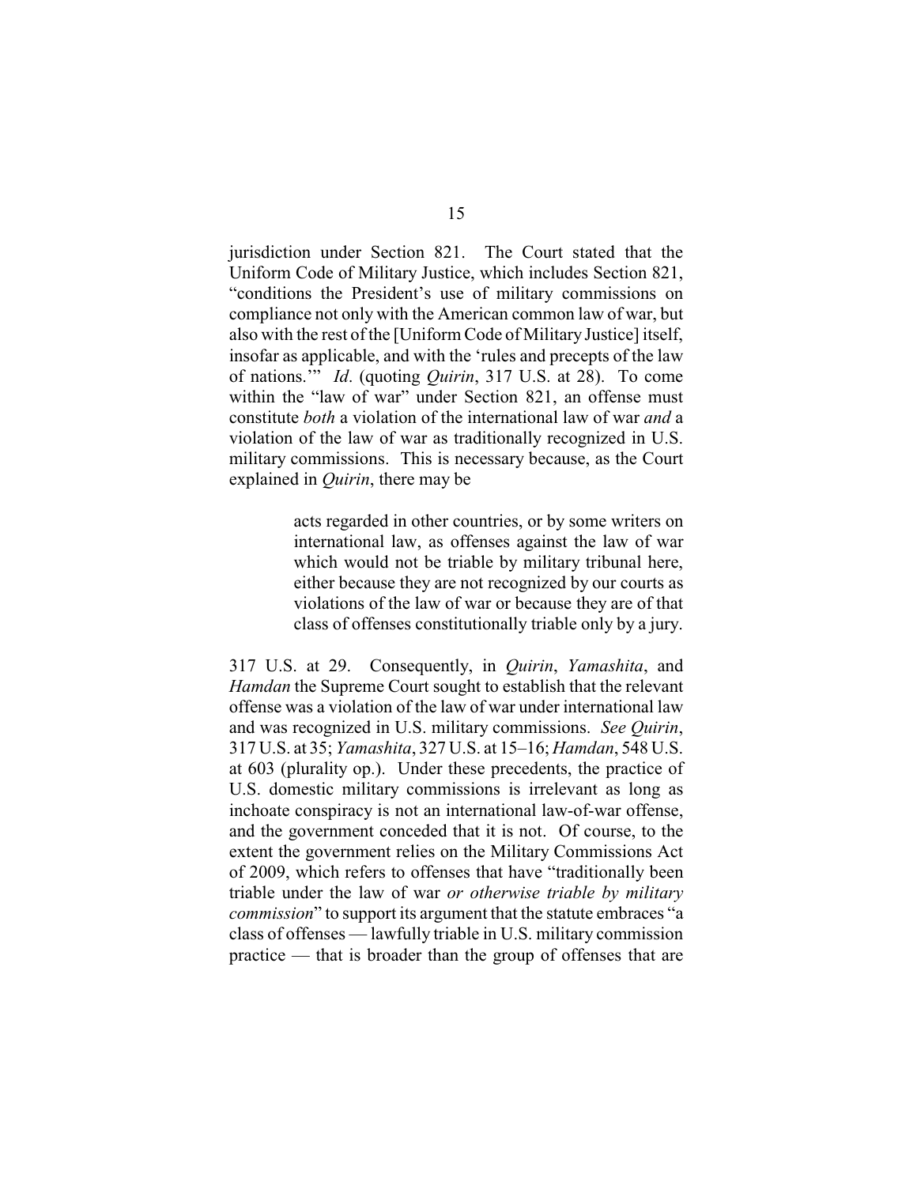jurisdiction under Section 821. The Court stated that the Uniform Code of Military Justice, which includes Section 821, "conditions the President's use of military commissions on compliance not only with the American common law of war, but also with the rest of the [Uniform Code of Military Justice] itself, insofar as applicable, and with the 'rules and precepts of the law of nations.'" *Id*. (quoting *Quirin*, 317 U.S. at 28). To come within the "law of war" under Section 821, an offense must constitute *both* a violation of the international law of war *and* a violation of the law of war as traditionally recognized in U.S. military commissions. This is necessary because, as the Court explained in *Quirin*, there may be

> acts regarded in other countries, or by some writers on international law, as offenses against the law of war which would not be triable by military tribunal here, either because they are not recognized by our courts as violations of the law of war or because they are of that class of offenses constitutionally triable only by a jury.

317 U.S. at 29. Consequently, in *Quirin*, *Yamashita*, and *Hamdan* the Supreme Court sought to establish that the relevant offense was a violation of the law of war under international law and was recognized in U.S. military commissions. *See Quirin*, 317 U.S. at 35; *Yamashita*, 327 U.S. at 15–16; *Hamdan*, 548 U.S. at 603 (plurality op.). Under these precedents, the practice of U.S. domestic military commissions is irrelevant as long as inchoate conspiracy is not an international law-of-war offense, and the government conceded that it is not. Of course, to the extent the government relies on the Military Commissions Act of 2009, which refers to offenses that have "traditionally been triable under the law of war *or otherwise triable by military commission*" to support its argument that the statute embraces "a class of offenses — lawfully triable in U.S. military commission practice — that is broader than the group of offenses that are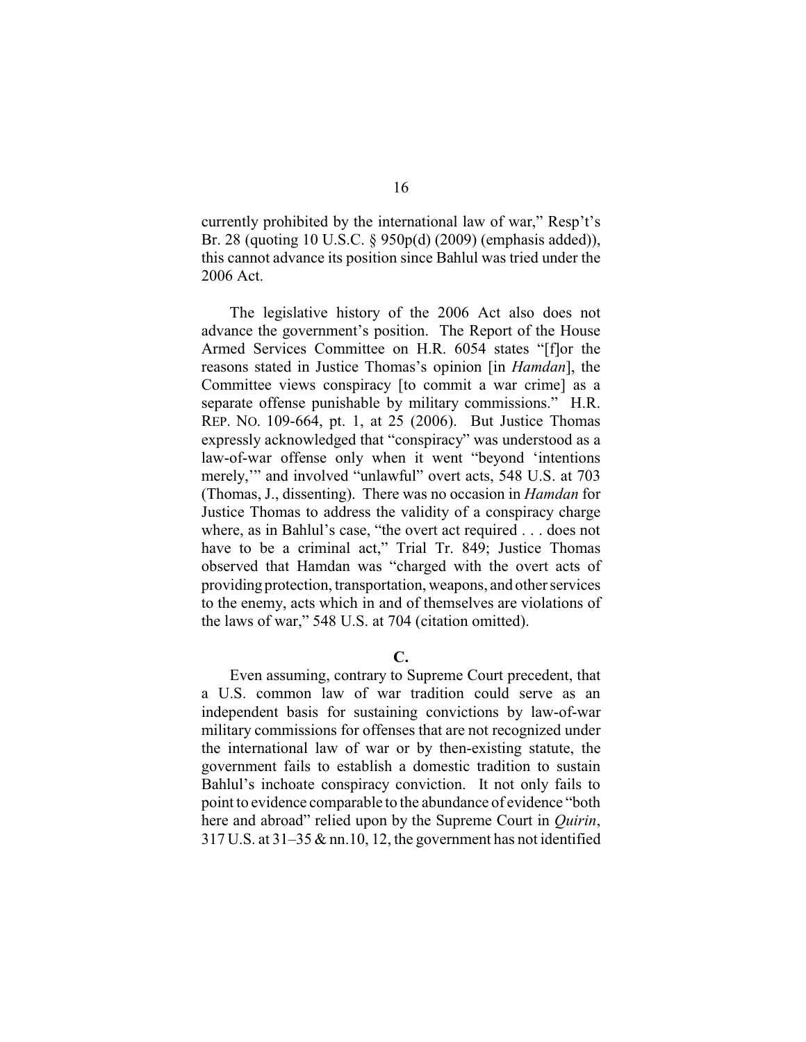currently prohibited by the international law of war," Resp't's Br. 28 (quoting 10 U.S.C. § 950p(d) (2009) (emphasis added)), this cannot advance its position since Bahlul was tried under the 2006 Act.

The legislative history of the 2006 Act also does not advance the government's position. The Report of the House Armed Services Committee on H.R. 6054 states "[f]or the reasons stated in Justice Thomas's opinion [in *Hamdan*], the Committee views conspiracy [to commit a war crime] as a separate offense punishable by military commissions." H.R. REP. NO. 109-664, pt. 1, at 25 (2006). But Justice Thomas expressly acknowledged that "conspiracy" was understood as a law-of-war offense only when it went "beyond 'intentions merely,'" and involved "unlawful" overt acts, 548 U.S. at 703 (Thomas, J., dissenting). There was no occasion in *Hamdan* for Justice Thomas to address the validity of a conspiracy charge where, as in Bahlul's case, "the overt act required . . . does not have to be a criminal act," Trial Tr. 849; Justice Thomas observed that Hamdan was "charged with the overt acts of providing protection, transportation, weapons, and other services to the enemy, acts which in and of themselves are violations of the laws of war," 548 U.S. at 704 (citation omitted).

**C.**

Even assuming, contrary to Supreme Court precedent, that a U.S. common law of war tradition could serve as an independent basis for sustaining convictions by law-of-war military commissions for offenses that are not recognized under the international law of war or by then-existing statute, the government fails to establish a domestic tradition to sustain Bahlul's inchoate conspiracy conviction. It not only fails to point to evidence comparable to the abundance of evidence "both here and abroad" relied upon by the Supreme Court in *Quirin*, 317 U.S. at 31–35 & nn.10, 12, the government has not identified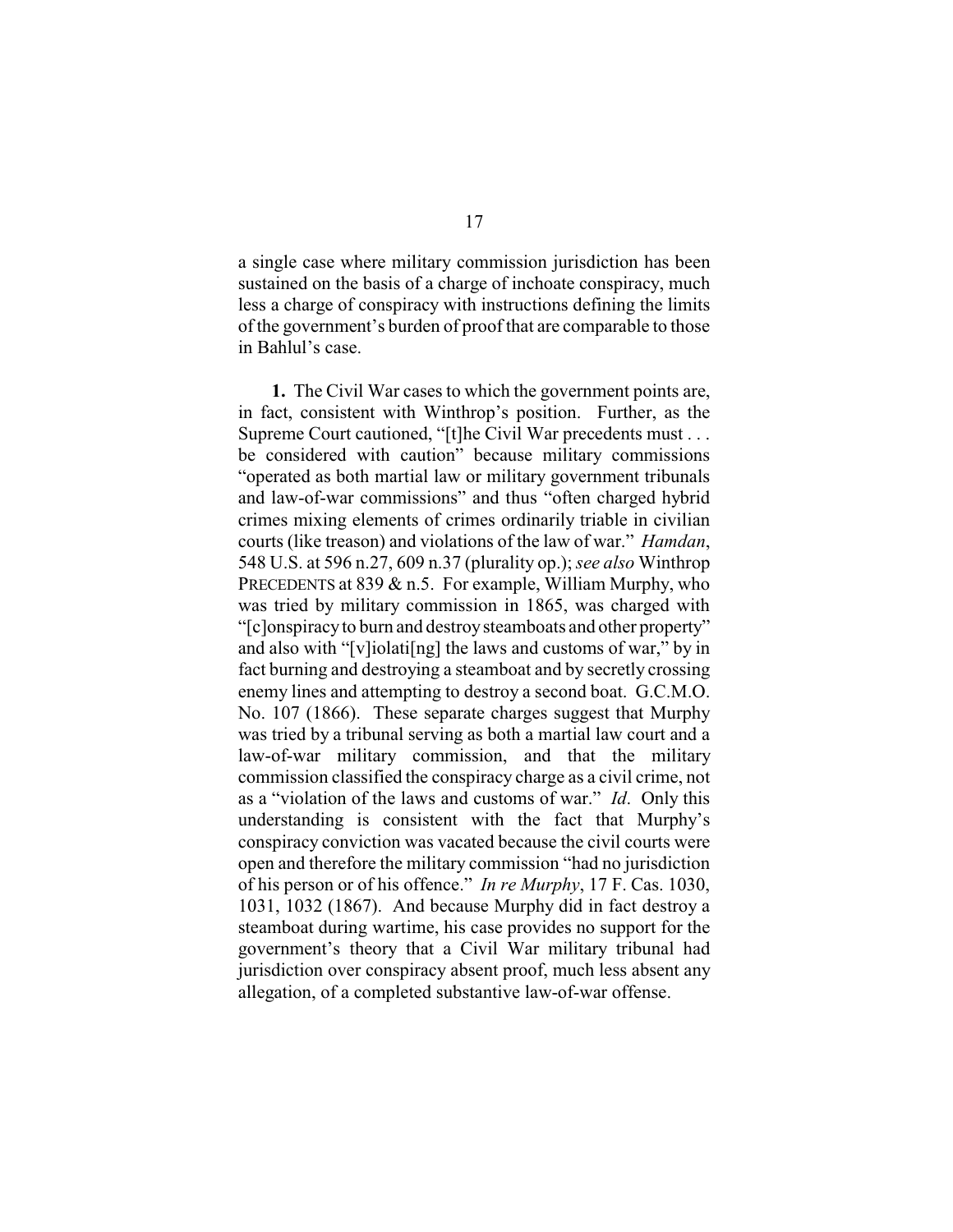a single case where military commission jurisdiction has been sustained on the basis of a charge of inchoate conspiracy, much less a charge of conspiracy with instructions defining the limits of the government's burden of proof that are comparable to those in Bahlul's case.

**1.** The Civil War cases to which the government points are, in fact, consistent with Winthrop's position. Further, as the Supreme Court cautioned, "[t]he Civil War precedents must . . . be considered with caution" because military commissions "operated as both martial law or military government tribunals and law-of-war commissions" and thus "often charged hybrid crimes mixing elements of crimes ordinarily triable in civilian courts (like treason) and violations of the law of war." *Hamdan*, 548 U.S. at 596 n.27, 609 n.37 (plurality op.); *see also* Winthrop PRECEDENTS at 839 & n.5. For example, William Murphy, who was tried by military commission in 1865, was charged with "[c]onspiracy to burn and destroy steamboats and other property" and also with "[v]iolati[ng] the laws and customs of war," by in fact burning and destroying a steamboat and by secretly crossing enemy lines and attempting to destroy a second boat. G.C.M.O. No. 107 (1866). These separate charges suggest that Murphy was tried by a tribunal serving as both a martial law court and a law-of-war military commission, and that the military commission classified the conspiracy charge as a civil crime, not as a "violation of the laws and customs of war." *Id*. Only this understanding is consistent with the fact that Murphy's conspiracy conviction was vacated because the civil courts were open and therefore the military commission "had no jurisdiction of his person or of his offence." *In re Murphy*, 17 F. Cas. 1030, 1031, 1032 (1867). And because Murphy did in fact destroy a steamboat during wartime, his case provides no support for the government's theory that a Civil War military tribunal had jurisdiction over conspiracy absent proof, much less absent any allegation, of a completed substantive law-of-war offense.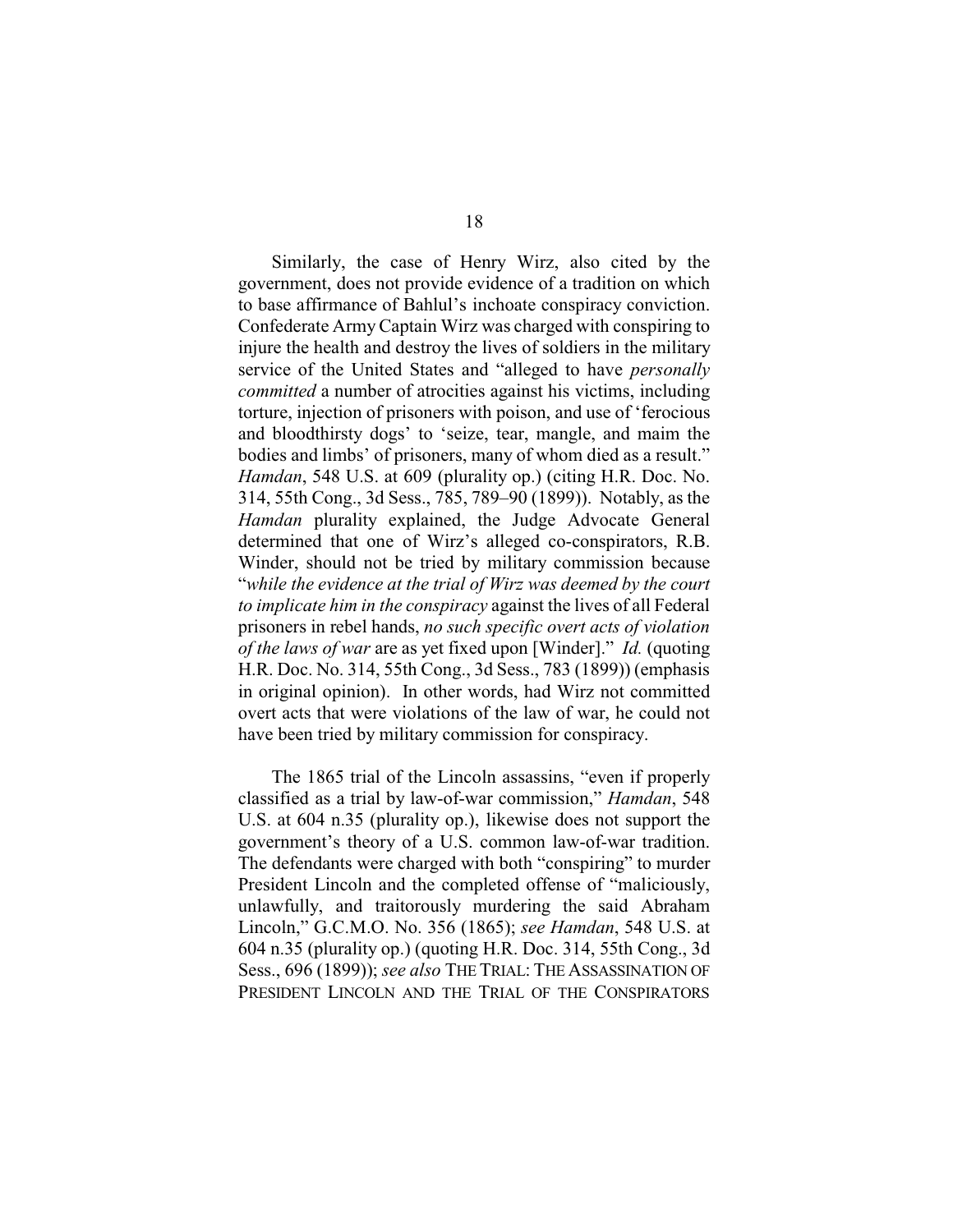Similarly, the case of Henry Wirz, also cited by the government, does not provide evidence of a tradition on which to base affirmance of Bahlul's inchoate conspiracy conviction. Confederate Army Captain Wirz was charged with conspiring to injure the health and destroy the lives of soldiers in the military service of the United States and "alleged to have *personally committed* a number of atrocities against his victims, including torture, injection of prisoners with poison, and use of 'ferocious and bloodthirsty dogs' to 'seize, tear, mangle, and maim the bodies and limbs' of prisoners, many of whom died as a result." *Hamdan*, 548 U.S. at 609 (plurality op.) (citing H.R. Doc. No. 314, 55th Cong., 3d Sess., 785, 789–90 (1899)). Notably, as the *Hamdan* plurality explained, the Judge Advocate General determined that one of Wirz's alleged co-conspirators, R.B. Winder, should not be tried by military commission because "*while the evidence at the trial of Wirz was deemed by the court to implicate him in the conspiracy* against the lives of all Federal prisoners in rebel hands, *no such specific overt acts of violation of the laws of war* are as yet fixed upon [Winder]." *Id.* (quoting H.R. Doc. No. 314, 55th Cong., 3d Sess., 783 (1899)) (emphasis in original opinion). In other words, had Wirz not committed overt acts that were violations of the law of war, he could not have been tried by military commission for conspiracy.

The 1865 trial of the Lincoln assassins, "even if properly classified as a trial by law-of-war commission," *Hamdan*, 548 U.S. at 604 n.35 (plurality op.), likewise does not support the government's theory of a U.S. common law-of-war tradition. The defendants were charged with both "conspiring" to murder President Lincoln and the completed offense of "maliciously, unlawfully, and traitorously murdering the said Abraham Lincoln," G.C.M.O. No. 356 (1865); *see Hamdan*, 548 U.S. at 604 n.35 (plurality op.) (quoting H.R. Doc. 314, 55th Cong., 3d Sess., 696 (1899)); *see also* THE TRIAL: THE ASSASSINATION OF PRESIDENT LINCOLN AND THE TRIAL OF THE CONSPIRATORS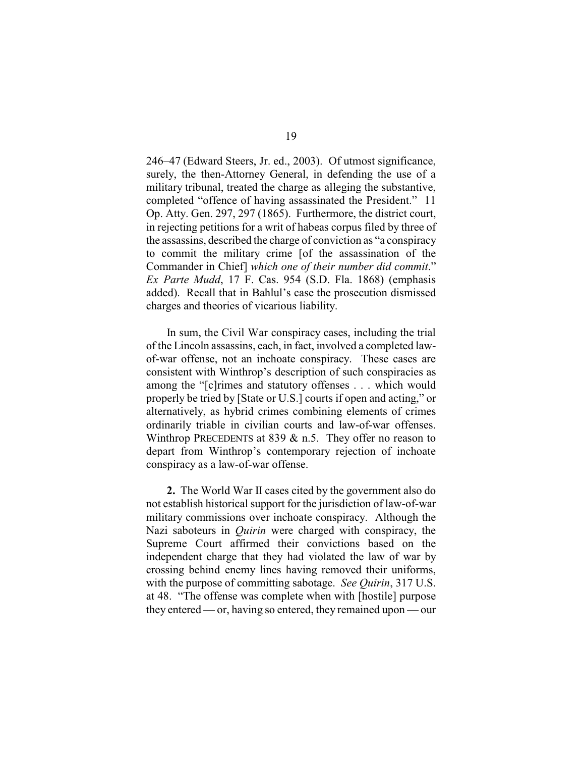246–47 (Edward Steers, Jr. ed., 2003). Of utmost significance, surely, the then-Attorney General, in defending the use of a military tribunal, treated the charge as alleging the substantive, completed "offence of having assassinated the President." 11 Op. Atty. Gen. 297, 297 (1865). Furthermore, the district court, in rejecting petitions for a writ of habeas corpus filed by three of the assassins, described the charge of conviction as "a conspiracy to commit the military crime [of the assassination of the Commander in Chief] *which one of their number did commit*." *Ex Parte Mudd*, 17 F. Cas. 954 (S.D. Fla. 1868) (emphasis added). Recall that in Bahlul's case the prosecution dismissed charges and theories of vicarious liability.

In sum, the Civil War conspiracy cases, including the trial of the Lincoln assassins, each, in fact, involved a completed law-of-war offense, not an inchoate conspiracy. These cases are consistent with Winthrop's description of such conspiracies as among the "[c]rimes and statutory offenses . . . which would properly be tried by [State or U.S.] courts if open and acting," or alternatively, as hybrid crimes combining elements of crimes ordinarily triable in civilian courts and law-of-war offenses. Winthrop PRECEDENTS at 839 & n.5. They offer no reason to depart from Winthrop's contemporary rejection of inchoate conspiracy as a law-of-war offense.

**2.** The World War II cases cited by the government also do not establish historical support for the jurisdiction of law-of-war military commissions over inchoate conspiracy. Although the Nazi saboteurs in *Quirin* were charged with conspiracy, the Supreme Court affirmed their convictions based on the independent charge that they had violated the law of war by crossing behind enemy lines having removed their uniforms, with the purpose of committing sabotage. *See Quirin*, 317 U.S. at 48. "The offense was complete when with [hostile] purpose they entered — or, having so entered, they remained upon — our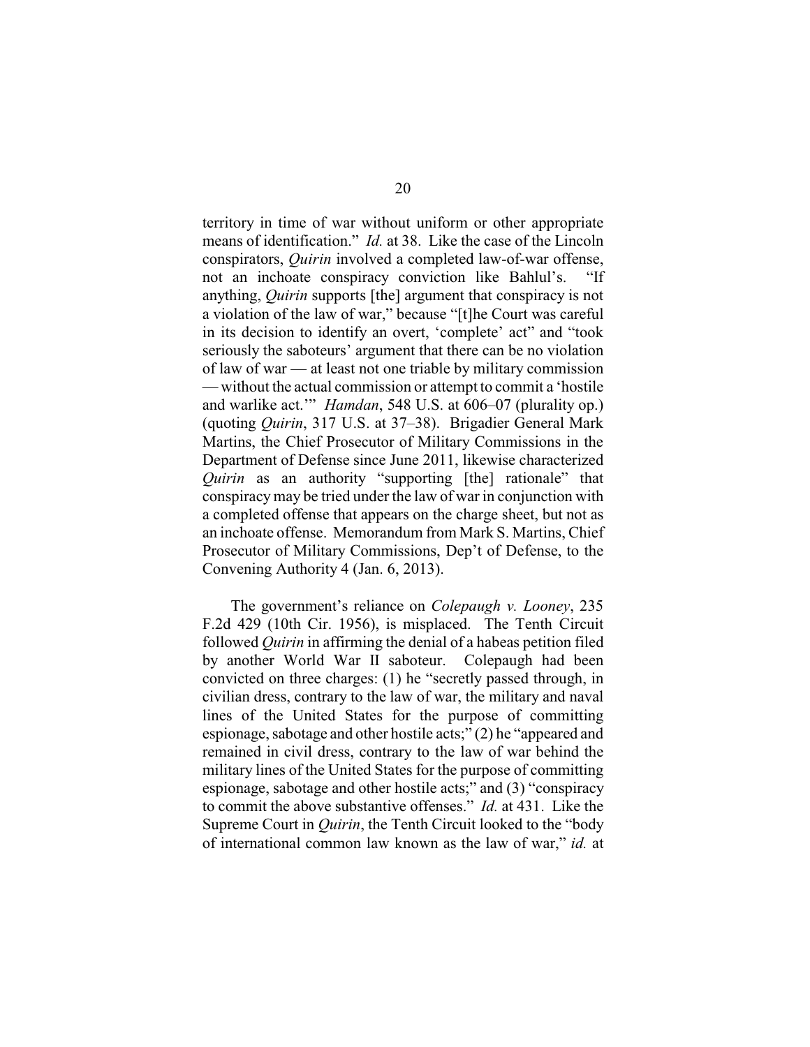territory in time of war without uniform or other appropriate means of identification." *Id.* at 38. Like the case of the Lincoln conspirators, *Quirin* involved a completed law-of-war offense, not an inchoate conspiracy conviction like Bahlul's. "If anything, *Quirin* supports [the] argument that conspiracy is not a violation of the law of war," because "[t]he Court was careful in its decision to identify an overt, 'complete' act" and "took seriously the saboteurs' argument that there can be no violation of law of war — at least not one triable by military commission — without the actual commission or attempt to commit a 'hostile and warlike act.'" *Hamdan*, 548 U.S. at 606–07 (plurality op.) (quoting *Quirin*, 317 U.S. at 37–38). Brigadier General Mark Martins, the Chief Prosecutor of Military Commissions in the Department of Defense since June 2011, likewise characterized *Quirin* as an authority "supporting [the] rationale" that conspiracy may be tried under the law of war in conjunction with a completed offense that appears on the charge sheet, but not as an inchoate offense. Memorandum from Mark S. Martins, Chief Prosecutor of Military Commissions, Dep't of Defense, to the Convening Authority 4 (Jan. 6, 2013).

The government's reliance on *Colepaugh v. Looney*, 235 F.2d 429 (10th Cir. 1956), is misplaced. The Tenth Circuit followed *Quirin* in affirming the denial of a habeas petition filed by another World War II saboteur. Colepaugh had been convicted on three charges: (1) he "secretly passed through, in civilian dress, contrary to the law of war, the military and naval lines of the United States for the purpose of committing espionage, sabotage and other hostile acts;" (2) he "appeared and remained in civil dress, contrary to the law of war behind the military lines of the United States for the purpose of committing espionage, sabotage and other hostile acts;" and (3) "conspiracy to commit the above substantive offenses." *Id.* at 431. Like the Supreme Court in *Quirin*, the Tenth Circuit looked to the "body of international common law known as the law of war," *id.* at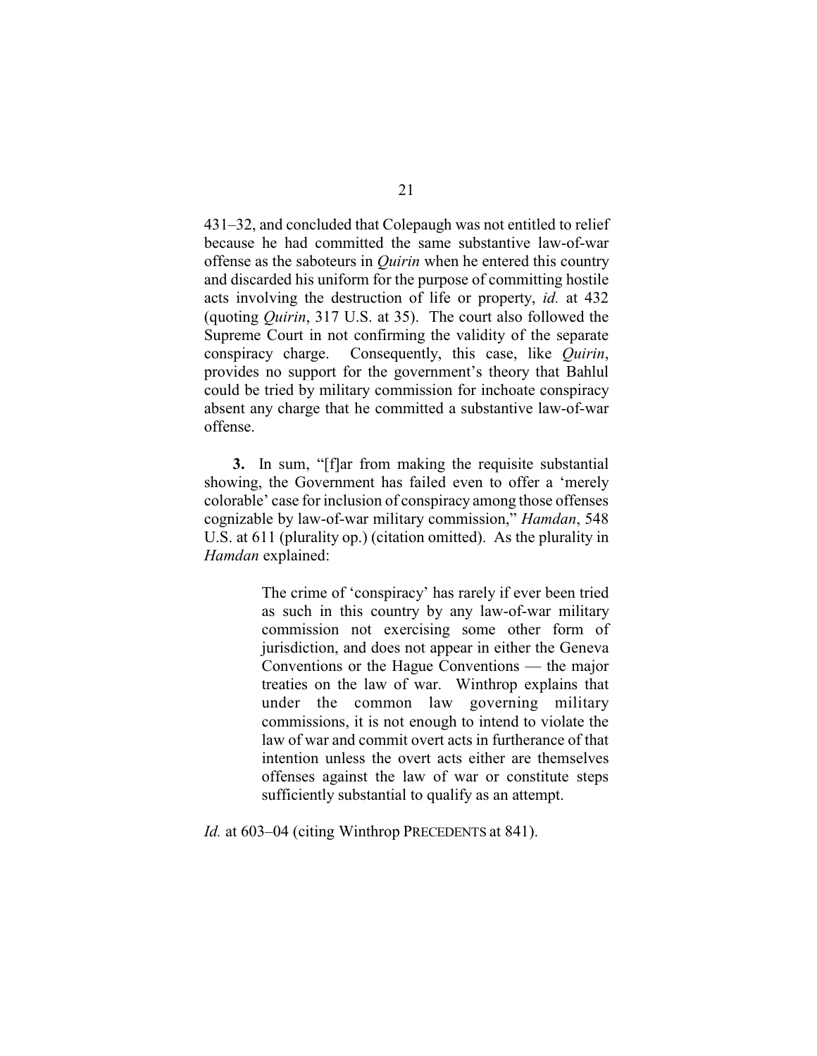431–32, and concluded that Colepaugh was not entitled to relief because he had committed the same substantive law-of-war offense as the saboteurs in *Quirin* when he entered this country and discarded his uniform for the purpose of committing hostile acts involving the destruction of life or property, *id.* at 432 (quoting *Quirin*, 317 U.S. at 35). The court also followed the Supreme Court in not confirming the validity of the separate conspiracy charge. Consequently, this case, like *Quirin*, provides no support for the government's theory that Bahlul could be tried by military commission for inchoate conspiracy absent any charge that he committed a substantive law-of-war offense.

**3.** In sum, "[f]ar from making the requisite substantial showing, the Government has failed even to offer a 'merely colorable' case for inclusion of conspiracy among those offenses cognizable by law-of-war military commission," *Hamdan*, 548 U.S. at 611 (plurality op.) (citation omitted). As the plurality in *Hamdan* explained:

> The crime of 'conspiracy' has rarely if ever been tried as such in this country by any law-of-war military commission not exercising some other form of jurisdiction, and does not appear in either the Geneva Conventions or the Hague Conventions — the major treaties on the law of war. Winthrop explains that under the common law governing military commissions, it is not enough to intend to violate the law of war and commit overt acts in furtherance of that intention unless the overt acts either are themselves offenses against the law of war or constitute steps sufficiently substantial to qualify as an attempt.

*Id.* at 603–04 (citing Winthrop PRECEDENTS at 841).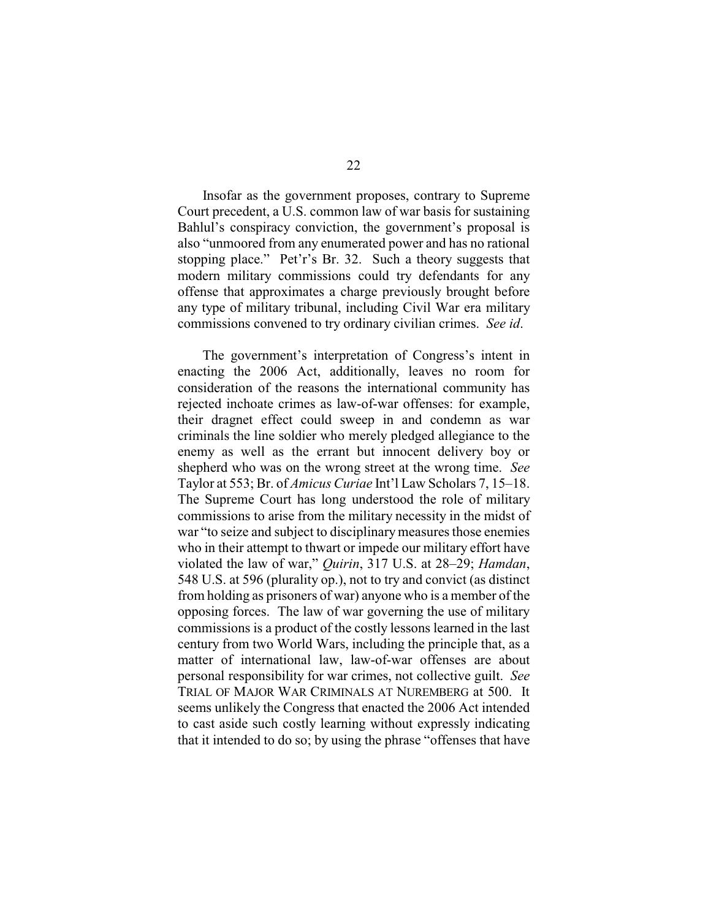Insofar as the government proposes, contrary to Supreme Court precedent, a U.S. common law of war basis for sustaining Bahlul's conspiracy conviction, the government's proposal is also "unmoored from any enumerated power and has no rational stopping place." Pet'r's Br. 32. Such a theory suggests that modern military commissions could try defendants for any offense that approximates a charge previously brought before any type of military tribunal, including Civil War era military commissions convened to try ordinary civilian crimes. *See id*.

The government's interpretation of Congress's intent in enacting the 2006 Act, additionally, leaves no room for consideration of the reasons the international community has rejected inchoate crimes as law-of-war offenses: for example, their dragnet effect could sweep in and condemn as war criminals the line soldier who merely pledged allegiance to the enemy as well as the errant but innocent delivery boy or shepherd who was on the wrong street at the wrong time. *See* Taylor at 553; Br. of *Amicus Curiae* Int'l Law Scholars 7, 15–18. The Supreme Court has long understood the role of military commissions to arise from the military necessity in the midst of war "to seize and subject to disciplinary measures those enemies who in their attempt to thwart or impede our military effort have violated the law of war," *Quirin*, 317 U.S. at 28–29; *Hamdan*, 548 U.S. at 596 (plurality op.), not to try and convict (as distinct from holding as prisoners of war) anyone who is a member of the opposing forces. The law of war governing the use of military commissions is a product of the costly lessons learned in the last century from two World Wars, including the principle that, as a matter of international law, law-of-war offenses are about personal responsibility for war crimes, not collective guilt. *See* TRIAL OF MAJOR WAR CRIMINALS AT NUREMBERG at 500. It seems unlikely the Congress that enacted the 2006 Act intended to cast aside such costly learning without expressly indicating that it intended to do so; by using the phrase "offenses that have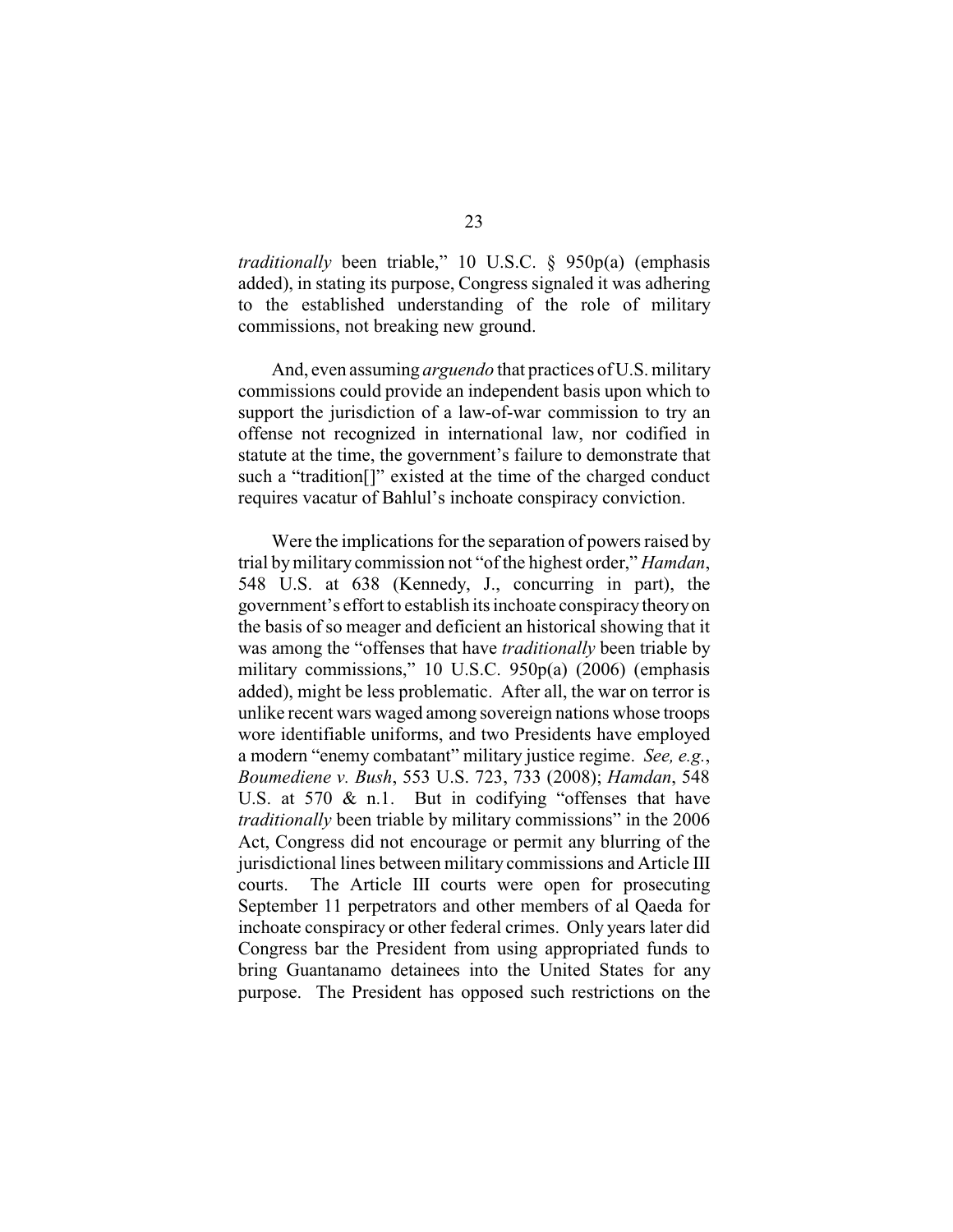*traditionally* been triable," 10 U.S.C. § 950p(a) (emphasis added), in stating its purpose, Congress signaled it was adhering to the established understanding of the role of military commissions, not breaking new ground.

And, even assuming *arguendo* that practices of U.S. military commissions could provide an independent basis upon which to support the jurisdiction of a law-of-war commission to try an offense not recognized in international law, nor codified in statute at the time, the government's failure to demonstrate that such a "tradition[]" existed at the time of the charged conduct requires vacatur of Bahlul's inchoate conspiracy conviction.

Were the implications for the separation of powers raised by trial by military commission not "of the highest order," *Hamdan*, 548 U.S. at 638 (Kennedy, J., concurring in part), the government's effort to establish its inchoate conspiracy theory on the basis of so meager and deficient an historical showing that it was among the "offenses that have *traditionally* been triable by military commissions," 10 U.S.C. 950p(a) (2006) (emphasis added), might be less problematic. After all, the war on terror is unlike recent wars waged among sovereign nations whose troops wore identifiable uniforms, and two Presidents have employed a modern "enemy combatant" military justice regime. *See, e.g.*, *Boumediene v. Bush*, 553 U.S. 723, 733 (2008); *Hamdan*, 548 U.S. at 570 & n.1. But in codifying "offenses that have *traditionally* been triable by military commissions" in the 2006 Act, Congress did not encourage or permit any blurring of the jurisdictional lines between military commissions and Article III courts. The Article III courts were open for prosecuting September 11 perpetrators and other members of al Qaeda for inchoate conspiracy or other federal crimes. Only years later did Congress bar the President from using appropriated funds to bring Guantanamo detainees into the United States for any purpose. The President has opposed such restrictions on the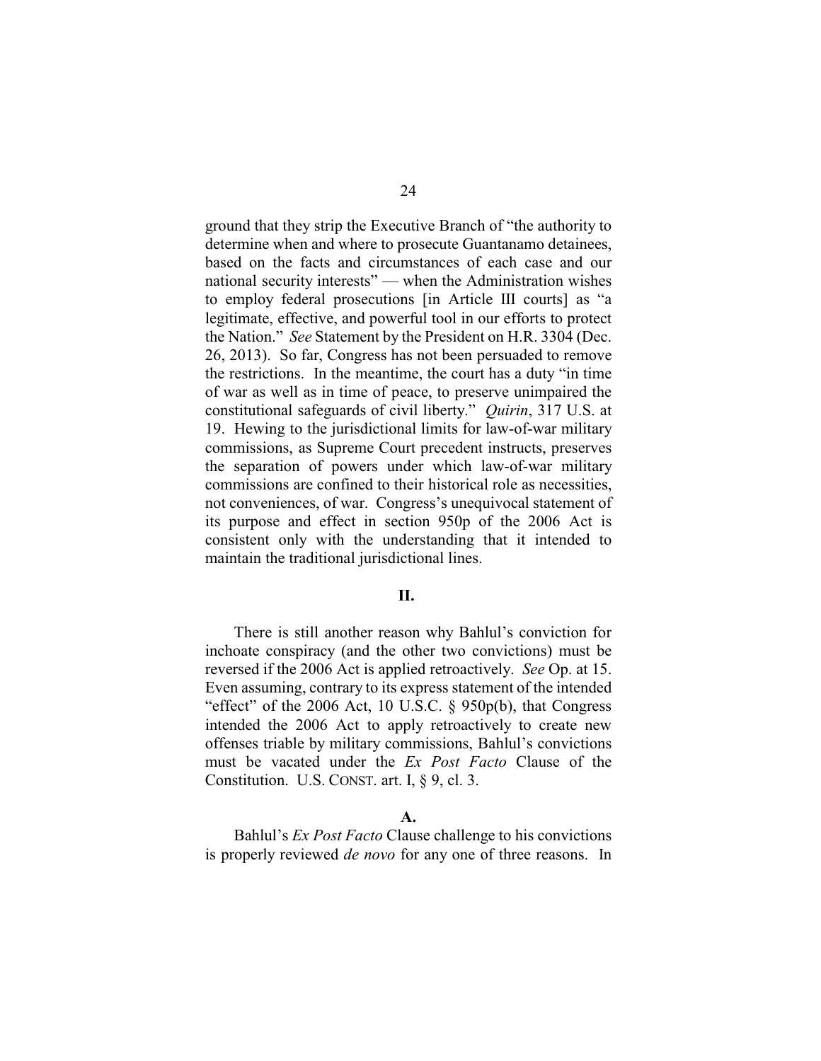ground that they strip the Executive Branch of "the authority to determine when and where to prosecute Guantanamo detainees, based on the facts and circumstances of each case and our national security interests" — when the Administration wishes to employ federal prosecutions [in Article III courts] as "a legitimate, effective, and powerful tool in our efforts to protect the Nation." *See* Statement by the President on H.R. 3304 (Dec. 26, 2013). So far, Congress has not been persuaded to remove the restrictions. In the meantime, the court has a duty "in time of war as well as in time of peace, to preserve unimpaired the constitutional safeguards of civil liberty." *Quirin*, 317 U.S. at 19. Hewing to the jurisdictional limits for law-of-war military commissions, as Supreme Court precedent instructs, preserves the separation of powers under which law-of-war military commissions are confined to their historical role as necessities, not conveniences, of war. Congress's unequivocal statement of its purpose and effect in section 950p of the 2006 Act is consistent only with the understanding that it intended to maintain the traditional jurisdictional lines.

## II.

There is still another reason why Bahlul's conviction for inchoate conspiracy (and the other two convictions) must be reversed if the 2006 Act is applied retroactively. *See* Op. at 15. Even assuming, contrary to its express statement of the intended "effect" of the 2006 Act, 10 U.S.C. § 950p(b), that Congress intended the 2006 Act to apply retroactively to create new offenses triable by military commissions, Bahlul's convictions must be vacated under the *Ex Post Facto* Clause of the Constitution. U.S. CONST. art. I, § 9, cl. 3.

### A.

Bahlul's *Ex Post Facto* Clause challenge to his convictions is properly reviewed *de novo* for any one of three reasons. In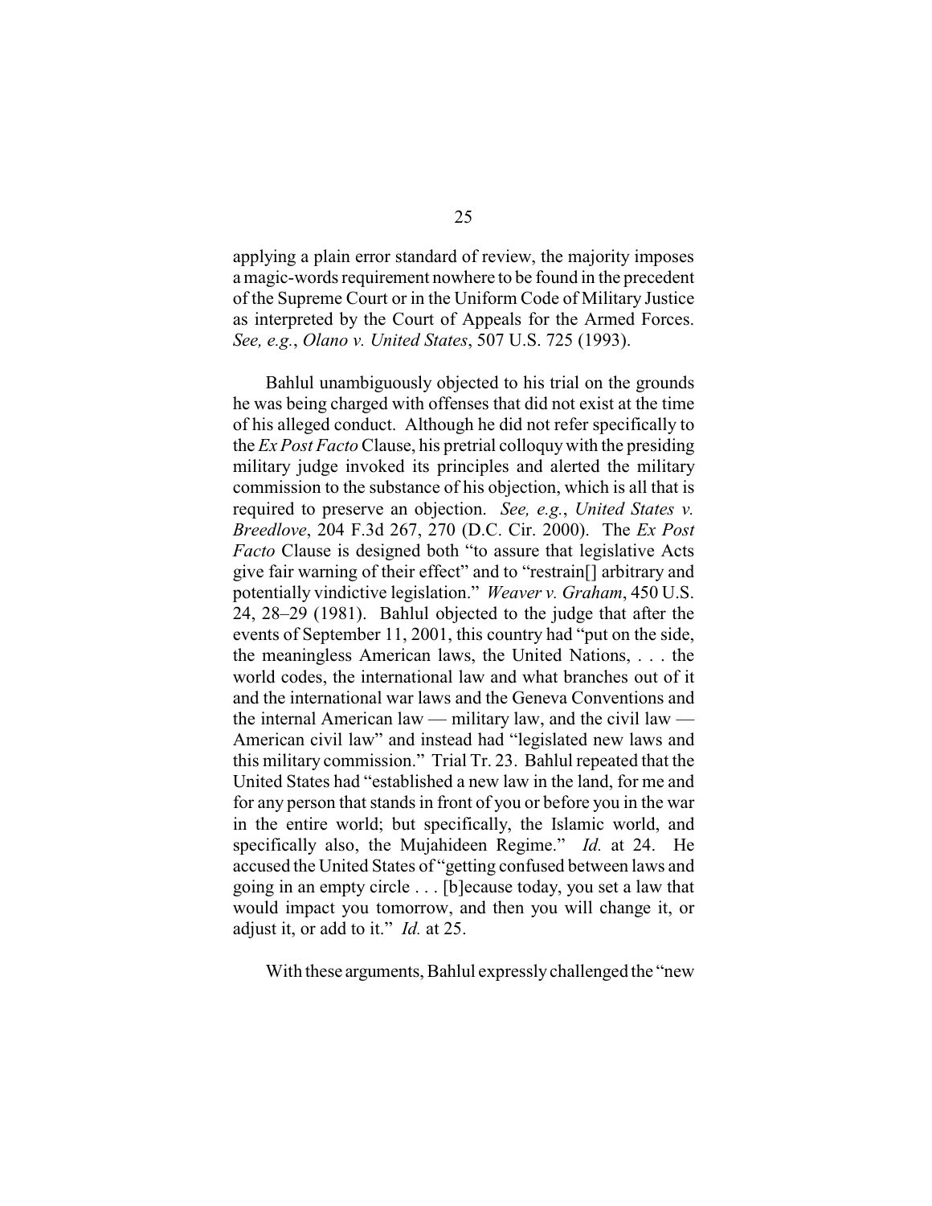applying a plain error standard of review, the majority imposes a magic-words requirement nowhere to be found in the precedent of the Supreme Court or in the Uniform Code of Military Justice as interpreted by the Court of Appeals for the Armed Forces. *See, e.g.*, *Olano v. United States*, 507 U.S. 725 (1993).

Bahlul unambiguously objected to his trial on the grounds he was being charged with offenses that did not exist at the time of his alleged conduct. Although he did not refer specifically to the *Ex Post Facto* Clause, his pretrial colloquy with the presiding military judge invoked its principles and alerted the military commission to the substance of his objection, which is all that is required to preserve an objection. *See, e.g.*, *United States v. Breedlove*, 204 F.3d 267, 270 (D.C. Cir. 2000). The *Ex Post Facto* Clause is designed both "to assure that legislative Acts give fair warning of their effect" and to "restrain[] arbitrary and potentially vindictive legislation." *Weaver v. Graham*, 450 U.S. 24, 28–29 (1981). Bahlul objected to the judge that after the events of September 11, 2001, this country had "put on the side, the meaningless American laws, the United Nations, . . . the world codes, the international law and what branches out of it and the international war laws and the Geneva Conventions and the internal American law — military law, and the civil law — American civil law" and instead had "legislated new laws and this military commission." Trial Tr. 23. Bahlul repeated that the United States had "established a new law in the land, for me and for any person that stands in front of you or before you in the war in the entire world; but specifically, the Islamic world, and specifically also, the Mujahideen Regime." *Id.* at 24. He accused the United States of "getting confused between laws and going in an empty circle . . . [b]ecause today, you set a law that would impact you tomorrow, and then you will change it, or adjust it, or add to it." *Id.* at 25.

With these arguments, Bahlul expressly challenged the "new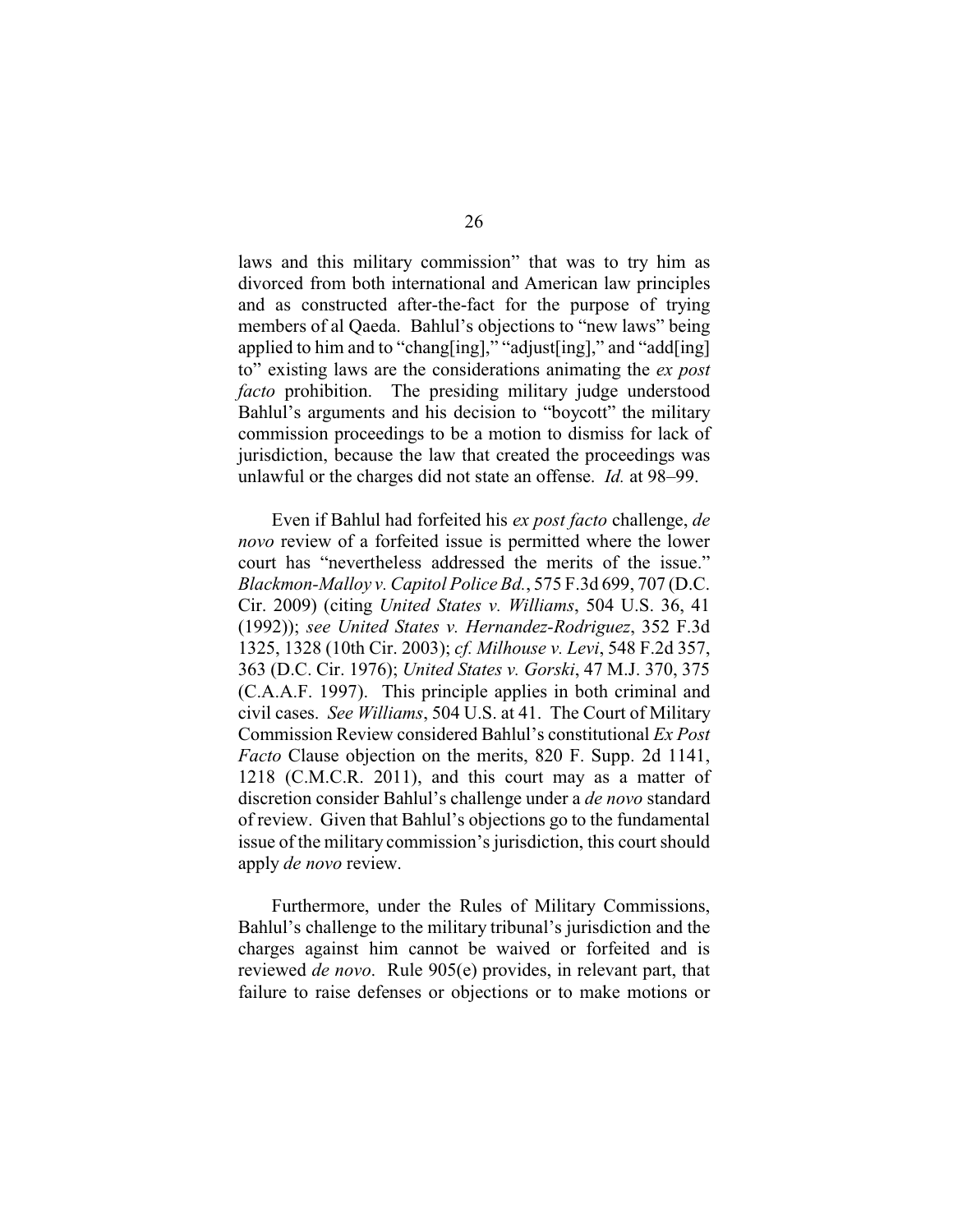laws and this military commission" that was to try him as divorced from both international and American law principles and as constructed after-the-fact for the purpose of trying members of al Qaeda. Bahlul's objections to "new laws" being applied to him and to "chang[ing]," "adjust[ing]," and "add[ing] to" existing laws are the considerations animating the *ex post facto* prohibition. The presiding military judge understood Bahlul's arguments and his decision to "boycott" the military commission proceedings to be a motion to dismiss for lack of jurisdiction, because the law that created the proceedings was unlawful or the charges did not state an offense. *Id.* at 98–99.

Even if Bahlul had forfeited his *ex post facto* challenge, *de novo* review of a forfeited issue is permitted where the lower court has "nevertheless addressed the merits of the issue." *Blackmon-Malloy v. Capitol Police Bd.*, 575 F.3d 699, 707 (D.C. Cir. 2009) (citing *United States v. Williams*, 504 U.S. 36, 41 (1992)); *see United States v. Hernandez-Rodriguez*, 352 F.3d 1325, 1328 (10th Cir. 2003); *cf. Milhouse v. Levi*, 548 F.2d 357, 363 (D.C. Cir. 1976); *United States v. Gorski*, 47 M.J. 370, 375 (C.A.A.F. 1997). This principle applies in both criminal and civil cases. *See Williams*, 504 U.S. at 41. The Court of Military Commission Review considered Bahlul's constitutional *Ex Post Facto* Clause objection on the merits, 820 F. Supp. 2d 1141, 1218 (C.M.C.R. 2011), and this court may as a matter of discretion consider Bahlul's challenge under a *de novo* standard of review. Given that Bahlul's objections go to the fundamental issue of the military commission's jurisdiction, this court should apply *de novo* review.

Furthermore, under the Rules of Military Commissions, Bahlul's challenge to the military tribunal's jurisdiction and the charges against him cannot be waived or forfeited and is reviewed *de novo*. Rule 905(e) provides, in relevant part, that failure to raise defenses or objections or to make motions or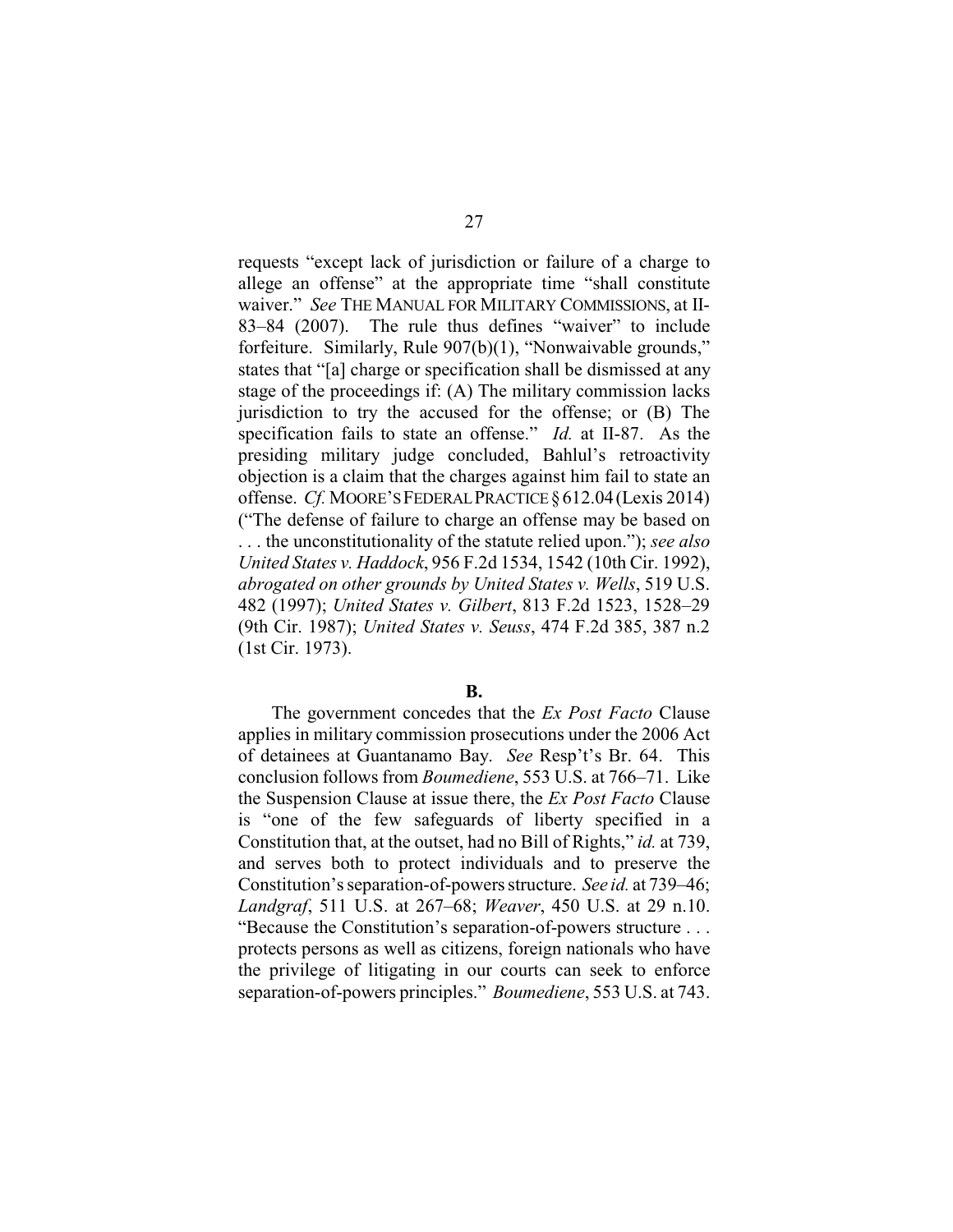requests "except lack of jurisdiction or failure of a charge to allege an offense" at the appropriate time "shall constitute waiver." *See* THE MANUAL FOR MILITARY COMMISSIONS, at II-83–84 (2007). The rule thus defines "waiver" to include forfeiture. Similarly, Rule 907(b)(1), "Nonwaivable grounds," states that "[a] charge or specification shall be dismissed at any stage of the proceedings if: (A) The military commission lacks jurisdiction to try the accused for the offense; or (B) The specification fails to state an offense." *Id.* at II-87. As the presiding military judge concluded, Bahlul's retroactivity objection is a claim that the charges against him fail to state an offense. *Cf.* MOORE'S FEDERAL PRACTICE § 612.04 (Lexis 2014) ("The defense of failure to charge an offense may be based on . . . the unconstitutionality of the statute relied upon."); *see also United States v. Haddock*, 956 F.2d 1534, 1542 (10th Cir. 1992), *abrogated on other grounds by United States v. Wells*, 519 U.S. 482 (1997); *United States v. Gilbert*, 813 F.2d 1523, 1528–29 (9th Cir. 1987); *United States v. Seuss*, 474 F.2d 385, 387 n.2 (1st Cir. 1973).

**B.**

The government concedes that the *Ex Post Facto* Clause applies in military commission prosecutions under the 2006 Act of detainees at Guantanamo Bay. *See* Resp't's Br. 64. This conclusion follows from *Boumediene*, 553 U.S. at 766–71. Like the Suspension Clause at issue there, the *Ex Post Facto* Clause is "one of the few safeguards of liberty specified in a Constitution that, at the outset, had no Bill of Rights," *id.* at 739, and serves both to protect individuals and to preserve the Constitution's separation-of-powers structure. *See id.* at 739–46; *Landgraf*, 511 U.S. at 267–68; *Weaver*, 450 U.S. at 29 n.10. "Because the Constitution's separation-of-powers structure . . . protects persons as well as citizens, foreign nationals who have the privilege of litigating in our courts can seek to enforce separation-of-powers principles." *Boumediene*, 553 U.S. at 743.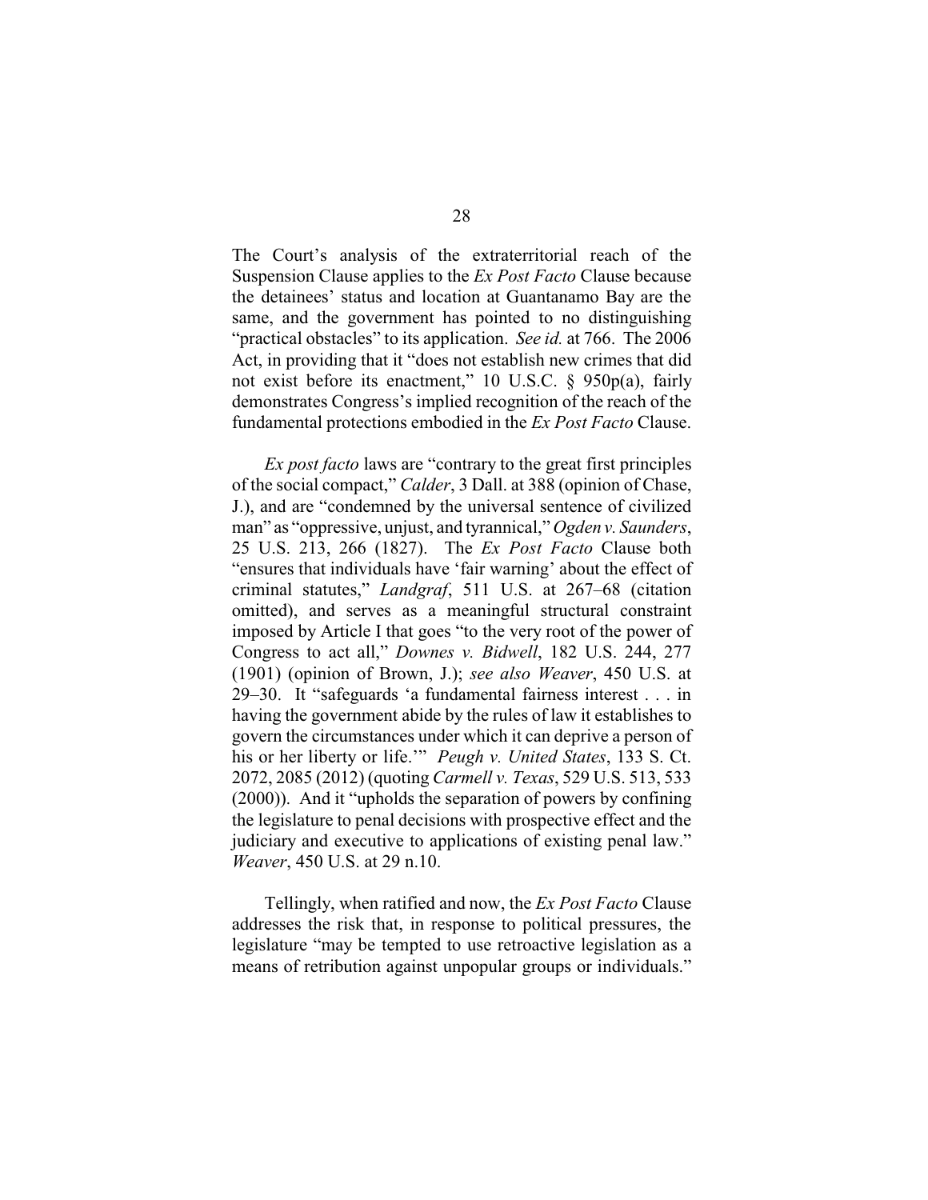The Court's analysis of the extraterritorial reach of the Suspension Clause applies to the *Ex Post Facto* Clause because the detainees' status and location at Guantanamo Bay are the same, and the government has pointed to no distinguishing "practical obstacles" to its application. *See id.* at 766. The 2006 Act, in providing that it "does not establish new crimes that did not exist before its enactment," 10 U.S.C. § 950p(a), fairly demonstrates Congress's implied recognition of the reach of the fundamental protections embodied in the *Ex Post Facto* Clause.

*Ex post facto* laws are "contrary to the great first principles of the social compact," *Calder*, 3 Dall. at 388 (opinion of Chase, J.), and are "condemned by the universal sentence of civilized man" as "oppressive, unjust, and tyrannical," *Ogden v. Saunders*, 25 U.S. 213, 266 (1827). The *Ex Post Facto* Clause both "ensures that individuals have 'fair warning' about the effect of criminal statutes," *Landgraf*, 511 U.S. at 267–68 (citation omitted), and serves as a meaningful structural constraint imposed by Article I that goes "to the very root of the power of Congress to act all," *Downes v. Bidwell*, 182 U.S. 244, 277 (1901) (opinion of Brown, J.); *see also Weaver*, 450 U.S. at 29–30. It "safeguards 'a fundamental fairness interest . . . in having the government abide by the rules of law it establishes to govern the circumstances under which it can deprive a person of his or her liberty or life.'" *Peugh v. United States*, 133 S. Ct. 2072, 2085 (2012) (quoting *Carmell v. Texas*, 529 U.S. 513, 533 (2000)). And it "upholds the separation of powers by confining the legislature to penal decisions with prospective effect and the judiciary and executive to applications of existing penal law." *Weaver*, 450 U.S. at 29 n.10.

Tellingly, when ratified and now, the *Ex Post Facto* Clause addresses the risk that, in response to political pressures, the legislature "may be tempted to use retroactive legislation as a means of retribution against unpopular groups or individuals."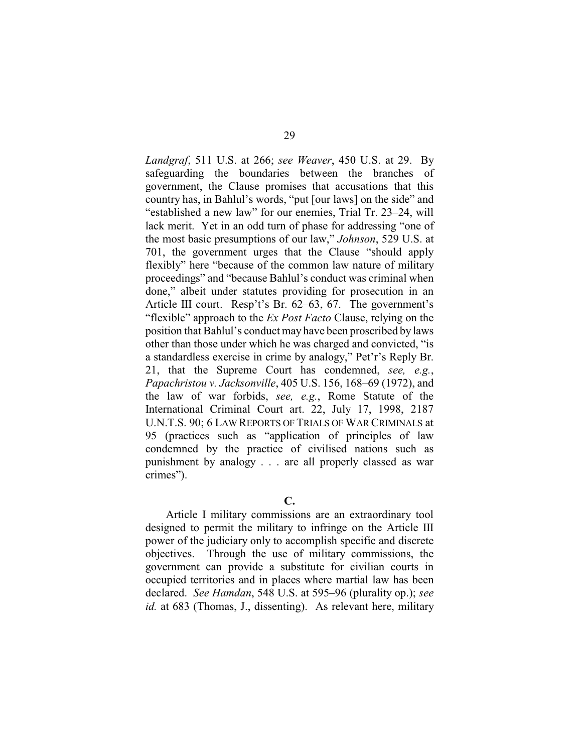*Landgraf*, 511 U.S. at 266; *see Weaver*, 450 U.S. at 29. By safeguarding the boundaries between the branches of government, the Clause promises that accusations that this country has, in Bahlul's words, "put [our laws] on the side" and "established a new law" for our enemies, Trial Tr. 23–24, will lack merit. Yet in an odd turn of phase for addressing "one of the most basic presumptions of our law," *Johnson*, 529 U.S. at 701, the government urges that the Clause "should apply flexibly" here "because of the common law nature of military proceedings" and "because Bahlul's conduct was criminal when done," albeit under statutes providing for prosecution in an Article III court. Resp't's Br. 62–63, 67. The government's "flexible" approach to the *Ex Post Facto* Clause, relying on the position that Bahlul's conduct may have been proscribed by laws other than those under which he was charged and convicted, "is a standardless exercise in crime by analogy," Pet'r's Reply Br. 21, that the Supreme Court has condemned, *see, e.g.*, *Papachristou v. Jacksonville*, 405 U.S. 156, 168–69 (1972), and the law of war forbids, *see, e.g.*, Rome Statute of the International Criminal Court art. 22, July 17, 1998, 2187 U.N.T.S. 90; 6 LAW REPORTS OF TRIALS OF WAR CRIMINALS at 95 (practices such as "application of principles of law condemned by the practice of civilised nations such as punishment by analogy . . . are all properly classed as war crimes").

**C.**

Article I military commissions are an extraordinary tool designed to permit the military to infringe on the Article III power of the judiciary only to accomplish specific and discrete objectives. Through the use of military commissions, the government can provide a substitute for civilian courts in occupied territories and in places where martial law has been declared. *See Hamdan*, 548 U.S. at 595–96 (plurality op.); *see id.* at 683 (Thomas, J., dissenting). As relevant here, military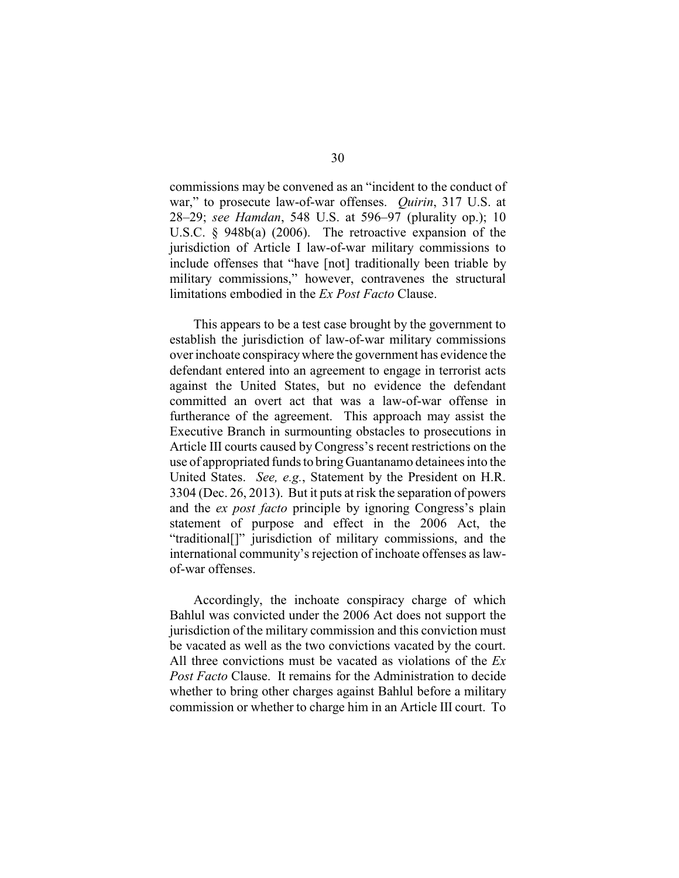commissions may be convened as an "incident to the conduct of war," to prosecute law-of-war offenses. *Quirin*, 317 U.S. at 28–29; *see Hamdan*, 548 U.S. at 596–97 (plurality op.); 10 U.S.C. § 948b(a) (2006). The retroactive expansion of the jurisdiction of Article I law-of-war military commissions to include offenses that "have [not] traditionally been triable by military commissions," however, contravenes the structural limitations embodied in the *Ex Post Facto* Clause.

This appears to be a test case brought by the government to establish the jurisdiction of law-of-war military commissions over inchoate conspiracy where the government has evidence the defendant entered into an agreement to engage in terrorist acts against the United States, but no evidence the defendant committed an overt act that was a law-of-war offense in furtherance of the agreement. This approach may assist the Executive Branch in surmounting obstacles to prosecutions in Article III courts caused by Congress's recent restrictions on the use of appropriated funds to bring Guantanamo detainees into the United States. *See, e.g.*, Statement by the President on H.R. 3304 (Dec. 26, 2013). But it puts at risk the separation of powers and the *ex post facto* principle by ignoring Congress's plain statement of purpose and effect in the 2006 Act, the "traditional[]" jurisdiction of military commissions, and the international community's rejection of inchoate offenses as law-of-war offenses.

Accordingly, the inchoate conspiracy charge of which Bahlul was convicted under the 2006 Act does not support the jurisdiction of the military commission and this conviction must be vacated as well as the two convictions vacated by the court. All three convictions must be vacated as violations of the *Ex Post Facto* Clause. It remains for the Administration to decide whether to bring other charges against Bahlul before a military commission or whether to charge him in an Article III court. To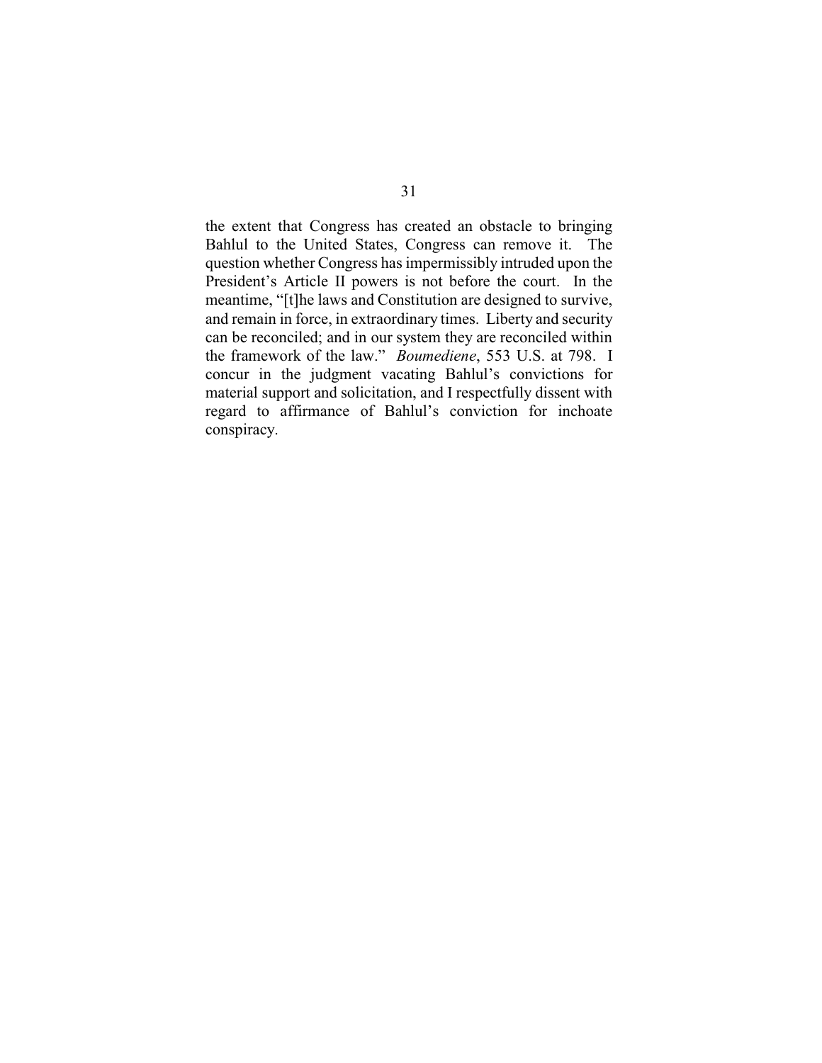the extent that Congress has created an obstacle to bringing Bahlul to the United States, Congress can remove it. The question whether Congress has impermissibly intruded upon the President's Article II powers is not before the court. In the meantime, "[t]he laws and Constitution are designed to survive, and remain in force, in extraordinary times. Liberty and security can be reconciled; and in our system they are reconciled within the framework of the law." *Boumediene*, 553 U.S. at 798. I concur in the judgment vacating Bahlul's convictions for material support and solicitation, and I respectfully dissent with regard to affirmance of Bahlul's conviction for inchoate conspiracy.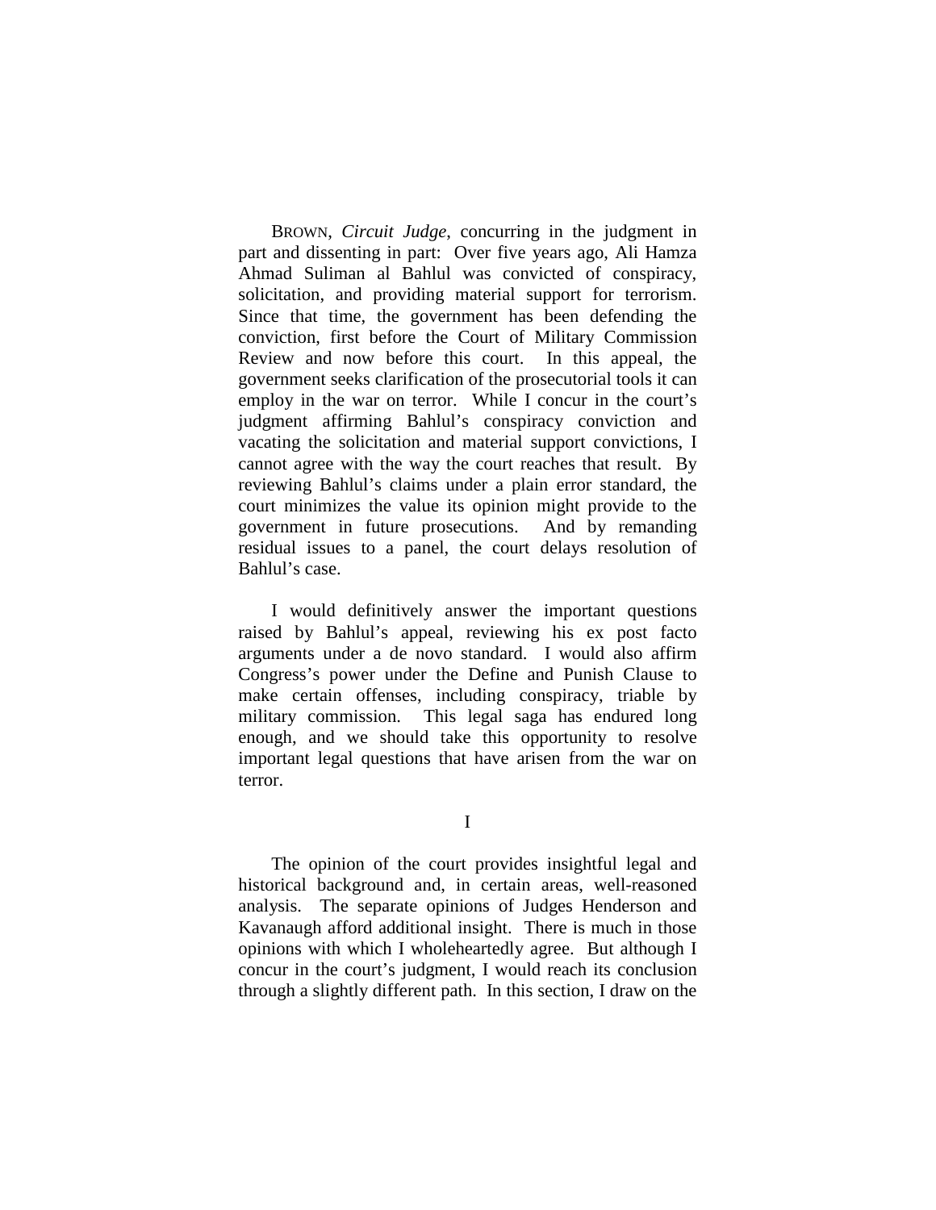BROWN, *Circuit Judge*, concurring in the judgment in part and dissenting in part: Over five years ago, Ali Hamza Ahmad Suliman al Bahlul was convicted of conspiracy, solicitation, and providing material support for terrorism. Since that time, the government has been defending the conviction, first before the Court of Military Commission Review and now before this court. In this appeal, the government seeks clarification of the prosecutorial tools it can employ in the war on terror. While I concur in the court's judgment affirming Bahlul's conspiracy conviction and vacating the solicitation and material support convictions, I cannot agree with the way the court reaches that result. By reviewing Bahlul's claims under a plain error standard, the court minimizes the value its opinion might provide to the government in future prosecutions. And by remanding residual issues to a panel, the court delays resolution of Bahlul's case.

I would definitively answer the important questions raised by Bahlul's appeal, reviewing his ex post facto arguments under a de novo standard. I would also affirm Congress's power under the Define and Punish Clause to make certain offenses, including conspiracy, triable by military commission. This legal saga has endured long enough, and we should take this opportunity to resolve important legal questions that have arisen from the war on terror.

## I

The opinion of the court provides insightful legal and historical background and, in certain areas, well-reasoned analysis. The separate opinions of Judges Henderson and Kavanaugh afford additional insight. There is much in those opinions with which I wholeheartedly agree. But although I concur in the court's judgment, I would reach its conclusion through a slightly different path. In this section, I draw on the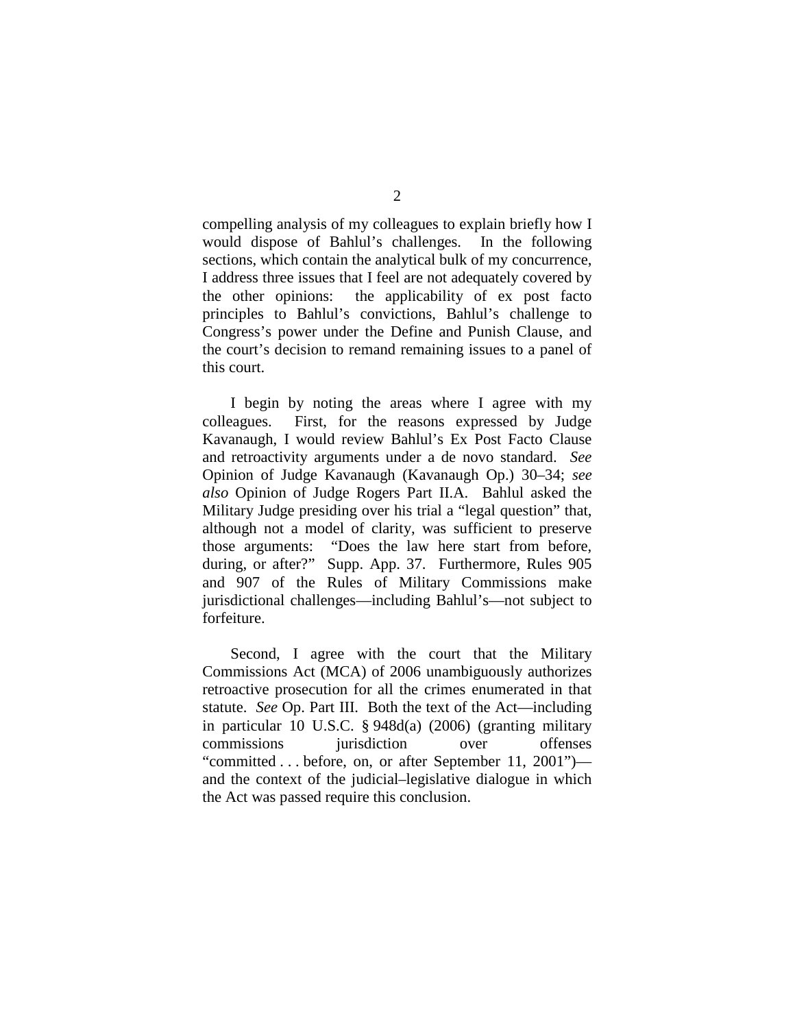compelling analysis of my colleagues to explain briefly how I would dispose of Bahlul's challenges. In the following sections, which contain the analytical bulk of my concurrence, I address three issues that I feel are not adequately covered by the other opinions: the applicability of ex post facto principles to Bahlul's convictions, Bahlul's challenge to Congress's power under the Define and Punish Clause, and the court's decision to remand remaining issues to a panel of this court.

I begin by noting the areas where I agree with my colleagues. First, for the reasons expressed by Judge Kavanaugh, I would review Bahlul's Ex Post Facto Clause and retroactivity arguments under a de novo standard. *See* Opinion of Judge Kavanaugh (Kavanaugh Op.) 30–34; *see also* Opinion of Judge Rogers Part II.A. Bahlul asked the Military Judge presiding over his trial a "legal question" that, although not a model of clarity, was sufficient to preserve those arguments: "Does the law here start from before, during, or after?" Supp. App. 37. Furthermore, Rules 905 and 907 of the Rules of Military Commissions make jurisdictional challenges—including Bahlul's—not subject to forfeiture.

Second, I agree with the court that the Military Commissions Act (MCA) of 2006 unambiguously authorizes retroactive prosecution for all the crimes enumerated in that statute. *See* Op. Part III. Both the text of the Act—including in particular 10 U.S.C. § 948d(a) (2006) (granting military commissions jurisdiction over offenses "committed . . . before, on, or after September 11, 2001")—and the context of the judicial–legislative dialogue in which the Act was passed require this conclusion.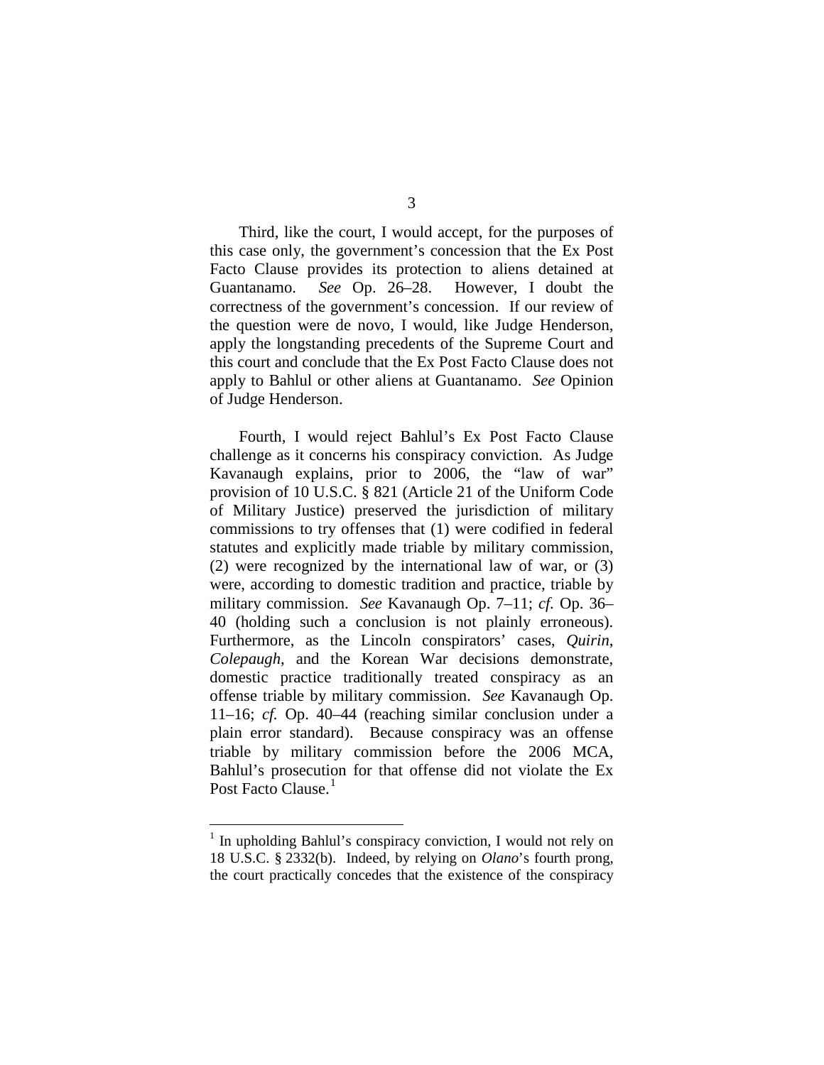Third, like the court, I would accept, for the purposes of this case only, the government's concession that the Ex Post Facto Clause provides its protection to aliens detained at Guantanamo. *See* Op. 26–28. However, I doubt the correctness of the government's concession. If our review of the question were de novo, I would, like Judge Henderson, apply the longstanding precedents of the Supreme Court and this court and conclude that the Ex Post Facto Clause does not apply to Bahlul or other aliens at Guantanamo. *See* Opinion of Judge Henderson.

Fourth, I would reject Bahlul's Ex Post Facto Clause challenge as it concerns his conspiracy conviction. As Judge Kavanaugh explains, prior to 2006, the "law of war" provision of 10 U.S.C. § 821 (Article 21 of the Uniform Code of Military Justice) preserved the jurisdiction of military commissions to try offenses that (1) were codified in federal statutes and explicitly made triable by military commission, (2) were recognized by the international law of war, or (3) were, according to domestic tradition and practice, triable by military commission. *See* Kavanaugh Op. 7–11; *cf.* Op. 36–40 (holding such a conclusion is not plainly erroneous). Furthermore, as the Lincoln conspirators' cases, *Quirin*, *Colepaugh*, and the Korean War decisions demonstrate, domestic practice traditionally treated conspiracy as an offense triable by military commission. *See* Kavanaugh Op. 11–16; *cf.* Op. 40–44 (reaching similar conclusion under a plain error standard). Because conspiracy was an offense triable by military commission before the 2006 MCA, Bahlul's prosecution for that offense did not violate the Ex Post Facto Clause.[1]

[1] In upholding Bahlul's conspiracy conviction, I would not rely on 18 U.S.C. § 2332(b). Indeed, by relying on *Olano*'s fourth prong, the court practically concedes that the existence of the conspiracy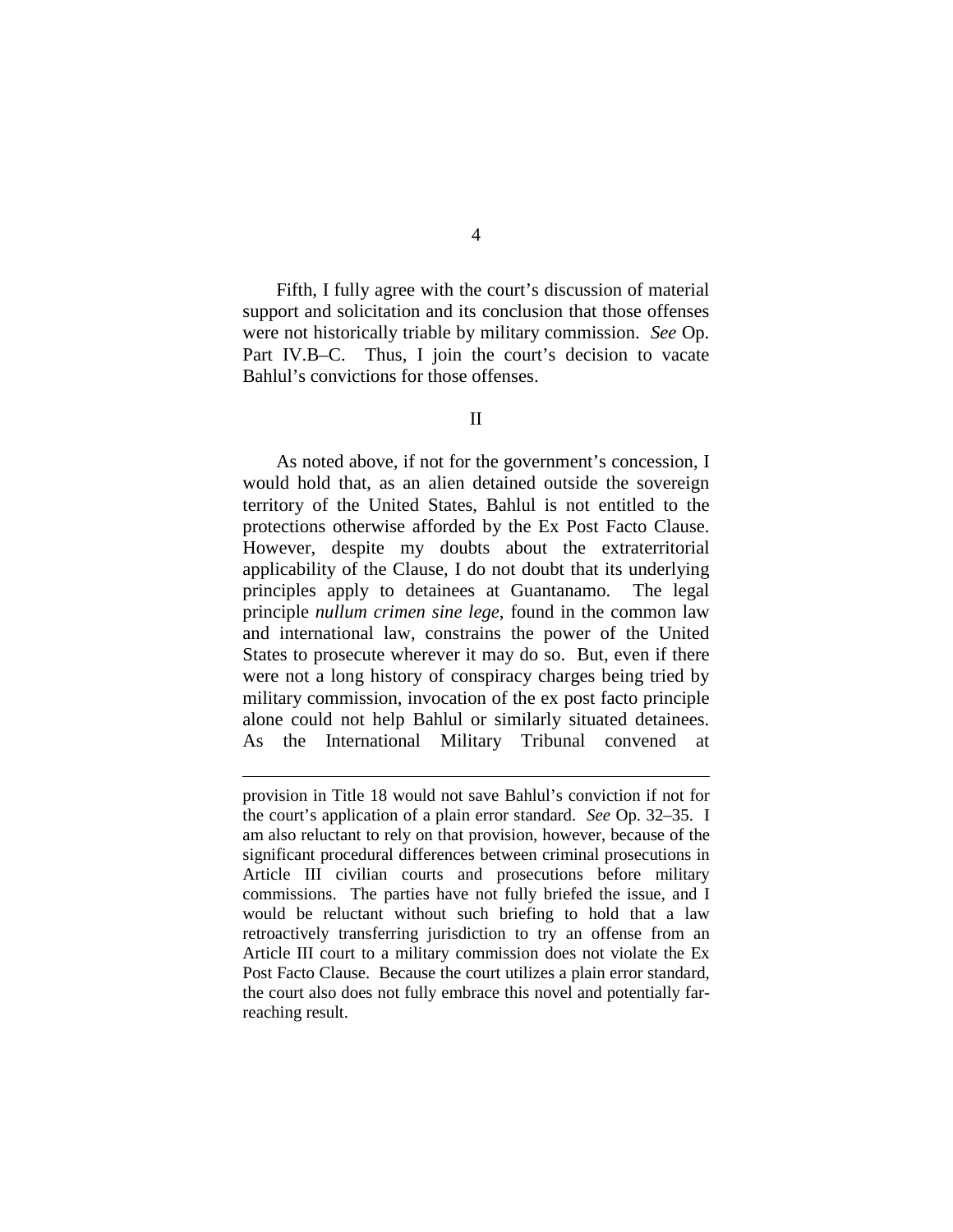Fifth, I fully agree with the court's discussion of material support and solicitation and its conclusion that those offenses were not historically triable by military commission. *See* Op. Part IV.B–C. Thus, I join the court's decision to vacate Bahlul's convictions for those offenses.

II

As noted above, if not for the government's concession, I would hold that, as an alien detained outside the sovereign territory of the United States, Bahlul is not entitled to the protections otherwise afforded by the Ex Post Facto Clause. However, despite my doubts about the extraterritorial applicability of the Clause, I do not doubt that its underlying principles apply to detainees at Guantanamo. The legal principle *nullum crimen sine lege*, found in the common law and international law, constrains the power of the United States to prosecute wherever it may do so. But, even if there were not a long history of conspiracy charges being tried by military commission, invocation of the ex post facto principle alone could not help Bahlul or similarly situated detainees. As the International Military Tribunal convened at

---

provision in Title 18 would not save Bahlul's conviction if not for the court's application of a plain error standard. *See* Op. 32–35. I am also reluctant to rely on that provision, however, because of the significant procedural differences between criminal prosecutions in Article III civilian courts and prosecutions before military commissions. The parties have not fully briefed the issue, and I would be reluctant without such briefing to hold that a law retroactively transferring jurisdiction to try an offense from an Article III court to a military commission does not violate the Ex Post Facto Clause. Because the court utilizes a plain error standard, the court also does not fully embrace this novel and potentially far-reaching result.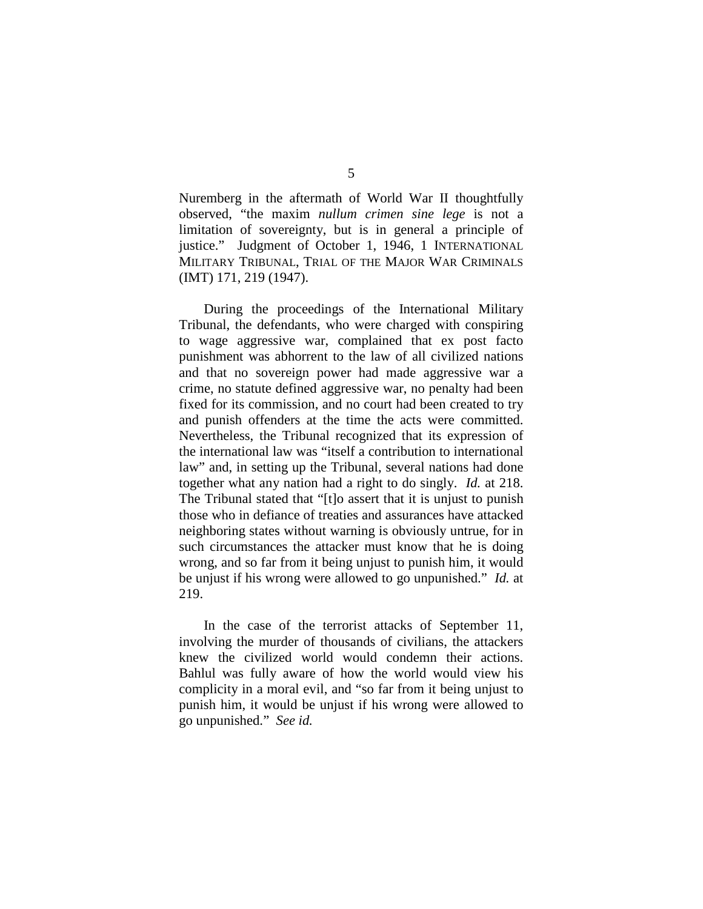Nuremberg in the aftermath of World War II thoughtfully observed, "the maxim *nullum crimen sine lege* is not a limitation of sovereignty, but is in general a principle of justice." Judgment of October 1, 1946, 1 INTERNATIONAL MILITARY TRIBUNAL, TRIAL OF THE MAJOR WAR CRIMINALS (IMT) 171, 219 (1947).

During the proceedings of the International Military Tribunal, the defendants, who were charged with conspiring to wage aggressive war, complained that ex post facto punishment was abhorrent to the law of all civilized nations and that no sovereign power had made aggressive war a crime, no statute defined aggressive war, no penalty had been fixed for its commission, and no court had been created to try and punish offenders at the time the acts were committed. Nevertheless, the Tribunal recognized that its expression of the international law was "itself a contribution to international law" and, in setting up the Tribunal, several nations had done together what any nation had a right to do singly. *Id.* at 218. The Tribunal stated that "[t]o assert that it is unjust to punish those who in defiance of treaties and assurances have attacked neighboring states without warning is obviously untrue, for in such circumstances the attacker must know that he is doing wrong, and so far from it being unjust to punish him, it would be unjust if his wrong were allowed to go unpunished." *Id.* at 219.

In the case of the terrorist attacks of September 11, involving the murder of thousands of civilians, the attackers knew the civilized world would condemn their actions. Bahlul was fully aware of how the world would view his complicity in a moral evil, and "so far from it being unjust to punish him, it would be unjust if his wrong were allowed to go unpunished." *See id.*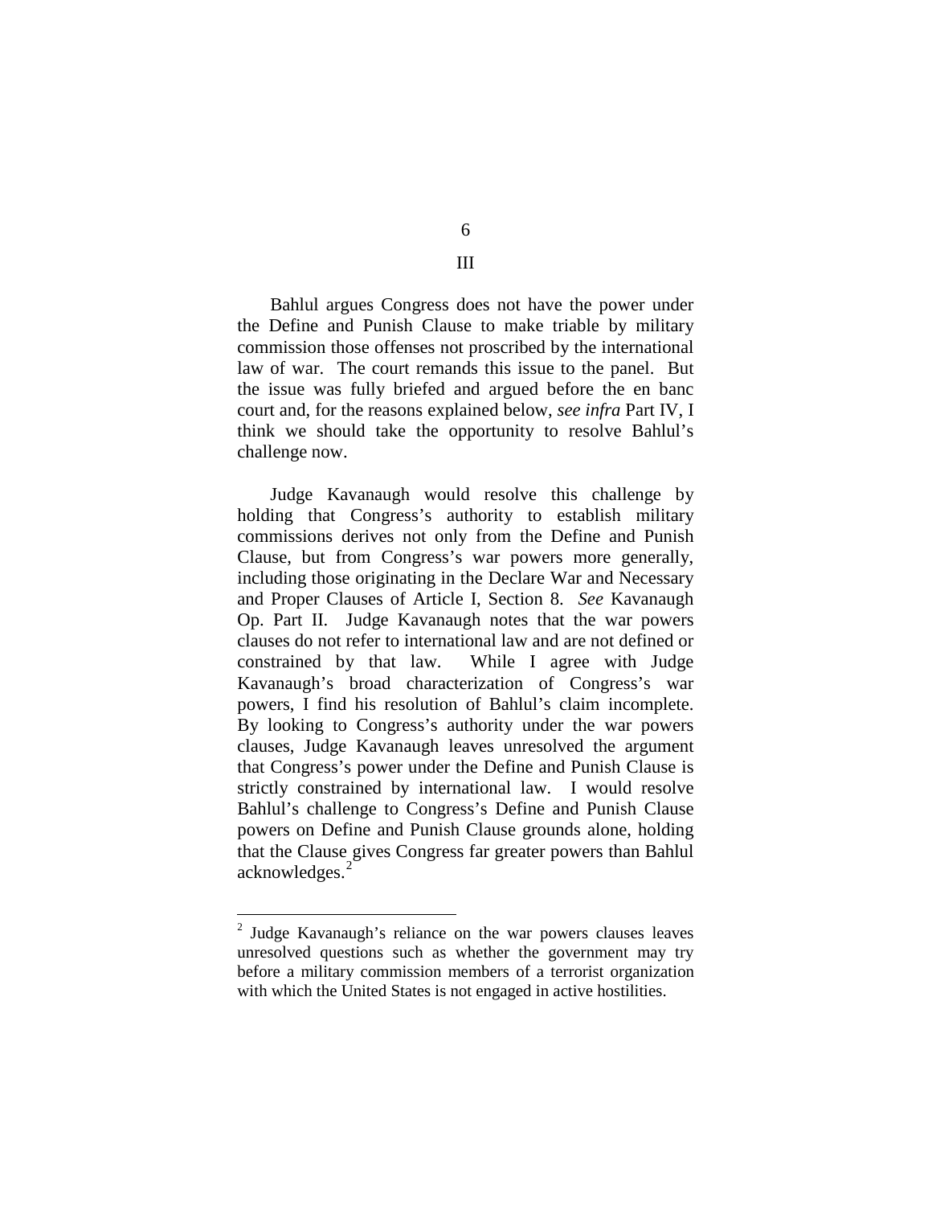## III

Bahlul argues Congress does not have the power under the Define and Punish Clause to make triable by military commission those offenses not proscribed by the international law of war. The court remands this issue to the panel. But the issue was fully briefed and argued before the en banc court and, for the reasons explained below, *see infra* Part IV, I think we should take the opportunity to resolve Bahlul's challenge now.

Judge Kavanaugh would resolve this challenge by holding that Congress's authority to establish military commissions derives not only from the Define and Punish Clause, but from Congress's war powers more generally, including those originating in the Declare War and Necessary and Proper Clauses of Article I, Section 8. *See* Kavanaugh Op. Part II. Judge Kavanaugh notes that the war powers clauses do not refer to international law and are not defined or constrained by that law. While I agree with Judge Kavanaugh's broad characterization of Congress's war powers, I find his resolution of Bahlul's claim incomplete. By looking to Congress's authority under the war powers clauses, Judge Kavanaugh leaves unresolved the argument that Congress's power under the Define and Punish Clause is strictly constrained by international law. I would resolve Bahlul's challenge to Congress's Define and Punish Clause powers on Define and Punish Clause grounds alone, holding that the Clause gives Congress far greater powers than Bahlul acknowledges.[2]

---

[2] Judge Kavanaugh's reliance on the war powers clauses leaves unresolved questions such as whether the government may try before a military commission members of a terrorist organization with which the United States is not engaged in active hostilities.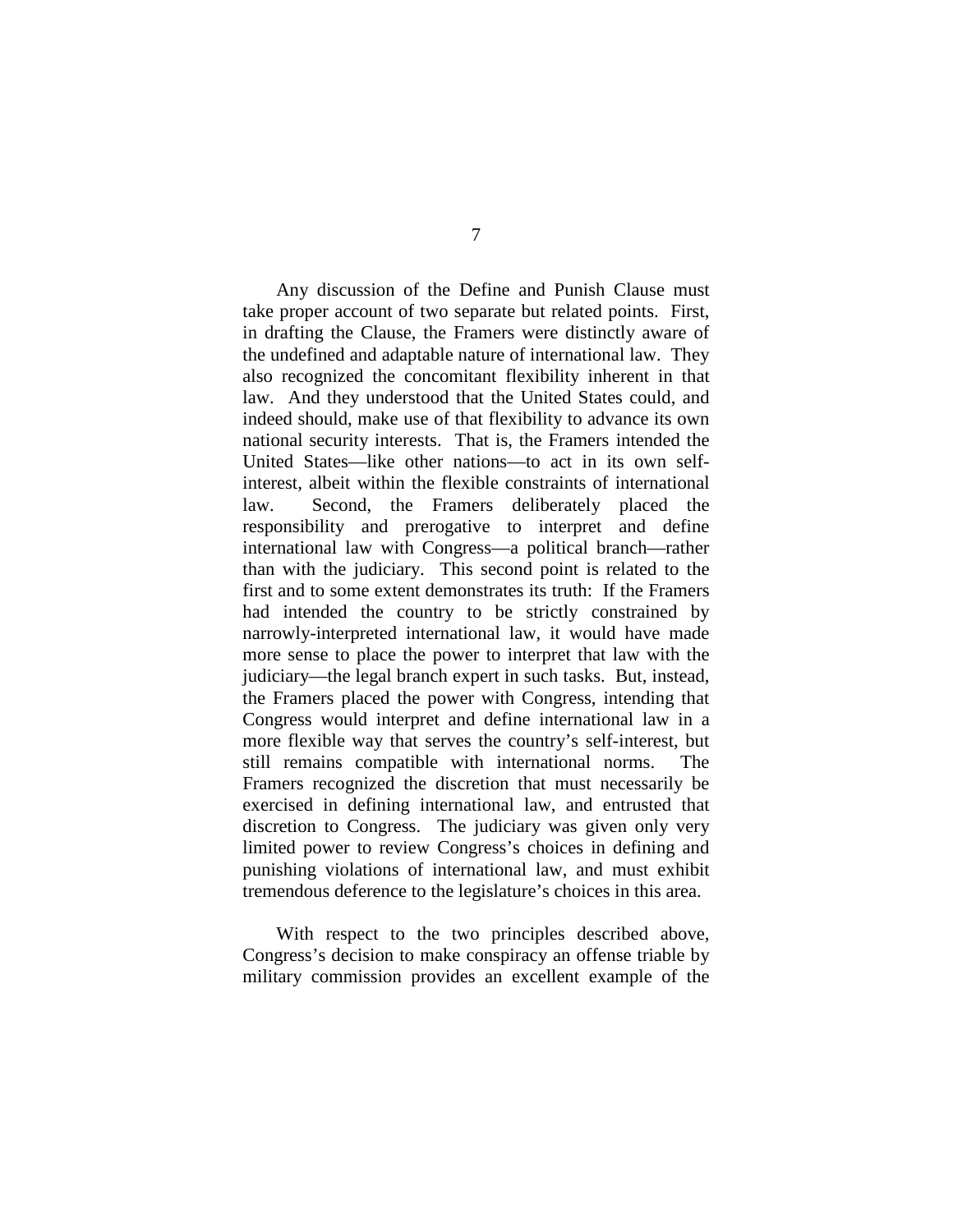Any discussion of the Define and Punish Clause must take proper account of two separate but related points. First, in drafting the Clause, the Framers were distinctly aware of the undefined and adaptable nature of international law. They also recognized the concomitant flexibility inherent in that law. And they understood that the United States could, and indeed should, make use of that flexibility to advance its own national security interests. That is, the Framers intended the United States—like other nations—to act in its own self-interest, albeit within the flexible constraints of international law. Second, the Framers deliberately placed the responsibility and prerogative to interpret and define international law with Congress—a political branch—rather than with the judiciary. This second point is related to the first and to some extent demonstrates its truth: If the Framers had intended the country to be strictly constrained by narrowly-interpreted international law, it would have made more sense to place the power to interpret that law with the judiciary—the legal branch expert in such tasks. But, instead, the Framers placed the power with Congress, intending that Congress would interpret and define international law in a more flexible way that serves the country's self-interest, but still remains compatible with international norms. The Framers recognized the discretion that must necessarily be exercised in defining international law, and entrusted that discretion to Congress. The judiciary was given only very limited power to review Congress's choices in defining and punishing violations of international law, and must exhibit tremendous deference to the legislature's choices in this area.

With respect to the two principles described above, Congress's decision to make conspiracy an offense triable by military commission provides an excellent example of the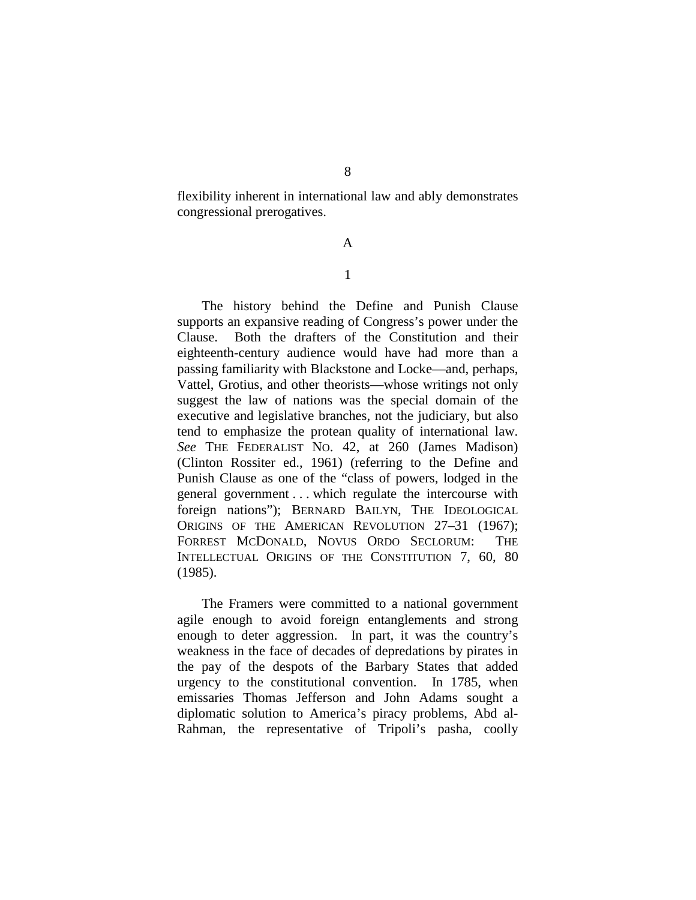flexibility inherent in international law and ably demonstrates congressional prerogatives.

A

1

The history behind the Define and Punish Clause supports an expansive reading of Congress's power under the Clause. Both the drafters of the Constitution and their eighteenth-century audience would have had more than a passing familiarity with Blackstone and Locke—and, perhaps, Vattel, Grotius, and other theorists—whose writings not only suggest the law of nations was the special domain of the executive and legislative branches, not the judiciary, but also tend to emphasize the protean quality of international law. *See* THE FEDERALIST NO. 42, at 260 (James Madison) (Clinton Rossiter ed., 1961) (referring to the Define and Punish Clause as one of the "class of powers, lodged in the general government . . . which regulate the intercourse with foreign nations"); BERNARD BAILYN, THE IDEOLOGICAL ORIGINS OF THE AMERICAN REVOLUTION 27–31 (1967); FORREST MCDONALD, NOVUS ORDO SECLORUM: THE INTELLECTUAL ORIGINS OF THE CONSTITUTION 7, 60, 80 (1985).

The Framers were committed to a national government agile enough to avoid foreign entanglements and strong enough to deter aggression. In part, it was the country's weakness in the face of decades of depredations by pirates in the pay of the despots of the Barbary States that added urgency to the constitutional convention. In 1785, when emissaries Thomas Jefferson and John Adams sought a diplomatic solution to America's piracy problems, Abd al-Rahman, the representative of Tripoli's pasha, coolly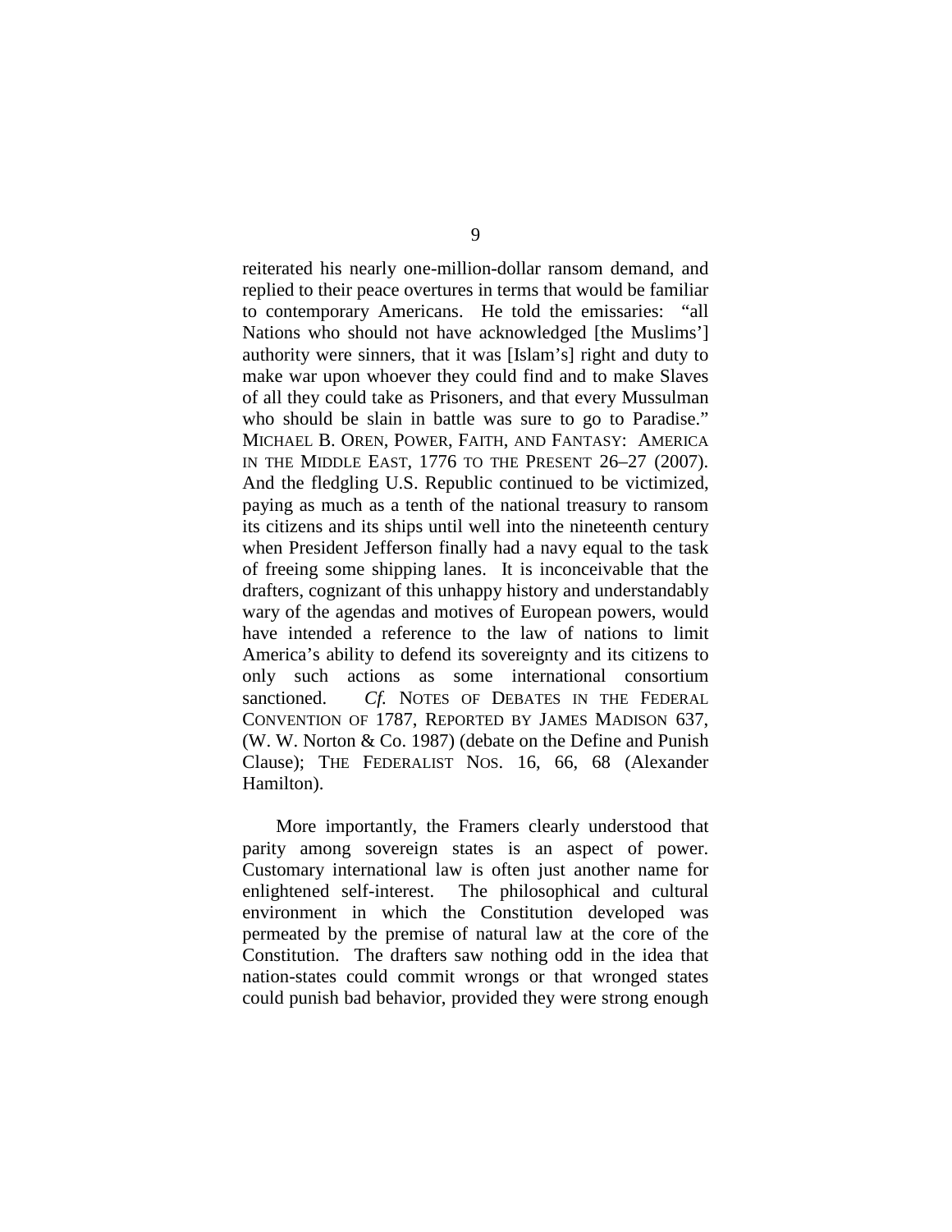reiterated his nearly one-million-dollar ransom demand, and replied to their peace overtures in terms that would be familiar to contemporary Americans. He told the emissaries: "all Nations who should not have acknowledged [the Muslims'] authority were sinners, that it was [Islam's] right and duty to make war upon whoever they could find and to make Slaves of all they could take as Prisoners, and that every Mussulman who should be slain in battle was sure to go to Paradise." MICHAEL B. OREN, POWER, FAITH, AND FANTASY: AMERICA IN THE MIDDLE EAST, 1776 TO THE PRESENT 26–27 (2007). And the fledgling U.S. Republic continued to be victimized, paying as much as a tenth of the national treasury to ransom its citizens and its ships until well into the nineteenth century when President Jefferson finally had a navy equal to the task of freeing some shipping lanes. It is inconceivable that the drafters, cognizant of this unhappy history and understandably wary of the agendas and motives of European powers, would have intended a reference to the law of nations to limit America's ability to defend its sovereignty and its citizens to only such actions as some international consortium sanctioned. *Cf.* NOTES OF DEBATES IN THE FEDERAL CONVENTION OF 1787, REPORTED BY JAMES MADISON 637, (W. W. Norton & Co. 1987) (debate on the Define and Punish Clause); THE FEDERALIST NOS. 16, 66, 68 (Alexander Hamilton).

More importantly, the Framers clearly understood that parity among sovereign states is an aspect of power. Customary international law is often just another name for enlightened self-interest. The philosophical and cultural environment in which the Constitution developed was permeated by the premise of natural law at the core of the Constitution. The drafters saw nothing odd in the idea that nation-states could commit wrongs or that wronged states could punish bad behavior, provided they were strong enough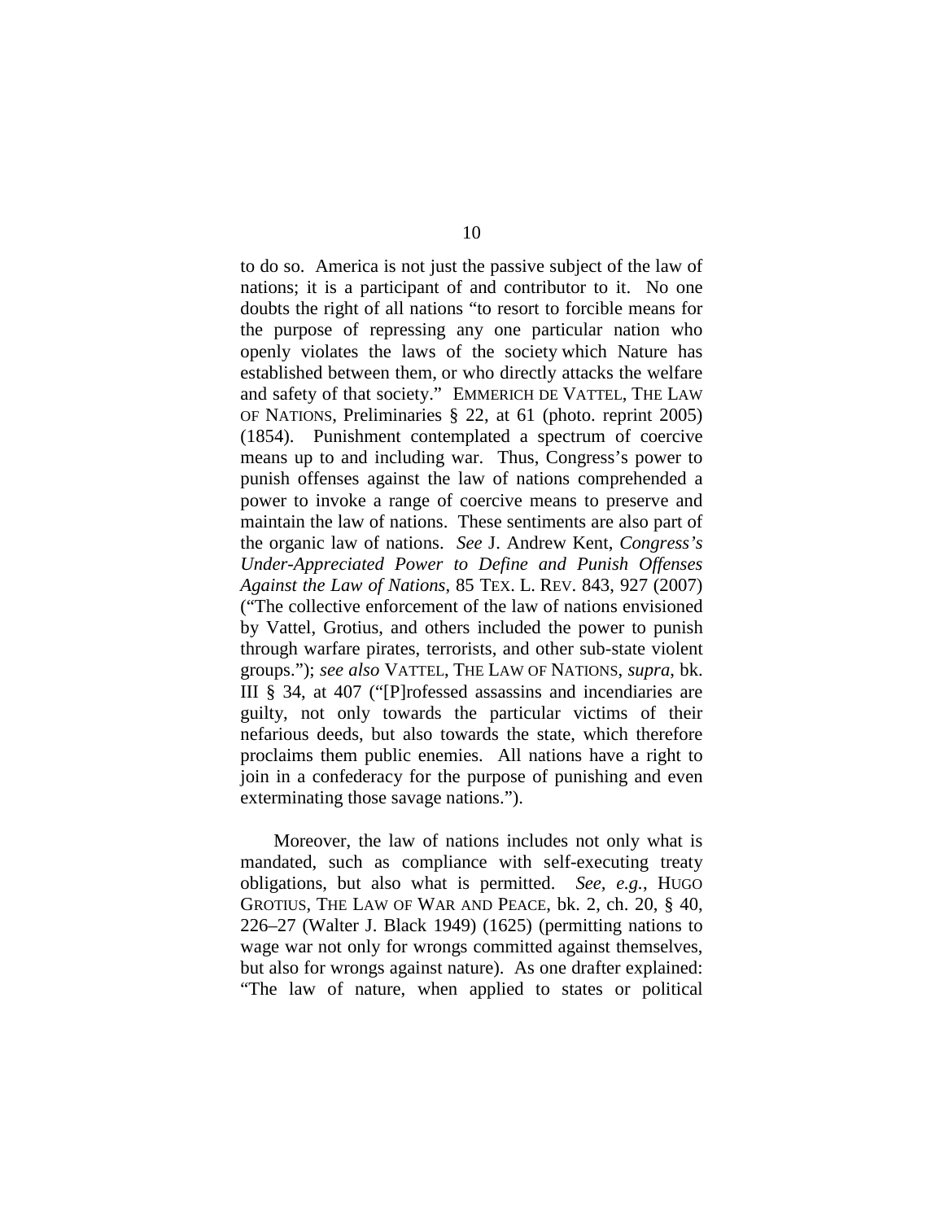to do so. America is not just the passive subject of the law of nations; it is a participant of and contributor to it. No one doubts the right of all nations "to resort to forcible means for the purpose of repressing any one particular nation who openly violates the laws of the society which Nature has established between them, or who directly attacks the welfare and safety of that society." EMMERICH DE VATTEL, THE LAW OF NATIONS, Preliminaries § 22, at 61 (photo. reprint 2005) (1854). Punishment contemplated a spectrum of coercive means up to and including war. Thus, Congress's power to punish offenses against the law of nations comprehended a power to invoke a range of coercive means to preserve and maintain the law of nations. These sentiments are also part of the organic law of nations. *See* J. Andrew Kent, *Congress's Under-Appreciated Power to Define and Punish Offenses Against the Law of Nations*, 85 TEX. L. REV. 843, 927 (2007) ("The collective enforcement of the law of nations envisioned by Vattel, Grotius, and others included the power to punish through warfare pirates, terrorists, and other sub-state violent groups."); *see also* VATTEL, THE LAW OF NATIONS, *supra*, bk. III § 34, at 407 ("[P]rofessed assassins and incendiaries are guilty, not only towards the particular victims of their nefarious deeds, but also towards the state, which therefore proclaims them public enemies. All nations have a right to join in a confederacy for the purpose of punishing and even exterminating those savage nations.").

Moreover, the law of nations includes not only what is mandated, such as compliance with self-executing treaty obligations, but also what is permitted. *See, e.g.*, HUGO GROTIUS, THE LAW OF WAR AND PEACE, bk. 2, ch. 20, § 40, 226–27 (Walter J. Black 1949) (1625) (permitting nations to wage war not only for wrongs committed against themselves, but also for wrongs against nature). As one drafter explained: "The law of nature, when applied to states or political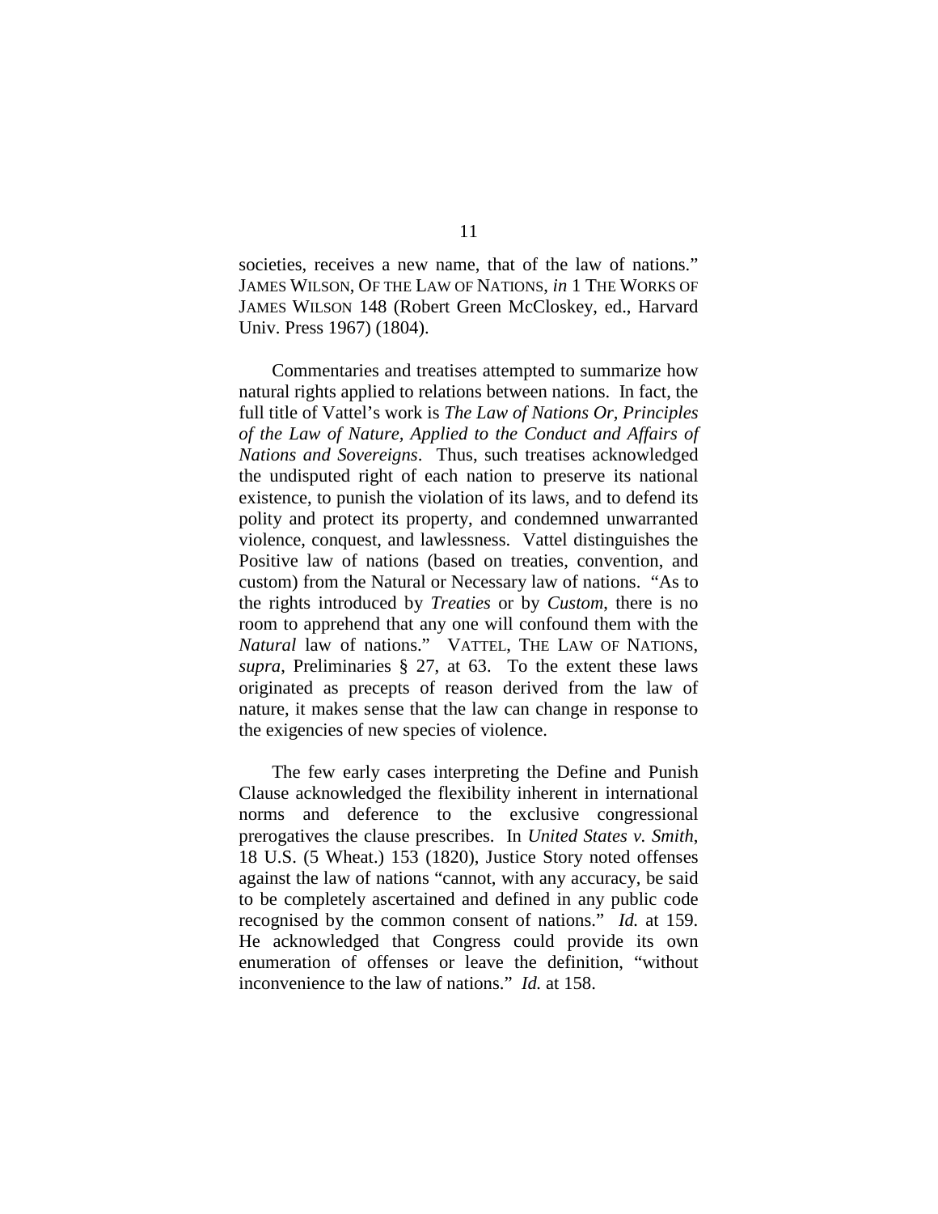societies, receives a new name, that of the law of nations." JAMES WILSON, OF THE LAW OF NATIONS, *in* 1 THE WORKS OF JAMES WILSON 148 (Robert Green McCloskey, ed., Harvard Univ. Press 1967) (1804).

Commentaries and treatises attempted to summarize how natural rights applied to relations between nations. In fact, the full title of Vattel's work is *The Law of Nations Or, Principles of the Law of Nature, Applied to the Conduct and Affairs of Nations and Sovereigns*. Thus, such treatises acknowledged the undisputed right of each nation to preserve its national existence, to punish the violation of its laws, and to defend its polity and protect its property, and condemned unwarranted violence, conquest, and lawlessness. Vattel distinguishes the Positive law of nations (based on treaties, convention, and custom) from the Natural or Necessary law of nations. "As to the rights introduced by *Treaties* or by *Custom*, there is no room to apprehend that any one will confound them with the *Natural* law of nations." VATTEL, THE LAW OF NATIONS, *supra*, Preliminaries § 27, at 63. To the extent these laws originated as precepts of reason derived from the law of nature, it makes sense that the law can change in response to the exigencies of new species of violence.

The few early cases interpreting the Define and Punish Clause acknowledged the flexibility inherent in international norms and deference to the exclusive congressional prerogatives the clause prescribes. In *United States v. Smith*, 18 U.S. (5 Wheat.) 153 (1820), Justice Story noted offenses against the law of nations "cannot, with any accuracy, be said to be completely ascertained and defined in any public code recognised by the common consent of nations." *Id.* at 159. He acknowledged that Congress could provide its own enumeration of offenses or leave the definition, "without inconvenience to the law of nations." *Id.* at 158.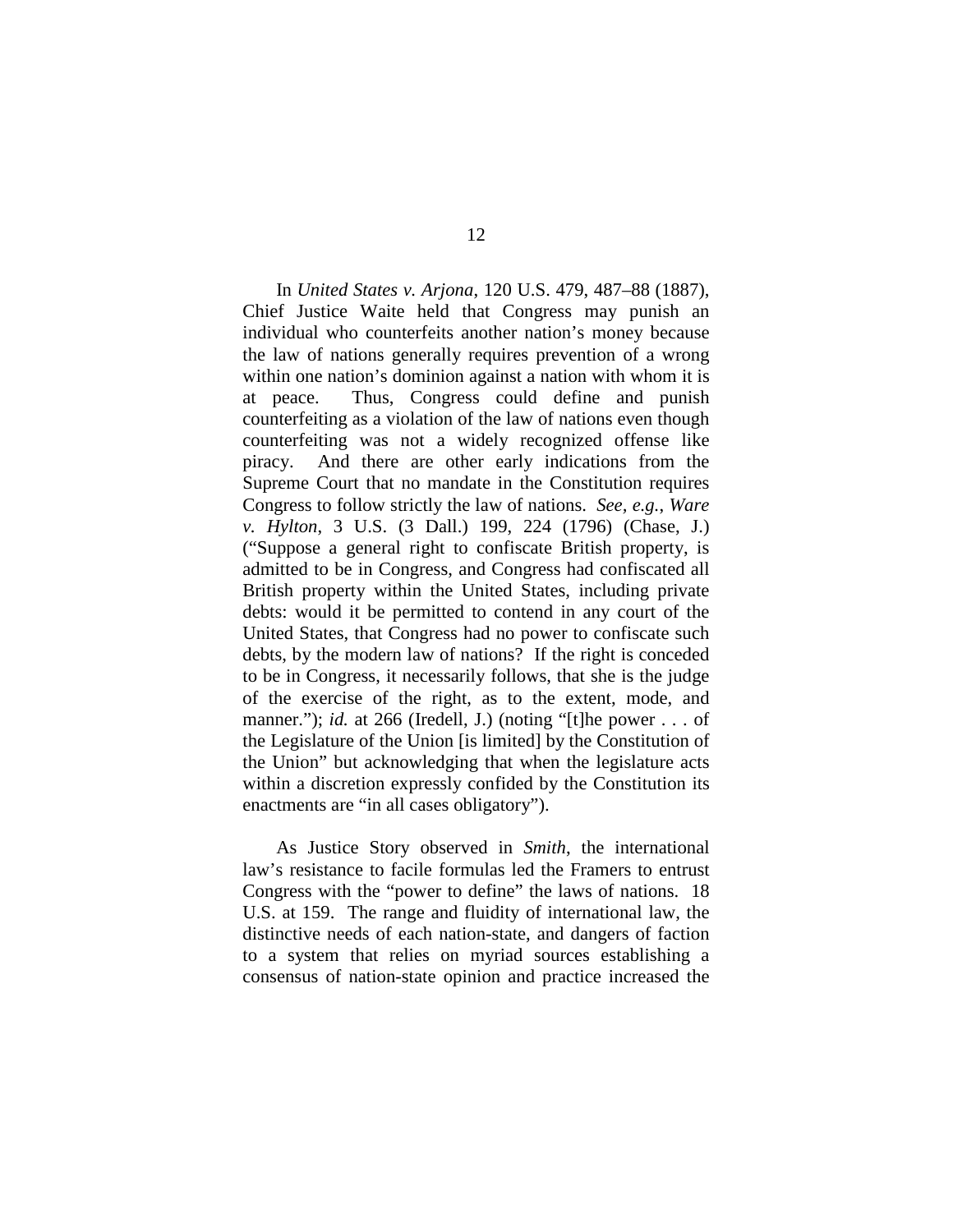In *United States v. Arjona*, 120 U.S. 479, 487–88 (1887), Chief Justice Waite held that Congress may punish an individual who counterfeits another nation's money because the law of nations generally requires prevention of a wrong within one nation's dominion against a nation with whom it is at peace. Thus, Congress could define and punish counterfeiting as a violation of the law of nations even though counterfeiting was not a widely recognized offense like piracy. And there are other early indications from the Supreme Court that no mandate in the Constitution requires Congress to follow strictly the law of nations. *See, e.g.*, *Ware v. Hylton*, 3 U.S. (3 Dall.) 199, 224 (1796) (Chase, J.) ("Suppose a general right to confiscate British property, is admitted to be in Congress, and Congress had confiscated all British property within the United States, including private debts: would it be permitted to contend in any court of the United States, that Congress had no power to confiscate such debts, by the modern law of nations? If the right is conceded to be in Congress, it necessarily follows, that she is the judge of the exercise of the right, as to the extent, mode, and manner."); *id.* at 266 (Iredell, J.) (noting "[t]he power . . . of the Legislature of the Union [is limited] by the Constitution of the Union" but acknowledging that when the legislature acts within a discretion expressly confided by the Constitution its enactments are "in all cases obligatory").

As Justice Story observed in *Smith*, the international law's resistance to facile formulas led the Framers to entrust Congress with the "power to define" the laws of nations. 18 U.S. at 159. The range and fluidity of international law, the distinctive needs of each nation-state, and dangers of faction to a system that relies on myriad sources establishing a consensus of nation-state opinion and practice increased the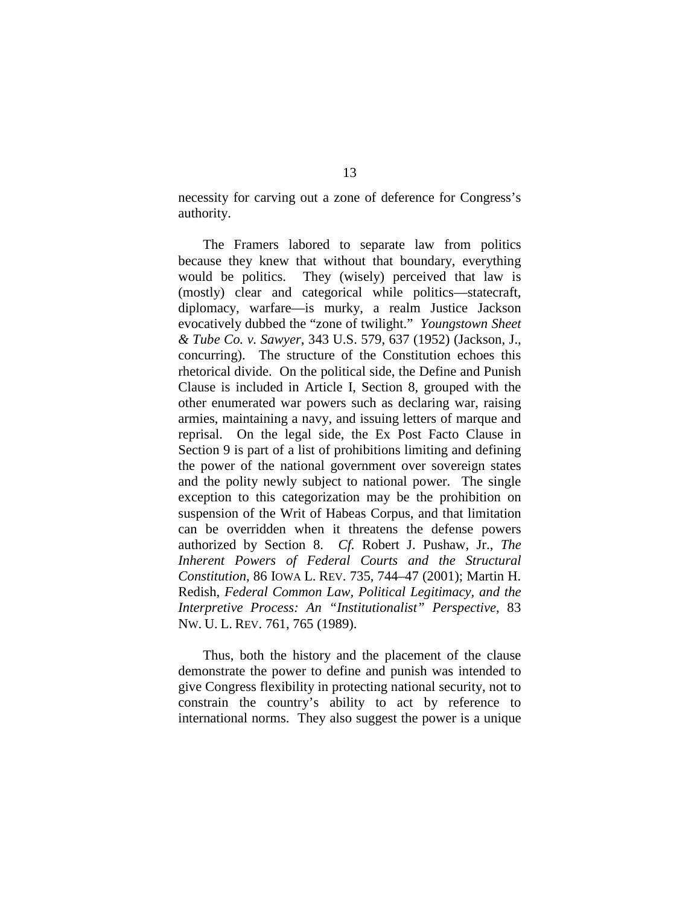necessity for carving out a zone of deference for Congress's authority.

The Framers labored to separate law from politics because they knew that without that boundary, everything would be politics. They (wisely) perceived that law is (mostly) clear and categorical while politics—statecraft, diplomacy, warfare—is murky, a realm Justice Jackson evocatively dubbed the "zone of twilight." *Youngstown Sheet & Tube Co. v. Sawyer*, 343 U.S. 579, 637 (1952) (Jackson, J., concurring). The structure of the Constitution echoes this rhetorical divide. On the political side, the Define and Punish Clause is included in Article I, Section 8, grouped with the other enumerated war powers such as declaring war, raising armies, maintaining a navy, and issuing letters of marque and reprisal. On the legal side, the Ex Post Facto Clause in Section 9 is part of a list of prohibitions limiting and defining the power of the national government over sovereign states and the polity newly subject to national power. The single exception to this categorization may be the prohibition on suspension of the Writ of Habeas Corpus, and that limitation can be overridden when it threatens the defense powers authorized by Section 8. *Cf.* Robert J. Pushaw, Jr., *The Inherent Powers of Federal Courts and the Structural Constitution*, 86 IOWA L. REV. 735, 744–47 (2001); Martin H. Redish, *Federal Common Law, Political Legitimacy, and the Interpretive Process: An "Institutionalist" Perspective*, 83 NW. U. L. REV. 761, 765 (1989).

Thus, both the history and the placement of the clause demonstrate the power to define and punish was intended to give Congress flexibility in protecting national security, not to constrain the country's ability to act by reference to international norms. They also suggest the power is a unique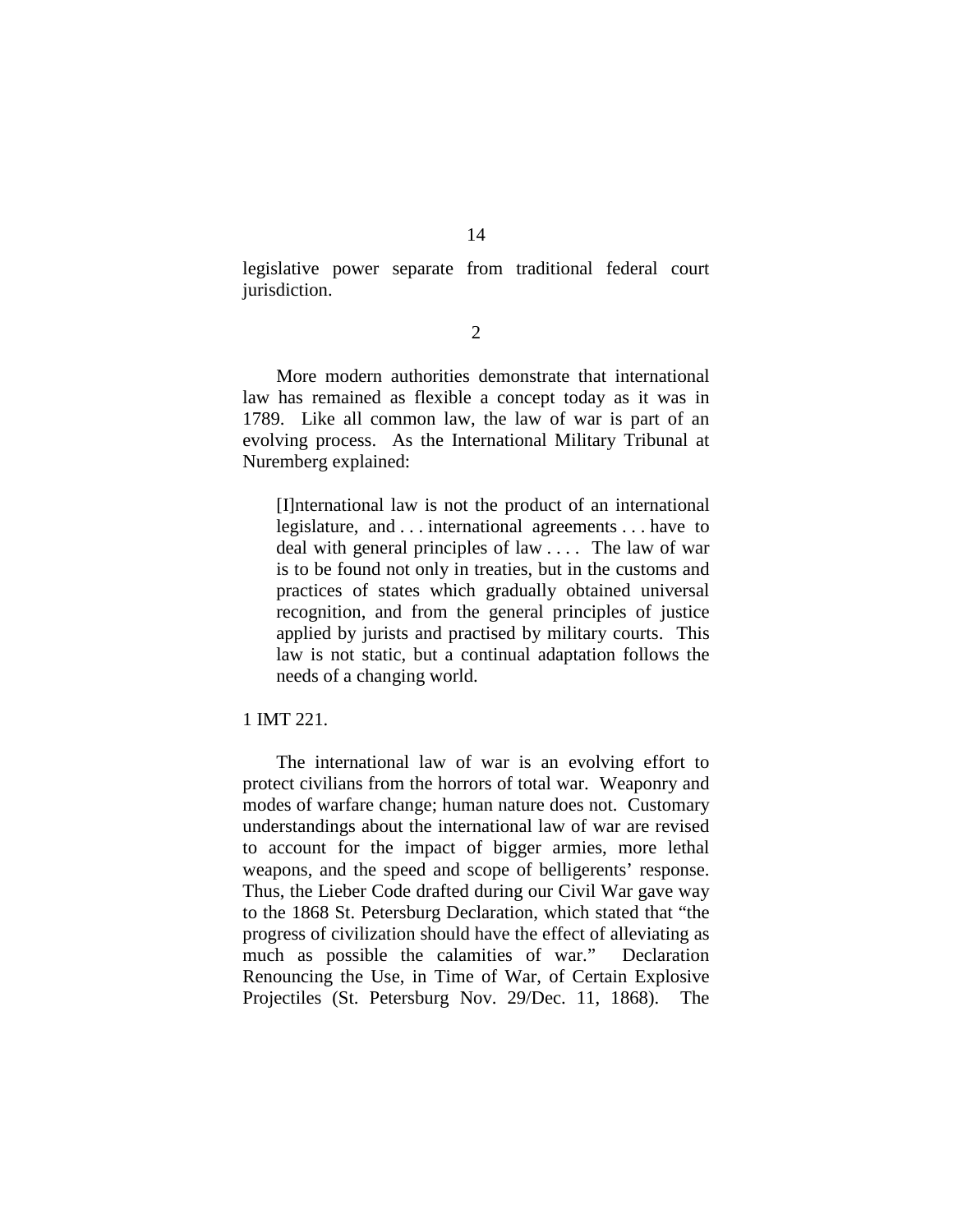legislative power separate from traditional federal court jurisdiction.

2

More modern authorities demonstrate that international law has remained as flexible a concept today as it was in 1789. Like all common law, the law of war is part of an evolving process. As the International Military Tribunal at Nuremberg explained:

> [I]nternational law is not the product of an international legislature, and . . . international agreements . . . have to deal with general principles of law . . . . The law of war is to be found not only in treaties, but in the customs and practices of states which gradually obtained universal recognition, and from the general principles of justice applied by jurists and practised by military courts. This law is not static, but a continual adaptation follows the needs of a changing world.

1 IMT 221.

The international law of war is an evolving effort to protect civilians from the horrors of total war. Weaponry and modes of warfare change; human nature does not. Customary understandings about the international law of war are revised to account for the impact of bigger armies, more lethal weapons, and the speed and scope of belligerents' response. Thus, the Lieber Code drafted during our Civil War gave way to the 1868 St. Petersburg Declaration, which stated that "the progress of civilization should have the effect of alleviating as much as possible the calamities of war." Declaration Renouncing the Use, in Time of War, of Certain Explosive Projectiles (St. Petersburg Nov. 29/Dec. 11, 1868). The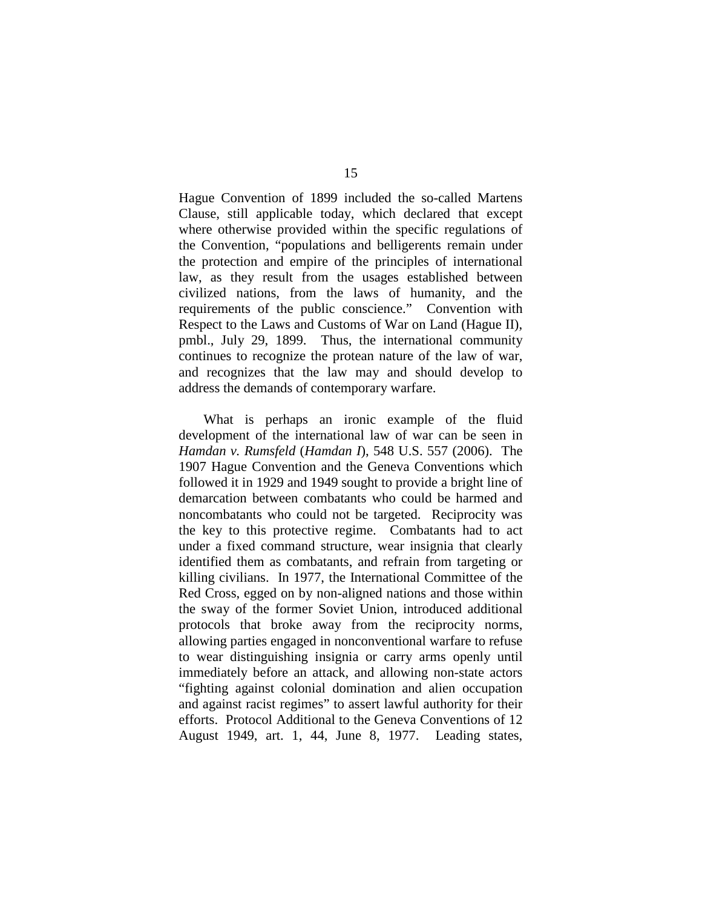Hague Convention of 1899 included the so-called Martens Clause, still applicable today, which declared that except where otherwise provided within the specific regulations of the Convention, "populations and belligerents remain under the protection and empire of the principles of international law, as they result from the usages established between civilized nations, from the laws of humanity, and the requirements of the public conscience." Convention with Respect to the Laws and Customs of War on Land (Hague II), pmbl., July 29, 1899. Thus, the international community continues to recognize the protean nature of the law of war, and recognizes that the law may and should develop to address the demands of contemporary warfare.

What is perhaps an ironic example of the fluid development of the international law of war can be seen in *Hamdan v. Rumsfeld* (*Hamdan I*), 548 U.S. 557 (2006). The 1907 Hague Convention and the Geneva Conventions which followed it in 1929 and 1949 sought to provide a bright line of demarcation between combatants who could be harmed and noncombatants who could not be targeted. Reciprocity was the key to this protective regime. Combatants had to act under a fixed command structure, wear insignia that clearly identified them as combatants, and refrain from targeting or killing civilians. In 1977, the International Committee of the Red Cross, egged on by non-aligned nations and those within the sway of the former Soviet Union, introduced additional protocols that broke away from the reciprocity norms, allowing parties engaged in nonconventional warfare to refuse to wear distinguishing insignia or carry arms openly until immediately before an attack, and allowing non-state actors "fighting against colonial domination and alien occupation and against racist regimes" to assert lawful authority for their efforts. Protocol Additional to the Geneva Conventions of 12 August 1949, art. 1, 44, June 8, 1977. Leading states,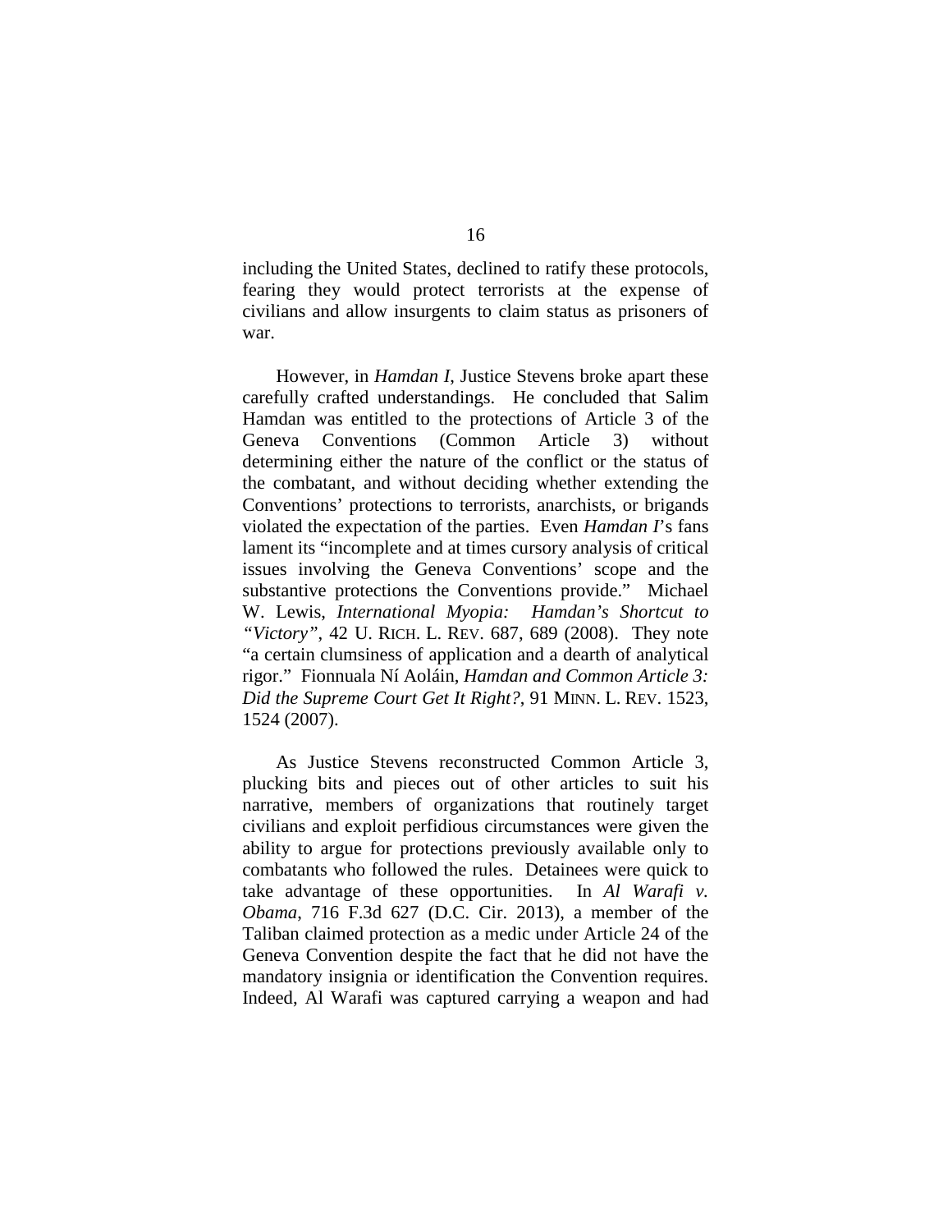including the United States, declined to ratify these protocols, fearing they would protect terrorists at the expense of civilians and allow insurgents to claim status as prisoners of war.

However, in *Hamdan I*, Justice Stevens broke apart these carefully crafted understandings. He concluded that Salim Hamdan was entitled to the protections of Article 3 of the Geneva Conventions (Common Article 3) without determining either the nature of the conflict or the status of the combatant, and without deciding whether extending the Conventions' protections to terrorists, anarchists, or brigands violated the expectation of the parties. Even *Hamdan I*'s fans lament its "incomplete and at times cursory analysis of critical issues involving the Geneva Conventions' scope and the substantive protections the Conventions provide." Michael W. Lewis, *International Myopia: Hamdan's Shortcut to "Victory"*, 42 U. RICH. L. REV. 687, 689 (2008). They note "a certain clumsiness of application and a dearth of analytical rigor." Fionnuala Ní Aoláin, *Hamdan and Common Article 3: Did the Supreme Court Get It Right?*, 91 MINN. L. REV. 1523, 1524 (2007).

As Justice Stevens reconstructed Common Article 3, plucking bits and pieces out of other articles to suit his narrative, members of organizations that routinely target civilians and exploit perfidious circumstances were given the ability to argue for protections previously available only to combatants who followed the rules. Detainees were quick to take advantage of these opportunities. In *Al Warafi v. Obama*, 716 F.3d 627 (D.C. Cir. 2013), a member of the Taliban claimed protection as a medic under Article 24 of the Geneva Convention despite the fact that he did not have the mandatory insignia or identification the Convention requires. Indeed, Al Warafi was captured carrying a weapon and had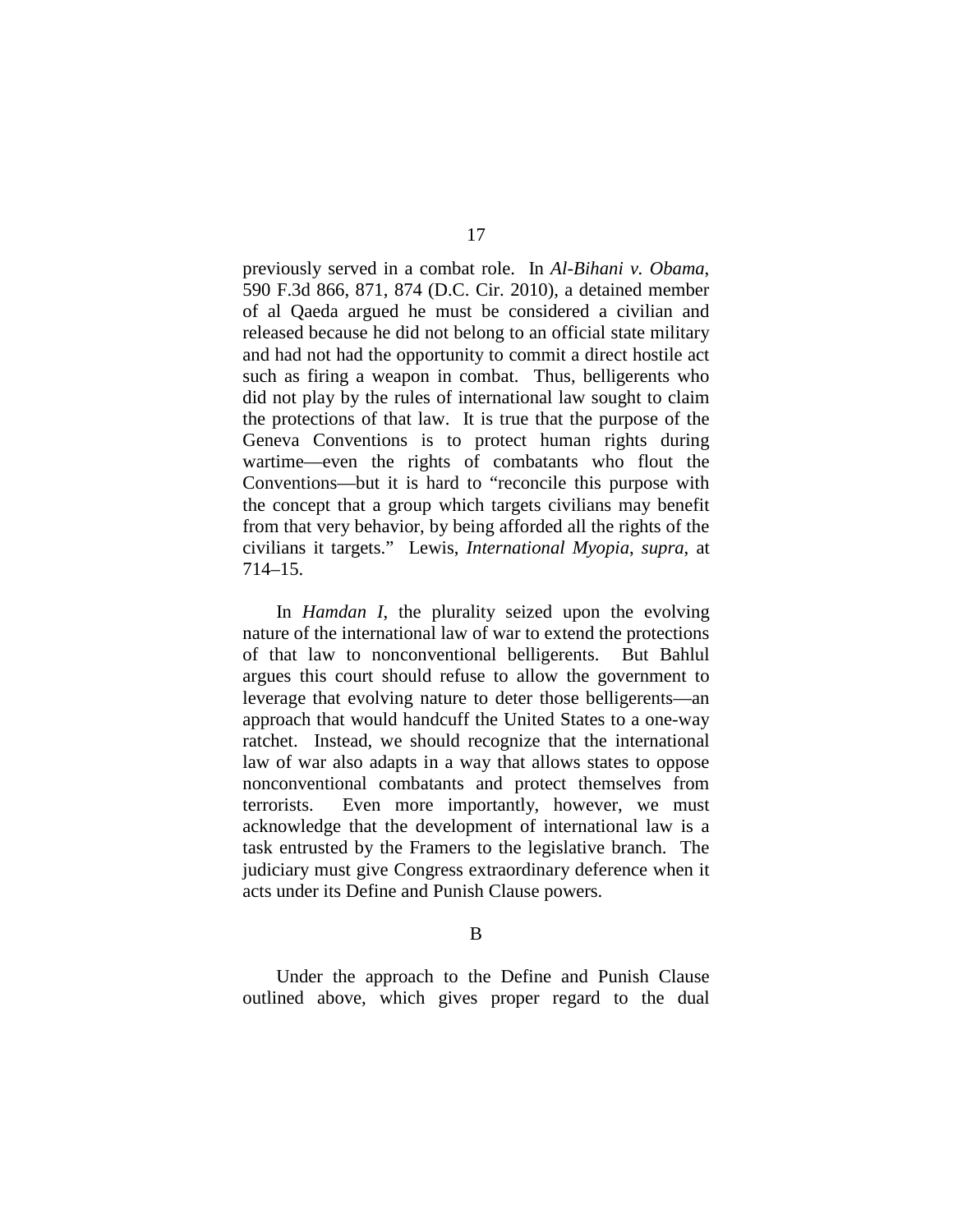previously served in a combat role. In *Al-Bihani v. Obama*, 590 F.3d 866, 871, 874 (D.C. Cir. 2010), a detained member of al Qaeda argued he must be considered a civilian and released because he did not belong to an official state military and had not had the opportunity to commit a direct hostile act such as firing a weapon in combat. Thus, belligerents who did not play by the rules of international law sought to claim the protections of that law. It is true that the purpose of the Geneva Conventions is to protect human rights during wartime—even the rights of combatants who flout the Conventions—but it is hard to "reconcile this purpose with the concept that a group which targets civilians may benefit from that very behavior, by being afforded all the rights of the civilians it targets." Lewis, *International Myopia*, *supra*, at 714–15.

In *Hamdan I*, the plurality seized upon the evolving nature of the international law of war to extend the protections of that law to nonconventional belligerents. But Bahlul argues this court should refuse to allow the government to leverage that evolving nature to deter those belligerents—an approach that would handcuff the United States to a one-way ratchet. Instead, we should recognize that the international law of war also adapts in a way that allows states to oppose nonconventional combatants and protect themselves from terrorists. Even more importantly, however, we must acknowledge that the development of international law is a task entrusted by the Framers to the legislative branch. The judiciary must give Congress extraordinary deference when it acts under its Define and Punish Clause powers.

B

Under the approach to the Define and Punish Clause outlined above, which gives proper regard to the dual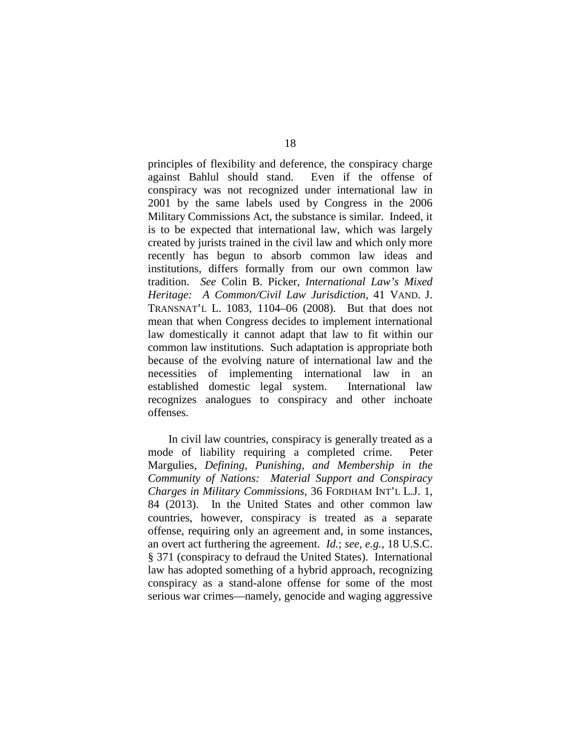principles of flexibility and deference, the conspiracy charge against Bahlul should stand. Even if the offense of conspiracy was not recognized under international law in 2001 by the same labels used by Congress in the 2006 Military Commissions Act, the substance is similar. Indeed, it is to be expected that international law, which was largely created by jurists trained in the civil law and which only more recently has begun to absorb common law ideas and institutions, differs formally from our own common law tradition. *See* Colin B. Picker, *International Law's Mixed Heritage: A Common/Civil Law Jurisdiction*, 41 VAND. J. TRANSNAT'L L. 1083, 1104–06 (2008). But that does not mean that when Congress decides to implement international law domestically it cannot adapt that law to fit within our common law institutions. Such adaptation is appropriate both because of the evolving nature of international law and the necessities of implementing international law in an established domestic legal system. International law recognizes analogues to conspiracy and other inchoate offenses.

In civil law countries, conspiracy is generally treated as a mode of liability requiring a completed crime. Peter Margulies, *Defining, Punishing, and Membership in the Community of Nations: Material Support and Conspiracy Charges in Military Commissions*, 36 FORDHAM INT'L L.J. 1, 84 (2013). In the United States and other common law countries, however, conspiracy is treated as a separate offense, requiring only an agreement and, in some instances, an overt act furthering the agreement. *Id.*; *see, e.g.*, 18 U.S.C. § 371 (conspiracy to defraud the United States). International law has adopted something of a hybrid approach, recognizing conspiracy as a stand-alone offense for some of the most serious war crimes—namely, genocide and waging aggressive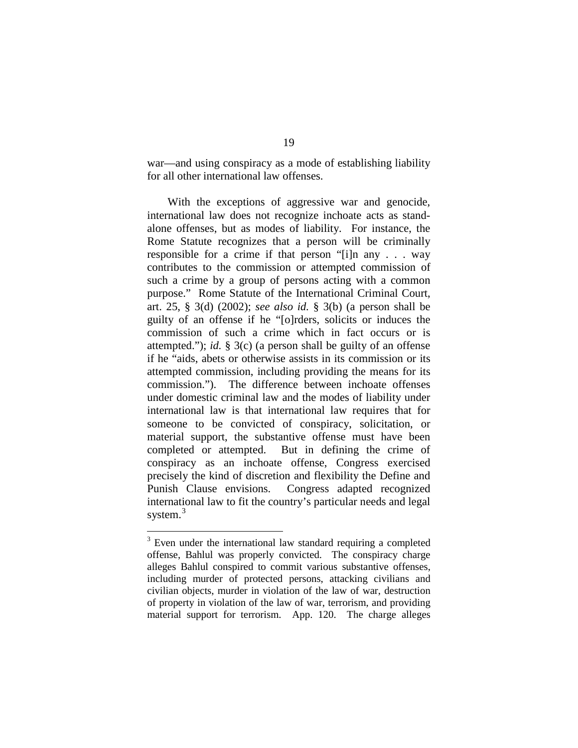war—and using conspiracy as a mode of establishing liability for all other international law offenses.

With the exceptions of aggressive war and genocide, international law does not recognize inchoate acts as stand-alone offenses, but as modes of liability. For instance, the Rome Statute recognizes that a person will be criminally responsible for a crime if that person "[i]n any . . . way contributes to the commission or attempted commission of such a crime by a group of persons acting with a common purpose." Rome Statute of the International Criminal Court, art. 25, § 3(d) (2002); *see also id.* § 3(b) (a person shall be guilty of an offense if he "[o]rders, solicits or induces the commission of such a crime which in fact occurs or is attempted."); *id.* § 3(c) (a person shall be guilty of an offense if he "aids, abets or otherwise assists in its commission or its attempted commission, including providing the means for its commission."). The difference between inchoate offenses under domestic criminal law and the modes of liability under international law is that international law requires that for someone to be convicted of conspiracy, solicitation, or material support, the substantive offense must have been completed or attempted. But in defining the crime of conspiracy as an inchoate offense, Congress exercised precisely the kind of discretion and flexibility the Define and Punish Clause envisions. Congress adapted recognized international law to fit the country's particular needs and legal system.[3]

---

[3] Even under the international law standard requiring a completed offense, Bahlul was properly convicted. The conspiracy charge alleges Bahlul conspired to commit various substantive offenses, including murder of protected persons, attacking civilians and civilian objects, murder in violation of the law of war, destruction of property in violation of the law of war, terrorism, and providing material support for terrorism. App. 120. The charge alleges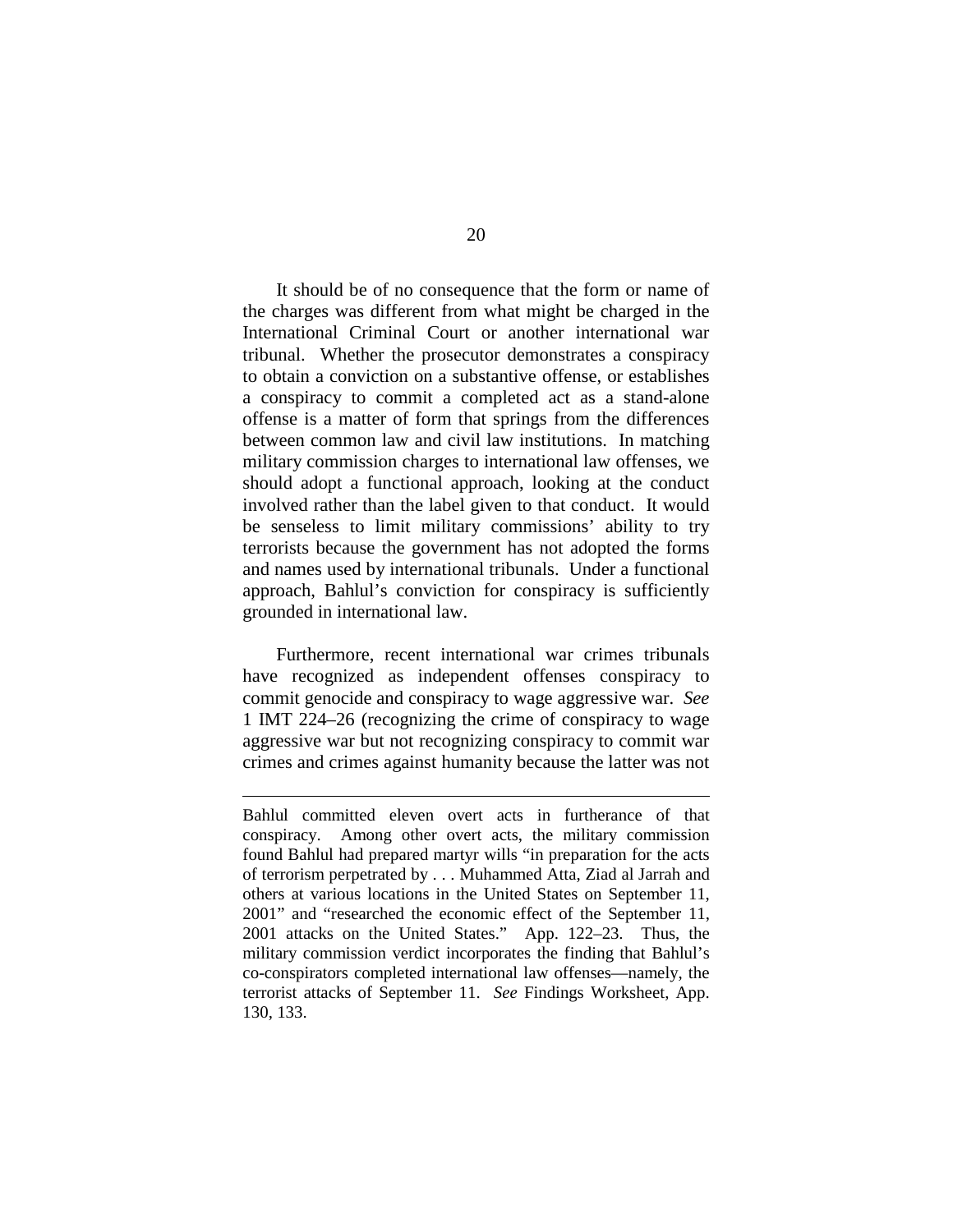It should be of no consequence that the form or name of the charges was different from what might be charged in the International Criminal Court or another international war tribunal. Whether the prosecutor demonstrates a conspiracy to obtain a conviction on a substantive offense, or establishes a conspiracy to commit a completed act as a stand-alone offense is a matter of form that springs from the differences between common law and civil law institutions. In matching military commission charges to international law offenses, we should adopt a functional approach, looking at the conduct involved rather than the label given to that conduct. It would be senseless to limit military commissions' ability to try terrorists because the government has not adopted the forms and names used by international tribunals. Under a functional approach, Bahlul's conviction for conspiracy is sufficiently grounded in international law.

Furthermore, recent international war crimes tribunals have recognized as independent offenses conspiracy to commit genocide and conspiracy to wage aggressive war. *See* 1 IMT 224–26 (recognizing the crime of conspiracy to wage aggressive war but not recognizing conspiracy to commit war crimes and crimes against humanity because the latter was not

---

Bahlul committed eleven overt acts in furtherance of that conspiracy. Among other overt acts, the military commission found Bahlul had prepared martyr wills "in preparation for the acts of terrorism perpetrated by . . . Muhammed Atta, Ziad al Jarrah and others at various locations in the United States on September 11, 2001" and "researched the economic effect of the September 11, 2001 attacks on the United States." App. 122–23. Thus, the military commission verdict incorporates the finding that Bahlul's co-conspirators completed international law offenses—namely, the terrorist attacks of September 11. *See* Findings Worksheet, App. 130, 133.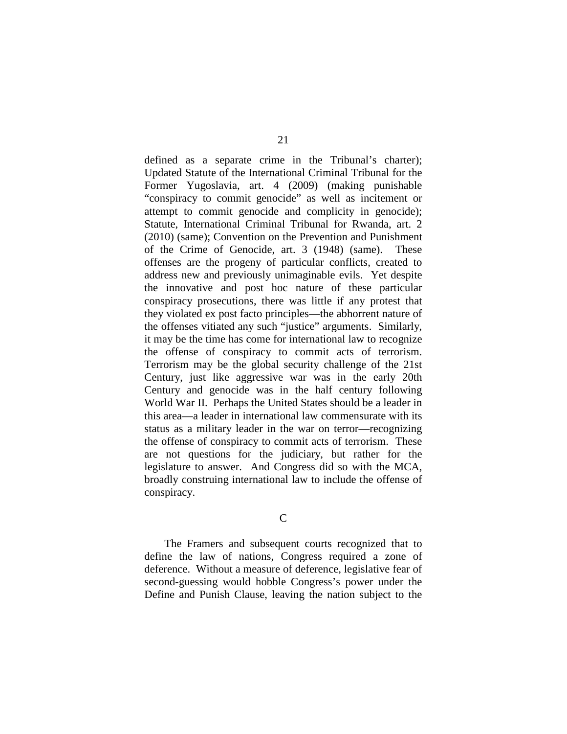defined as a separate crime in the Tribunal's charter); Updated Statute of the International Criminal Tribunal for the Former Yugoslavia, art. 4 (2009) (making punishable "conspiracy to commit genocide" as well as incitement or attempt to commit genocide and complicity in genocide); Statute, International Criminal Tribunal for Rwanda, art. 2 (2010) (same); Convention on the Prevention and Punishment of the Crime of Genocide, art. 3 (1948) (same). These offenses are the progeny of particular conflicts, created to address new and previously unimaginable evils. Yet despite the innovative and post hoc nature of these particular conspiracy prosecutions, there was little if any protest that they violated ex post facto principles—the abhorrent nature of the offenses vitiated any such "justice" arguments. Similarly, it may be the time has come for international law to recognize the offense of conspiracy to commit acts of terrorism. Terrorism may be the global security challenge of the 21st Century, just like aggressive war was in the early 20th Century and genocide was in the half century following World War II. Perhaps the United States should be a leader in this area—a leader in international law commensurate with its status as a military leader in the war on terror—recognizing the offense of conspiracy to commit acts of terrorism. These are not questions for the judiciary, but rather for the legislature to answer. And Congress did so with the MCA, broadly construing international law to include the offense of conspiracy.

C

The Framers and subsequent courts recognized that to define the law of nations, Congress required a zone of deference. Without a measure of deference, legislative fear of second-guessing would hobble Congress's power under the Define and Punish Clause, leaving the nation subject to the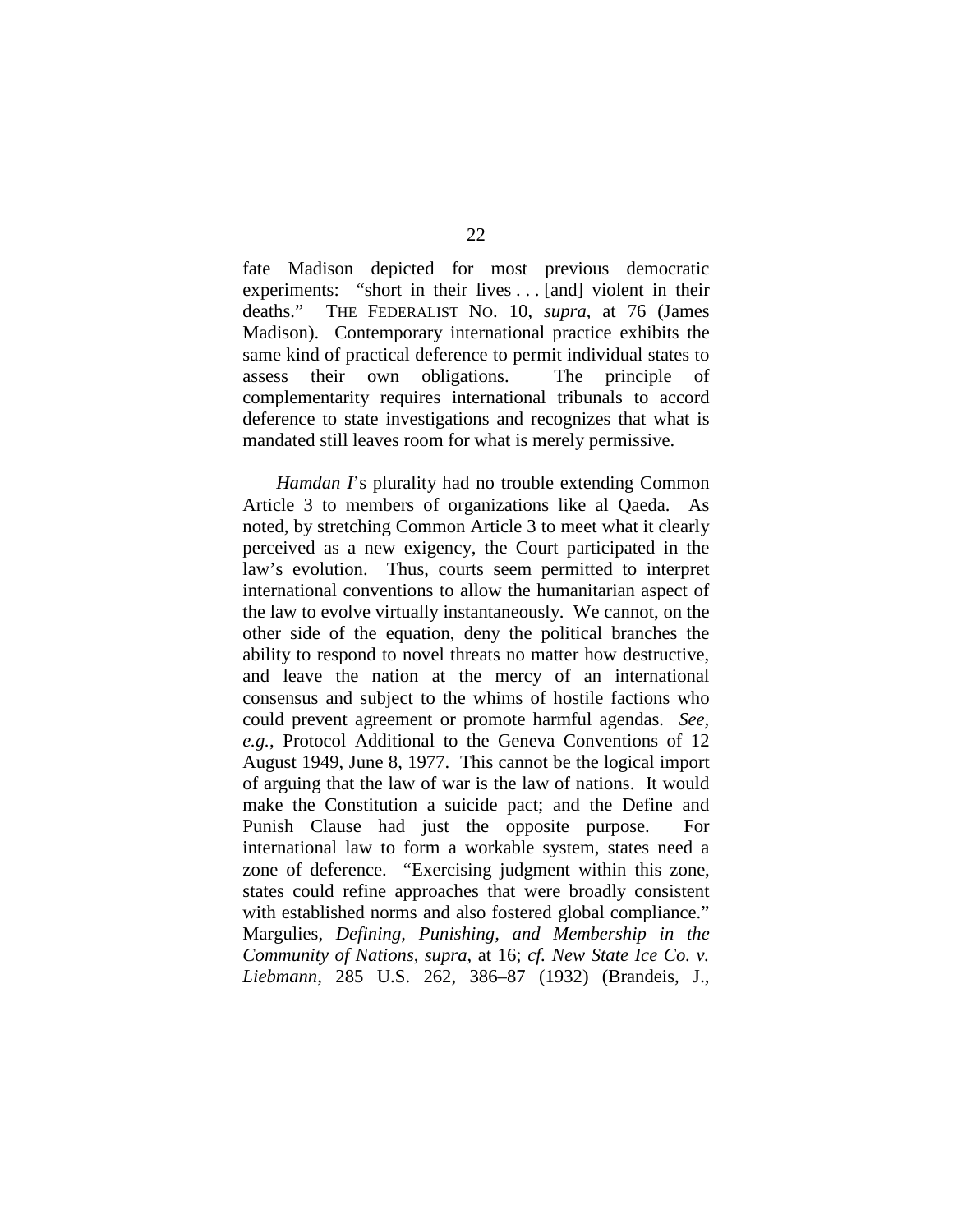fate Madison depicted for most previous democratic experiments: "short in their lives . . . [and] violent in their deaths." THE FEDERALIST NO. 10, *supra*, at 76 (James Madison). Contemporary international practice exhibits the same kind of practical deference to permit individual states to assess their own obligations. The principle of complementarity requires international tribunals to accord deference to state investigations and recognizes that what is mandated still leaves room for what is merely permissive.

*Hamdan I*'s plurality had no trouble extending Common Article 3 to members of organizations like al Qaeda. As noted, by stretching Common Article 3 to meet what it clearly perceived as a new exigency, the Court participated in the law's evolution. Thus, courts seem permitted to interpret international conventions to allow the humanitarian aspect of the law to evolve virtually instantaneously. We cannot, on the other side of the equation, deny the political branches the ability to respond to novel threats no matter how destructive, and leave the nation at the mercy of an international consensus and subject to the whims of hostile factions who could prevent agreement or promote harmful agendas. *See, e.g.*, Protocol Additional to the Geneva Conventions of 12 August 1949, June 8, 1977. This cannot be the logical import of arguing that the law of war is the law of nations. It would make the Constitution a suicide pact; and the Define and Punish Clause had just the opposite purpose. For international law to form a workable system, states need a zone of deference. "Exercising judgment within this zone, states could refine approaches that were broadly consistent with established norms and also fostered global compliance." Margulies, *Defining, Punishing, and Membership in the Community of Nations*, *supra*, at 16; *cf. New State Ice Co. v. Liebmann*, 285 U.S. 262, 386–87 (1932) (Brandeis, J.,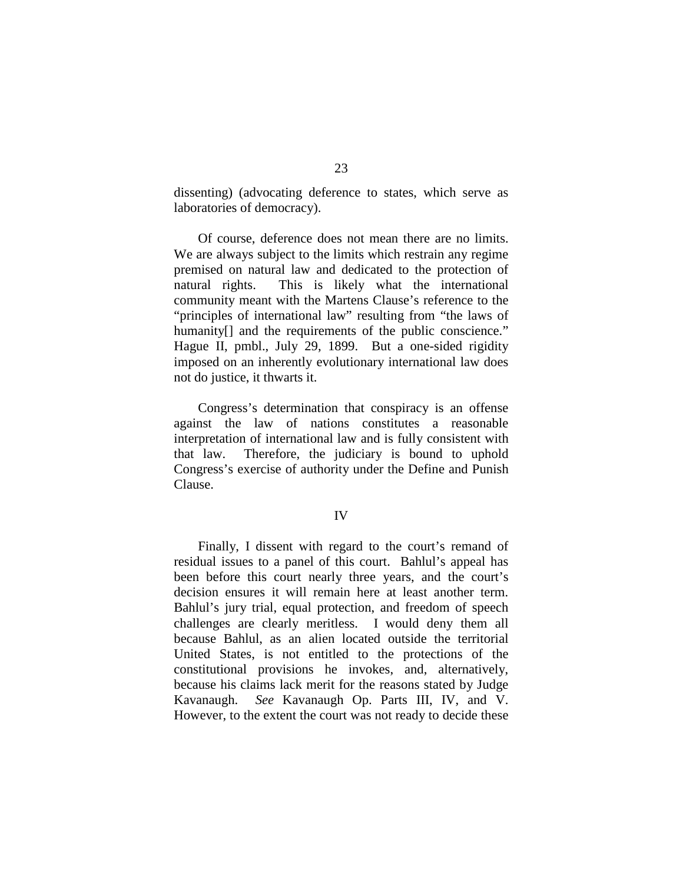dissenting) (advocating deference to states, which serve as laboratories of democracy).

Of course, deference does not mean there are no limits. We are always subject to the limits which restrain any regime premised on natural law and dedicated to the protection of natural rights. This is likely what the international community meant with the Martens Clause's reference to the "principles of international law" resulting from "the laws of humanity[] and the requirements of the public conscience." Hague II, pmbl., July 29, 1899. But a one-sided rigidity imposed on an inherently evolutionary international law does not do justice, it thwarts it.

Congress's determination that conspiracy is an offense against the law of nations constitutes a reasonable interpretation of international law and is fully consistent with that law. Therefore, the judiciary is bound to uphold Congress's exercise of authority under the Define and Punish Clause.

## IV

Finally, I dissent with regard to the court's remand of residual issues to a panel of this court. Bahlul's appeal has been before this court nearly three years, and the court's decision ensures it will remain here at least another term. Bahlul's jury trial, equal protection, and freedom of speech challenges are clearly meritless. I would deny them all because Bahlul, as an alien located outside the territorial United States, is not entitled to the protections of the constitutional provisions he invokes, and, alternatively, because his claims lack merit for the reasons stated by Judge Kavanaugh. *See* Kavanaugh Op. Parts III, IV, and V. However, to the extent the court was not ready to decide these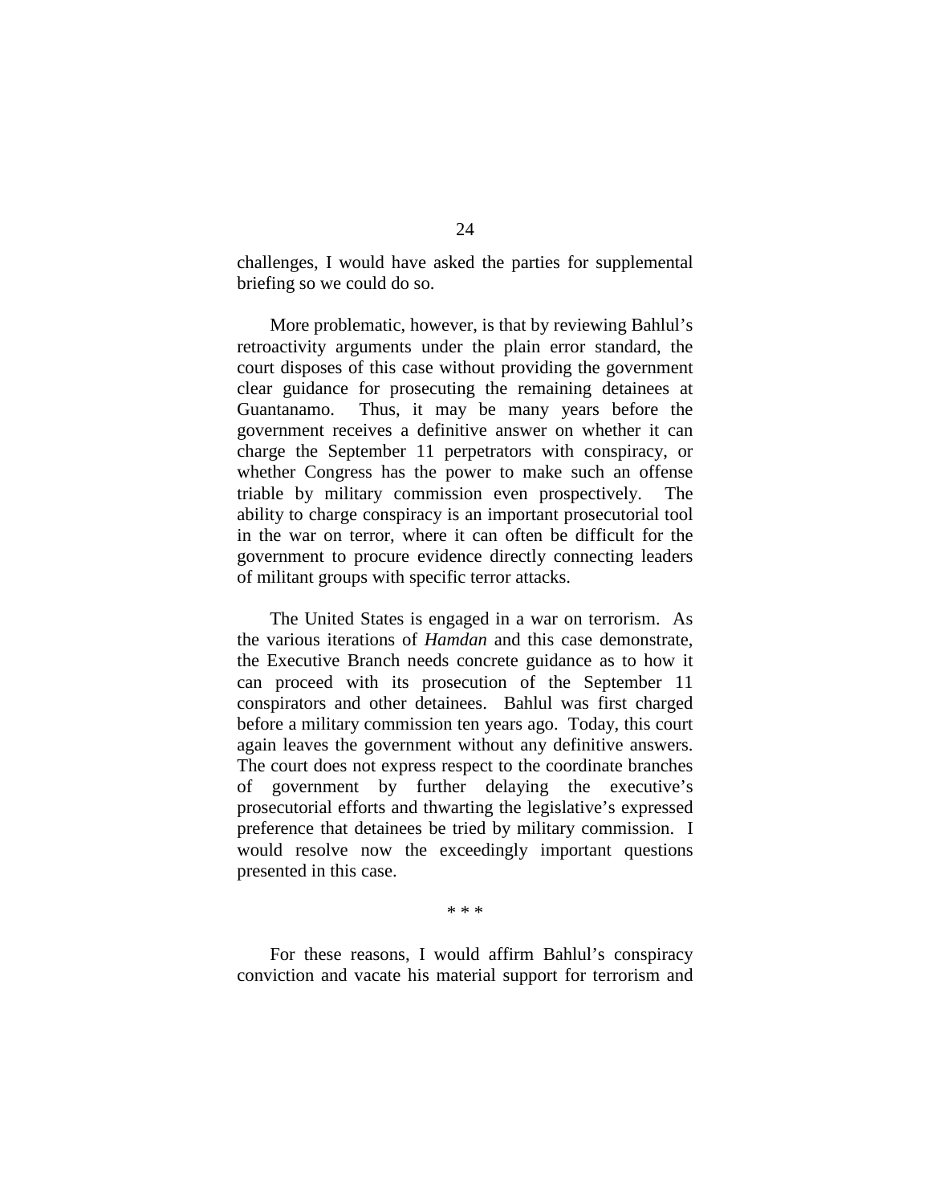challenges, I would have asked the parties for supplemental briefing so we could do so.

More problematic, however, is that by reviewing Bahlul's retroactivity arguments under the plain error standard, the court disposes of this case without providing the government clear guidance for prosecuting the remaining detainees at Guantanamo. Thus, it may be many years before the government receives a definitive answer on whether it can charge the September 11 perpetrators with conspiracy, or whether Congress has the power to make such an offense triable by military commission even prospectively. The ability to charge conspiracy is an important prosecutorial tool in the war on terror, where it can often be difficult for the government to procure evidence directly connecting leaders of militant groups with specific terror attacks.

The United States is engaged in a war on terrorism. As the various iterations of *Hamdan* and this case demonstrate, the Executive Branch needs concrete guidance as to how it can proceed with its prosecution of the September 11 conspirators and other detainees. Bahlul was first charged before a military commission ten years ago. Today, this court again leaves the government without any definitive answers. The court does not express respect to the coordinate branches of government by further delaying the executive's prosecutorial efforts and thwarting the legislative's expressed preference that detainees be tried by military commission. I would resolve now the exceedingly important questions presented in this case.

\* \* \*

For these reasons, I would affirm Bahlul's conspiracy conviction and vacate his material support for terrorism and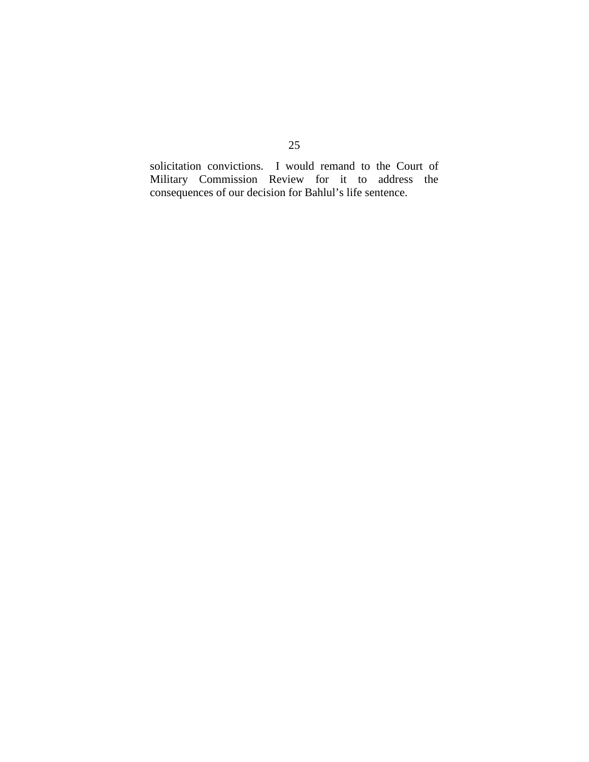solicitation convictions. I would remand to the Court of Military Commission Review for it to address the consequences of our decision for Bahlul's life sentence.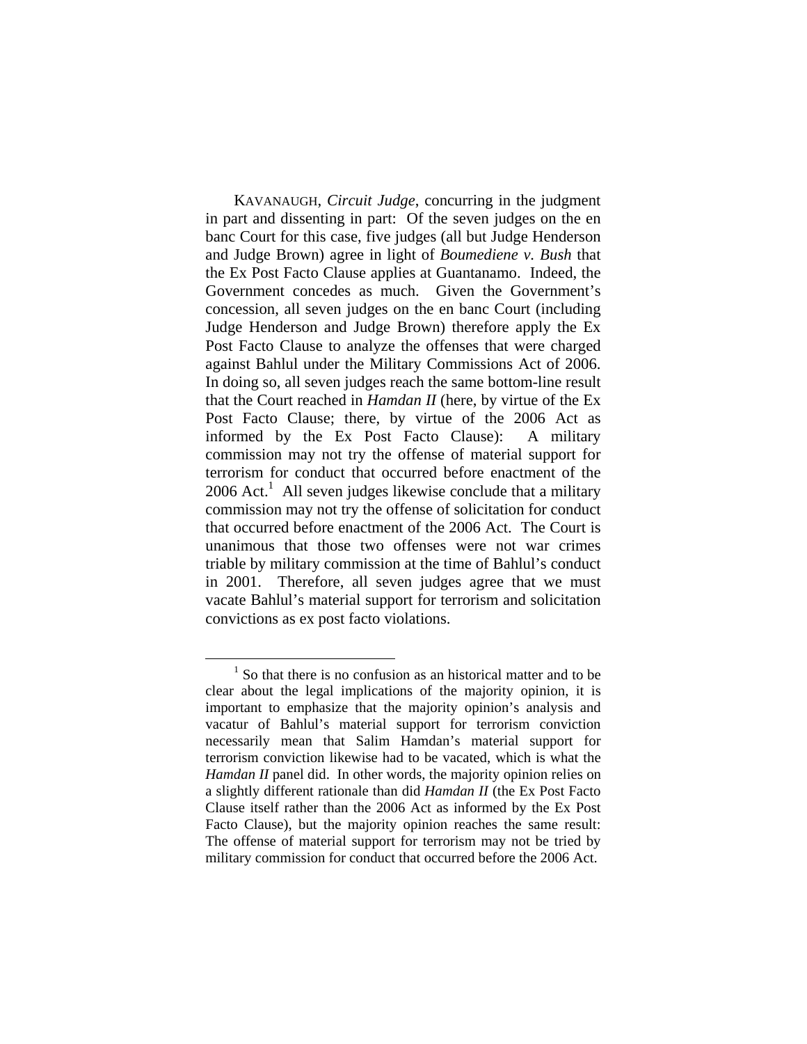KAVANAUGH, *Circuit Judge*, concurring in the judgment in part and dissenting in part: Of the seven judges on the en banc Court for this case, five judges (all but Judge Henderson and Judge Brown) agree in light of *Boumediene v. Bush* that the Ex Post Facto Clause applies at Guantanamo. Indeed, the Government concedes as much. Given the Government's concession, all seven judges on the en banc Court (including Judge Henderson and Judge Brown) therefore apply the Ex Post Facto Clause to analyze the offenses that were charged against Bahlul under the Military Commissions Act of 2006. In doing so, all seven judges reach the same bottom-line result that the Court reached in *Hamdan II* (here, by virtue of the Ex Post Facto Clause; there, by virtue of the 2006 Act as informed by the Ex Post Facto Clause): A military commission may not try the offense of material support for terrorism for conduct that occurred before enactment of the 2006 Act.[1] All seven judges likewise conclude that a military commission may not try the offense of solicitation for conduct that occurred before enactment of the 2006 Act. The Court is unanimous that those two offenses were not war crimes triable by military commission at the time of Bahlul's conduct in 2001. Therefore, all seven judges agree that we must vacate Bahlul's material support for terrorism and solicitation convictions as ex post facto violations.

---

[1] So that there is no confusion as an historical matter and to be clear about the legal implications of the majority opinion, it is important to emphasize that the majority opinion's analysis and vacatur of Bahlul's material support for terrorism conviction necessarily mean that Salim Hamdan's material support for terrorism conviction likewise had to be vacated, which is what the *Hamdan II* panel did. In other words, the majority opinion relies on a slightly different rationale than did *Hamdan II* (the Ex Post Facto Clause itself rather than the 2006 Act as informed by the Ex Post Facto Clause), but the majority opinion reaches the same result: The offense of material support for terrorism may not be tried by military commission for conduct that occurred before the 2006 Act.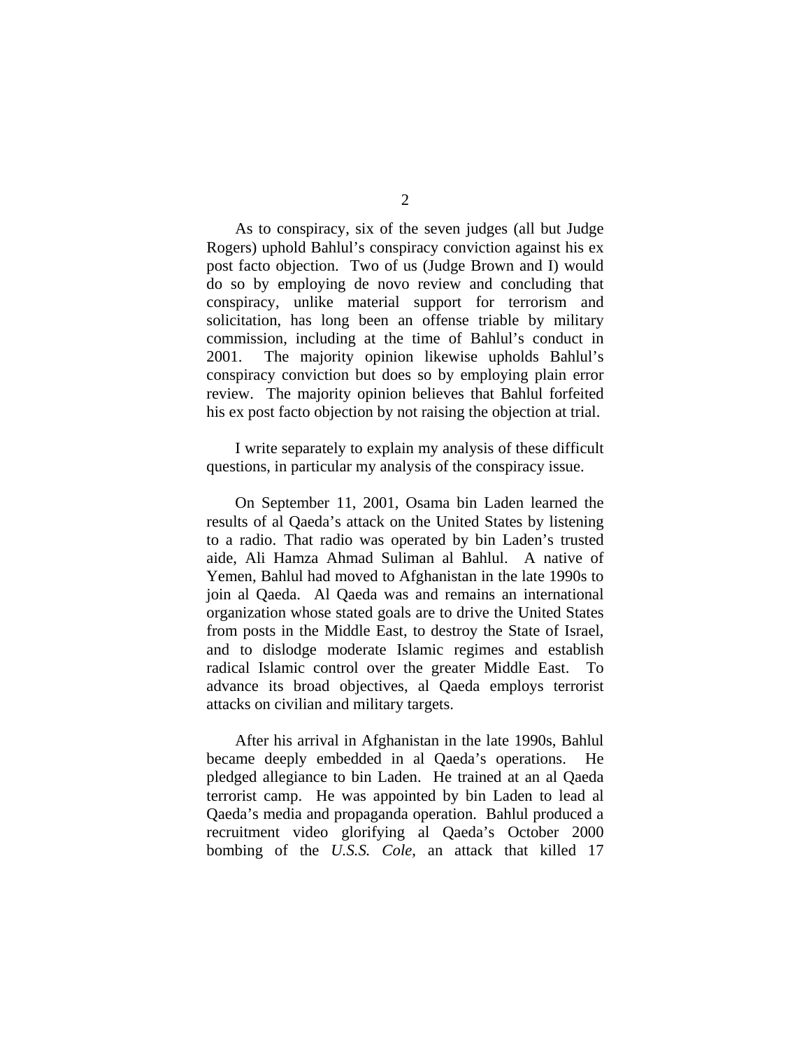As to conspiracy, six of the seven judges (all but Judge Rogers) uphold Bahlul's conspiracy conviction against his ex post facto objection. Two of us (Judge Brown and I) would do so by employing de novo review and concluding that conspiracy, unlike material support for terrorism and solicitation, has long been an offense triable by military commission, including at the time of Bahlul's conduct in 2001. The majority opinion likewise upholds Bahlul's conspiracy conviction but does so by employing plain error review. The majority opinion believes that Bahlul forfeited his ex post facto objection by not raising the objection at trial.

I write separately to explain my analysis of these difficult questions, in particular my analysis of the conspiracy issue.

On September 11, 2001, Osama bin Laden learned the results of al Qaeda's attack on the United States by listening to a radio. That radio was operated by bin Laden's trusted aide, Ali Hamza Ahmad Suliman al Bahlul. A native of Yemen, Bahlul had moved to Afghanistan in the late 1990s to join al Qaeda. Al Qaeda was and remains an international organization whose stated goals are to drive the United States from posts in the Middle East, to destroy the State of Israel, and to dislodge moderate Islamic regimes and establish radical Islamic control over the greater Middle East. To advance its broad objectives, al Qaeda employs terrorist attacks on civilian and military targets.

After his arrival in Afghanistan in the late 1990s, Bahlul became deeply embedded in al Qaeda's operations. He pledged allegiance to bin Laden. He trained at an al Qaeda terrorist camp. He was appointed by bin Laden to lead al Qaeda's media and propaganda operation. Bahlul produced a recruitment video glorifying al Qaeda's October 2000 bombing of the *U.S.S. Cole*, an attack that killed 17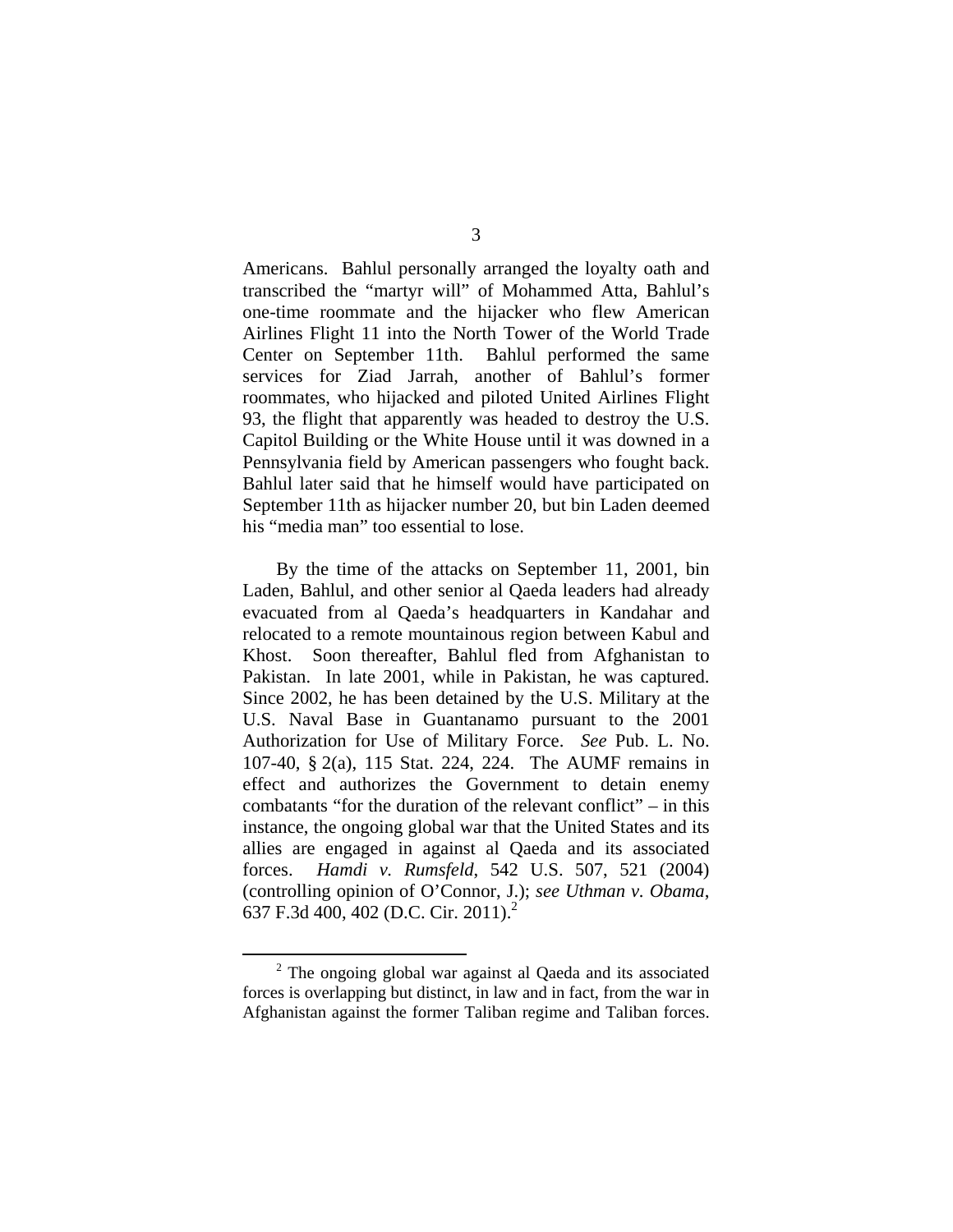Americans. Bahlul personally arranged the loyalty oath and transcribed the "martyr will" of Mohammed Atta, Bahlul's one-time roommate and the hijacker who flew American Airlines Flight 11 into the North Tower of the World Trade Center on September 11th. Bahlul performed the same services for Ziad Jarrah, another of Bahlul's former roommates, who hijacked and piloted United Airlines Flight 93, the flight that apparently was headed to destroy the U.S. Capitol Building or the White House until it was downed in a Pennsylvania field by American passengers who fought back. Bahlul later said that he himself would have participated on September 11th as hijacker number 20, but bin Laden deemed his "media man" too essential to lose.

By the time of the attacks on September 11, 2001, bin Laden, Bahlul, and other senior al Qaeda leaders had already evacuated from al Qaeda's headquarters in Kandahar and relocated to a remote mountainous region between Kabul and Khost. Soon thereafter, Bahlul fled from Afghanistan to Pakistan. In late 2001, while in Pakistan, he was captured. Since 2002, he has been detained by the U.S. Military at the U.S. Naval Base in Guantanamo pursuant to the 2001 Authorization for Use of Military Force. *See* Pub. L. No. 107-40, § 2(a), 115 Stat. 224, 224. The AUMF remains in effect and authorizes the Government to detain enemy combatants "for the duration of the relevant conflict" – in this instance, the ongoing global war that the United States and its allies are engaged in against al Qaeda and its associated forces. *Hamdi v. Rumsfeld*, 542 U.S. 507, 521 (2004) (controlling opinion of O'Connor, J.); *see Uthman v. Obama*, 637 F.3d 400, 402 (D.C. Cir. 2011).[2]

[2] The ongoing global war against al Qaeda and its associated forces is overlapping but distinct, in law and in fact, from the war in Afghanistan against the former Taliban regime and Taliban forces.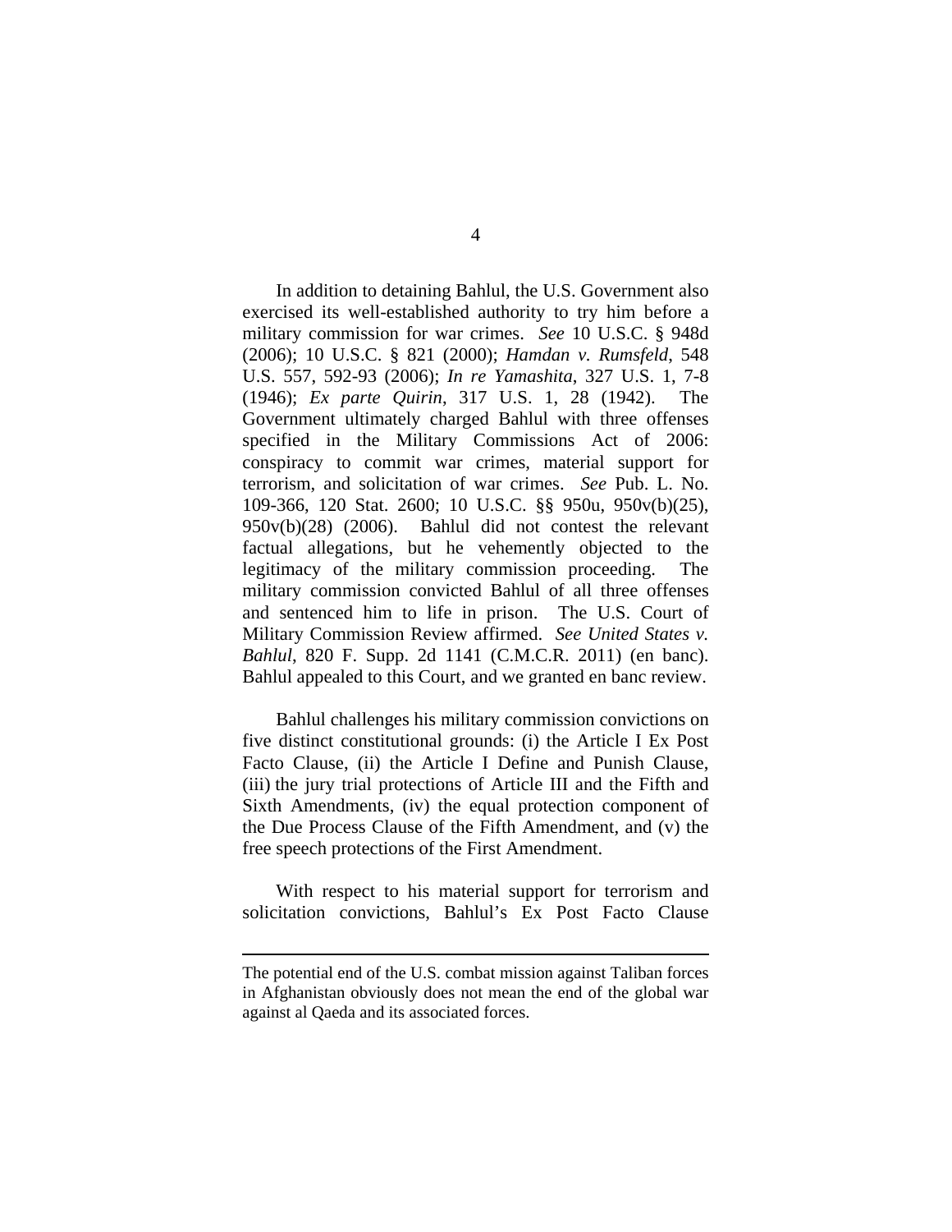In addition to detaining Bahlul, the U.S. Government also exercised its well-established authority to try him before a military commission for war crimes. *See* 10 U.S.C. § 948d (2006); 10 U.S.C. § 821 (2000); *Hamdan v. Rumsfeld*, 548 U.S. 557, 592-93 (2006); *In re Yamashita*, 327 U.S. 1, 7-8 (1946); *Ex parte Quirin*, 317 U.S. 1, 28 (1942). The Government ultimately charged Bahlul with three offenses specified in the Military Commissions Act of 2006: conspiracy to commit war crimes, material support for terrorism, and solicitation of war crimes. *See* Pub. L. No. 109-366, 120 Stat. 2600; 10 U.S.C. §§ 950u, 950v(b)(25), 950v(b)(28) (2006). Bahlul did not contest the relevant factual allegations, but he vehemently objected to the legitimacy of the military commission proceeding. The military commission convicted Bahlul of all three offenses and sentenced him to life in prison. The U.S. Court of Military Commission Review affirmed. *See United States v. Bahlul*, 820 F. Supp. 2d 1141 (C.M.C.R. 2011) (en banc). Bahlul appealed to this Court, and we granted en banc review.

Bahlul challenges his military commission convictions on five distinct constitutional grounds: (i) the Article I Ex Post Facto Clause, (ii) the Article I Define and Punish Clause, (iii) the jury trial protections of Article III and the Fifth and Sixth Amendments, (iv) the equal protection component of the Due Process Clause of the Fifth Amendment, and (v) the free speech protections of the First Amendment.

With respect to his material support for terrorism and solicitation convictions, Bahlul's Ex Post Facto Clause

---

The potential end of the U.S. combat mission against Taliban forces in Afghanistan obviously does not mean the end of the global war against al Qaeda and its associated forces.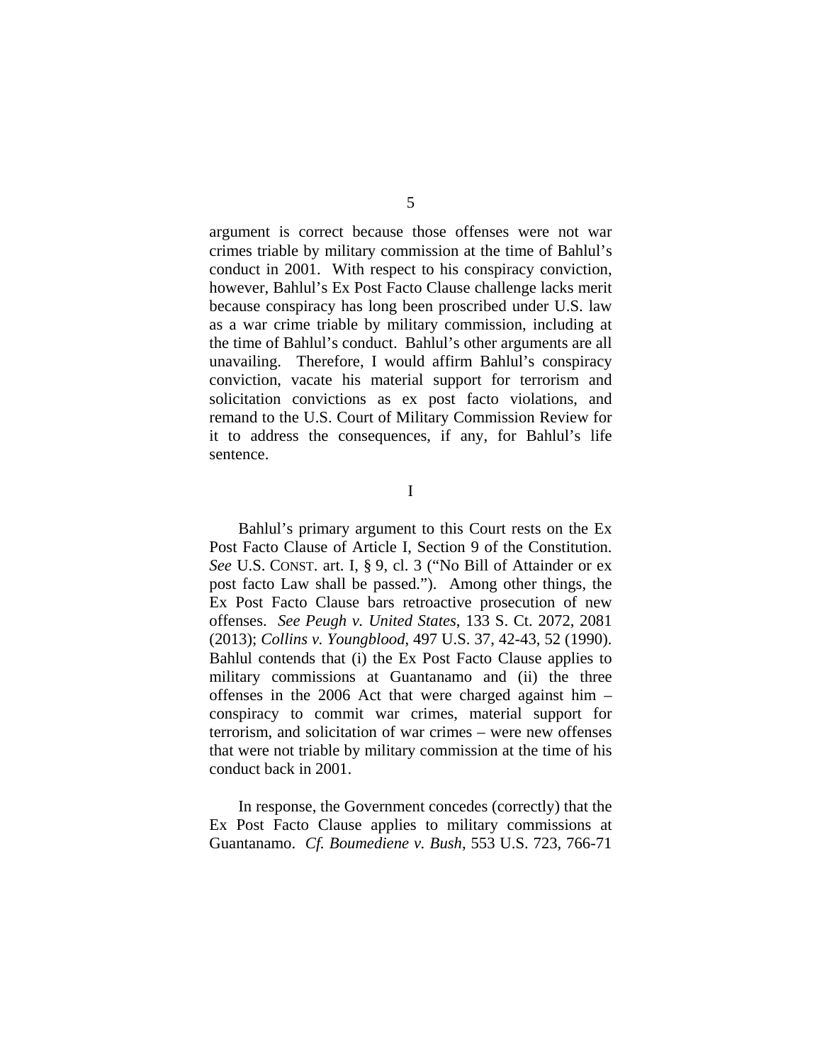argument is correct because those offenses were not war crimes triable by military commission at the time of Bahlul's conduct in 2001. With respect to his conspiracy conviction, however, Bahlul's Ex Post Facto Clause challenge lacks merit because conspiracy has long been proscribed under U.S. law as a war crime triable by military commission, including at the time of Bahlul's conduct. Bahlul's other arguments are all unavailing. Therefore, I would affirm Bahlul's conspiracy conviction, vacate his material support for terrorism and solicitation convictions as ex post facto violations, and remand to the U.S. Court of Military Commission Review for it to address the consequences, if any, for Bahlul's life sentence.

## I

Bahlul's primary argument to this Court rests on the Ex Post Facto Clause of Article I, Section 9 of the Constitution. *See* U.S. CONST. art. I, § 9, cl. 3 ("No Bill of Attainder or ex post facto Law shall be passed."). Among other things, the Ex Post Facto Clause bars retroactive prosecution of new offenses. *See Peugh v. United States*, 133 S. Ct. 2072, 2081 (2013); *Collins v. Youngblood*, 497 U.S. 37, 42-43, 52 (1990). Bahlul contends that (i) the Ex Post Facto Clause applies to military commissions at Guantanamo and (ii) the three offenses in the 2006 Act that were charged against him – conspiracy to commit war crimes, material support for terrorism, and solicitation of war crimes – were new offenses that were not triable by military commission at the time of his conduct back in 2001.

In response, the Government concedes (correctly) that the Ex Post Facto Clause applies to military commissions at Guantanamo. *Cf. Boumediene v. Bush*, 553 U.S. 723, 766-71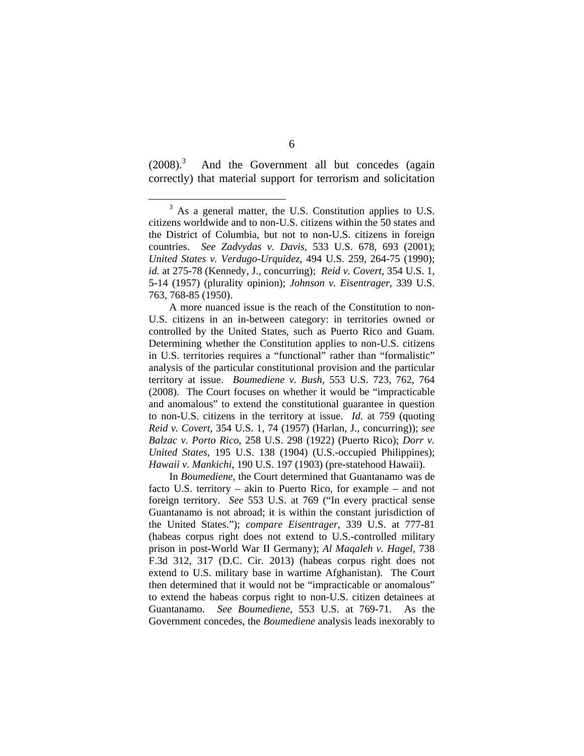(2008).[3] And the Government all but concedes (again correctly) that material support for terrorism and solicitation

---

[3] As a general matter, the U.S. Constitution applies to U.S. citizens worldwide and to non-U.S. citizens within the 50 states and the District of Columbia, but not to non-U.S. citizens in foreign countries. *See Zadvydas v. Davis*, 533 U.S. 678, 693 (2001); *United States v. Verdugo-Urquidez*, 494 U.S. 259, 264-75 (1990); *id.* at 275-78 (Kennedy, J., concurring); *Reid v. Covert*, 354 U.S. 1, 5-14 (1957) (plurality opinion); *Johnson v. Eisentrager*, 339 U.S. 763, 768-85 (1950).

A more nuanced issue is the reach of the Constitution to non-U.S. citizens in an in-between category: in territories owned or controlled by the United States, such as Puerto Rico and Guam. Determining whether the Constitution applies to non-U.S. citizens in U.S. territories requires a "functional" rather than "formalistic" analysis of the particular constitutional provision and the particular territory at issue. *Boumediene v. Bush*, 553 U.S. 723, 762, 764 (2008). The Court focuses on whether it would be "impracticable and anomalous" to extend the constitutional guarantee in question to non-U.S. citizens in the territory at issue. *Id.* at 759 (quoting *Reid v. Covert*, 354 U.S. 1, 74 (1957) (Harlan, J., concurring)); *see Balzac v. Porto Rico*, 258 U.S. 298 (1922) (Puerto Rico); *Dorr v. United States*, 195 U.S. 138 (1904) (U.S.-occupied Philippines); *Hawaii v. Mankichi*, 190 U.S. 197 (1903) (pre-statehood Hawaii).

In *Boumediene*, the Court determined that Guantanamo was de facto U.S. territory – akin to Puerto Rico, for example – and not foreign territory. *See* 553 U.S. at 769 ("In every practical sense Guantanamo is not abroad; it is within the constant jurisdiction of the United States."); *compare Eisentrager*, 339 U.S. at 777-81 (habeas corpus right does not extend to U.S.-controlled military prison in post-World War II Germany); *Al Maqaleh v. Hagel*, 738 F.3d 312, 317 (D.C. Cir. 2013) (habeas corpus right does not extend to U.S. military base in wartime Afghanistan). The Court then determined that it would not be "impracticable or anomalous" to extend the habeas corpus right to non-U.S. citizen detainees at Guantanamo. *See Boumediene*, 553 U.S. at 769-71. As the Government concedes, the *Boumediene* analysis leads inexorably to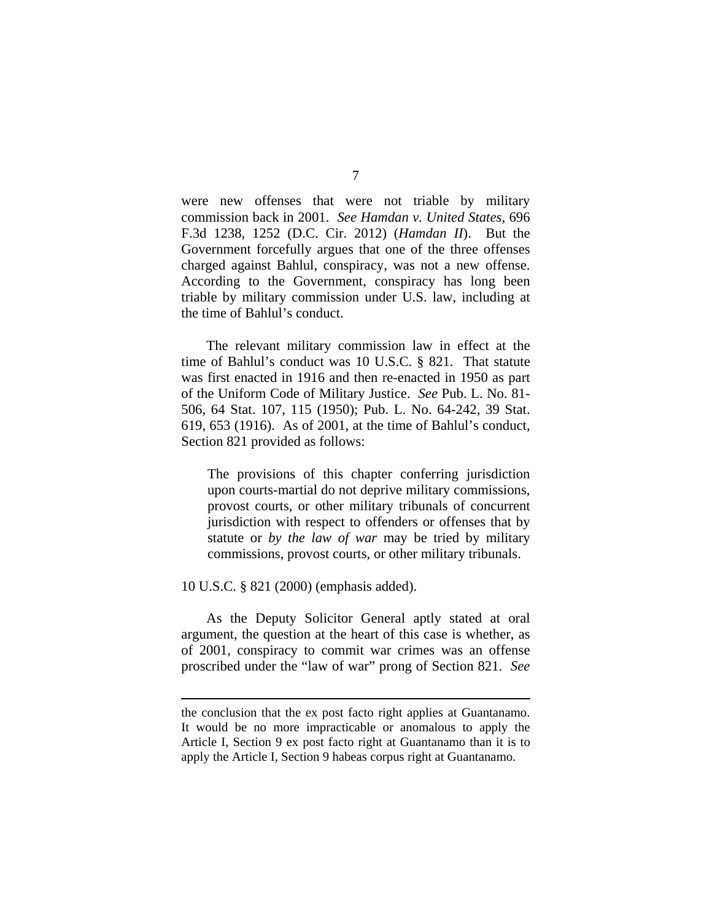were new offenses that were not triable by military commission back in 2001. *See Hamdan v. United States*, 696 F.3d 1238, 1252 (D.C. Cir. 2012) (*Hamdan II*). But the Government forcefully argues that one of the three offenses charged against Bahlul, conspiracy, was not a new offense. According to the Government, conspiracy has long been triable by military commission under U.S. law, including at the time of Bahlul's conduct.

The relevant military commission law in effect at the time of Bahlul's conduct was 10 U.S.C. § 821. That statute was first enacted in 1916 and then re-enacted in 1950 as part of the Uniform Code of Military Justice. *See* Pub. L. No. 81-506, 64 Stat. 107, 115 (1950); Pub. L. No. 64-242, 39 Stat. 619, 653 (1916). As of 2001, at the time of Bahlul's conduct, Section 821 provided as follows:

> The provisions of this chapter conferring jurisdiction upon courts-martial do not deprive military commissions, provost courts, or other military tribunals of concurrent jurisdiction with respect to offenders or offenses that by statute or *by the law of war* may be tried by military commissions, provost courts, or other military tribunals.

10 U.S.C. § 821 (2000) (emphasis added).

As the Deputy Solicitor General aptly stated at oral argument, the question at the heart of this case is whether, as of 2001, conspiracy to commit war crimes was an offense proscribed under the "law of war" prong of Section 821. *See*

---

the conclusion that the ex post facto right applies at Guantanamo. It would be no more impracticable or anomalous to apply the Article I, Section 9 ex post facto right at Guantanamo than it is to apply the Article I, Section 9 habeas corpus right at Guantanamo.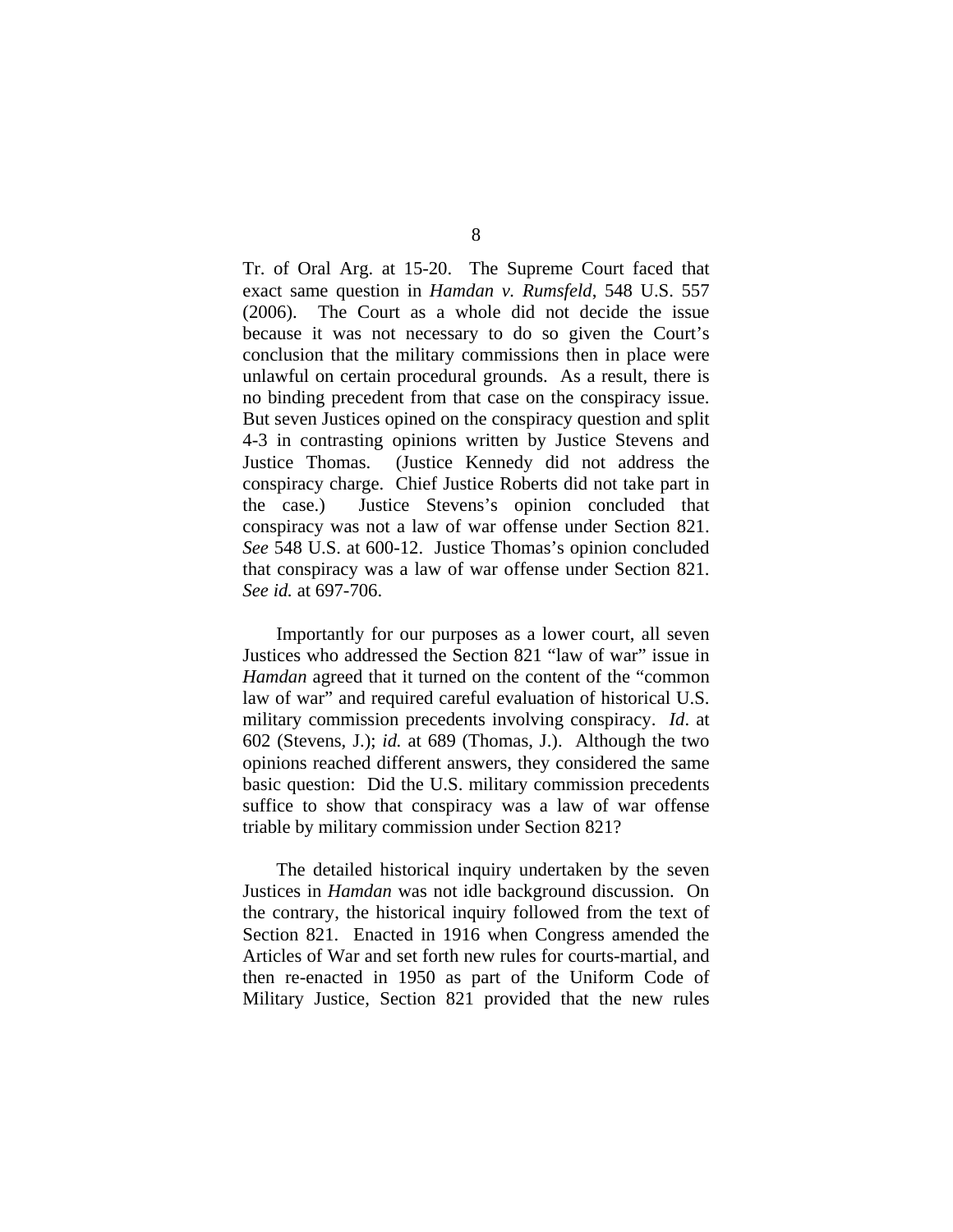Tr. of Oral Arg. at 15-20. The Supreme Court faced that exact same question in *Hamdan v. Rumsfeld*, 548 U.S. 557 (2006). The Court as a whole did not decide the issue because it was not necessary to do so given the Court's conclusion that the military commissions then in place were unlawful on certain procedural grounds. As a result, there is no binding precedent from that case on the conspiracy issue. But seven Justices opined on the conspiracy question and split 4-3 in contrasting opinions written by Justice Stevens and Justice Thomas. (Justice Kennedy did not address the conspiracy charge. Chief Justice Roberts did not take part in the case.) Justice Stevens's opinion concluded that conspiracy was not a law of war offense under Section 821. *See* 548 U.S. at 600-12. Justice Thomas's opinion concluded that conspiracy was a law of war offense under Section 821. *See id.* at 697-706.

Importantly for our purposes as a lower court, all seven Justices who addressed the Section 821 "law of war" issue in *Hamdan* agreed that it turned on the content of the "common law of war" and required careful evaluation of historical U.S. military commission precedents involving conspiracy. *Id*. at 602 (Stevens, J.); *id.* at 689 (Thomas, J.). Although the two opinions reached different answers, they considered the same basic question: Did the U.S. military commission precedents suffice to show that conspiracy was a law of war offense triable by military commission under Section 821?

The detailed historical inquiry undertaken by the seven Justices in *Hamdan* was not idle background discussion. On the contrary, the historical inquiry followed from the text of Section 821. Enacted in 1916 when Congress amended the Articles of War and set forth new rules for courts-martial, and then re-enacted in 1950 as part of the Uniform Code of Military Justice, Section 821 provided that the new rules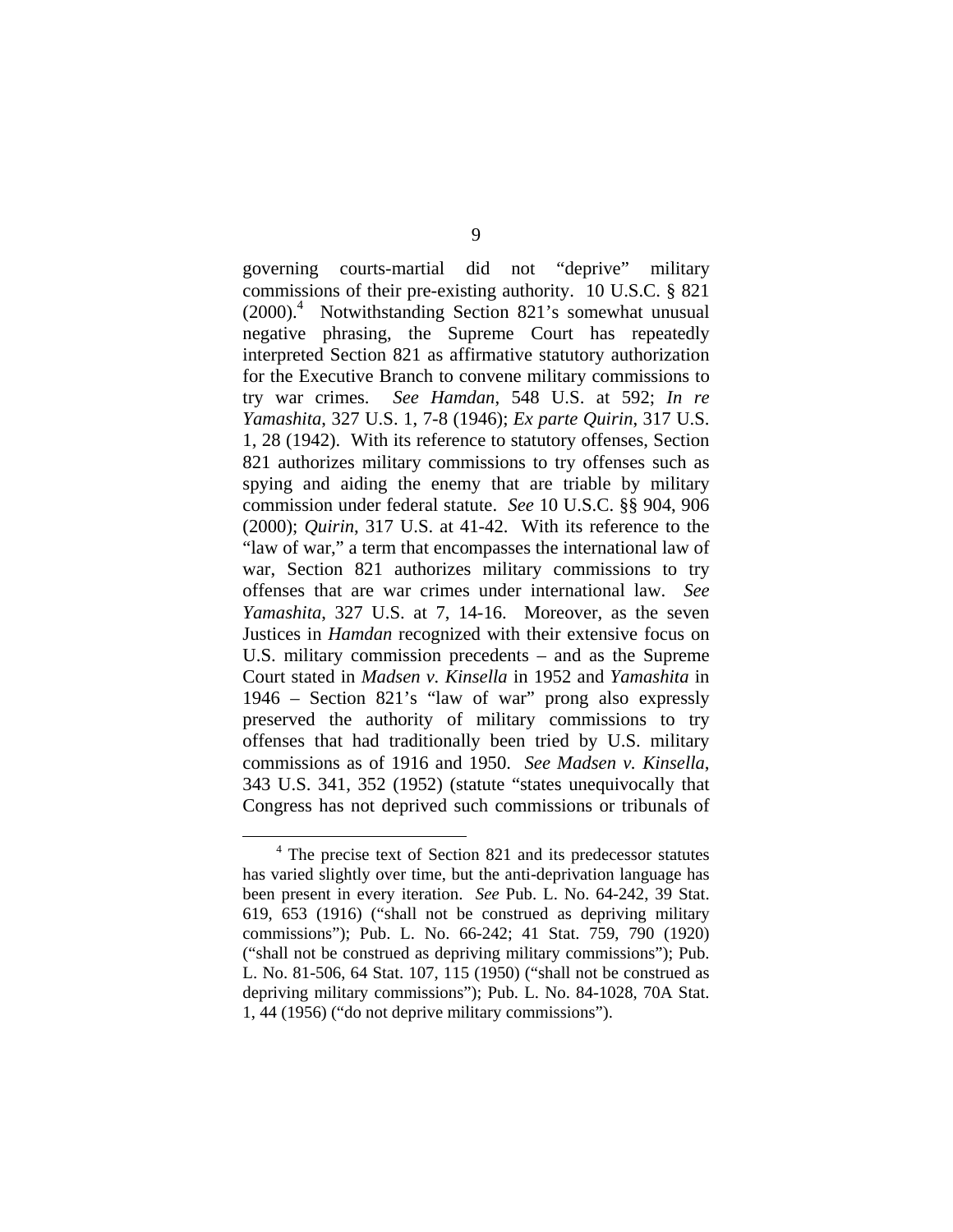governing courts-martial did not "deprive" military commissions of their pre-existing authority. 10 U.S.C. § 821 (2000).[4] Notwithstanding Section 821's somewhat unusual negative phrasing, the Supreme Court has repeatedly interpreted Section 821 as affirmative statutory authorization for the Executive Branch to convene military commissions to try war crimes. *See Hamdan*, 548 U.S. at 592; *In re Yamashita*, 327 U.S. 1, 7-8 (1946); *Ex parte Quirin*, 317 U.S. 1, 28 (1942). With its reference to statutory offenses, Section 821 authorizes military commissions to try offenses such as spying and aiding the enemy that are triable by military commission under federal statute. *See* 10 U.S.C. §§ 904, 906 (2000); *Quirin*, 317 U.S. at 41-42. With its reference to the "law of war," a term that encompasses the international law of war, Section 821 authorizes military commissions to try offenses that are war crimes under international law. *See Yamashita*, 327 U.S. at 7, 14-16. Moreover, as the seven Justices in *Hamdan* recognized with their extensive focus on U.S. military commission precedents – and as the Supreme Court stated in *Madsen v. Kinsella* in 1952 and *Yamashita* in 1946 – Section 821's "law of war" prong also expressly preserved the authority of military commissions to try offenses that had traditionally been tried by U.S. military commissions as of 1916 and 1950. *See Madsen v. Kinsella*, 343 U.S. 341, 352 (1952) (statute "states unequivocally that Congress has not deprived such commissions or tribunals of

[4] The precise text of Section 821 and its predecessor statutes has varied slightly over time, but the anti-deprivation language has been present in every iteration. *See* Pub. L. No. 64-242, 39 Stat. 619, 653 (1916) ("shall not be construed as depriving military commissions"); Pub. L. No. 66-242; 41 Stat. 759, 790 (1920) ("shall not be construed as depriving military commissions"); Pub. L. No. 81-506, 64 Stat. 107, 115 (1950) ("shall not be construed as depriving military commissions"); Pub. L. No. 84-1028, 70A Stat. 1, 44 (1956) ("do not deprive military commissions").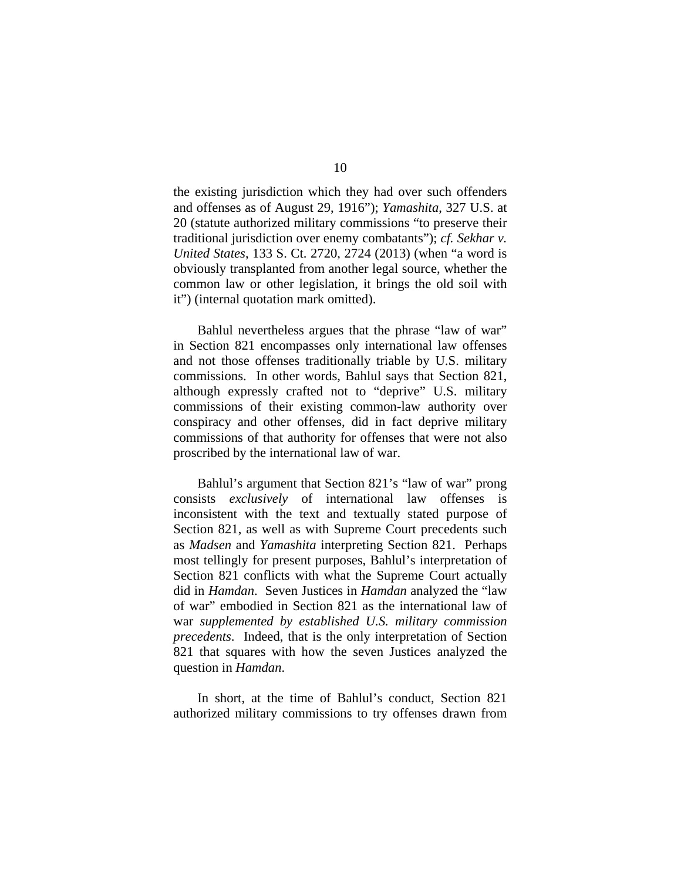the existing jurisdiction which they had over such offenders and offenses as of August 29, 1916"); *Yamashita*, 327 U.S. at 20 (statute authorized military commissions "to preserve their traditional jurisdiction over enemy combatants"); *cf. Sekhar v. United States*, 133 S. Ct. 2720, 2724 (2013) (when "a word is obviously transplanted from another legal source, whether the common law or other legislation, it brings the old soil with it") (internal quotation mark omitted).

Bahlul nevertheless argues that the phrase "law of war" in Section 821 encompasses only international law offenses and not those offenses traditionally triable by U.S. military commissions. In other words, Bahlul says that Section 821, although expressly crafted not to "deprive" U.S. military commissions of their existing common-law authority over conspiracy and other offenses, did in fact deprive military commissions of that authority for offenses that were not also proscribed by the international law of war.

Bahlul's argument that Section 821's "law of war" prong consists *exclusively* of international law offenses is inconsistent with the text and textually stated purpose of Section 821, as well as with Supreme Court precedents such as *Madsen* and *Yamashita* interpreting Section 821. Perhaps most tellingly for present purposes, Bahlul's interpretation of Section 821 conflicts with what the Supreme Court actually did in *Hamdan*. Seven Justices in *Hamdan* analyzed the "law of war" embodied in Section 821 as the international law of war *supplemented by established U.S. military commission precedents*. Indeed, that is the only interpretation of Section 821 that squares with how the seven Justices analyzed the question in *Hamdan*.

In short, at the time of Bahlul's conduct, Section 821 authorized military commissions to try offenses drawn from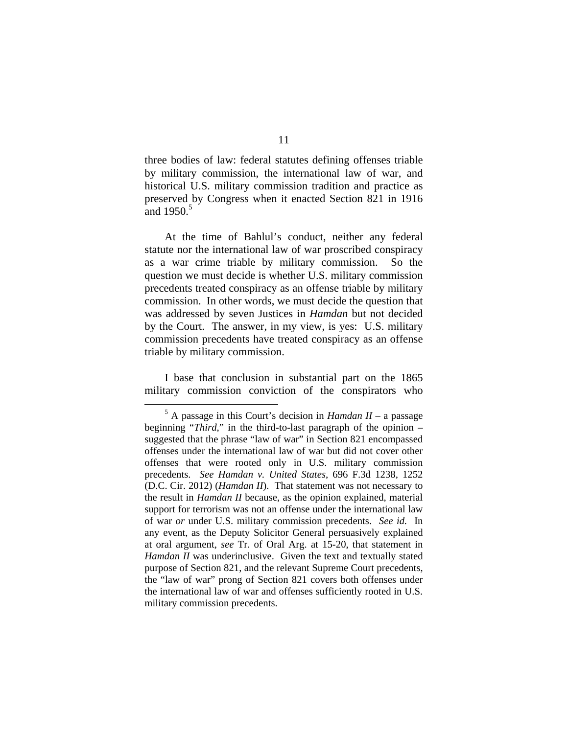three bodies of law: federal statutes defining offenses triable by military commission, the international law of war, and historical U.S. military commission tradition and practice as preserved by Congress when it enacted Section 821 in 1916 and 1950.[5]

At the time of Bahlul's conduct, neither any federal statute nor the international law of war proscribed conspiracy as a war crime triable by military commission. So the question we must decide is whether U.S. military commission precedents treated conspiracy as an offense triable by military commission. In other words, we must decide the question that was addressed by seven Justices in *Hamdan* but not decided by the Court. The answer, in my view, is yes: U.S. military commission precedents have treated conspiracy as an offense triable by military commission.

I base that conclusion in substantial part on the 1865 military commission conviction of the conspirators who

---

[5] A passage in this Court's decision in *Hamdan II* – a passage beginning "*Third*," in the third-to-last paragraph of the opinion – suggested that the phrase "law of war" in Section 821 encompassed offenses under the international law of war but did not cover other offenses that were rooted only in U.S. military commission precedents. *See Hamdan v. United States*, 696 F.3d 1238, 1252 (D.C. Cir. 2012) (*Hamdan II*). That statement was not necessary to the result in *Hamdan II* because, as the opinion explained, material support for terrorism was not an offense under the international law of war *or* under U.S. military commission precedents. *See id.* In any event, as the Deputy Solicitor General persuasively explained at oral argument, *see* Tr. of Oral Arg. at 15-20, that statement in *Hamdan II* was underinclusive. Given the text and textually stated purpose of Section 821, and the relevant Supreme Court precedents, the "law of war" prong of Section 821 covers both offenses under the international law of war and offenses sufficiently rooted in U.S. military commission precedents.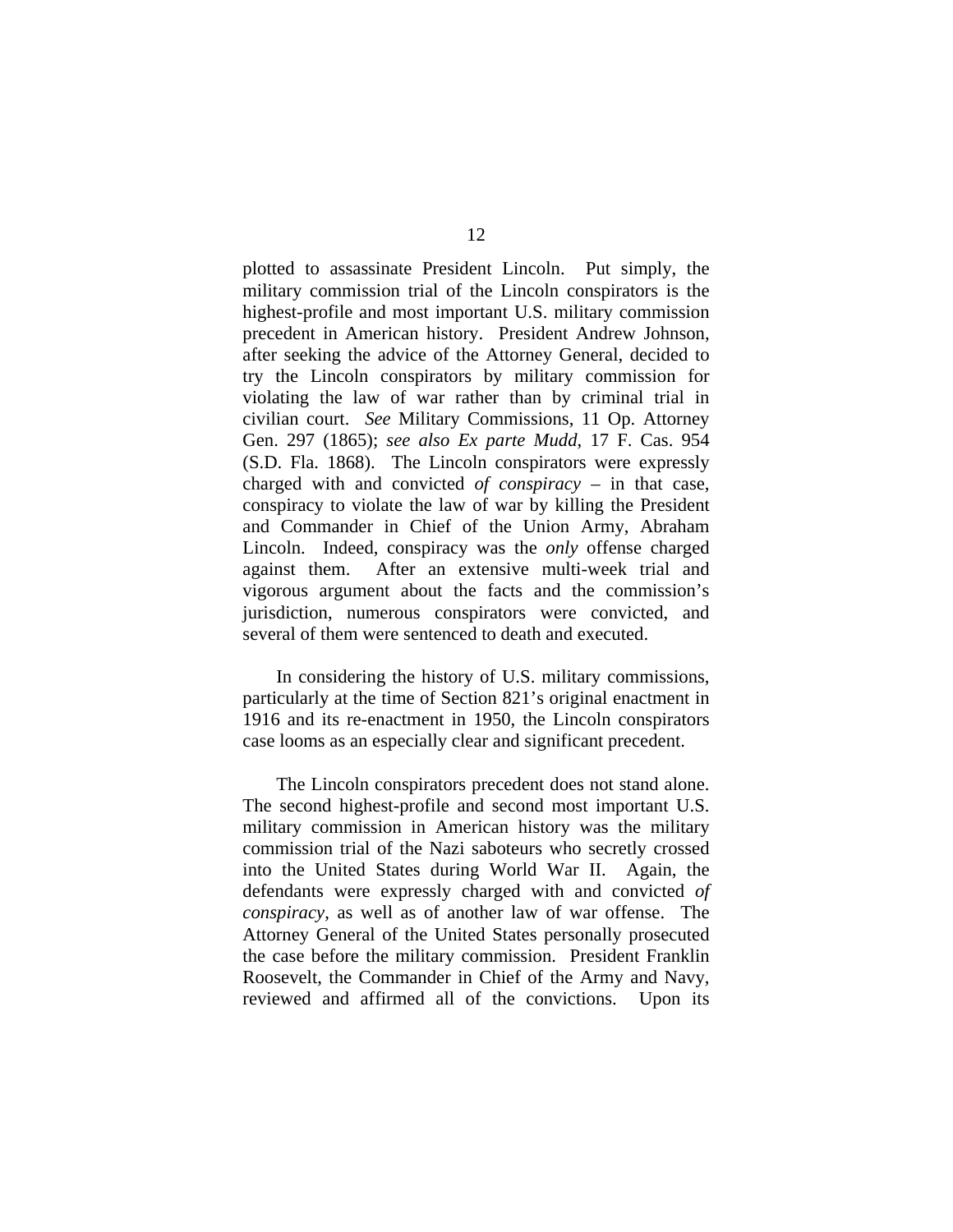plotted to assassinate President Lincoln. Put simply, the military commission trial of the Lincoln conspirators is the highest-profile and most important U.S. military commission precedent in American history. President Andrew Johnson, after seeking the advice of the Attorney General, decided to try the Lincoln conspirators by military commission for violating the law of war rather than by criminal trial in civilian court. *See* Military Commissions, 11 Op. Attorney Gen. 297 (1865); *see also Ex parte Mudd*, 17 F. Cas. 954 (S.D. Fla. 1868). The Lincoln conspirators were expressly charged with and convicted *of conspiracy* – in that case, conspiracy to violate the law of war by killing the President and Commander in Chief of the Union Army, Abraham Lincoln. Indeed, conspiracy was the *only* offense charged against them. After an extensive multi-week trial and vigorous argument about the facts and the commission's jurisdiction, numerous conspirators were convicted, and several of them were sentenced to death and executed.

In considering the history of U.S. military commissions, particularly at the time of Section 821's original enactment in 1916 and its re-enactment in 1950, the Lincoln conspirators case looms as an especially clear and significant precedent.

The Lincoln conspirators precedent does not stand alone. The second highest-profile and second most important U.S. military commission in American history was the military commission trial of the Nazi saboteurs who secretly crossed into the United States during World War II. Again, the defendants were expressly charged with and convicted *of conspiracy*, as well as of another law of war offense. The Attorney General of the United States personally prosecuted the case before the military commission. President Franklin Roosevelt, the Commander in Chief of the Army and Navy, reviewed and affirmed all of the convictions. Upon its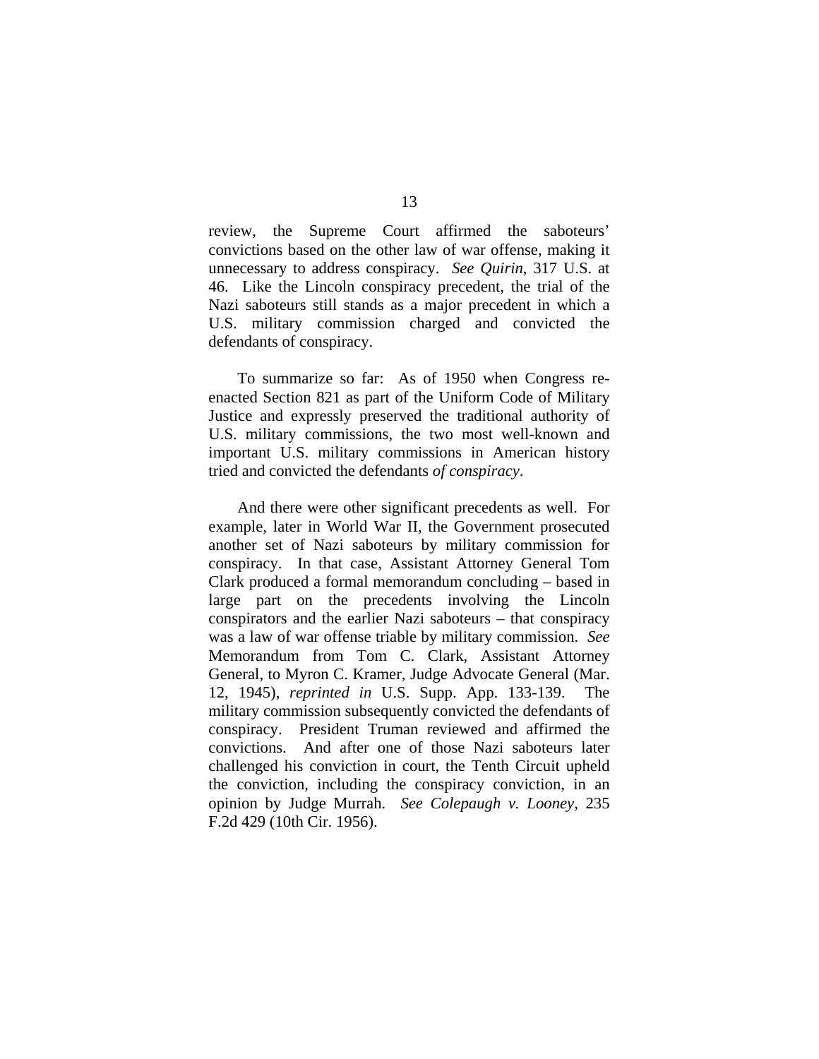review, the Supreme Court affirmed the saboteurs' convictions based on the other law of war offense, making it unnecessary to address conspiracy. *See Quirin*, 317 U.S. at 46. Like the Lincoln conspiracy precedent, the trial of the Nazi saboteurs still stands as a major precedent in which a U.S. military commission charged and convicted the defendants of conspiracy.

To summarize so far: As of 1950 when Congress re-enacted Section 821 as part of the Uniform Code of Military Justice and expressly preserved the traditional authority of U.S. military commissions, the two most well-known and important U.S. military commissions in American history tried and convicted the defendants *of conspiracy*.

And there were other significant precedents as well. For example, later in World War II, the Government prosecuted another set of Nazi saboteurs by military commission for conspiracy. In that case, Assistant Attorney General Tom Clark produced a formal memorandum concluding – based in large part on the precedents involving the Lincoln conspirators and the earlier Nazi saboteurs – that conspiracy was a law of war offense triable by military commission. *See* Memorandum from Tom C. Clark, Assistant Attorney General, to Myron C. Kramer, Judge Advocate General (Mar. 12, 1945), *reprinted in* U.S. Supp. App. 133-139. The military commission subsequently convicted the defendants of conspiracy. President Truman reviewed and affirmed the convictions. And after one of those Nazi saboteurs later challenged his conviction in court, the Tenth Circuit upheld the conviction, including the conspiracy conviction, in an opinion by Judge Murrah. *See Colepaugh v. Looney*, 235 F.2d 429 (10th Cir. 1956).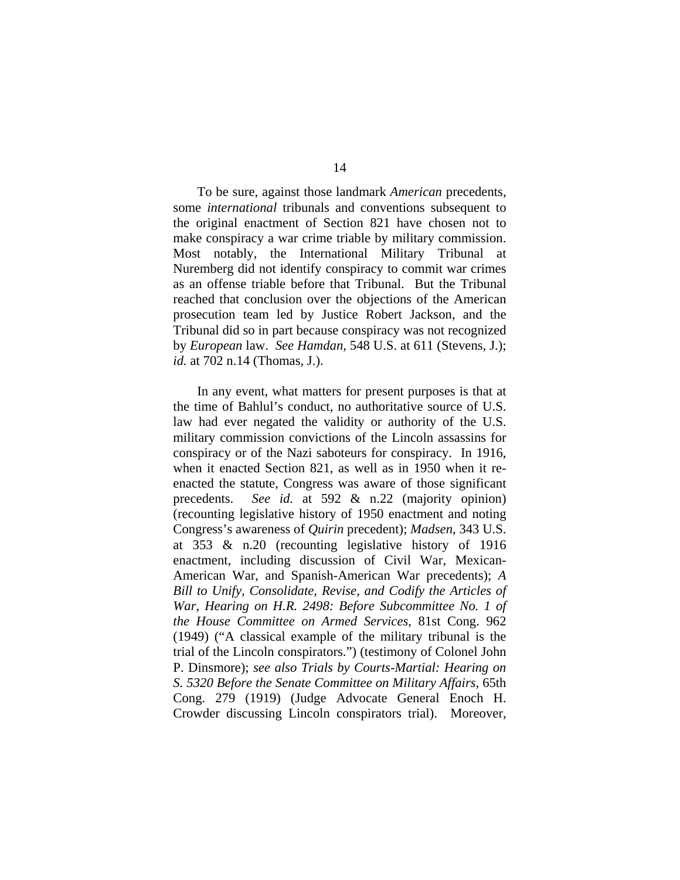To be sure, against those landmark *American* precedents, some *international* tribunals and conventions subsequent to the original enactment of Section 821 have chosen not to make conspiracy a war crime triable by military commission. Most notably, the International Military Tribunal at Nuremberg did not identify conspiracy to commit war crimes as an offense triable before that Tribunal. But the Tribunal reached that conclusion over the objections of the American prosecution team led by Justice Robert Jackson, and the Tribunal did so in part because conspiracy was not recognized by *European* law. *See Hamdan*, 548 U.S. at 611 (Stevens, J.); *id.* at 702 n.14 (Thomas, J.).

In any event, what matters for present purposes is that at the time of Bahlul's conduct, no authoritative source of U.S. law had ever negated the validity or authority of the U.S. military commission convictions of the Lincoln assassins for conspiracy or of the Nazi saboteurs for conspiracy. In 1916, when it enacted Section 821, as well as in 1950 when it re-enacted the statute, Congress was aware of those significant precedents. *See id.* at 592 & n.22 (majority opinion) (recounting legislative history of 1950 enactment and noting Congress's awareness of *Quirin* precedent); *Madsen*, 343 U.S. at 353 & n.20 (recounting legislative history of 1916 enactment, including discussion of Civil War, Mexican-American War, and Spanish-American War precedents); *A Bill to Unify, Consolidate, Revise, and Codify the Articles of War, Hearing on H.R. 2498: Before Subcommittee No. 1 of the House Committee on Armed Services*, 81st Cong. 962 (1949) ("A classical example of the military tribunal is the trial of the Lincoln conspirators.") (testimony of Colonel John P. Dinsmore); *see also Trials by Courts-Martial: Hearing on S. 5320 Before the Senate Committee on Military Affairs*, 65th Cong. 279 (1919) (Judge Advocate General Enoch H. Crowder discussing Lincoln conspirators trial). Moreover,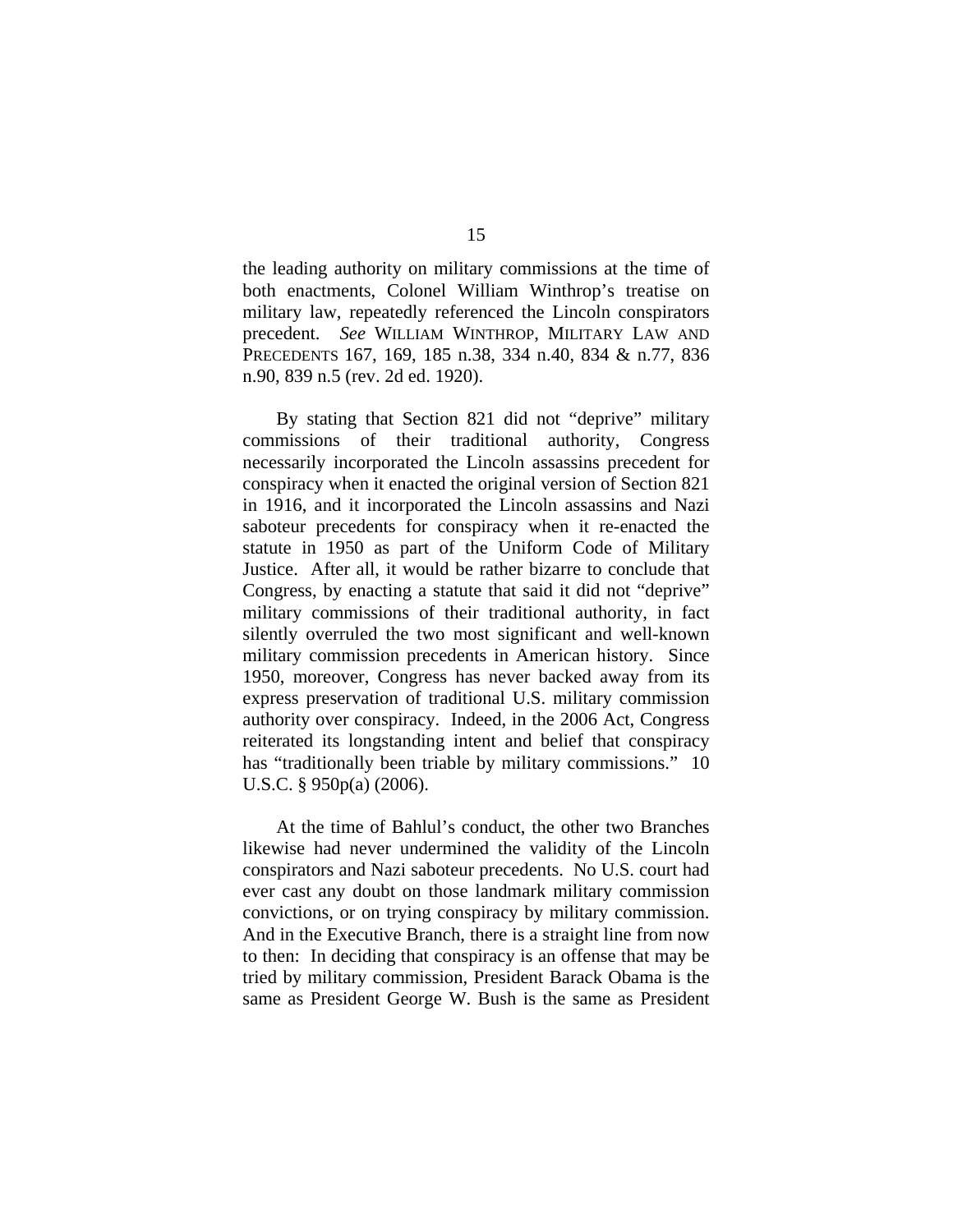the leading authority on military commissions at the time of both enactments, Colonel William Winthrop's treatise on military law, repeatedly referenced the Lincoln conspirators precedent. *See* WILLIAM WINTHROP, MILITARY LAW AND PRECEDENTS 167, 169, 185 n.38, 334 n.40, 834 & n.77, 836 n.90, 839 n.5 (rev. 2d ed. 1920).

By stating that Section 821 did not "deprive" military commissions of their traditional authority, Congress necessarily incorporated the Lincoln assassins precedent for conspiracy when it enacted the original version of Section 821 in 1916, and it incorporated the Lincoln assassins and Nazi saboteur precedents for conspiracy when it re-enacted the statute in 1950 as part of the Uniform Code of Military Justice. After all, it would be rather bizarre to conclude that Congress, by enacting a statute that said it did not "deprive" military commissions of their traditional authority, in fact silently overruled the two most significant and well-known military commission precedents in American history. Since 1950, moreover, Congress has never backed away from its express preservation of traditional U.S. military commission authority over conspiracy. Indeed, in the 2006 Act, Congress reiterated its longstanding intent and belief that conspiracy has "traditionally been triable by military commissions." 10 U.S.C. § 950p(a) (2006).

At the time of Bahlul's conduct, the other two Branches likewise had never undermined the validity of the Lincoln conspirators and Nazi saboteur precedents. No U.S. court had ever cast any doubt on those landmark military commission convictions, or on trying conspiracy by military commission. And in the Executive Branch, there is a straight line from now to then: In deciding that conspiracy is an offense that may be tried by military commission, President Barack Obama is the same as President George W. Bush is the same as President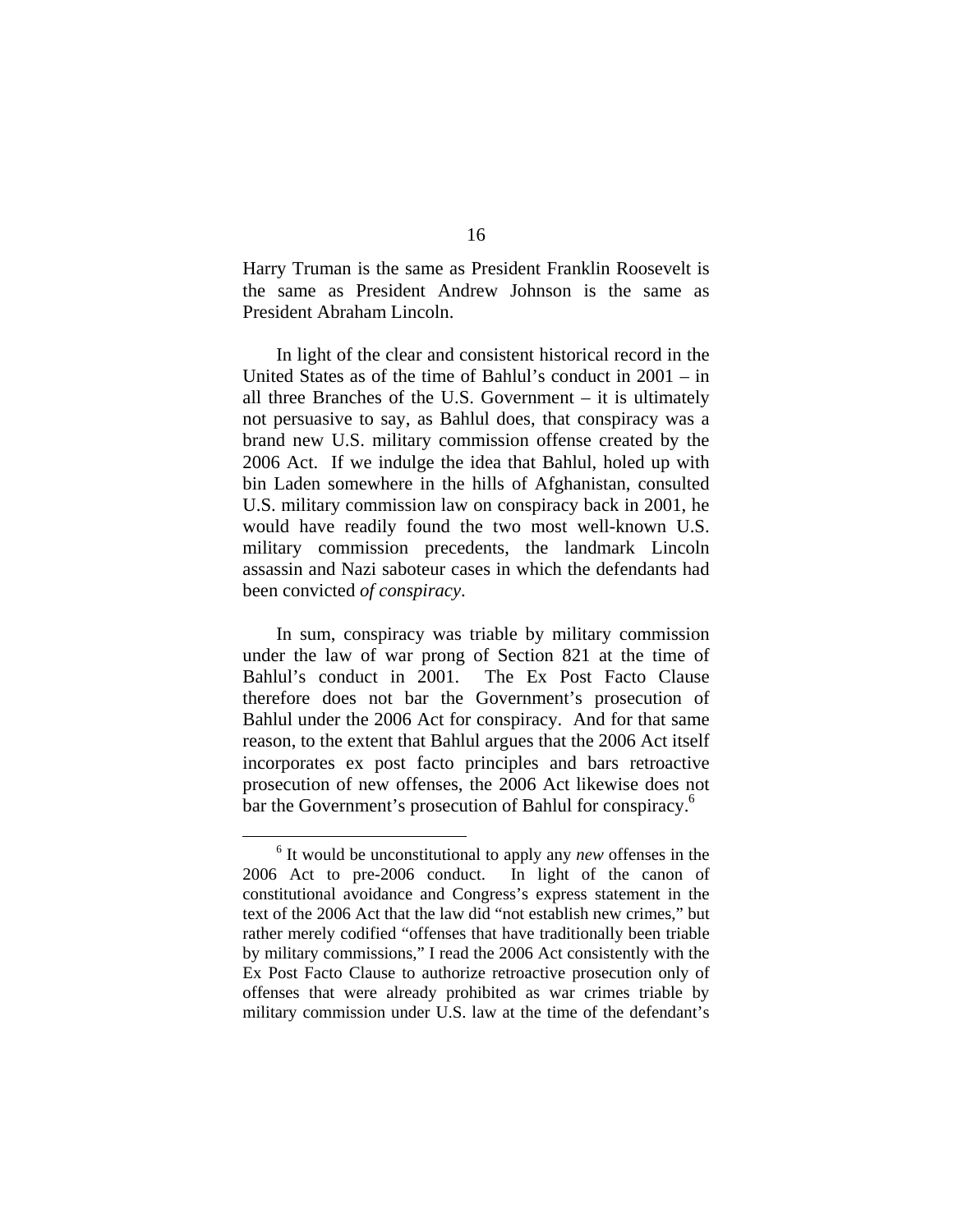Harry Truman is the same as President Franklin Roosevelt is the same as President Andrew Johnson is the same as President Abraham Lincoln.

In light of the clear and consistent historical record in the United States as of the time of Bahlul's conduct in 2001 – in all three Branches of the U.S. Government – it is ultimately not persuasive to say, as Bahlul does, that conspiracy was a brand new U.S. military commission offense created by the 2006 Act. If we indulge the idea that Bahlul, holed up with bin Laden somewhere in the hills of Afghanistan, consulted U.S. military commission law on conspiracy back in 2001, he would have readily found the two most well-known U.S. military commission precedents, the landmark Lincoln assassin and Nazi saboteur cases in which the defendants had been convicted *of conspiracy*.

In sum, conspiracy was triable by military commission under the law of war prong of Section 821 at the time of Bahlul's conduct in 2001. The Ex Post Facto Clause therefore does not bar the Government's prosecution of Bahlul under the 2006 Act for conspiracy. And for that same reason, to the extent that Bahlul argues that the 2006 Act itself incorporates ex post facto principles and bars retroactive prosecution of new offenses, the 2006 Act likewise does not bar the Government's prosecution of Bahlul for conspiracy.[6]

[6] It would be unconstitutional to apply any *new* offenses in the 2006 Act to pre-2006 conduct. In light of the canon of constitutional avoidance and Congress's express statement in the text of the 2006 Act that the law did "not establish new crimes," but rather merely codified "offenses that have traditionally been triable by military commissions," I read the 2006 Act consistently with the Ex Post Facto Clause to authorize retroactive prosecution only of offenses that were already prohibited as war crimes triable by military commission under U.S. law at the time of the defendant's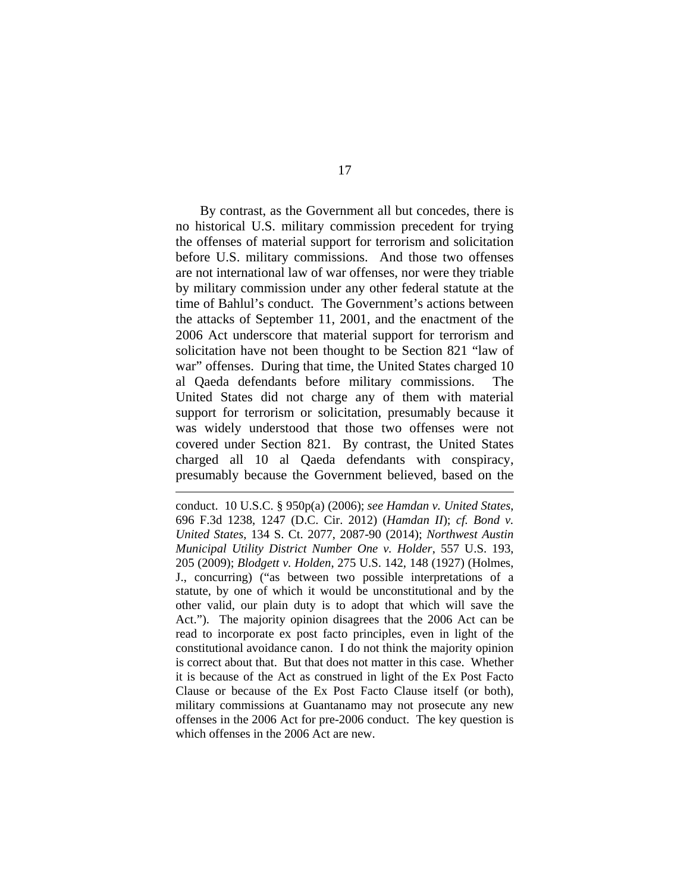By contrast, as the Government all but concedes, there is no historical U.S. military commission precedent for trying the offenses of material support for terrorism and solicitation before U.S. military commissions. And those two offenses are not international law of war offenses, nor were they triable by military commission under any other federal statute at the time of Bahlul's conduct. The Government's actions between the attacks of September 11, 2001, and the enactment of the 2006 Act underscore that material support for terrorism and solicitation have not been thought to be Section 821 "law of war" offenses. During that time, the United States charged 10 al Qaeda defendants before military commissions. The United States did not charge any of them with material support for terrorism or solicitation, presumably because it was widely understood that those two offenses were not covered under Section 821. By contrast, the United States charged all 10 al Qaeda defendants with conspiracy, presumably because the Government believed, based on the

---

conduct. 10 U.S.C. § 950p(a) (2006); *see Hamdan v. United States*, 696 F.3d 1238, 1247 (D.C. Cir. 2012) (*Hamdan II*); *cf. Bond v. United States*, 134 S. Ct. 2077, 2087-90 (2014); *Northwest Austin Municipal Utility District Number One v. Holder*, 557 U.S. 193, 205 (2009); *Blodgett v. Holden*, 275 U.S. 142, 148 (1927) (Holmes, J., concurring) ("as between two possible interpretations of a statute, by one of which it would be unconstitutional and by the other valid, our plain duty is to adopt that which will save the Act."). The majority opinion disagrees that the 2006 Act can be read to incorporate ex post facto principles, even in light of the constitutional avoidance canon. I do not think the majority opinion is correct about that. But that does not matter in this case. Whether it is because of the Act as construed in light of the Ex Post Facto Clause or because of the Ex Post Facto Clause itself (or both), military commissions at Guantanamo may not prosecute any new offenses in the 2006 Act for pre-2006 conduct. The key question is which offenses in the 2006 Act are new.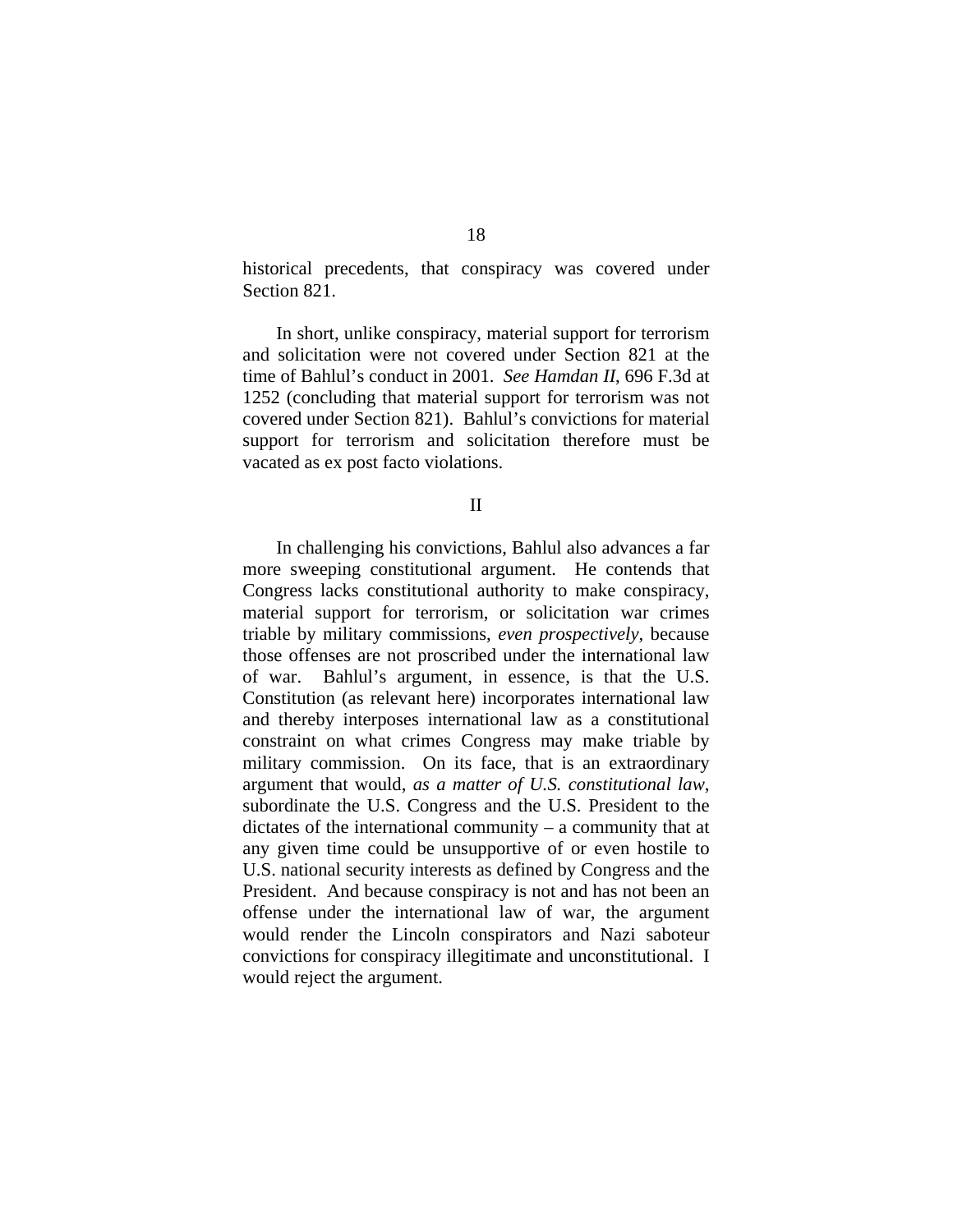historical precedents, that conspiracy was covered under Section 821.

In short, unlike conspiracy, material support for terrorism and solicitation were not covered under Section 821 at the time of Bahlul's conduct in 2001. *See Hamdan II*, 696 F.3d at 1252 (concluding that material support for terrorism was not covered under Section 821). Bahlul's convictions for material support for terrorism and solicitation therefore must be vacated as ex post facto violations.

II

In challenging his convictions, Bahlul also advances a far more sweeping constitutional argument. He contends that Congress lacks constitutional authority to make conspiracy, material support for terrorism, or solicitation war crimes triable by military commissions, *even prospectively*, because those offenses are not proscribed under the international law of war. Bahlul's argument, in essence, is that the U.S. Constitution (as relevant here) incorporates international law and thereby interposes international law as a constitutional constraint on what crimes Congress may make triable by military commission. On its face, that is an extraordinary argument that would, *as a matter of U.S. constitutional law*, subordinate the U.S. Congress and the U.S. President to the dictates of the international community – a community that at any given time could be unsupportive of or even hostile to U.S. national security interests as defined by Congress and the President. And because conspiracy is not and has not been an offense under the international law of war, the argument would render the Lincoln conspirators and Nazi saboteur convictions for conspiracy illegitimate and unconstitutional. I would reject the argument.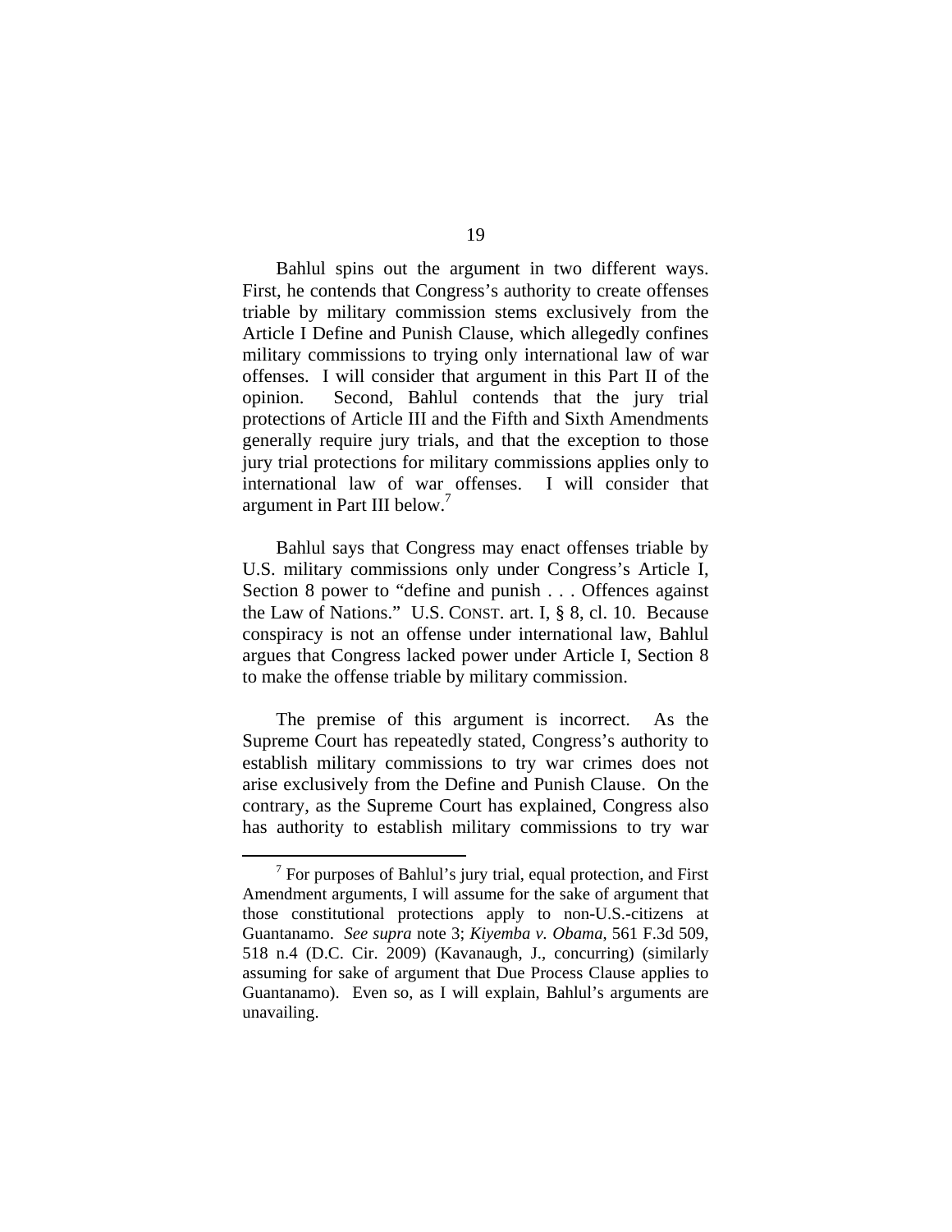Bahlul spins out the argument in two different ways. First, he contends that Congress's authority to create offenses triable by military commission stems exclusively from the Article I Define and Punish Clause, which allegedly confines military commissions to trying only international law of war offenses. I will consider that argument in this Part II of the opinion. Second, Bahlul contends that the jury trial protections of Article III and the Fifth and Sixth Amendments generally require jury trials, and that the exception to those jury trial protections for military commissions applies only to international law of war offenses. I will consider that argument in Part III below.[7]

Bahlul says that Congress may enact offenses triable by U.S. military commissions only under Congress's Article I, Section 8 power to "define and punish . . . Offences against the Law of Nations." U.S. CONST. art. I, § 8, cl. 10. Because conspiracy is not an offense under international law, Bahlul argues that Congress lacked power under Article I, Section 8 to make the offense triable by military commission.

The premise of this argument is incorrect. As the Supreme Court has repeatedly stated, Congress's authority to establish military commissions to try war crimes does not arise exclusively from the Define and Punish Clause. On the contrary, as the Supreme Court has explained, Congress also has authority to establish military commissions to try war

[7] For purposes of Bahlul's jury trial, equal protection, and First Amendment arguments, I will assume for the sake of argument that those constitutional protections apply to non-U.S.-citizens at Guantanamo. *See supra* note 3; *Kiyemba v. Obama*, 561 F.3d 509, 518 n.4 (D.C. Cir. 2009) (Kavanaugh, J., concurring) (similarly assuming for sake of argument that Due Process Clause applies to Guantanamo). Even so, as I will explain, Bahlul's arguments are unavailing.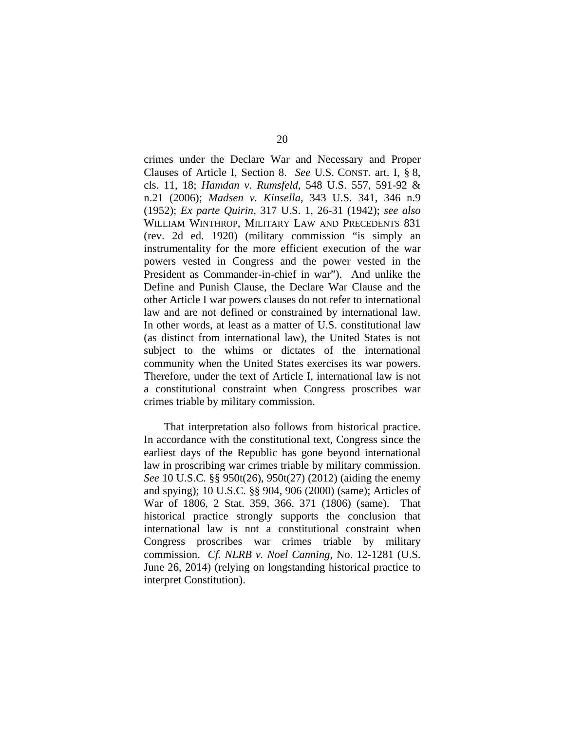crimes under the Declare War and Necessary and Proper Clauses of Article I, Section 8. *See* U.S. CONST. art. I, § 8, cls. 11, 18; *Hamdan v. Rumsfeld*, 548 U.S. 557, 591-92 & n.21 (2006); *Madsen v. Kinsella*, 343 U.S. 341, 346 n.9 (1952); *Ex parte Quirin*, 317 U.S. 1, 26-31 (1942); *see also* WILLIAM WINTHROP, MILITARY LAW AND PRECEDENTS 831 (rev. 2d ed. 1920) (military commission "is simply an instrumentality for the more efficient execution of the war powers vested in Congress and the power vested in the President as Commander-in-chief in war"). And unlike the Define and Punish Clause, the Declare War Clause and the other Article I war powers clauses do not refer to international law and are not defined or constrained by international law. In other words, at least as a matter of U.S. constitutional law (as distinct from international law), the United States is not subject to the whims or dictates of the international community when the United States exercises its war powers. Therefore, under the text of Article I, international law is not a constitutional constraint when Congress proscribes war crimes triable by military commission.

That interpretation also follows from historical practice. In accordance with the constitutional text, Congress since the earliest days of the Republic has gone beyond international law in proscribing war crimes triable by military commission. *See* 10 U.S.C. §§ 950t(26), 950t(27) (2012) (aiding the enemy and spying); 10 U.S.C. §§ 904, 906 (2000) (same); Articles of War of 1806, 2 Stat. 359, 366, 371 (1806) (same). That historical practice strongly supports the conclusion that international law is not a constitutional constraint when Congress proscribes war crimes triable by military commission. *Cf. NLRB v. Noel Canning*, No. 12-1281 (U.S. June 26, 2014) (relying on longstanding historical practice to interpret Constitution).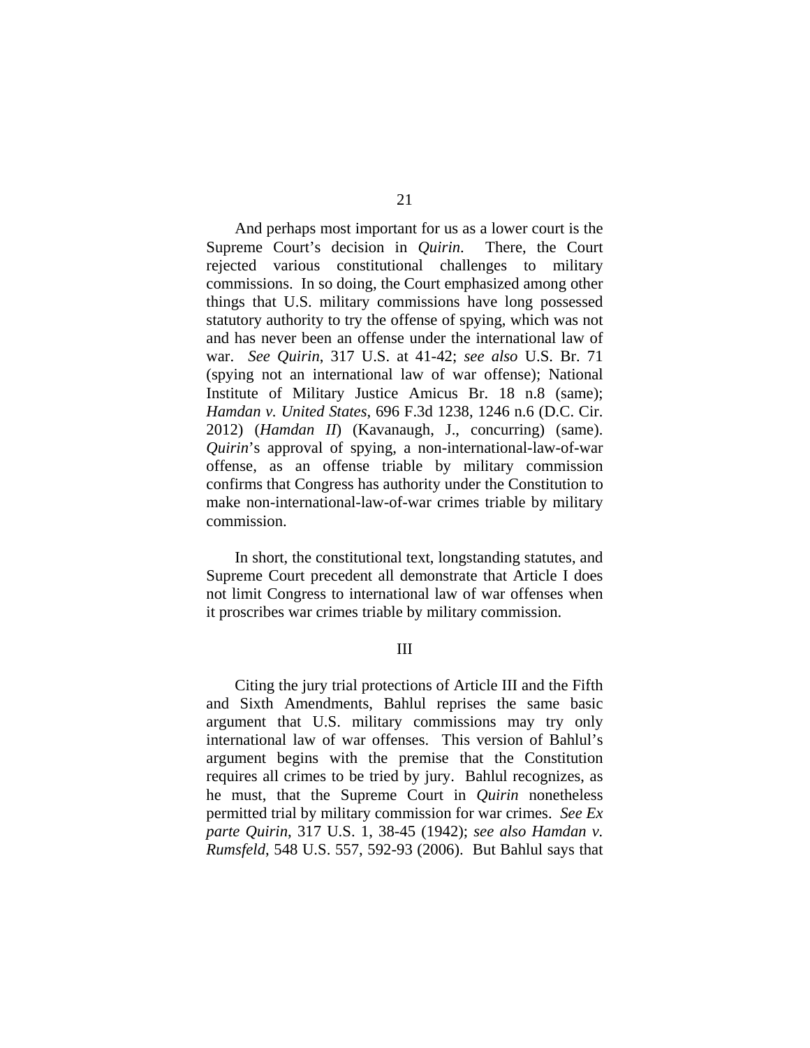And perhaps most important for us as a lower court is the Supreme Court's decision in *Quirin*. There, the Court rejected various constitutional challenges to military commissions. In so doing, the Court emphasized among other things that U.S. military commissions have long possessed statutory authority to try the offense of spying, which was not and has never been an offense under the international law of war. *See Quirin*, 317 U.S. at 41-42; *see also* U.S. Br. 71 (spying not an international law of war offense); National Institute of Military Justice Amicus Br. 18 n.8 (same); *Hamdan v. United States*, 696 F.3d 1238, 1246 n.6 (D.C. Cir. 2012) (*Hamdan II*) (Kavanaugh, J., concurring) (same). *Quirin*'s approval of spying, a non-international-law-of-war offense, as an offense triable by military commission confirms that Congress has authority under the Constitution to make non-international-law-of-war crimes triable by military commission.

In short, the constitutional text, longstanding statutes, and Supreme Court precedent all demonstrate that Article I does not limit Congress to international law of war offenses when it proscribes war crimes triable by military commission.

## III

Citing the jury trial protections of Article III and the Fifth and Sixth Amendments, Bahlul reprises the same basic argument that U.S. military commissions may try only international law of war offenses. This version of Bahlul's argument begins with the premise that the Constitution requires all crimes to be tried by jury. Bahlul recognizes, as he must, that the Supreme Court in *Quirin* nonetheless permitted trial by military commission for war crimes. *See Ex parte Quirin*, 317 U.S. 1, 38-45 (1942); *see also Hamdan v. Rumsfeld*, 548 U.S. 557, 592-93 (2006). But Bahlul says that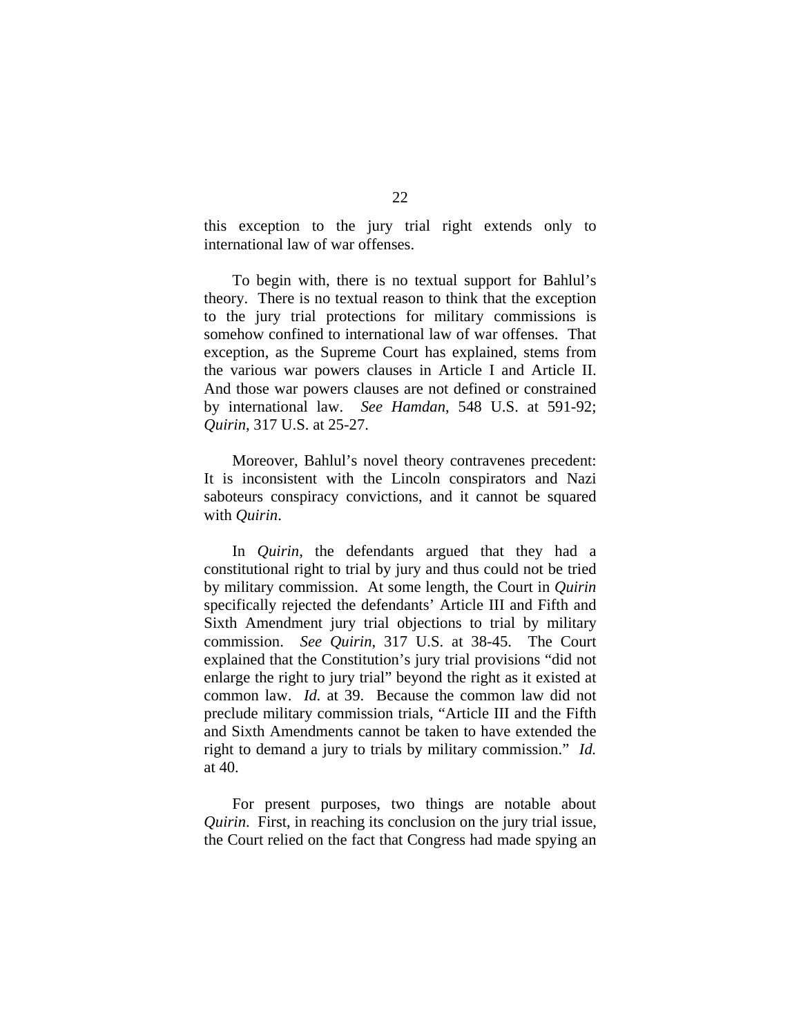this exception to the jury trial right extends only to international law of war offenses.

To begin with, there is no textual support for Bahlul's theory. There is no textual reason to think that the exception to the jury trial protections for military commissions is somehow confined to international law of war offenses. That exception, as the Supreme Court has explained, stems from the various war powers clauses in Article I and Article II. And those war powers clauses are not defined or constrained by international law. *See Hamdan*, 548 U.S. at 591-92; *Quirin*, 317 U.S. at 25-27.

Moreover, Bahlul's novel theory contravenes precedent: It is inconsistent with the Lincoln conspirators and Nazi saboteurs conspiracy convictions, and it cannot be squared with *Quirin*.

In *Quirin*, the defendants argued that they had a constitutional right to trial by jury and thus could not be tried by military commission. At some length, the Court in *Quirin* specifically rejected the defendants' Article III and Fifth and Sixth Amendment jury trial objections to trial by military commission. *See Quirin*, 317 U.S. at 38-45. The Court explained that the Constitution's jury trial provisions "did not enlarge the right to jury trial" beyond the right as it existed at common law. *Id.* at 39. Because the common law did not preclude military commission trials, "Article III and the Fifth and Sixth Amendments cannot be taken to have extended the right to demand a jury to trials by military commission." *Id.* at 40.

For present purposes, two things are notable about *Quirin*. First, in reaching its conclusion on the jury trial issue, the Court relied on the fact that Congress had made spying an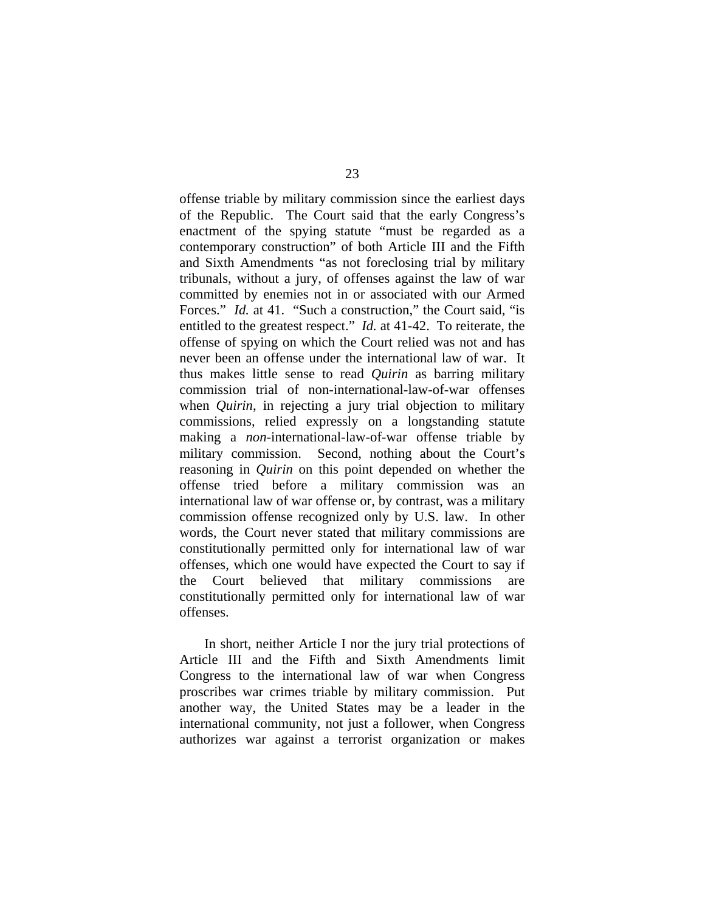offense triable by military commission since the earliest days of the Republic. The Court said that the early Congress's enactment of the spying statute "must be regarded as a contemporary construction" of both Article III and the Fifth and Sixth Amendments "as not foreclosing trial by military tribunals, without a jury, of offenses against the law of war committed by enemies not in or associated with our Armed Forces." *Id.* at 41. "Such a construction," the Court said, "is entitled to the greatest respect." *Id.* at 41-42. To reiterate, the offense of spying on which the Court relied was not and has never been an offense under the international law of war. It thus makes little sense to read *Quirin* as barring military commission trial of non-international-law-of-war offenses when *Quirin*, in rejecting a jury trial objection to military commissions, relied expressly on a longstanding statute making a *non*-international-law-of-war offense triable by military commission. Second, nothing about the Court's reasoning in *Quirin* on this point depended on whether the offense tried before a military commission was an international law of war offense or, by contrast, was a military commission offense recognized only by U.S. law. In other words, the Court never stated that military commissions are constitutionally permitted only for international law of war offenses, which one would have expected the Court to say if the Court believed that military commissions are constitutionally permitted only for international law of war offenses.

In short, neither Article I nor the jury trial protections of Article III and the Fifth and Sixth Amendments limit Congress to the international law of war when Congress proscribes war crimes triable by military commission. Put another way, the United States may be a leader in the international community, not just a follower, when Congress authorizes war against a terrorist organization or makes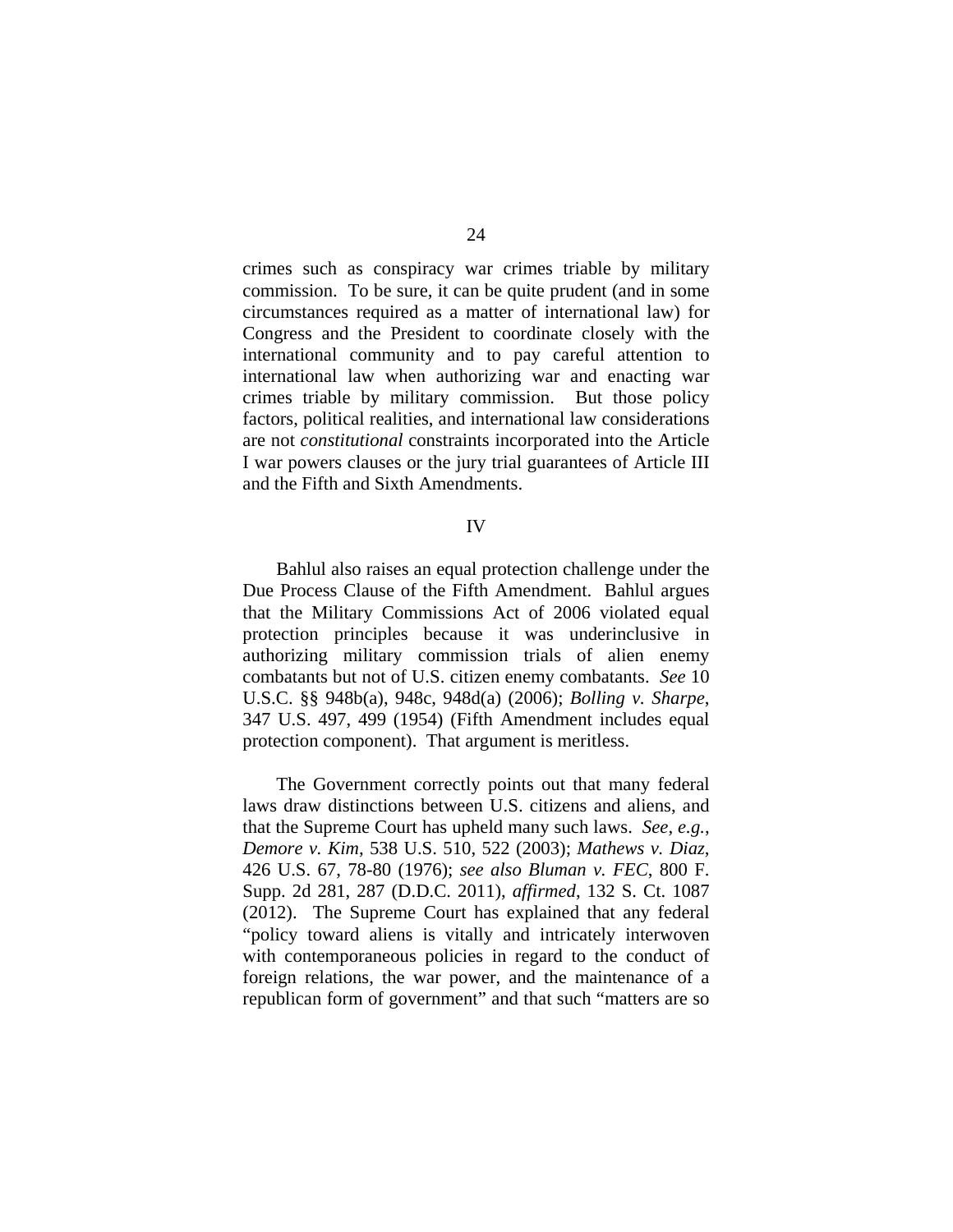crimes such as conspiracy war crimes triable by military commission. To be sure, it can be quite prudent (and in some circumstances required as a matter of international law) for Congress and the President to coordinate closely with the international community and to pay careful attention to international law when authorizing war and enacting war crimes triable by military commission. But those policy factors, political realities, and international law considerations are not *constitutional* constraints incorporated into the Article I war powers clauses or the jury trial guarantees of Article III and the Fifth and Sixth Amendments.

## IV

Bahlul also raises an equal protection challenge under the Due Process Clause of the Fifth Amendment. Bahlul argues that the Military Commissions Act of 2006 violated equal protection principles because it was underinclusive in authorizing military commission trials of alien enemy combatants but not of U.S. citizen enemy combatants. *See* 10 U.S.C. §§ 948b(a), 948c, 948d(a) (2006); *Bolling v. Sharpe*, 347 U.S. 497, 499 (1954) (Fifth Amendment includes equal protection component). That argument is meritless.

The Government correctly points out that many federal laws draw distinctions between U.S. citizens and aliens, and that the Supreme Court has upheld many such laws. *See, e.g.*, *Demore v. Kim*, 538 U.S. 510, 522 (2003); *Mathews v. Diaz*, 426 U.S. 67, 78-80 (1976); *see also Bluman v. FEC*, 800 F. Supp. 2d 281, 287 (D.D.C. 2011), *affirmed*, 132 S. Ct. 1087 (2012). The Supreme Court has explained that any federal "policy toward aliens is vitally and intricately interwoven with contemporaneous policies in regard to the conduct of foreign relations, the war power, and the maintenance of a republican form of government" and that such "matters are so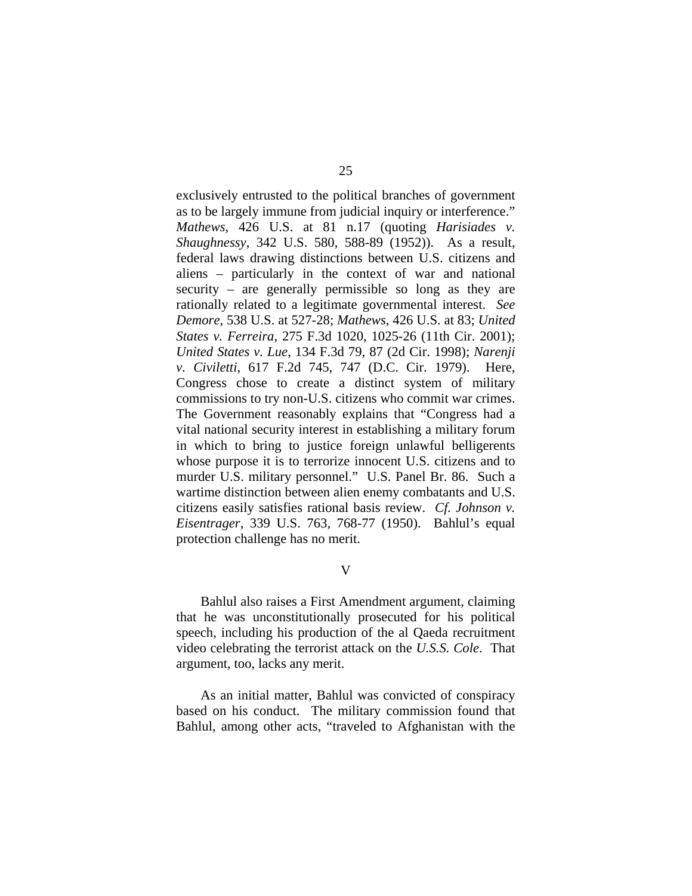exclusively entrusted to the political branches of government as to be largely immune from judicial inquiry or interference." *Mathews*, 426 U.S. at 81 n.17 (quoting *Harisiades v. Shaughnessy*, 342 U.S. 580, 588-89 (1952)). As a result, federal laws drawing distinctions between U.S. citizens and aliens – particularly in the context of war and national security – are generally permissible so long as they are rationally related to a legitimate governmental interest. *See Demore*, 538 U.S. at 527-28; *Mathews*, 426 U.S. at 83; *United States v. Ferreira*, 275 F.3d 1020, 1025-26 (11th Cir. 2001); *United States v. Lue*, 134 F.3d 79, 87 (2d Cir. 1998); *Narenji v. Civiletti*, 617 F.2d 745, 747 (D.C. Cir. 1979). Here, Congress chose to create a distinct system of military commissions to try non-U.S. citizens who commit war crimes. The Government reasonably explains that "Congress had a vital national security interest in establishing a military forum in which to bring to justice foreign unlawful belligerents whose purpose it is to terrorize innocent U.S. citizens and to murder U.S. military personnel." U.S. Panel Br. 86. Such a wartime distinction between alien enemy combatants and U.S. citizens easily satisfies rational basis review. *Cf. Johnson v. Eisentrager*, 339 U.S. 763, 768-77 (1950). Bahlul's equal protection challenge has no merit.

## V

Bahlul also raises a First Amendment argument, claiming that he was unconstitutionally prosecuted for his political speech, including his production of the al Qaeda recruitment video celebrating the terrorist attack on the *U.S.S. Cole*. That argument, too, lacks any merit.

As an initial matter, Bahlul was convicted of conspiracy based on his conduct. The military commission found that Bahlul, among other acts, "traveled to Afghanistan with the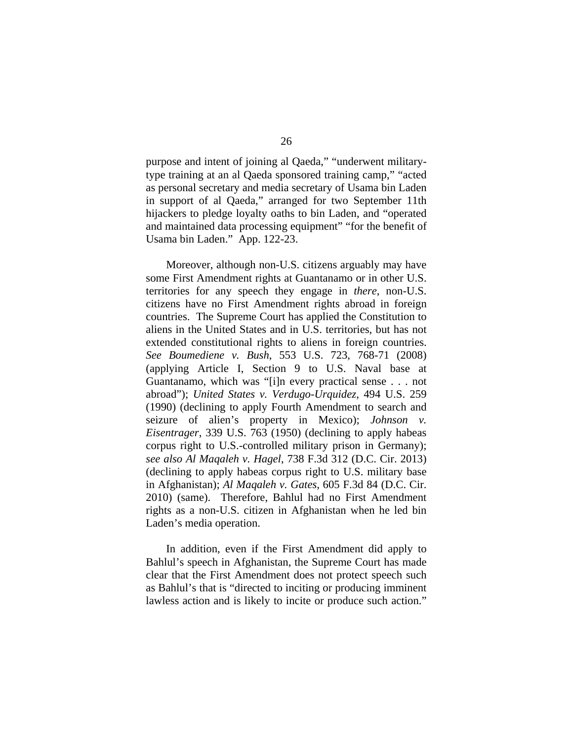purpose and intent of joining al Qaeda," "underwent military-type training at an al Qaeda sponsored training camp," "acted as personal secretary and media secretary of Usama bin Laden in support of al Qaeda," arranged for two September 11th hijackers to pledge loyalty oaths to bin Laden, and "operated and maintained data processing equipment" "for the benefit of Usama bin Laden." App. 122-23.

Moreover, although non-U.S. citizens arguably may have some First Amendment rights at Guantanamo or in other U.S. territories for any speech they engage in *there*, non-U.S. citizens have no First Amendment rights abroad in foreign countries. The Supreme Court has applied the Constitution to aliens in the United States and in U.S. territories, but has not extended constitutional rights to aliens in foreign countries. *See Boumediene v. Bush*, 553 U.S. 723, 768-71 (2008) (applying Article I, Section 9 to U.S. Naval base at Guantanamo, which was "[i]n every practical sense . . . not abroad"); *United States v. Verdugo-Urquidez*, 494 U.S. 259 (1990) (declining to apply Fourth Amendment to search and seizure of alien's property in Mexico); *Johnson v. Eisentrager*, 339 U.S. 763 (1950) (declining to apply habeas corpus right to U.S.-controlled military prison in Germany); *see also Al Maqaleh v. Hagel*, 738 F.3d 312 (D.C. Cir. 2013) (declining to apply habeas corpus right to U.S. military base in Afghanistan); *Al Maqaleh v. Gates*, 605 F.3d 84 (D.C. Cir. 2010) (same). Therefore, Bahlul had no First Amendment rights as a non-U.S. citizen in Afghanistan when he led bin Laden's media operation.

In addition, even if the First Amendment did apply to Bahlul's speech in Afghanistan, the Supreme Court has made clear that the First Amendment does not protect speech such as Bahlul's that is "directed to inciting or producing imminent lawless action and is likely to incite or produce such action."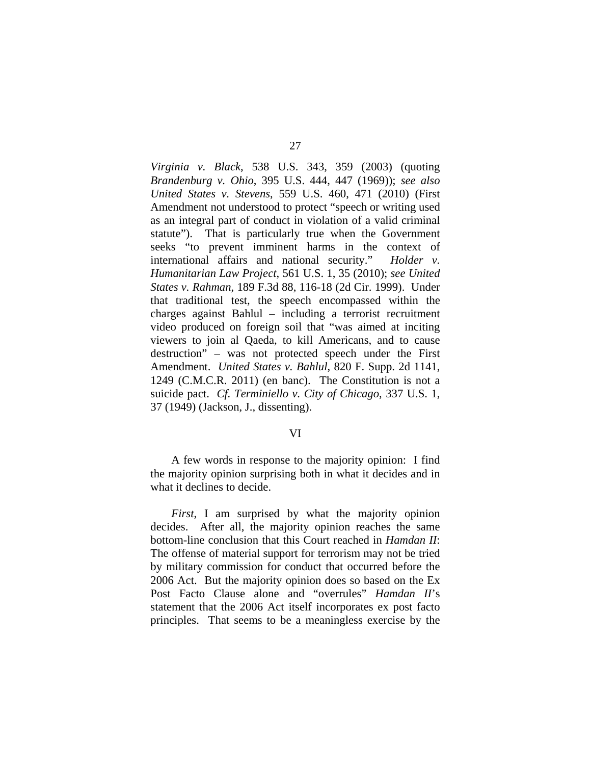*Virginia v. Black*, 538 U.S. 343, 359 (2003) (quoting *Brandenburg v. Ohio*, 395 U.S. 444, 447 (1969)); *see also United States v. Stevens*, 559 U.S. 460, 471 (2010) (First Amendment not understood to protect "speech or writing used as an integral part of conduct in violation of a valid criminal statute"). That is particularly true when the Government seeks "to prevent imminent harms in the context of international affairs and national security." *Holder v. Humanitarian Law Project*, 561 U.S. 1, 35 (2010); *see United States v. Rahman*, 189 F.3d 88, 116-18 (2d Cir. 1999). Under that traditional test, the speech encompassed within the charges against Bahlul – including a terrorist recruitment video produced on foreign soil that "was aimed at inciting viewers to join al Qaeda, to kill Americans, and to cause destruction" – was not protected speech under the First Amendment. *United States v. Bahlul*, 820 F. Supp. 2d 1141, 1249 (C.M.C.R. 2011) (en banc). The Constitution is not a suicide pact. *Cf. Terminiello v. City of Chicago*, 337 U.S. 1, 37 (1949) (Jackson, J., dissenting).

## VI

A few words in response to the majority opinion: I find the majority opinion surprising both in what it decides and in what it declines to decide.

*First*, I am surprised by what the majority opinion decides. After all, the majority opinion reaches the same bottom-line conclusion that this Court reached in *Hamdan II*: The offense of material support for terrorism may not be tried by military commission for conduct that occurred before the 2006 Act. But the majority opinion does so based on the Ex Post Facto Clause alone and "overrules" *Hamdan II*'s statement that the 2006 Act itself incorporates ex post facto principles. That seems to be a meaningless exercise by the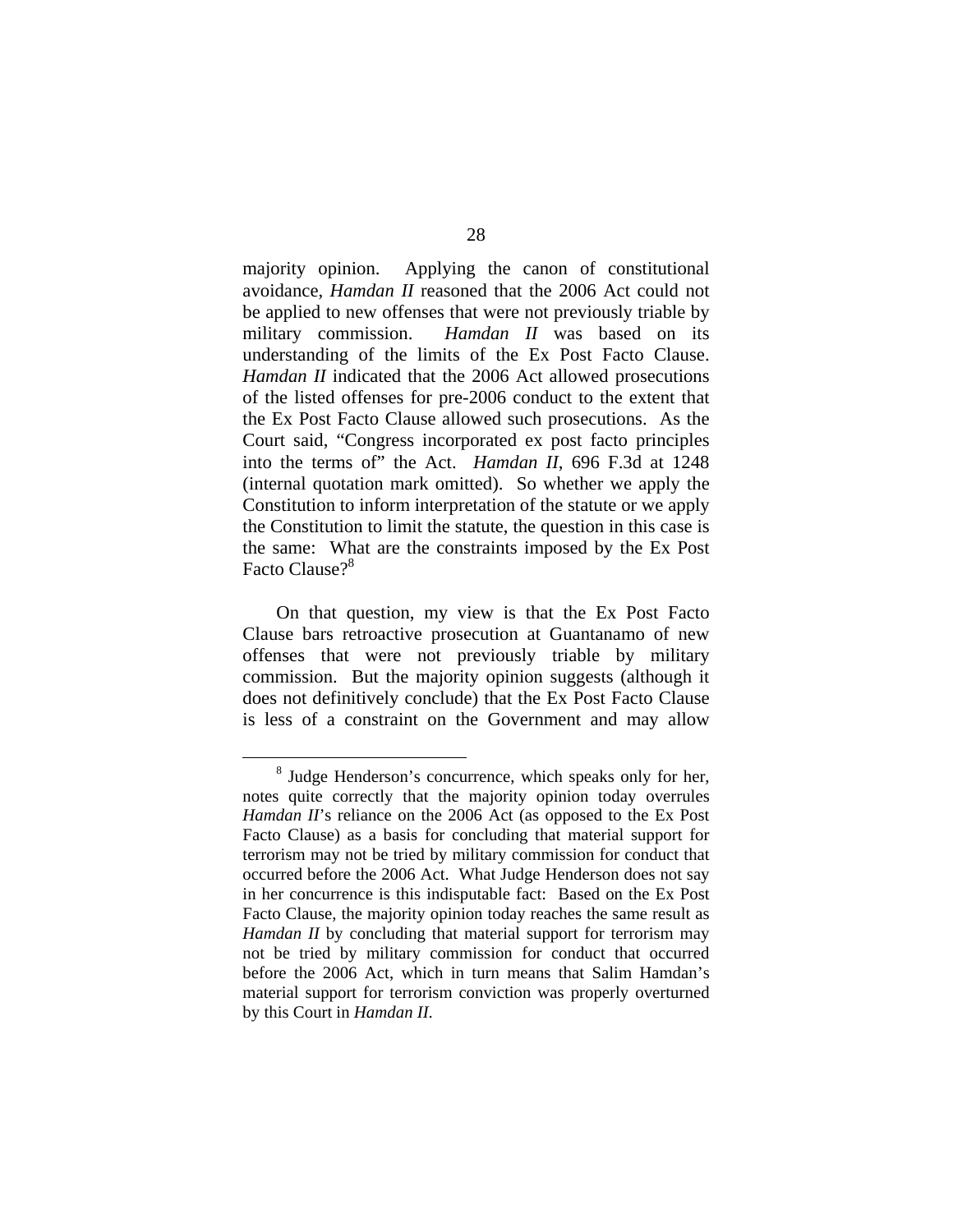majority opinion. Applying the canon of constitutional avoidance, *Hamdan II* reasoned that the 2006 Act could not be applied to new offenses that were not previously triable by military commission. *Hamdan II* was based on its understanding of the limits of the Ex Post Facto Clause. *Hamdan II* indicated that the 2006 Act allowed prosecutions of the listed offenses for pre-2006 conduct to the extent that the Ex Post Facto Clause allowed such prosecutions. As the Court said, "Congress incorporated ex post facto principles into the terms of" the Act. *Hamdan II*, 696 F.3d at 1248 (internal quotation mark omitted). So whether we apply the Constitution to inform interpretation of the statute or we apply the Constitution to limit the statute, the question in this case is the same: What are the constraints imposed by the Ex Post Facto Clause?[8]

On that question, my view is that the Ex Post Facto Clause bars retroactive prosecution at Guantanamo of new offenses that were not previously triable by military commission. But the majority opinion suggests (although it does not definitively conclude) that the Ex Post Facto Clause is less of a constraint on the Government and may allow

[8] Judge Henderson's concurrence, which speaks only for her, notes quite correctly that the majority opinion today overrules *Hamdan II*'s reliance on the 2006 Act (as opposed to the Ex Post Facto Clause) as a basis for concluding that material support for terrorism may not be tried by military commission for conduct that occurred before the 2006 Act. What Judge Henderson does not say in her concurrence is this indisputable fact: Based on the Ex Post Facto Clause, the majority opinion today reaches the same result as *Hamdan II* by concluding that material support for terrorism may not be tried by military commission for conduct that occurred before the 2006 Act, which in turn means that Salim Hamdan's material support for terrorism conviction was properly overturned by this Court in *Hamdan II*.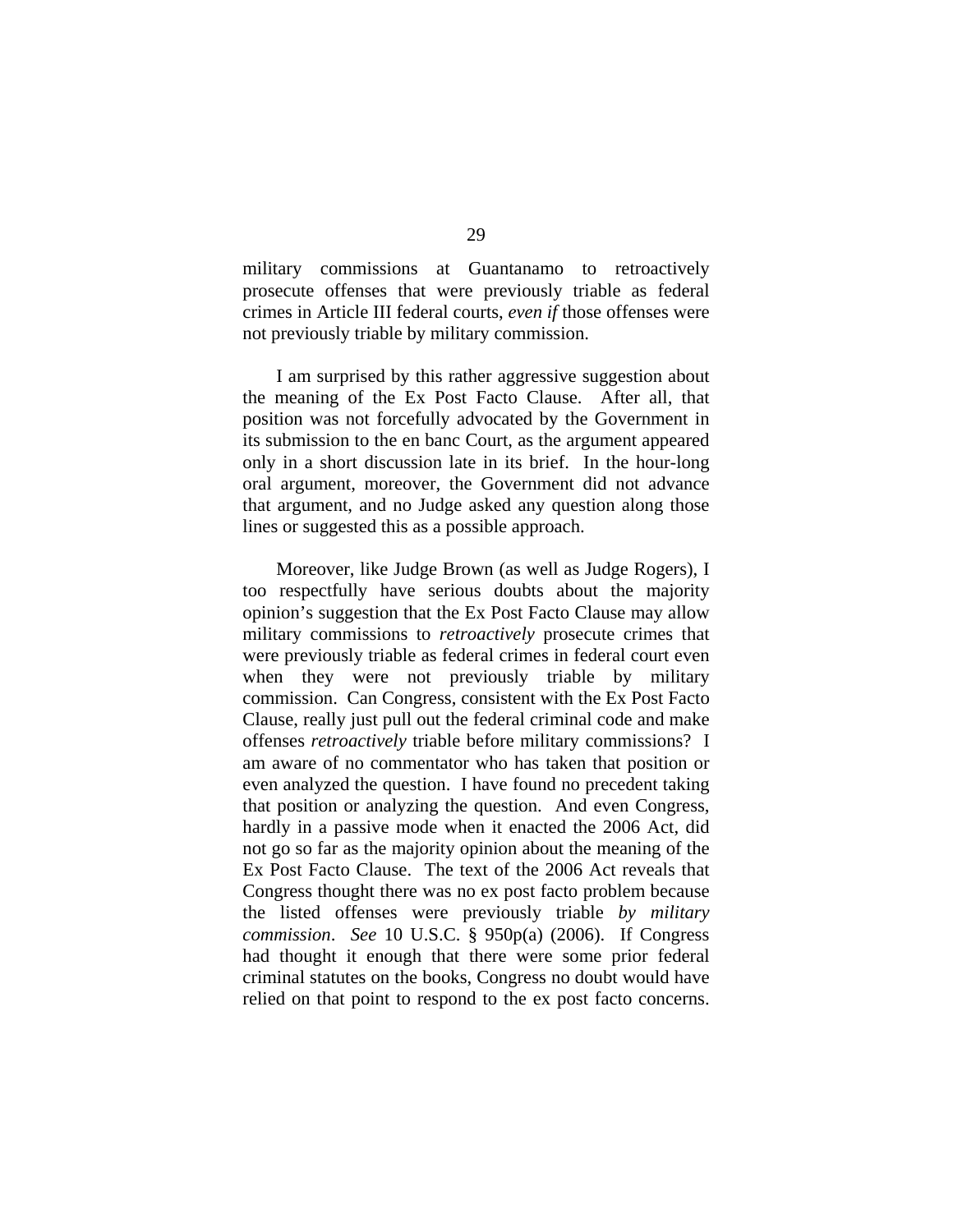military commissions at Guantanamo to retroactively prosecute offenses that were previously triable as federal crimes in Article III federal courts, *even if* those offenses were not previously triable by military commission.

I am surprised by this rather aggressive suggestion about the meaning of the Ex Post Facto Clause. After all, that position was not forcefully advocated by the Government in its submission to the en banc Court, as the argument appeared only in a short discussion late in its brief. In the hour-long oral argument, moreover, the Government did not advance that argument, and no Judge asked any question along those lines or suggested this as a possible approach.

Moreover, like Judge Brown (as well as Judge Rogers), I too respectfully have serious doubts about the majority opinion's suggestion that the Ex Post Facto Clause may allow military commissions to *retroactively* prosecute crimes that were previously triable as federal crimes in federal court even when they were not previously triable by military commission. Can Congress, consistent with the Ex Post Facto Clause, really just pull out the federal criminal code and make offenses *retroactively* triable before military commissions? I am aware of no commentator who has taken that position or even analyzed the question. I have found no precedent taking that position or analyzing the question. And even Congress, hardly in a passive mode when it enacted the 2006 Act, did not go so far as the majority opinion about the meaning of the Ex Post Facto Clause. The text of the 2006 Act reveals that Congress thought there was no ex post facto problem because the listed offenses were previously triable *by military commission*. *See* 10 U.S.C. § 950p(a) (2006). If Congress had thought it enough that there were some prior federal criminal statutes on the books, Congress no doubt would have relied on that point to respond to the ex post facto concerns.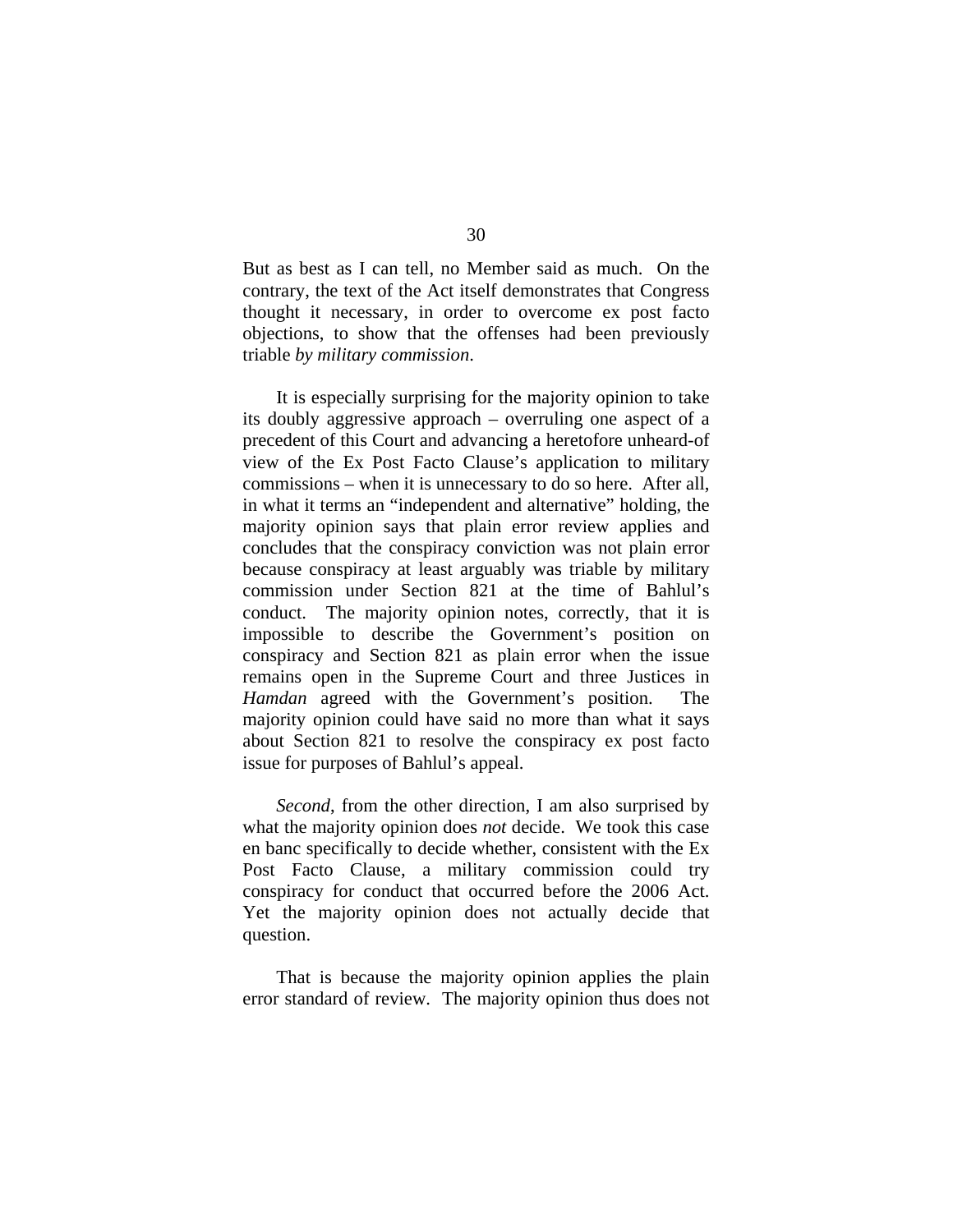But as best as I can tell, no Member said as much. On the contrary, the text of the Act itself demonstrates that Congress thought it necessary, in order to overcome ex post facto objections, to show that the offenses had been previously triable *by military commission*.

It is especially surprising for the majority opinion to take its doubly aggressive approach – overruling one aspect of a precedent of this Court and advancing a heretofore unheard-of view of the Ex Post Facto Clause's application to military commissions – when it is unnecessary to do so here. After all, in what it terms an "independent and alternative" holding, the majority opinion says that plain error review applies and concludes that the conspiracy conviction was not plain error because conspiracy at least arguably was triable by military commission under Section 821 at the time of Bahlul's conduct. The majority opinion notes, correctly, that it is impossible to describe the Government's position on conspiracy and Section 821 as plain error when the issue remains open in the Supreme Court and three Justices in *Hamdan* agreed with the Government's position. The majority opinion could have said no more than what it says about Section 821 to resolve the conspiracy ex post facto issue for purposes of Bahlul's appeal.

*Second*, from the other direction, I am also surprised by what the majority opinion does *not* decide. We took this case en banc specifically to decide whether, consistent with the Ex Post Facto Clause, a military commission could try conspiracy for conduct that occurred before the 2006 Act. Yet the majority opinion does not actually decide that question.

That is because the majority opinion applies the plain error standard of review. The majority opinion thus does not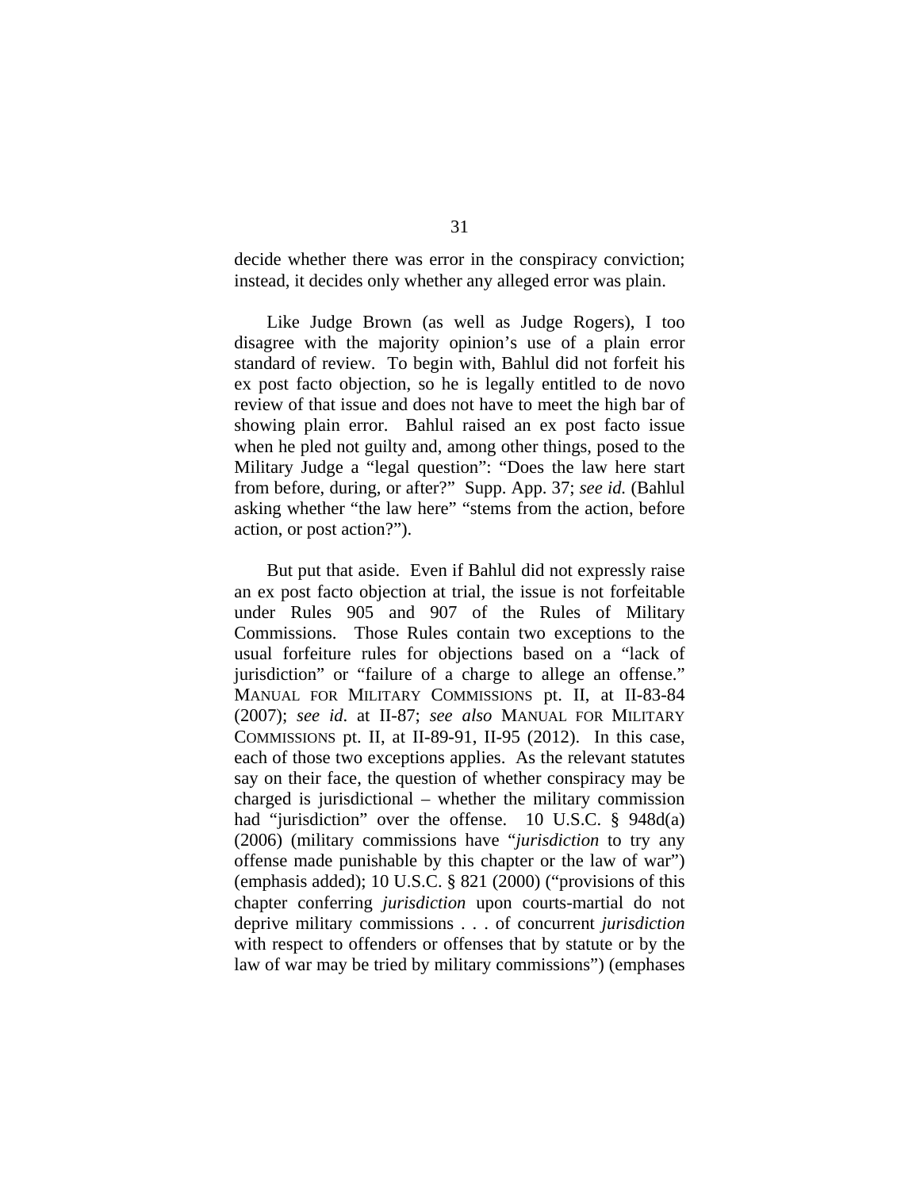decide whether there was error in the conspiracy conviction; instead, it decides only whether any alleged error was plain.

Like Judge Brown (as well as Judge Rogers), I too disagree with the majority opinion's use of a plain error standard of review. To begin with, Bahlul did not forfeit his ex post facto objection, so he is legally entitled to de novo review of that issue and does not have to meet the high bar of showing plain error. Bahlul raised an ex post facto issue when he pled not guilty and, among other things, posed to the Military Judge a "legal question": "Does the law here start from before, during, or after?" Supp. App. 37; *see id.* (Bahlul asking whether "the law here" "stems from the action, before action, or post action?").

But put that aside. Even if Bahlul did not expressly raise an ex post facto objection at trial, the issue is not forfeitable under Rules 905 and 907 of the Rules of Military Commissions. Those Rules contain two exceptions to the usual forfeiture rules for objections based on a "lack of jurisdiction" or "failure of a charge to allege an offense." MANUAL FOR MILITARY COMMISSIONS pt. II, at II-83-84 (2007); *see id.* at II-87; *see also* MANUAL FOR MILITARY COMMISSIONS pt. II, at II-89-91, II-95 (2012). In this case, each of those two exceptions applies. As the relevant statutes say on their face, the question of whether conspiracy may be charged is jurisdictional – whether the military commission had "jurisdiction" over the offense. 10 U.S.C. § 948d(a) (2006) (military commissions have "*jurisdiction* to try any offense made punishable by this chapter or the law of war") (emphasis added); 10 U.S.C. § 821 (2000) ("provisions of this chapter conferring *jurisdiction* upon courts-martial do not deprive military commissions . . . of concurrent *jurisdiction* with respect to offenders or offenses that by statute or by the law of war may be tried by military commissions") (emphases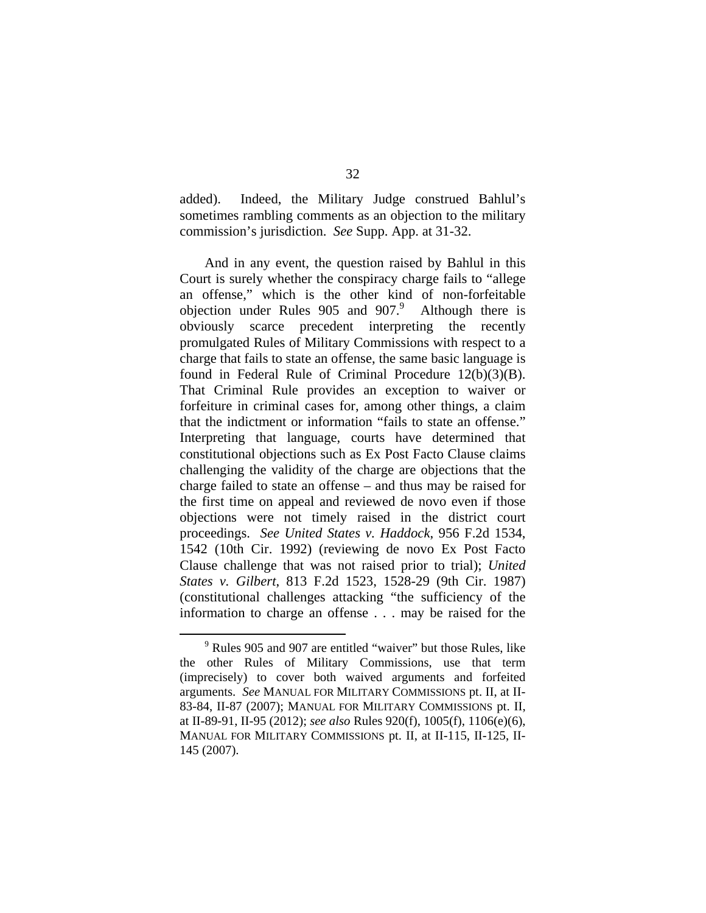added). Indeed, the Military Judge construed Bahlul's sometimes rambling comments as an objection to the military commission's jurisdiction. *See* Supp. App. at 31-32.

And in any event, the question raised by Bahlul in this Court is surely whether the conspiracy charge fails to "allege an offense," which is the other kind of non-forfeitable objection under Rules 905 and 907.[9] Although there is obviously scarce precedent interpreting the recently promulgated Rules of Military Commissions with respect to a charge that fails to state an offense, the same basic language is found in Federal Rule of Criminal Procedure 12(b)(3)(B). That Criminal Rule provides an exception to waiver or forfeiture in criminal cases for, among other things, a claim that the indictment or information "fails to state an offense." Interpreting that language, courts have determined that constitutional objections such as Ex Post Facto Clause claims challenging the validity of the charge are objections that the charge failed to state an offense – and thus may be raised for the first time on appeal and reviewed de novo even if those objections were not timely raised in the district court proceedings. *See United States v. Haddock*, 956 F.2d 1534, 1542 (10th Cir. 1992) (reviewing de novo Ex Post Facto Clause challenge that was not raised prior to trial); *United States v. Gilbert*, 813 F.2d 1523, 1528-29 (9th Cir. 1987) (constitutional challenges attacking "the sufficiency of the information to charge an offense . . . may be raised for the

[9] Rules 905 and 907 are entitled "waiver" but those Rules, like the other Rules of Military Commissions, use that term (imprecisely) to cover both waived arguments and forfeited arguments. *See* MANUAL FOR MILITARY COMMISSIONS pt. II, at II-83-84, II-87 (2007); MANUAL FOR MILITARY COMMISSIONS pt. II, at II-89-91, II-95 (2012); *see also* Rules 920(f), 1005(f), 1106(e)(6), MANUAL FOR MILITARY COMMISSIONS pt. II, at II-115, II-125, II-145 (2007).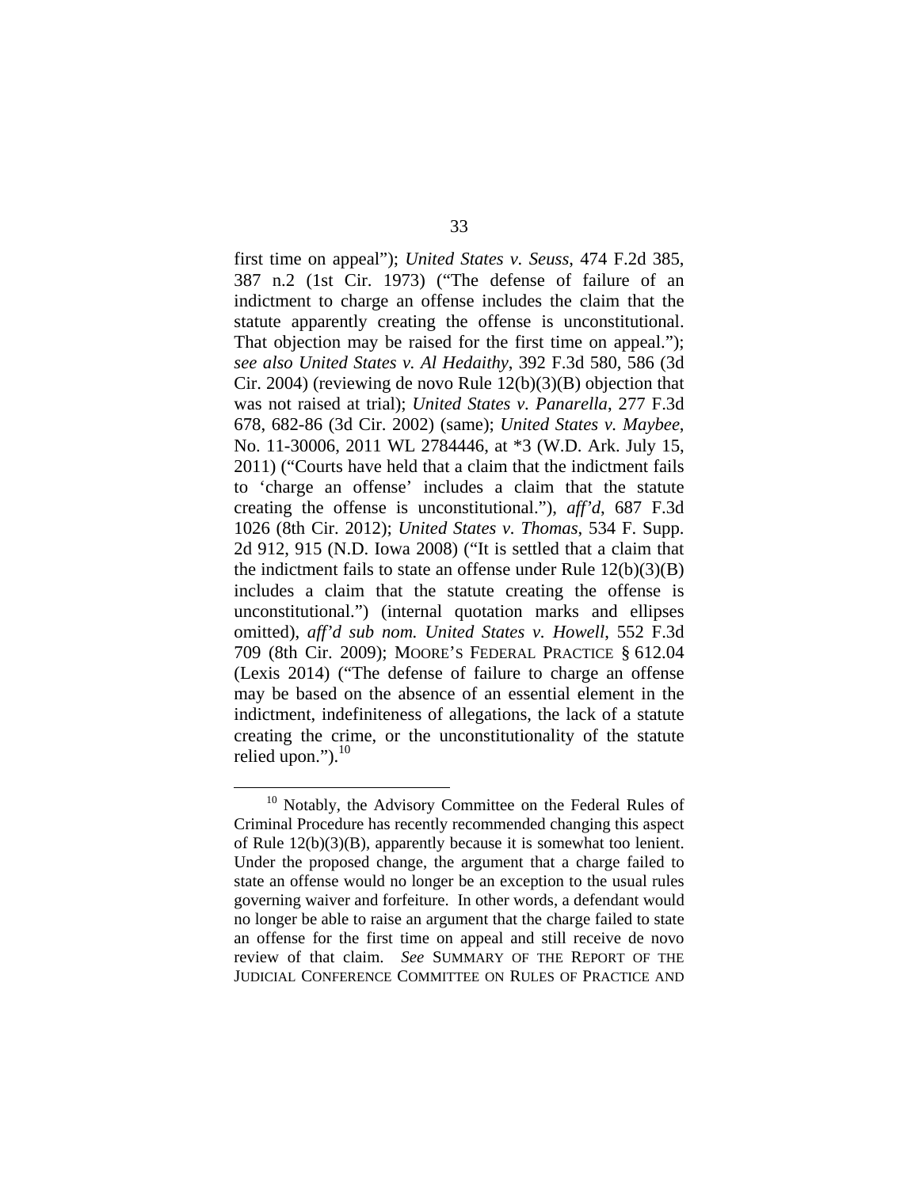first time on appeal"); *United States v. Seuss*, 474 F.2d 385, 387 n.2 (1st Cir. 1973) ("The defense of failure of an indictment to charge an offense includes the claim that the statute apparently creating the offense is unconstitutional. That objection may be raised for the first time on appeal."); *see also United States v. Al Hedaithy*, 392 F.3d 580, 586 (3d Cir. 2004) (reviewing de novo Rule 12(b)(3)(B) objection that was not raised at trial); *United States v. Panarella*, 277 F.3d 678, 682-86 (3d Cir. 2002) (same); *United States v. Maybee*, No. 11-30006, 2011 WL 2784446, at *3 (W.D. Ark. July 15, 2011) ("Courts have held that a claim that the indictment fails to 'charge an offense' includes a claim that the statute creating the offense is unconstitutional."), *aff'd*, 687 F.3d 1026 (8th Cir. 2012); *United States v. Thomas*, 534 F. Supp. 2d 912, 915 (N.D. Iowa 2008) ("It is settled that a claim that the indictment fails to state an offense under Rule 12(b)(3)(B) includes a claim that the statute creating the offense is unconstitutional.") (internal quotation marks and ellipses omitted), *aff'd sub nom. United States v. Howell*, 552 F.3d 709 (8th Cir. 2009); MOORE'S FEDERAL PRACTICE § 612.04 (Lexis 2014) ("The defense of failure to charge an offense may be based on the absence of an essential element in the indictment, indefiniteness of allegations, the lack of a statute creating the crime, or the unconstitutionality of the statute relied upon.").[10]

---

[10] Notably, the Advisory Committee on the Federal Rules of Criminal Procedure has recently recommended changing this aspect of Rule 12(b)(3)(B), apparently because it is somewhat too lenient. Under the proposed change, the argument that a charge failed to state an offense would no longer be an exception to the usual rules governing waiver and forfeiture. In other words, a defendant would no longer be able to raise an argument that the charge failed to state an offense for the first time on appeal and still receive de novo review of that claim. *See* SUMMARY OF THE REPORT OF THE JUDICIAL CONFERENCE COMMITTEE ON RULES OF PRACTICE AND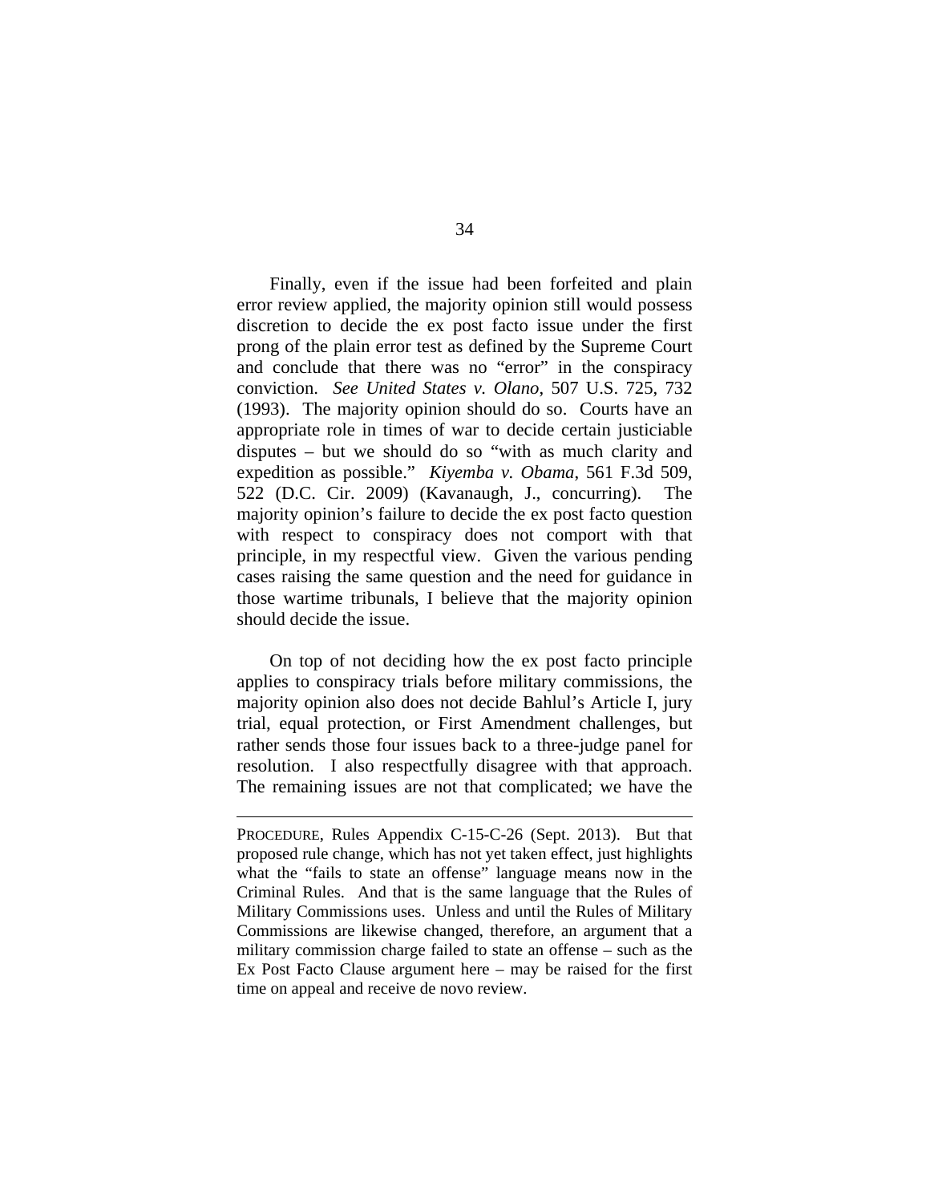Finally, even if the issue had been forfeited and plain error review applied, the majority opinion still would possess discretion to decide the ex post facto issue under the first prong of the plain error test as defined by the Supreme Court and conclude that there was no "error" in the conspiracy conviction. *See United States v. Olano*, 507 U.S. 725, 732 (1993). The majority opinion should do so. Courts have an appropriate role in times of war to decide certain justiciable disputes – but we should do so "with as much clarity and expedition as possible." *Kiyemba v. Obama*, 561 F.3d 509, 522 (D.C. Cir. 2009) (Kavanaugh, J., concurring). The majority opinion's failure to decide the ex post facto question with respect to conspiracy does not comport with that principle, in my respectful view. Given the various pending cases raising the same question and the need for guidance in those wartime tribunals, I believe that the majority opinion should decide the issue.

On top of not deciding how the ex post facto principle applies to conspiracy trials before military commissions, the majority opinion also does not decide Bahlul's Article I, jury trial, equal protection, or First Amendment challenges, but rather sends those four issues back to a three-judge for resolution. I also respectfully disagree with that approach. The remaining issues are not that complicated; we have the

---

PROCEDURE, Rules Appendix C-15-C-26 (Sept. 2013). But that proposed rule change, which has not yet taken effect, just highlights what the "fails to state an offense" language means now in the Criminal Rules. And that is the same language that the Rules of Military Commissions uses. Unless and until the Rules of Military Commissions are likewise changed, therefore, an argument that a military commission charge failed to state an offense – such as the Ex Post Facto Clause argument here – may be raised for the first time on appeal and receive de novo review.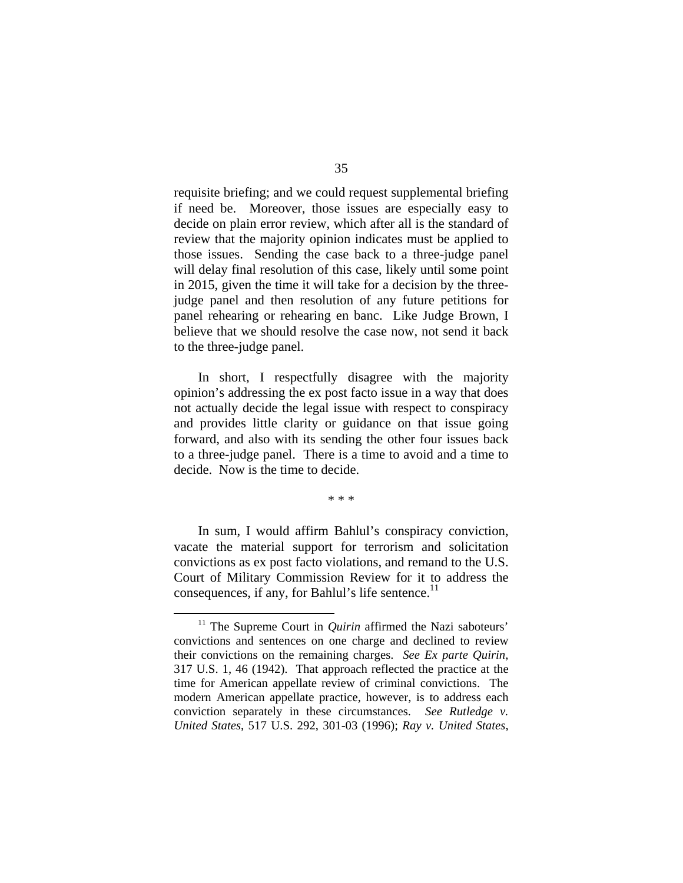requisite briefing; and we could request supplemental briefing if need be. Moreover, those issues are especially easy to decide on plain error review, which after all is the standard of review that the majority opinion indicates must be applied to those issues. Sending the case back to a three-judge panel will delay final resolution of this case, likely until some point in 2015, given the time it will take for a decision by the three-judge panel and then resolution of any future petitions for panel rehearing or rehearing en banc. Like Judge Brown, I believe that we should resolve the case now, not send it back to the three-judge panel.

In short, I respectfully disagree with the majority opinion's addressing the ex post facto issue in a way that does not actually decide the legal issue with respect to conspiracy and provides little clarity or guidance on that issue going forward, and also with its sending the other four issues back to a three-judge panel. There is a time to avoid and a time to decide. Now is the time to decide.

\* \* \*

In sum, I would affirm Bahlul's conspiracy conviction, vacate the material support for terrorism and solicitation convictions as ex post facto violations, and remand to the U.S. Court of Military Commission Review for it to address the consequences, if any, for Bahlul's life sentence.[11]

[11] The Supreme Court in *Quirin* affirmed the Nazi saboteurs' convictions and sentences on one charge and declined to review their convictions on the remaining charges. *See Ex parte Quirin*, 317 U.S. 1, 46 (1942). That approach reflected the practice at the time for American appellate review of criminal convictions. The modern American appellate practice, however, is to address each conviction separately in these circumstances. *See Rutledge v. United States*, 517 U.S. 292, 301-03 (1996); *Ray v. United States*,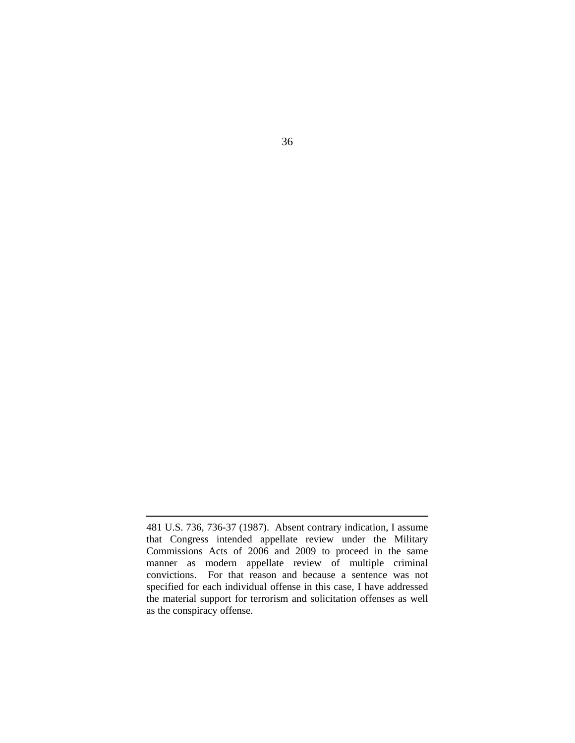481 U.S. 736, 736-37 (1987). Absent contrary indication, I assume that Congress intended appellate review under the Military Commissions Acts of 2006 and 2009 to proceed in the same manner as modern appellate review of multiple criminal convictions. For that reason and because a sentence was not specified for each individual offense in this case, I have addressed the material support for terrorism and solicitation offenses as well as the conspiracy offense.